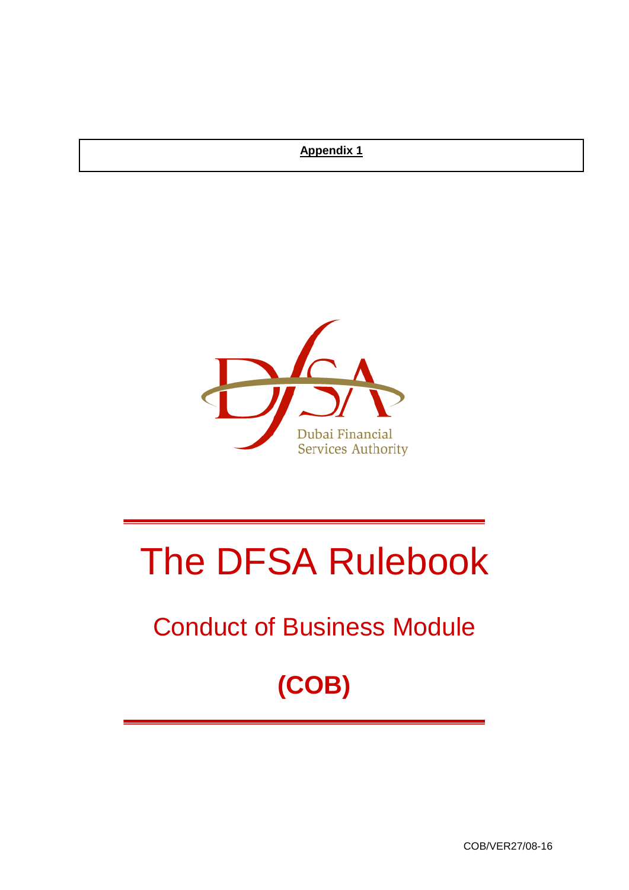**Appendix 1**

Dubai Financial Services Authority

# The DFSA Rulebook

## Conduct of Business Module

## (COB)

COB/VER27/08-16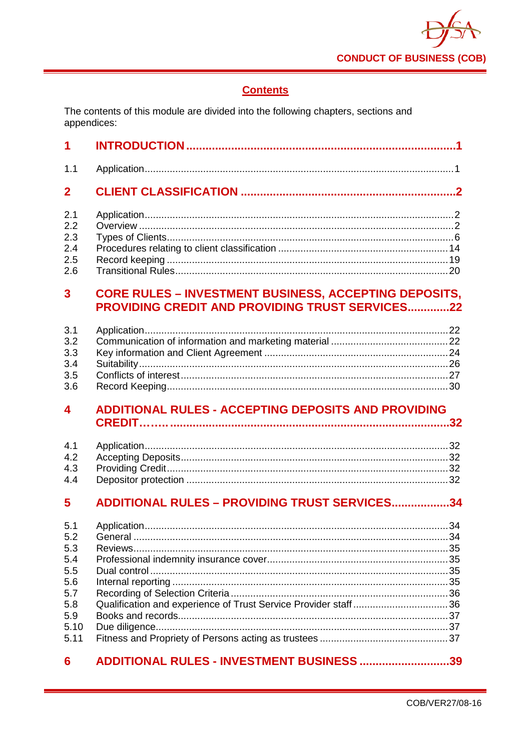## Contents

The contents of this module are divided into the following chapters, sections and appendices:

| | | |
|---|---|---|
| **1** | **INTRODUCTION** | **1** |
| 1.1 | Application | 1 |
| **2** | **CLIENT CLASSIFICATION** | **2** |
| 2.1 | Application | 2 |
| 2.2 | Overview | 2 |
| 2.3 | Types of Clients | 6 |
| 2.4 | Procedures relating to client classification | 14 |
| 2.5 | Record keeping | 19 |
| 2.6 | Transitional Rules | 20 |
| **3** | **CORE RULES – INVESTMENT BUSINESS, ACCEPTING DEPOSITS, PROVIDING CREDIT AND PROVIDING TRUST SERVICES** | **22** |
| 3.1 | Application | 22 |
| 3.2 | Communication of information and marketing material | 22 |
| 3.3 | Key information and Client Agreement | 24 |
| 3.4 | Suitability | 26 |
| 3.5 | Conflicts of interest | 27 |
| 3.6 | Record Keeping | 30 |
| **4** | **ADDITIONAL RULES - ACCEPTING DEPOSITS AND PROVIDING CREDIT……** | **32** |
| 4.1 | Application | 32 |
| 4.2 | Accepting Deposits | 32 |
| 4.3 | Providing Credit | 32 |
| 4.4 | Depositor protection | 32 |
| **5** | **ADDITIONAL RULES – PROVIDING TRUST SERVICES** | **34** |
| 5.1 | Application | 34 |
| 5.2 | General | 34 |
| 5.3 | Reviews | 35 |
| 5.4 | Professional indemnity insurance cover | 35 |
| 5.5 | Dual control | 35 |
| 5.6 | Internal reporting | 35 |
| 5.7 | Recording of Selection Criteria | 36 |
| 5.8 | Qualification and experience of Trust Service Provider staff | 36 |
| 5.9 | Books and records | 37 |
| 5.10 | Due diligence | 37 |
| 5.11 | Fitness and Propriety of Persons acting as trustees | 37 |
| **6** | **ADDITIONAL RULES - INVESTMENT BUSINESS** | **39** |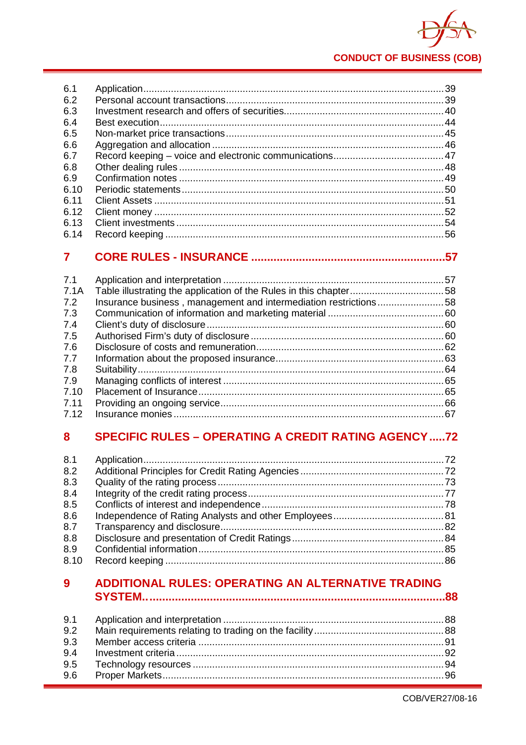6.1 Application ... 39
6.2 Personal account transactions ... 39
6.3 Investment research and offers of securities ... 40
6.4 Best execution ... 44
6.5 Non-market price transactions ... 45
6.6 Aggregation and allocation ... 46
6.7 Record keeping – voice and electronic communications ... 47
6.8 Other dealing rules ... 48
6.9 Confirmation notes ... 49
6.10 Periodic statements ... 50
6.11 Client Assets ... 51
6.12 Client money ... 52
6.13 Client investments ... 54
6.14 Record keeping ... 56

**7 CORE RULES - INSURANCE ... 57**

7.1 Application and interpretation ... 57
7.1A Table illustrating the application of the Rules in this chapter ... 58
7.2 Insurance business , management and intermediation restrictions ... 58
7.3 Communication of information and marketing material ... 60
7.4 Client's duty of disclosure ... 60
7.5 Authorised Firm's duty of disclosure ... 60
7.6 Disclosure of costs and remuneration ... 62
7.7 Information about the proposed insurance ... 63
7.8 Suitability ... 64
7.9 Managing conflicts of interest ... 65
7.10 Placement of Insurance ... 65
7.11 Providing an ongoing service ... 66
7.12 Insurance monies ... 67

**8 SPECIFIC RULES – OPERATING A CREDIT RATING AGENCY ... 72**

8.1 Application ... 72
8.2 Additional Principles for Credit Rating Agencies ... 72
8.3 Quality of the rating process ... 73
8.4 Integrity of the credit rating process ... 77
8.5 Conflicts of interest and independence ... 78
8.6 Independence of Rating Analysts and other Employees ... 81
8.7 Transparency and disclosure ... 82
8.8 Disclosure and presentation of Credit Ratings ... 84
8.9 Confidential information ... 85
8.10 Record keeping ... 86

**9 ADDITIONAL RULES: OPERATING AN ALTERNATIVE TRADING SYSTEM... 88**

9.1 Application and interpretation ... 88
9.2 Main requirements relating to trading on the facility ... 88
9.3 Member access criteria ... 91
9.4 Investment criteria ... 92
9.5 Technology resources ... 94
9.6 Proper Markets ... 96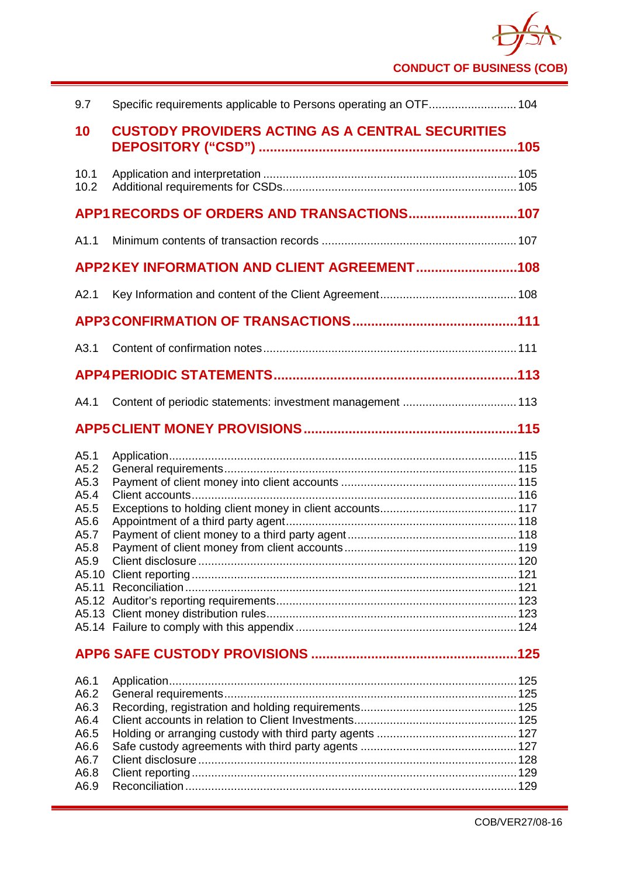9.7 Specific requirements applicable to Persons operating an OTF .......................... 104

**10 CUSTODY PROVIDERS ACTING AS A CENTRAL SECURITIES DEPOSITORY ("CSD") .......................................................................105**

10.1 Application and interpretation ............................................................................. 105
10.2 Additional requirements for CSDs....................................................................... 105

**APP1 RECORDS OF ORDERS AND TRANSACTIONS.............................107**

A1.1 Minimum contents of transaction records ........................................................... 107

**APP2 KEY INFORMATION AND CLIENT AGREEMENT ...........................108**

A2.1 Key Information and content of the Client Agreement.......................................... 108

**APP3 CONFIRMATION OF TRANSACTIONS ...........................................111**

A3.1 Content of confirmation notes............................................................................. 111

**APP4 PERIODIC STATEMENTS................................................................113**

A4.1 Content of periodic statements: investment management .................................. 113

**APP5 CLIENT MONEY PROVISIONS ........................................................115**

A5.1 Application.......................................................................................................... 115
A5.2 General requirements......................................................................................... 115
A5.3 Payment of client money into client accounts ...................................................... 115
A5.4 Client accounts................................................................................................... 116
A5.5 Exceptions to holding client money in client accounts.......................................... 117
A5.6 Appointment of a third party agent...................................................................... 118
A5.7 Payment of client money to a third party agent.................................................... 118
A5.8 Payment of client money from client accounts..................................................... 119
A5.9 Client disclosure ................................................................................................. 120
A5.10 Client reporting ................................................................................................... 121
A5.11 Reconciliation ..................................................................................................... 121
A5.12 Auditor's reporting requirements......................................................................... 123
A5.13 Client money distribution rules............................................................................ 123
A5.14 Failure to comply with this appendix .................................................................... 124

**APP6 SAFE CUSTODY PROVISIONS ......................................................125**

A6.1 Application.......................................................................................................... 125
A6.2 General requirements......................................................................................... 125
A6.3 Recording, registration and holding requirements................................................ 125
A6.4 Client accounts in relation to Client Investments.................................................. 125
A6.5 Holding or arranging custody with third party agents ........................................... 127
A6.6 Safe custody agreements with third party agents ................................................ 127
A6.7 Client disclosure ................................................................................................. 128
A6.8 Client reporting ................................................................................................... 129
A6.9 Reconciliation ..................................................................................................... 129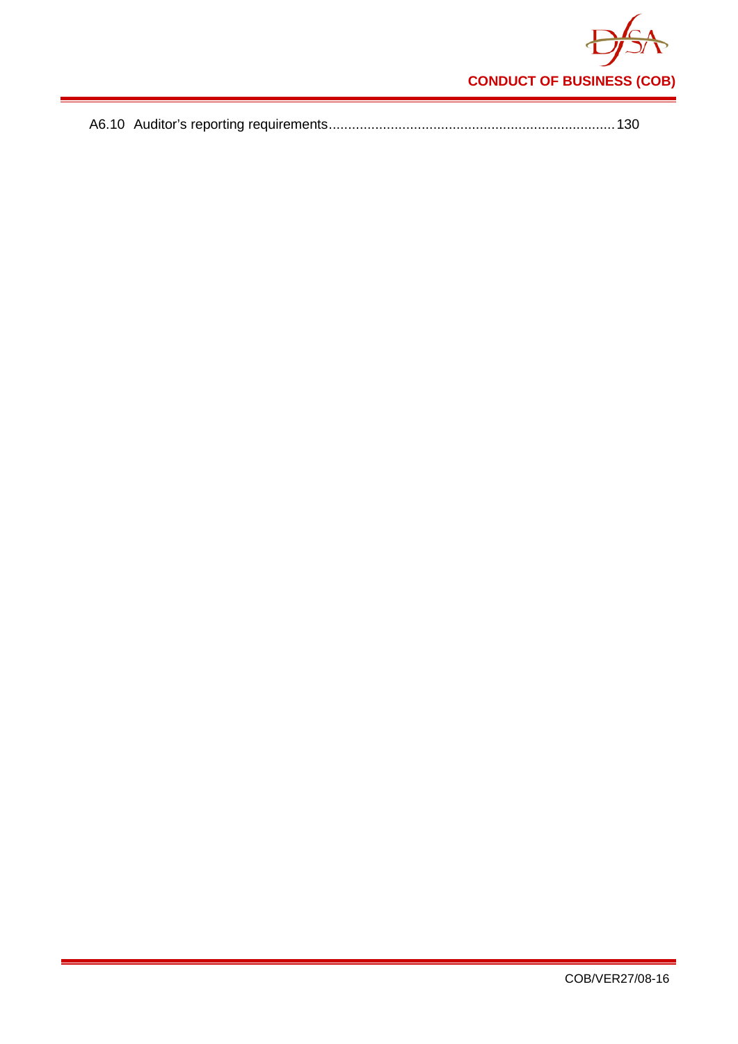A6.10 Auditor's reporting requirements........................................................................130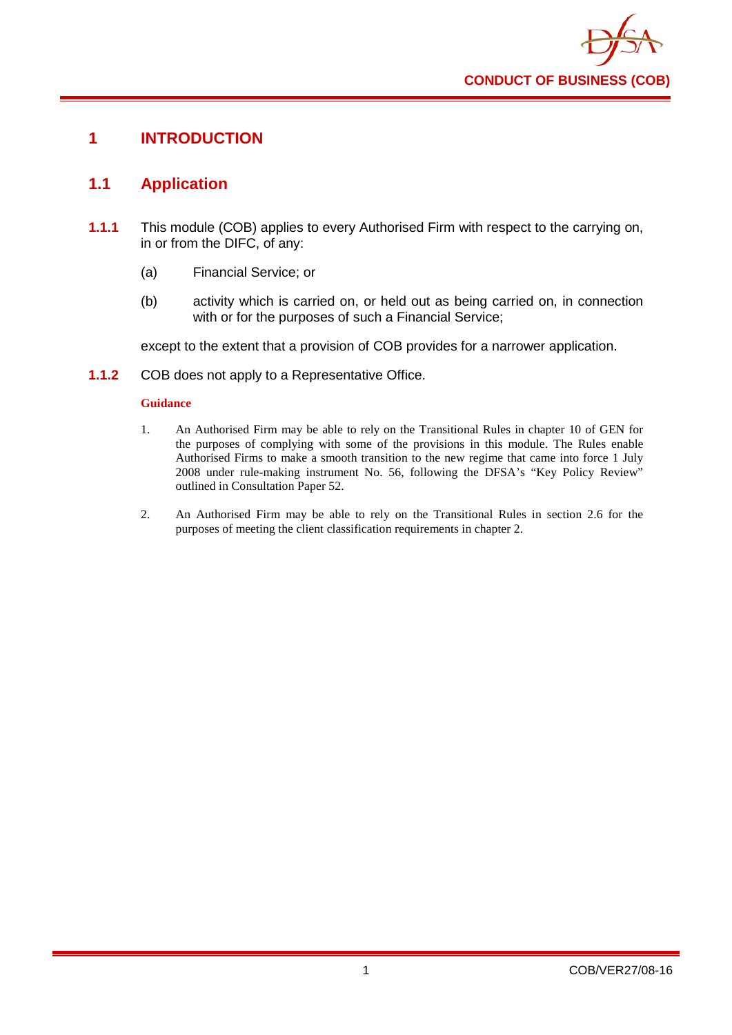# 1 INTRODUCTION

## 1.1 Application

**1.1.1** This module (COB) applies to every Authorised Firm with respect to the carrying on, in or from the DIFC, of any:

(a) Financial Service; or

(b) activity which is carried on, or held out as being carried on, in connection with or for the purposes of such a Financial Service;

except to the extent that a provision of COB provides for a narrower application.

**1.1.2** COB does not apply to a Representative Office.

**Guidance**

1. An Authorised Firm may be able to rely on the Transitional Rules in chapter 10 of GEN for the purposes of complying with some of the provisions in this module. The Rules enable Authorised Firms to make a smooth transition to the new regime that came into force 1 July 2008 under rule-making instrument No. 56, following the DFSA's "Key Policy Review" outlined in Consultation Paper 52.

2. An Authorised Firm may be able to rely on the Transitional Rules in section 2.6 for the purposes of meeting the client classification requirements in chapter 2.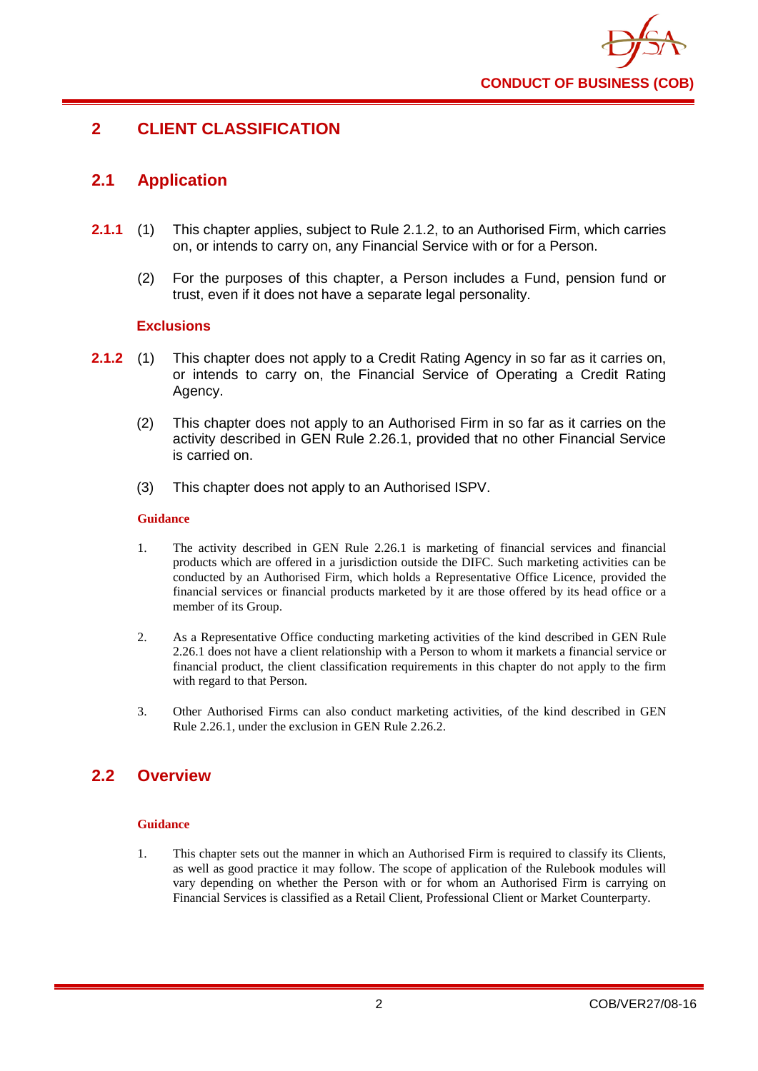## 2 CLIENT CLASSIFICATION

### 2.1 Application

**2.1.1** (1) This chapter applies, subject to Rule 2.1.2, to an Authorised Firm, which carries on, or intends to carry on, any Financial Service with or for a Person.

(2) For the purposes of this chapter, a Person includes a Fund, pension fund or trust, even if it does not have a separate legal personality.

#### Exclusions

**2.1.2** (1) This chapter does not apply to a Credit Rating Agency in so far as it carries on, or intends to carry on, the Financial Service of Operating a Credit Rating Agency.

(2) This chapter does not apply to an Authorised Firm in so far as it carries on the activity described in GEN Rule 2.26.1, provided that no other Financial Service is carried on.

(3) This chapter does not apply to an Authorised ISPV.

**Guidance**

1. The activity described in GEN Rule 2.26.1 is marketing of financial services and financial products which are offered in a jurisdiction outside the DIFC. Such marketing activities can be conducted by an Authorised Firm, which holds a Representative Office Licence, provided the financial services or financial products marketed by it are those offered by its head office or a member of its Group.

2. As a Representative Office conducting marketing activities of the kind described in GEN Rule 2.26.1 does not have a client relationship with a Person to whom it markets a financial service or financial product, the client classification requirements in this chapter do not apply to the firm with regard to that Person.

3. Other Authorised Firms can also conduct marketing activities, of the kind described in GEN Rule 2.26.1, under the exclusion in GEN Rule 2.26.2.

### 2.2 Overview

**Guidance**

1. This chapter sets out the manner in which an Authorised Firm is required to classify its Clients, as well as good practice it may follow. The scope of application of the Rulebook modules will vary depending on whether the Person with or for whom an Authorised Firm is carrying on Financial Services is classified as a Retail Client, Professional Client or Market Counterparty.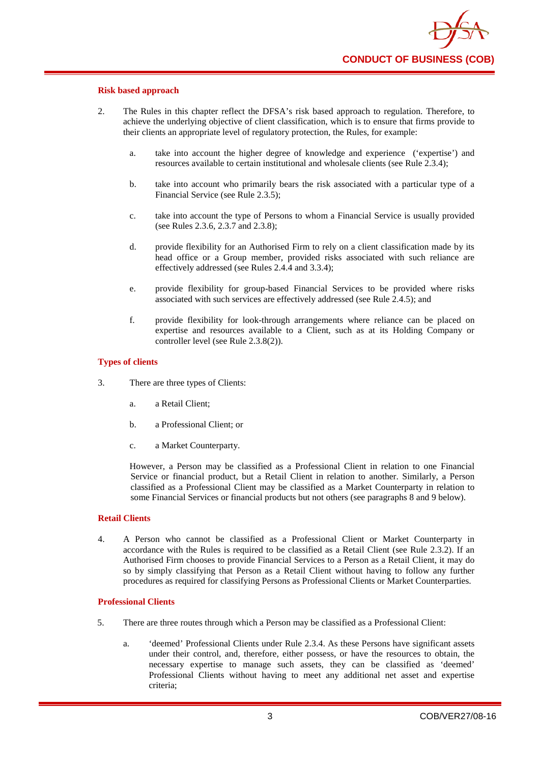### Risk based approach

2. The Rules in this chapter reflect the DFSA's risk based approach to regulation. Therefore, to achieve the underlying objective of client classification, which is to ensure that firms provide to their clients an appropriate level of regulatory protection, the Rules, for example:

   a. take into account the higher degree of knowledge and experience ('expertise') and resources available to certain institutional and wholesale clients (see Rule 2.3.4);

   b. take into account who primarily bears the risk associated with a particular type of a Financial Service (see Rule 2.3.5);

   c. take into account the type of Persons to whom a Financial Service is usually provided (see Rules 2.3.6, 2.3.7 and 2.3.8);

   d. provide flexibility for an Authorised Firm to rely on a client classification made by its head office or a Group member, provided risks associated with such reliance are effectively addressed (see Rules 2.4.4 and 3.3.4);

   e. provide flexibility for group-based Financial Services to be provided where risks associated with such services are effectively addressed (see Rule 2.4.5); and

   f. provide flexibility for look-through arrangements where reliance can be placed on expertise and resources available to a Client, such as at its Holding Company or controller level (see Rule 2.3.8(2)).

### Types of clients

3. There are three types of Clients:

   a. a Retail Client;

   b. a Professional Client; or

   c. a Market Counterparty.

   However, a Person may be classified as a Professional Client in relation to one Financial Service or financial product, but a Retail Client in relation to another. Similarly, a Person classified as a Professional Client may be classified as a Market Counterparty in relation to some Financial Services or financial products but not others (see paragraphs 8 and 9 below).

### Retail Clients

4. A Person who cannot be classified as a Professional Client or Market Counterparty in accordance with the Rules is required to be classified as a Retail Client (see Rule 2.3.2). If an Authorised Firm chooses to provide Financial Services to a Person as a Retail Client, it may do so by simply classifying that Person as a Retail Client without having to follow any further procedures as required for classifying Persons as Professional Clients or Market Counterparties.

### Professional Clients

5. There are three routes through which a Person may be classified as a Professional Client:

   a. 'deemed' Professional Clients under Rule 2.3.4. As these Persons have significant assets under their control, and, therefore, either possess, or have the resources to obtain, the necessary expertise to manage such assets, they can be classified as 'deemed' Professional Clients without having to meet any additional net asset and expertise criteria;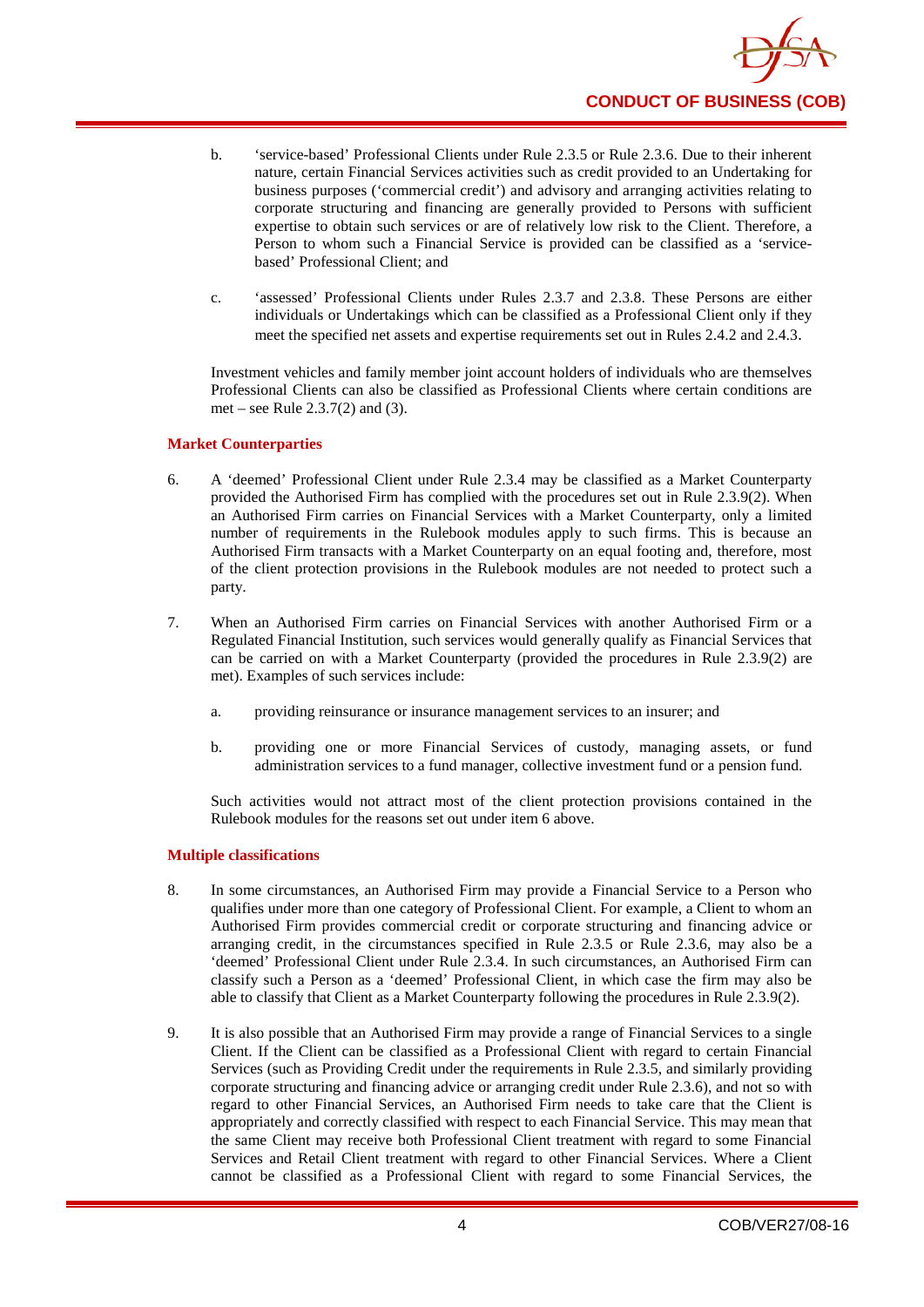b. 'service-based' Professional Clients under Rule 2.3.5 or Rule 2.3.6. Due to their inherent nature, certain Financial Services activities such as credit provided to an Undertaking for business purposes ('commercial credit') and advisory and arranging activities relating to corporate structuring and financing are generally provided to Persons with sufficient expertise to obtain such services or are of relatively low risk to the Client. Therefore, a Person to whom such a Financial Service is provided can be classified as a 'service-based' Professional Client; and

c. 'assessed' Professional Clients under Rules 2.3.7 and 2.3.8. These Persons are either individuals or Undertakings which can be classified as a Professional Client only if they meet the specified net assets and expertise requirements set out in Rules 2.4.2 and 2.4.3.

Investment vehicles and family member joint account holders of individuals who are themselves Professional Clients can also be classified as Professional Clients where certain conditions are met – see Rule 2.3.7(2) and (3).

### Market Counterparties

6. A 'deemed' Professional Client under Rule 2.3.4 may be classified as a Market Counterparty provided the Authorised Firm has complied with the procedures set out in Rule 2.3.9(2). When an Authorised Firm carries on Financial Services with a Market Counterparty, only a limited number of requirements in the Rulebook modules apply to such firms. This is because an Authorised Firm transacts with a Market Counterparty on an equal footing and, therefore, most of the client protection provisions in the Rulebook modules are not needed to protect such a party.

7. When an Authorised Firm carries on Financial Services with another Authorised Firm or a Regulated Financial Institution, such services would generally qualify as Financial Services that can be carried on with a Market Counterparty (provided the procedures in Rule 2.3.9(2) are met). Examples of such services include:

   a. providing reinsurance or insurance management services to an insurer; and

   b. providing one or more Financial Services of custody, managing assets, or fund administration services to a fund manager, collective investment fund or a pension fund.

   Such activities would not attract most of the client protection provisions contained in the Rulebook modules for the reasons set out under item 6 above.

### Multiple classifications

8. In some circumstances, an Authorised Firm may provide a Financial Service to a Person who qualifies under more than one category of Professional Client. For example, a Client to whom an Authorised Firm provides commercial credit or corporate structuring and financing advice or arranging credit, in the circumstances specified in Rule 2.3.5 or Rule 2.3.6, may also be a 'deemed' Professional Client under Rule 2.3.4. In such circumstances, an Authorised Firm can classify such a Person as a 'deemed' Professional Client, in which case the firm may also be able to classify that Client as a Market Counterparty following the procedures in Rule 2.3.9(2).

9. It is also possible that an Authorised Firm may provide a range of Financial Services to a single Client. If the Client can be classified as a Professional Client with regard to certain Financial Services (such as Providing Credit under the requirements in Rule 2.3.5, and similarly providing corporate structuring and financing advice or arranging credit under Rule 2.3.6), and not so with regard to other Financial Services, an Authorised Firm needs to take care that the Client is appropriately and correctly classified with respect to each Financial Service. This may mean that the same Client may receive both Professional Client treatment with regard to some Financial Services and Retail Client treatment with regard to other Financial Services. Where a Client cannot be classified as a Professional Client with regard to some Financial Services, the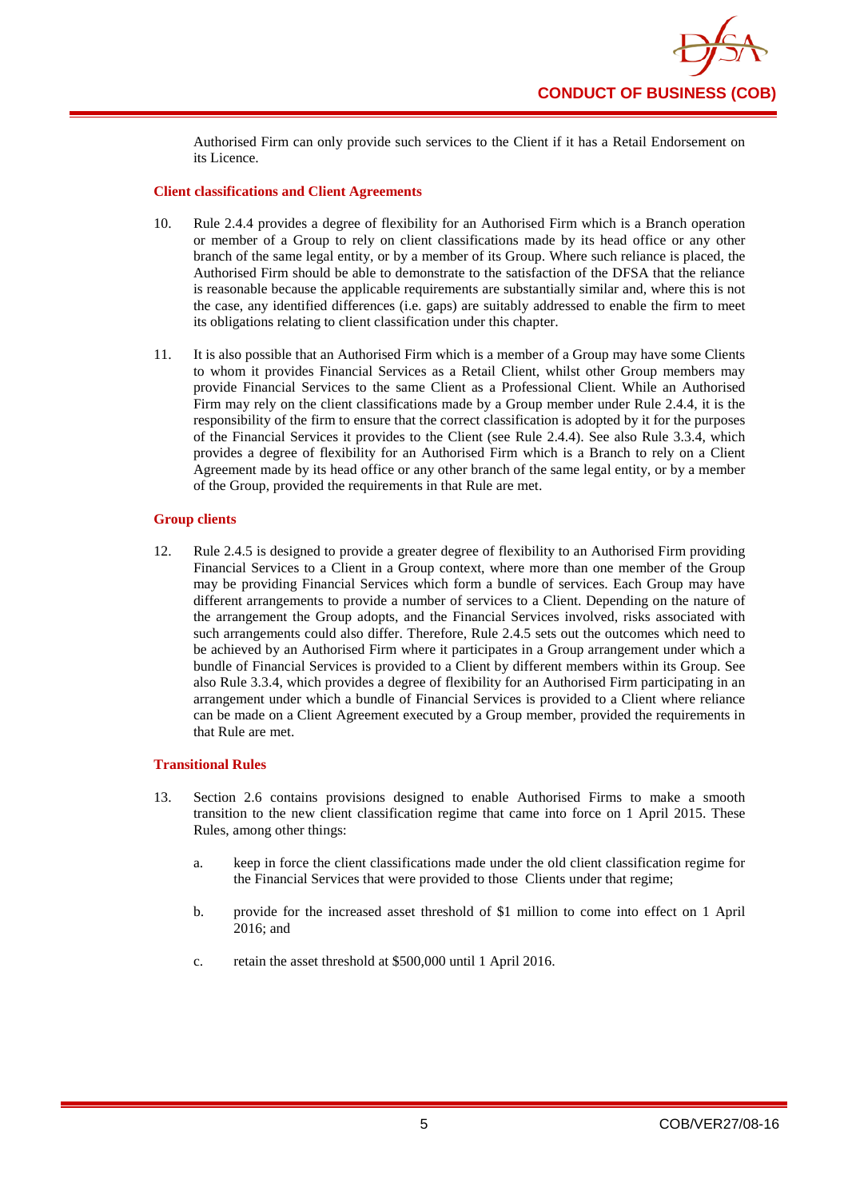Authorised Firm can only provide such services to the Client if it has a Retail Endorsement on its Licence.

**Client classifications and Client Agreements**

10. Rule 2.4.4 provides a degree of flexibility for an Authorised Firm which is a Branch operation or member of a Group to rely on client classifications made by its head office or any other branch of the same legal entity, or by a member of its Group. Where such reliance is placed, the Authorised Firm should be able to demonstrate to the satisfaction of the DFSA that the reliance is reasonable because the applicable requirements are substantially similar and, where this is not the case, any identified differences (i.e. gaps) are suitably addressed to enable the firm to meet its obligations relating to client classification under this chapter.

11. It is also possible that an Authorised Firm which is a member of a Group may have some Clients to whom it provides Financial Services as a Retail Client, whilst other Group members may provide Financial Services to the same Client as a Professional Client. While an Authorised Firm may rely on the client classifications made by a Group member under Rule 2.4.4, it is the responsibility of the firm to ensure that the correct classification is adopted by it for the purposes of the Financial Services it provides to the Client (see Rule 2.4.4). See also Rule 3.3.4, which provides a degree of flexibility for an Authorised Firm which is a Branch to rely on a Client Agreement made by its head office or any other branch of the same legal entity, or by a member of the Group, provided the requirements in that Rule are met.

**Group clients**

12. Rule 2.4.5 is designed to provide a greater degree of flexibility to an Authorised Firm providing Financial Services to a Client in a Group context, where more than one member of the Group may be providing Financial Services which form a bundle of services. Each Group may have different arrangements to provide a number of services to a Client. Depending on the nature of the arrangement the Group adopts, and the Financial Services involved, risks associated with such arrangements could also differ. Therefore, Rule 2.4.5 sets out the outcomes which need to be achieved by an Authorised Firm where it participates in a Group arrangement under which a bundle of Financial Services is provided to a Client by different members within its Group. See also Rule 3.3.4, which provides a degree of flexibility for an Authorised Firm participating in an arrangement under which a bundle of Financial Services is provided to a Client where reliance can be made on a Client Agreement executed by a Group member, provided the requirements in that Rule are met.

**Transitional Rules**

13. Section 2.6 contains provisions designed to enable Authorised Firms to make a smooth transition to the new client classification regime that came into force on 1 April 2015. These Rules, among other things:

    a. keep in force the client classifications made under the old client classification regime for the Financial Services that were provided to those Clients under that regime;

    b. provide for the increased asset threshold of $1 million to come into effect on 1 April 2016; and

    c. retain the asset threshold at $500,000 until 1 April 2016.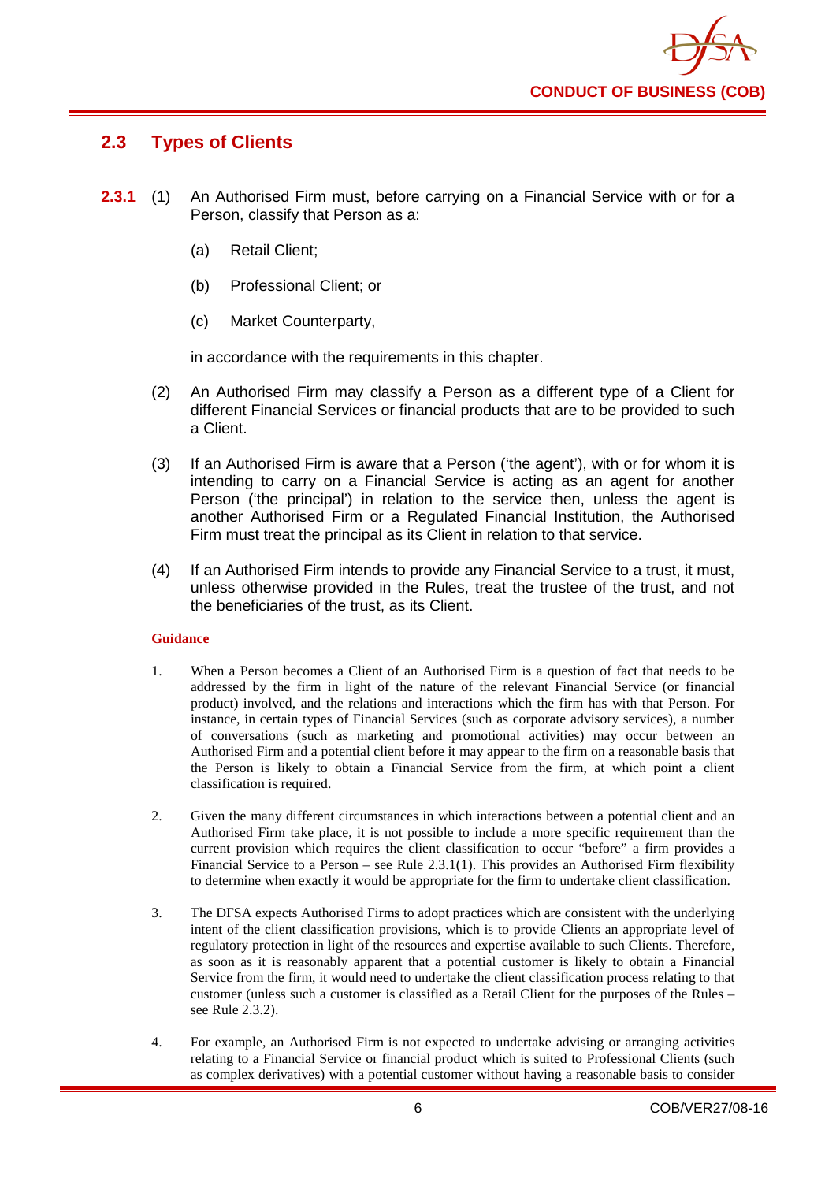## 2.3 Types of Clients

**2.3.1** (1) An Authorised Firm must, before carrying on a Financial Service with or for a Person, classify that Person as a:

(a) Retail Client;

(b) Professional Client; or

(c) Market Counterparty,

in accordance with the requirements in this chapter.

(2) An Authorised Firm may classify a Person as a different type of a Client for different Financial Services or financial products that are to be provided to such a Client.

(3) If an Authorised Firm is aware that a Person ('the agent'), with or for whom it is intending to carry on a Financial Service is acting as an agent for another Person ('the principal') in relation to the service then, unless the agent is another Authorised Firm or a Regulated Financial Institution, the Authorised Firm must treat the principal as its Client in relation to that service.

(4) If an Authorised Firm intends to provide any Financial Service to a trust, it must, unless otherwise provided in the Rules, treat the trustee of the trust, and not the beneficiaries of the trust, as its Client.

**Guidance**

1. When a Person becomes a Client of an Authorised Firm is a question of fact that needs to be addressed by the firm in light of the nature of the relevant Financial Service (or financial product) involved, and the relations and interactions which the firm has with that Person. For instance, in certain types of Financial Services (such as corporate advisory services), a number of conversations (such as marketing and promotional activities) may occur between an Authorised Firm and a potential client before it may appear to the firm on a reasonable basis that the Person is likely to obtain a Financial Service from the firm, at which point a client classification is required.

2. Given the many different circumstances in which interactions between a potential client and an Authorised Firm take place, it is not possible to include a more specific requirement than the current provision which requires the client classification to occur "before" a firm provides a Financial Service to a Person – see Rule 2.3.1(1). This provides an Authorised Firm flexibility to determine when exactly it would be appropriate for the firm to undertake client classification.

3. The DFSA expects Authorised Firms to adopt practices which are consistent with the underlying intent of the client classification provisions, which is to provide Clients an appropriate level of regulatory protection in light of the resources and expertise available to such Clients. Therefore, as soon as it is reasonably apparent that a potential customer is likely to obtain a Financial Service from the firm, it would need to undertake the client classification process relating to that customer (unless such a customer is classified as a Retail Client for the purposes of the Rules – see Rule 2.3.2).

4. For example, an Authorised Firm is not expected to undertake advising or arranging activities relating to a Financial Service or financial product which is suited to Professional Clients (such as complex derivatives) with a potential customer without having a reasonable basis to consider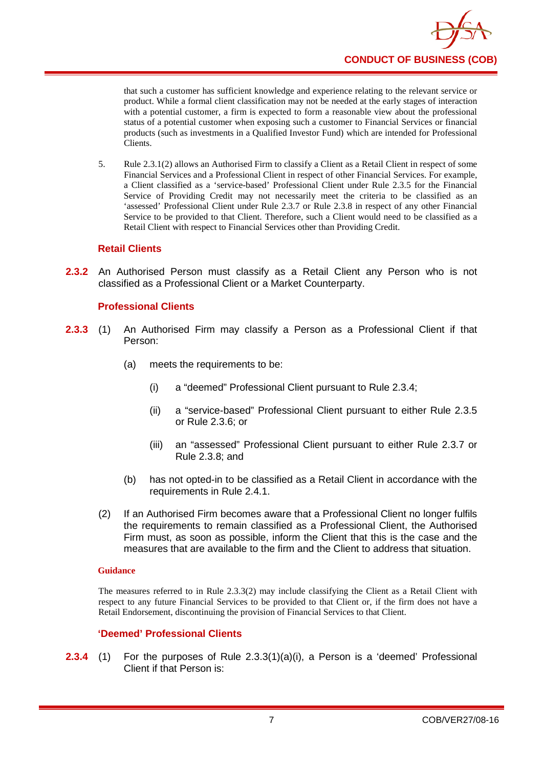that such a customer has sufficient knowledge and experience relating to the relevant service or product. While a formal client classification may not be needed at the early stages of interaction with a potential customer, a firm is expected to form a reasonable view about the professional status of a potential customer when exposing such a customer to Financial Services or financial products (such as investments in a Qualified Investor Fund) which are intended for Professional Clients.

5. Rule 2.3.1(2) allows an Authorised Firm to classify a Client as a Retail Client in respect of some Financial Services and a Professional Client in respect of other Financial Services. For example, a Client classified as a 'service-based' Professional Client under Rule 2.3.5 for the Financial Service of Providing Credit may not necessarily meet the criteria to be classified as an 'assessed' Professional Client under Rule 2.3.7 or Rule 2.3.8 in respect of any other Financial Service to be provided to that Client. Therefore, such a Client would need to be classified as a Retail Client with respect to Financial Services other than Providing Credit.

### Retail Clients

**2.3.2** An Authorised Person must classify as a Retail Client any Person who is not classified as a Professional Client or a Market Counterparty.

### Professional Clients

**2.3.3** (1) An Authorised Firm may classify a Person as a Professional Client if that Person:

(a) meets the requirements to be:

(i) a "deemed" Professional Client pursuant to Rule 2.3.4;

(ii) a "service-based" Professional Client pursuant to either Rule 2.3.5 or Rule 2.3.6; or

(iii) an "assessed" Professional Client pursuant to either Rule 2.3.7 or Rule 2.3.8; and

(b) has not opted-in to be classified as a Retail Client in accordance with the requirements in Rule 2.4.1.

(2) If an Authorised Firm becomes aware that a Professional Client no longer fulfils the requirements to remain classified as a Professional Client, the Authorised Firm must, as soon as possible, inform the Client that this is the case and the measures that are available to the firm and the Client to address that situation.

**Guidance**

The measures referred to in Rule 2.3.3(2) may include classifying the Client as a Retail Client with respect to any future Financial Services to be provided to that Client or, if the firm does not have a Retail Endorsement, discontinuing the provision of Financial Services to that Client.

### 'Deemed' Professional Clients

**2.3.4** (1) For the purposes of Rule 2.3.3(1)(a)(i), a Person is a 'deemed' Professional Client if that Person is: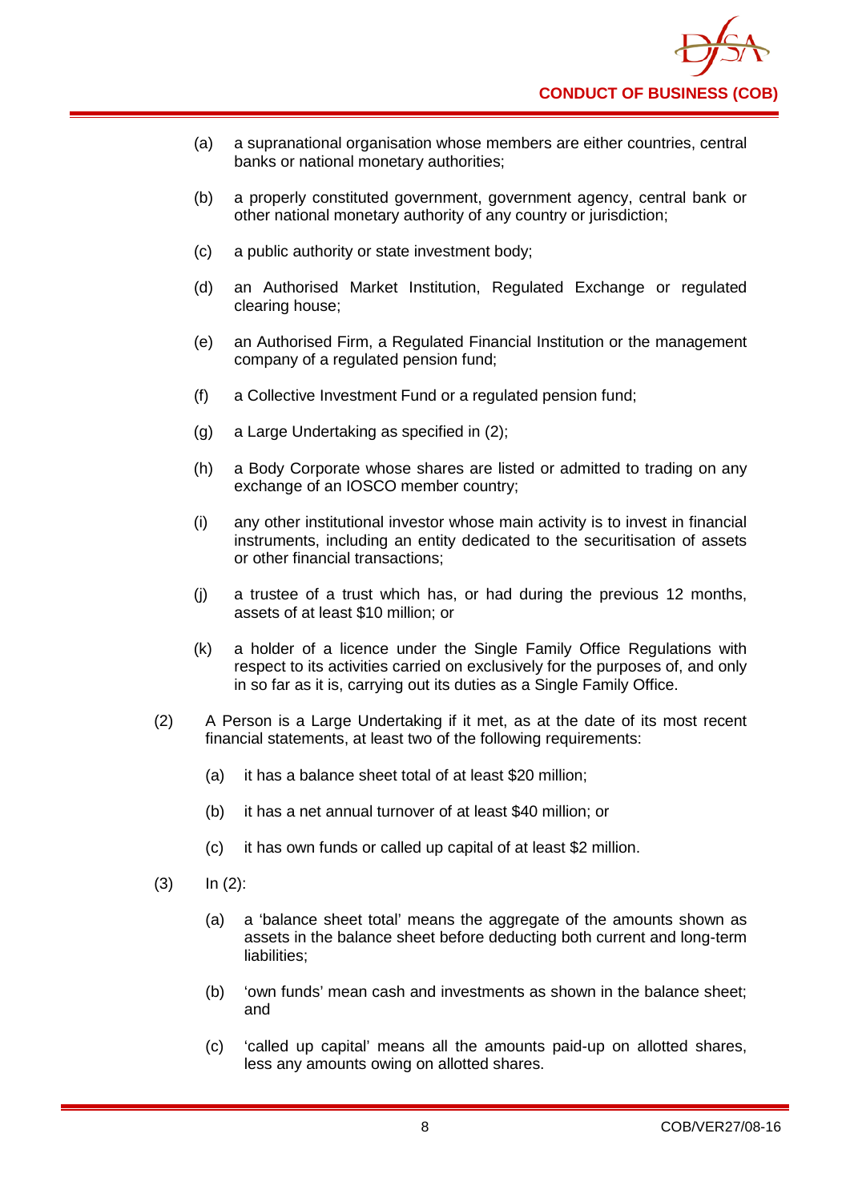(a) a supranational organisation whose members are either countries, central banks or national monetary authorities;

(b) a properly constituted government, government agency, central bank or other national monetary authority of any country or jurisdiction;

(c) a public authority or state investment body;

(d) an Authorised Market Institution, Regulated Exchange or regulated clearing house;

(e) an Authorised Firm, a Regulated Financial Institution or the management company of a regulated pension fund;

(f) a Collective Investment Fund or a regulated pension fund;

(g) a Large Undertaking as specified in (2);

(h) a Body Corporate whose shares are listed or admitted to trading on any exchange of an IOSCO member country;

(i) any other institutional investor whose main activity is to invest in financial instruments, including an entity dedicated to the securitisation of assets or other financial transactions;

(j) a trustee of a trust which has, or had during the previous 12 months, assets of at least $10 million; or

(k) a holder of a licence under the Single Family Office Regulations with respect to its activities carried on exclusively for the purposes of, and only in so far as it is, carrying out its duties as a Single Family Office.

(2) A Person is a Large Undertaking if it met, as at the date of its most recent financial statements, at least two of the following requirements:

(a) it has a balance sheet total of at least $20 million;

(b) it has a net annual turnover of at least $40 million; or

(c) it has own funds or called up capital of at least $2 million.

(3) In (2):

(a) a 'balance sheet total' means the aggregate of the amounts shown as assets in the balance sheet before deducting both current and long-term liabilities;

(b) 'own funds' mean cash and investments as shown in the balance sheet; and

(c) 'called up capital' means all the amounts paid-up on allotted shares, less any amounts owing on allotted shares.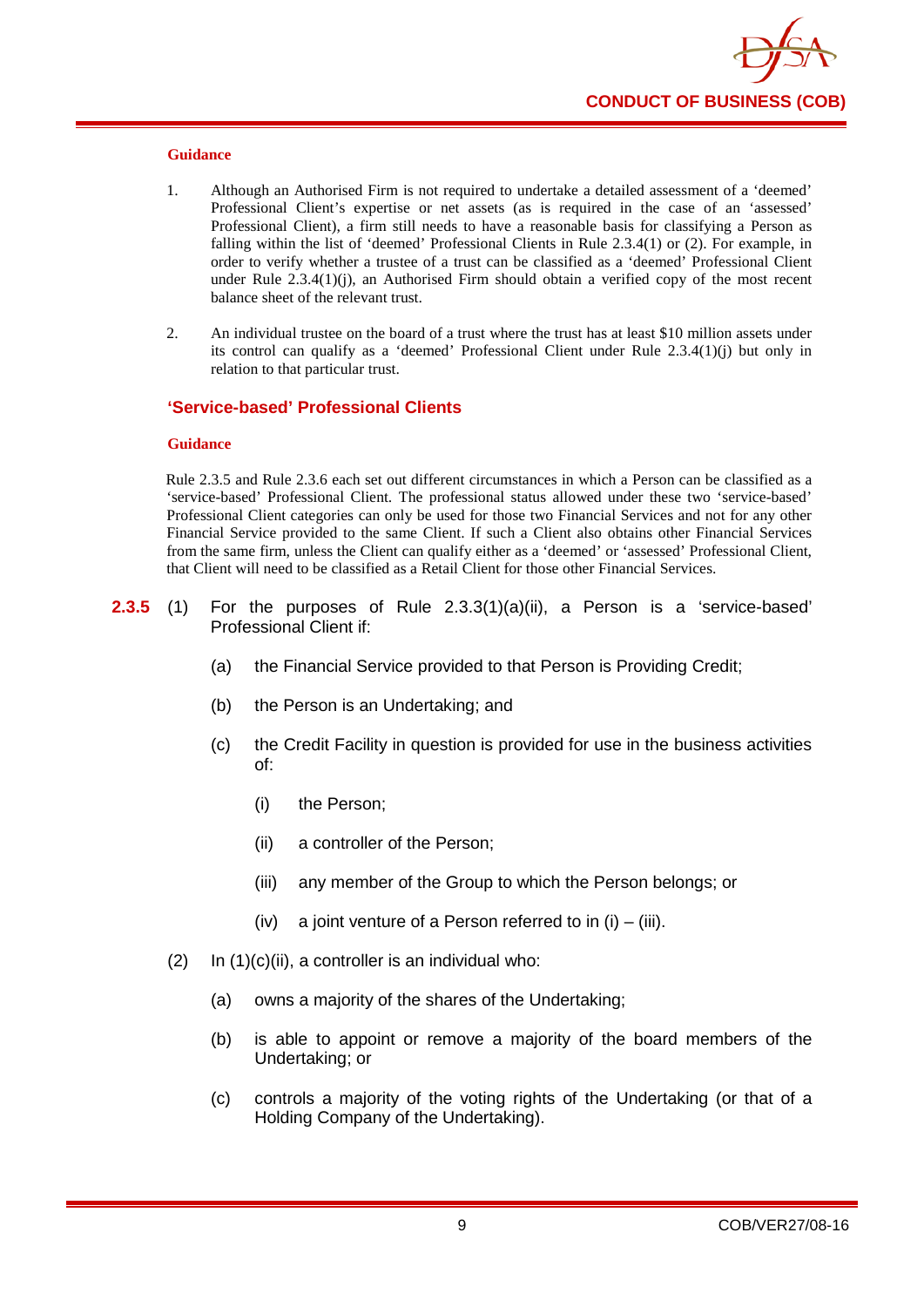**Guidance**

1. Although an Authorised Firm is not required to undertake a detailed assessment of a 'deemed' Professional Client's expertise or net assets (as is required in the case of an 'assessed' Professional Client), a firm still needs to have a reasonable basis for classifying a Person as falling within the list of 'deemed' Professional Clients in Rule 2.3.4(1) or (2). For example, in order to verify whether a trustee of a trust can be classified as a 'deemed' Professional Client under Rule 2.3.4(1)(j), an Authorised Firm should obtain a verified copy of the most recent balance sheet of the relevant trust.

2. An individual trustee on the board of a trust where the trust has at least $10 million assets under its control can qualify as a 'deemed' Professional Client under Rule 2.3.4(1)(j) but only in relation to that particular trust.

### 'Service-based' Professional Clients

**Guidance**

Rule 2.3.5 and Rule 2.3.6 each set out different circumstances in which a Person can be classified as a 'service-based' Professional Client. The professional status allowed under these two 'service-based' Professional Client categories can only be used for those two Financial Services and not for any other Financial Service provided to the same Client. If such a Client also obtains other Financial Services from the same firm, unless the Client can qualify either as a 'deemed' or 'assessed' Professional Client, that Client will need to be classified as a Retail Client for those other Financial Services.

**2.3.5** (1) For the purposes of Rule 2.3.3(1)(a)(ii), a Person is a 'service-based' Professional Client if:

- (a) the Financial Service provided to that Person is Providing Credit;
- (b) the Person is an Undertaking; and
- (c) the Credit Facility in question is provided for use in the business activities of:
  - (i) the Person;
  - (ii) a controller of the Person;
  - (iii) any member of the Group to which the Person belongs; or
  - (iv) a joint venture of a Person referred to in (i) – (iii).

(2) In (1)(c)(ii), a controller is an individual who:

- (a) owns a majority of the shares of the Undertaking;
- (b) is able to appoint or remove a majority of the board members of the Undertaking; or
- (c) controls a majority of the voting rights of the Undertaking (or that of a Holding Company of the Undertaking).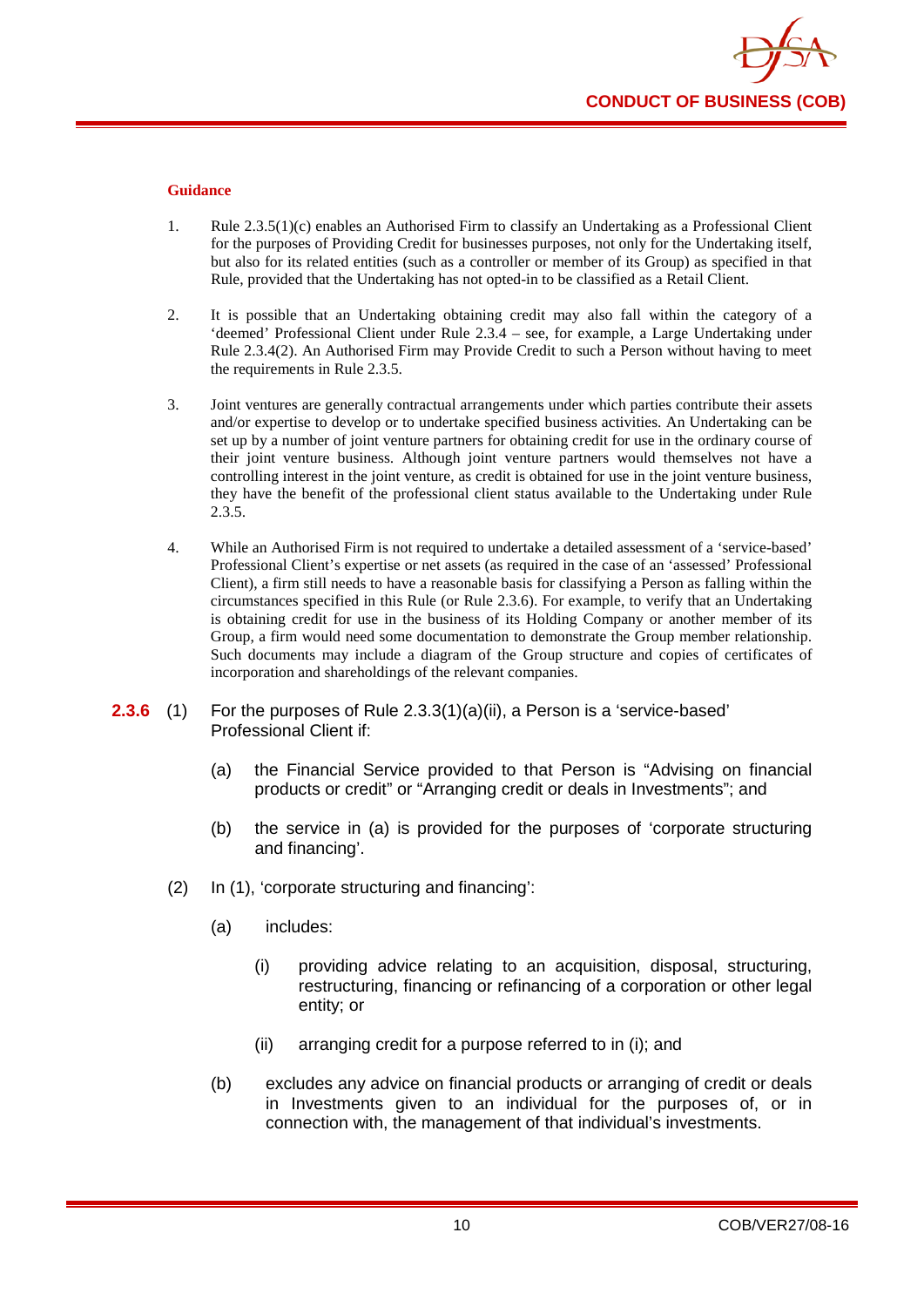**Guidance**

1. Rule 2.3.5(1)(c) enables an Authorised Firm to classify an Undertaking as a Professional Client for the purposes of Providing Credit for businesses purposes, not only for the Undertaking itself, but also for its related entities (such as a controller or member of its Group) as specified in that Rule, provided that the Undertaking has not opted-in to be classified as a Retail Client.

2. It is possible that an Undertaking obtaining credit may also fall within the category of a 'deemed' Professional Client under Rule 2.3.4 – see, for example, a Large Undertaking under Rule 2.3.4(2). An Authorised Firm may Provide Credit to such a Person without having to meet the requirements in Rule 2.3.5.

3. Joint ventures are generally contractual arrangements under which parties contribute their assets and/or expertise to develop or to undertake specified business activities. An Undertaking can be set up by a number of joint venture partners for obtaining credit for use in the ordinary course of their joint venture business. Although joint venture partners would themselves not have a controlling interest in the joint venture, as credit is obtained for use in the joint venture business, they have the benefit of the professional client status available to the Undertaking under Rule 2.3.5.

4. While an Authorised Firm is not required to undertake a detailed assessment of a 'service-based' Professional Client's expertise or net assets (as required in the case of an 'assessed' Professional Client), a firm still needs to have a reasonable basis for classifying a Person as falling within the circumstances specified in this Rule (or Rule 2.3.6). For example, to verify that an Undertaking is obtaining credit for use in the business of its Holding Company or another member of its Group, a firm would need some documentation to demonstrate the Group member relationship. Such documents may include a diagram of the Group structure and copies of certificates of incorporation and shareholdings of the relevant companies.

**2.3.6** (1) For the purposes of Rule 2.3.3(1)(a)(ii), a Person is a 'service-based' Professional Client if:

(a) the Financial Service provided to that Person is "Advising on financial products or credit" or "Arranging credit or deals in Investments"; and

(b) the service in (a) is provided for the purposes of 'corporate structuring and financing'.

(2) In (1), 'corporate structuring and financing':

(a) includes:

(i) providing advice relating to an acquisition, disposal, structuring, restructuring, financing or refinancing of a corporation or other legal entity; or

(ii) arranging credit for a purpose referred to in (i); and

(b) excludes any advice on financial products or arranging of credit or deals in Investments given to an individual for the purposes of, or in connection with, the management of that individual's investments.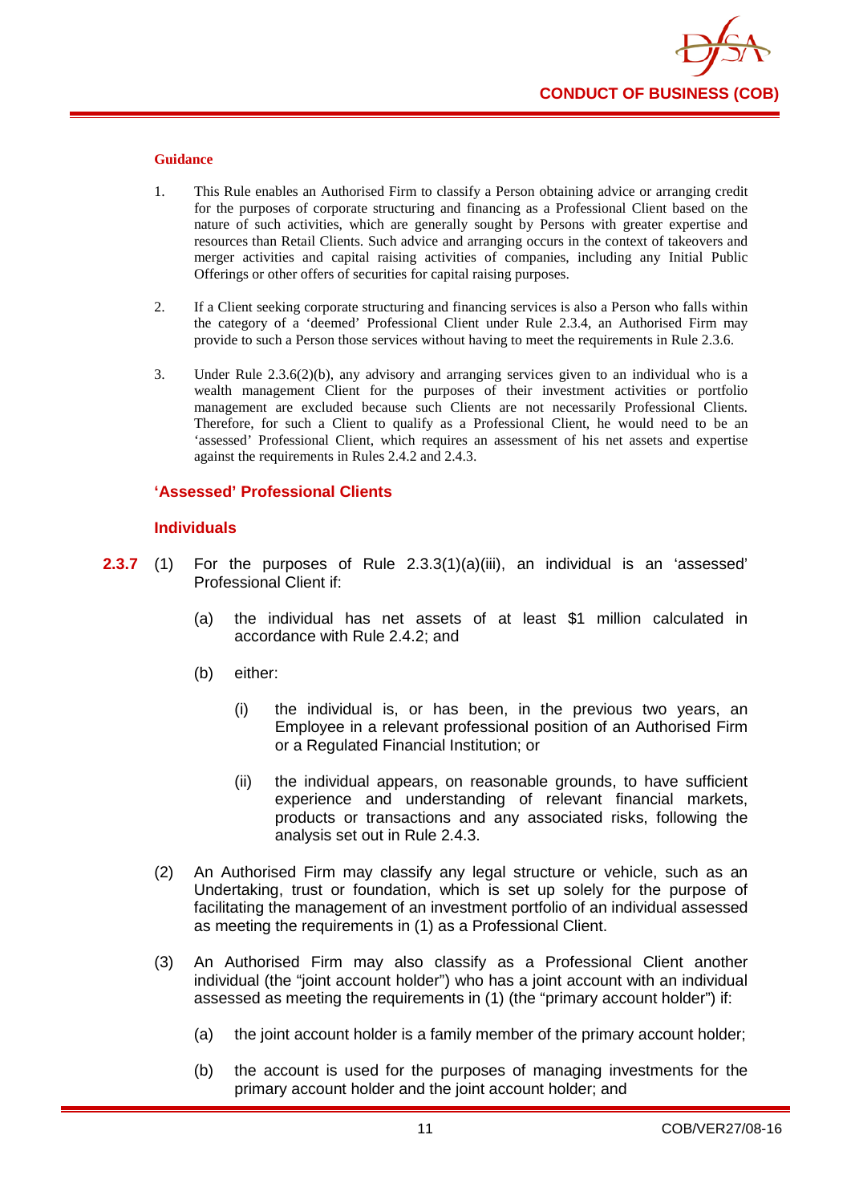#### Guidance

1. This Rule enables an Authorised Firm to classify a Person obtaining advice or arranging credit for the purposes of corporate structuring and financing as a Professional Client based on the nature of such activities, which are generally sought by Persons with greater expertise and resources than Retail Clients. Such advice and arranging occurs in the context of takeovers and merger activities and capital raising activities of companies, including any Initial Public Offerings or other offers of securities for capital raising purposes.

2. If a Client seeking corporate structuring and financing services is also a Person who falls within the category of a 'deemed' Professional Client under Rule 2.3.4, an Authorised Firm may provide to such a Person those services without having to meet the requirements in Rule 2.3.6.

3. Under Rule 2.3.6(2)(b), any advisory and arranging services given to an individual who is a wealth management Client for the purposes of their investment activities or portfolio management are excluded because such Clients are not necessarily Professional Clients. Therefore, for such a Client to qualify as a Professional Client, he would need to be an 'assessed' Professional Client, which requires an assessment of his net assets and expertise against the requirements in Rules 2.4.2 and 2.4.3.

### 'Assessed' Professional Clients

### Individuals

**2.3.7** (1) For the purposes of Rule 2.3.3(1)(a)(iii), an individual is an 'assessed' Professional Client if:

(a) the individual has net assets of at least $1 million calculated in accordance with Rule 2.4.2; and

(b) either:

(i) the individual is, or has been, in the previous two years, an Employee in a relevant professional position of an Authorised Firm or a Regulated Financial Institution; or

(ii) the individual appears, on reasonable grounds, to have sufficient experience and understanding of relevant financial markets, products or transactions and any associated risks, following the analysis set out in Rule 2.4.3.

(2) An Authorised Firm may classify any legal structure or vehicle, such as an Undertaking, trust or foundation, which is set up solely for the purpose of facilitating the management of an investment portfolio of an individual assessed as meeting the requirements in (1) as a Professional Client.

(3) An Authorised Firm may also classify as a Professional Client another individual (the "joint account holder") who has a joint account with an individual assessed as meeting the requirements in (1) (the "primary account holder") if:

(a) the joint account holder is a family member of the primary account holder;

(b) the account is used for the purposes of managing investments for the primary account holder and the joint account holder; and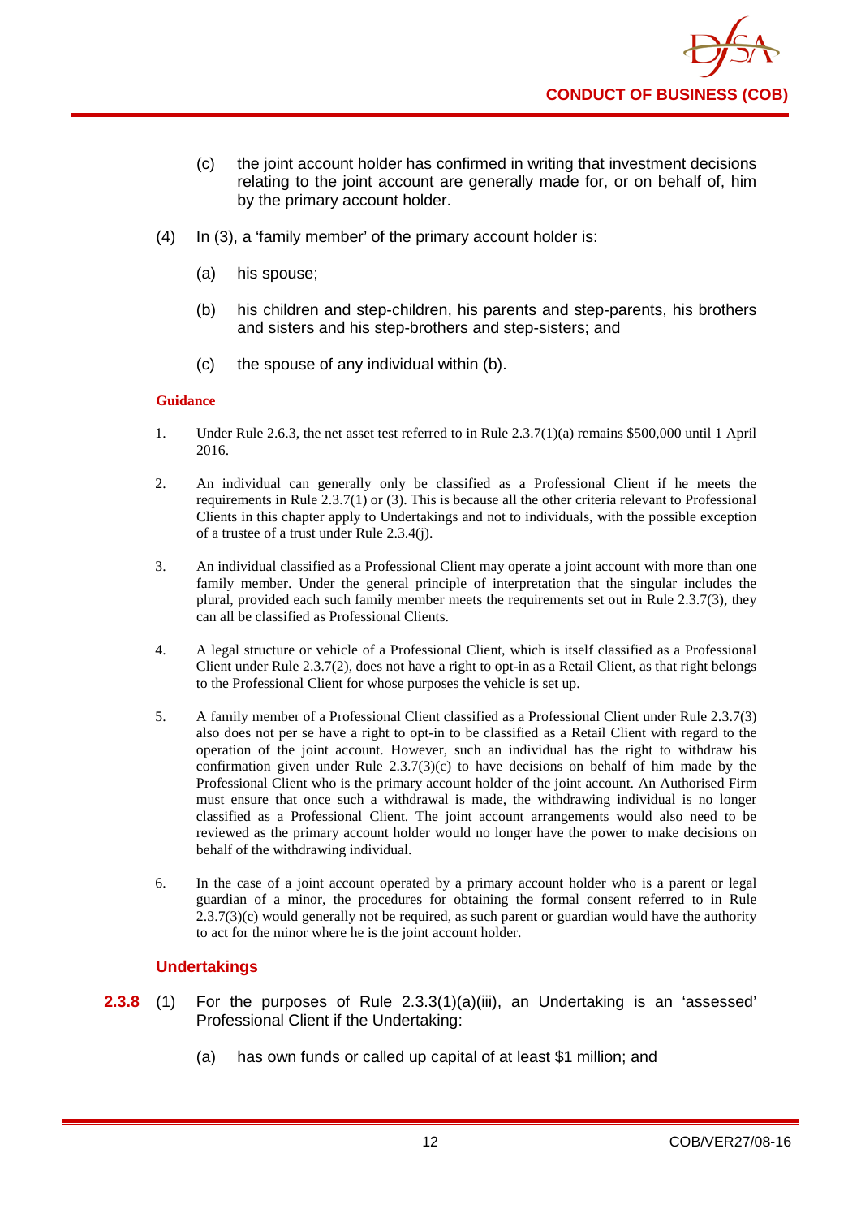(c) the joint account holder has confirmed in writing that investment decisions relating to the joint account are generally made for, or on behalf of, him by the primary account holder.

(4) In (3), a 'family member' of the primary account holder is:

(a) his spouse;

(b) his children and step-children, his parents and step-parents, his brothers and sisters and his step-brothers and step-sisters; and

(c) the spouse of any individual within (b).

**Guidance**

1. Under Rule 2.6.3, the net asset test referred to in Rule 2.3.7(1)(a) remains $500,000 until 1 April 2016.

2. An individual can generally only be classified as a Professional Client if he meets the requirements in Rule 2.3.7(1) or (3). This is because all the other criteria relevant to Professional Clients in this chapter apply to Undertakings and not to individuals, with the possible exception of a trustee of a trust under Rule 2.3.4(j).

3. An individual classified as a Professional Client may operate a joint account with more than one family member. Under the general principle of interpretation that the singular includes the plural, provided each such family member meets the requirements set out in Rule 2.3.7(3), they can all be classified as Professional Clients.

4. A legal structure or vehicle of a Professional Client, which is itself classified as a Professional Client under Rule 2.3.7(2), does not have a right to opt-in as a Retail Client, as that right belongs to the Professional Client for whose purposes the vehicle is set up.

5. A family member of a Professional Client classified as a Professional Client under Rule 2.3.7(3) also does not per se have a right to opt-in to be classified as a Retail Client with regard to the operation of the joint account. However, such an individual has the right to withdraw his confirmation given under Rule 2.3.7(3)(c) to have decisions on behalf of him made by the Professional Client who is the primary account holder of the joint account. An Authorised Firm must ensure that once such a withdrawal is made, the withdrawing individual is no longer classified as a Professional Client. The joint account arrangements would also need to be reviewed as the primary account holder would no longer have the power to make decisions on behalf of the withdrawing individual.

6. In the case of a joint account operated by a primary account holder who is a parent or legal guardian of a minor, the procedures for obtaining the formal consent referred to in Rule 2.3.7(3)(c) would generally not be required, as such parent or guardian would have the authority to act for the minor where he is the joint account holder.

### Undertakings

**2.3.8** (1) For the purposes of Rule 2.3.3(1)(a)(iii), an Undertaking is an 'assessed' Professional Client if the Undertaking:

(a) has own funds or called up capital of at least $1 million; and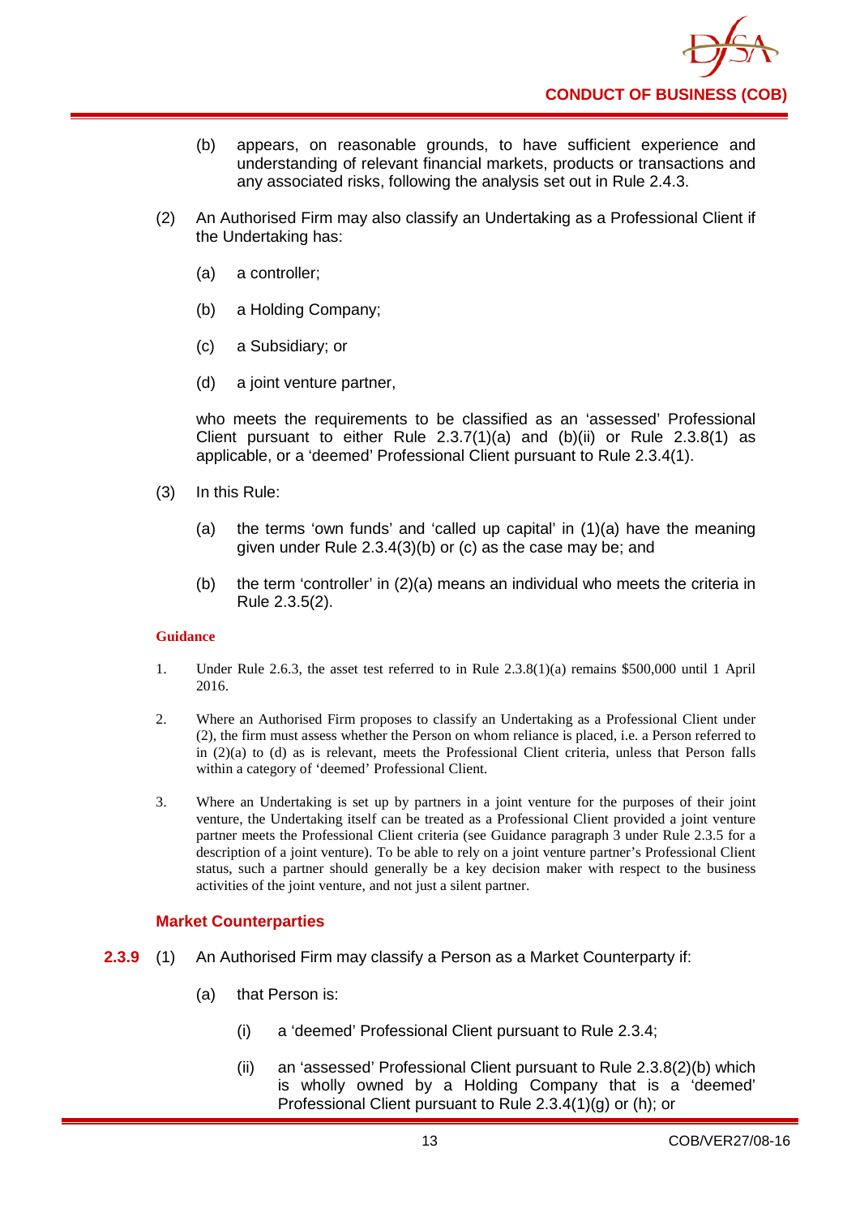(b) appears, on reasonable grounds, to have sufficient experience and understanding of relevant financial markets, products or transactions and any associated risks, following the analysis set out in Rule 2.4.3.

(2) An Authorised Firm may also classify an Undertaking as a Professional Client if the Undertaking has:

(a) a controller;

(b) a Holding Company;

(c) a Subsidiary; or

(d) a joint venture partner,

who meets the requirements to be classified as an 'assessed' Professional Client pursuant to either Rule 2.3.7(1)(a) and (b)(ii) or Rule 2.3.8(1) as applicable, or a 'deemed' Professional Client pursuant to Rule 2.3.4(1).

(3) In this Rule:

(a) the terms 'own funds' and 'called up capital' in (1)(a) have the meaning given under Rule 2.3.4(3)(b) or (c) as the case may be; and

(b) the term 'controller' in (2)(a) means an individual who meets the criteria in Rule 2.3.5(2).

**Guidance**

1. Under Rule 2.6.3, the asset test referred to in Rule 2.3.8(1)(a) remains \$500,000 until 1 April 2016.

2. Where an Authorised Firm proposes to classify an Undertaking as a Professional Client under (2), the firm must assess whether the Person on whom reliance is placed, i.e. a Person referred to in (2)(a) to (d) as is relevant, meets the Professional Client criteria, unless that Person falls within a category of 'deemed' Professional Client.

3. Where an Undertaking is set up by partners in a joint venture for the purposes of their joint venture, the Undertaking itself can be treated as a Professional Client provided a joint venture partner meets the Professional Client criteria (see Guidance paragraph 3 under Rule 2.3.5 for a description of a joint venture). To be able to rely on a joint venture partner's Professional Client status, such a partner should generally be a key decision maker with respect to the business activities of the joint venture, and not just a silent partner.

### Market Counterparties

**2.3.9** (1) An Authorised Firm may classify a Person as a Market Counterparty if:

(a) that Person is:

(i) a 'deemed' Professional Client pursuant to Rule 2.3.4;

(ii) an 'assessed' Professional Client pursuant to Rule 2.3.8(2)(b) which is wholly owned by a Holding Company that is a 'deemed' Professional Client pursuant to Rule 2.3.4(1)(g) or (h); or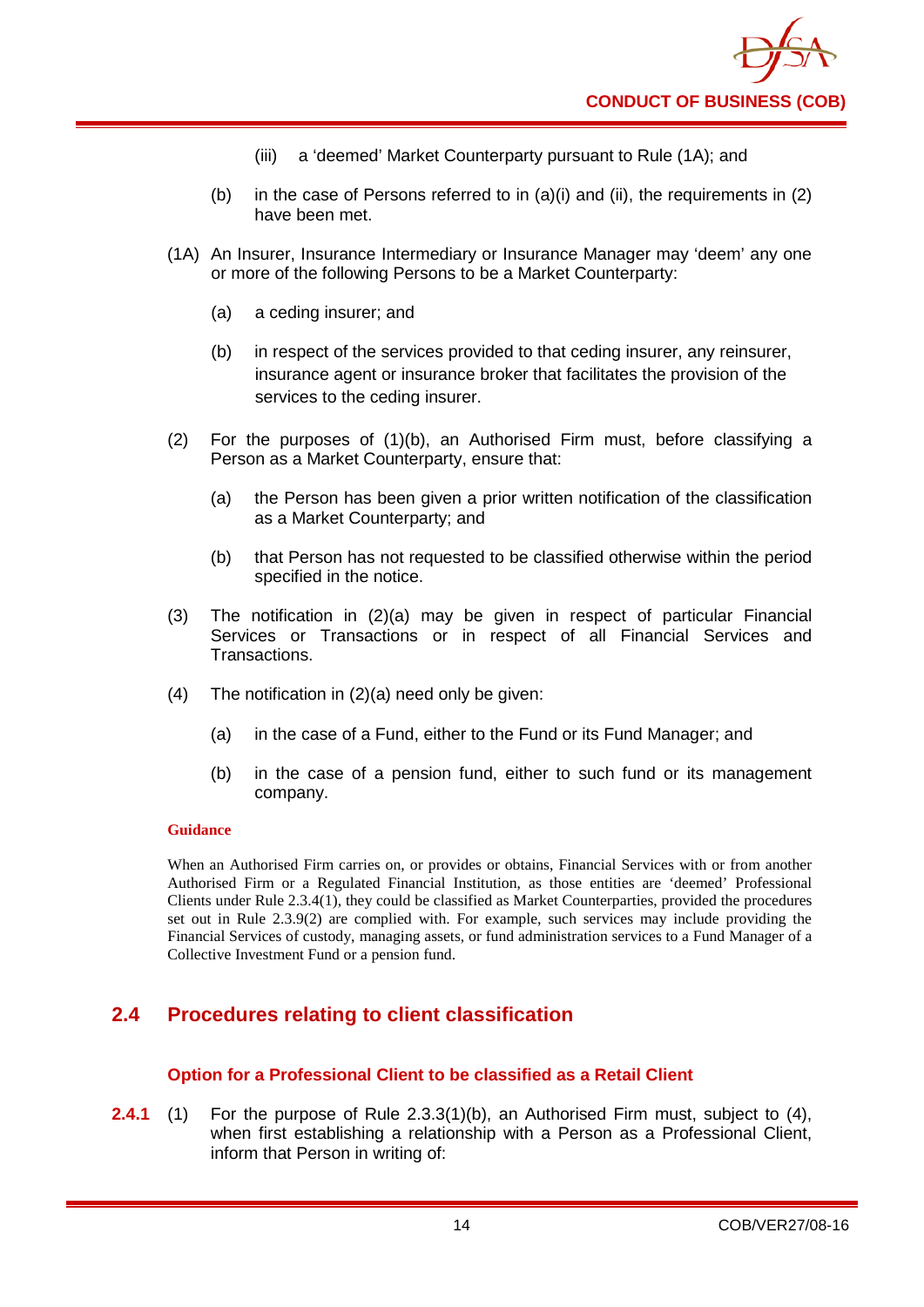(iii) a 'deemed' Market Counterparty pursuant to Rule (1A); and

(b) in the case of Persons referred to in (a)(i) and (ii), the requirements in (2) have been met.

(1A) An Insurer, Insurance Intermediary or Insurance Manager may 'deem' any one or more of the following Persons to be a Market Counterparty:

(a) a ceding insurer; and

(b) in respect of the services provided to that ceding insurer, any reinsurer, insurance agent or insurance broker that facilitates the provision of the services to the ceding insurer.

(2) For the purposes of (1)(b), an Authorised Firm must, before classifying a Person as a Market Counterparty, ensure that:

(a) the Person has been given a prior written notification of the classification as a Market Counterparty; and

(b) that Person has not requested to be classified otherwise within the period specified in the notice.

(3) The notification in (2)(a) may be given in respect of particular Financial Services or Transactions or in respect of all Financial Services and Transactions.

(4) The notification in (2)(a) need only be given:

(a) in the case of a Fund, either to the Fund or its Fund Manager; and

(b) in the case of a pension fund, either to such fund or its management company.

**Guidance**

When an Authorised Firm carries on, or provides or obtains, Financial Services with or from another Authorised Firm or a Regulated Financial Institution, as those entities are 'deemed' Professional Clients under Rule 2.3.4(1), they could be classified as Market Counterparties, provided the procedures set out in Rule 2.3.9(2) are complied with. For example, such services may include providing the Financial Services of custody, managing assets, or fund administration services to a Fund Manager of a Collective Investment Fund or a pension fund.

## 2.4 Procedures relating to client classification

### Option for a Professional Client to be classified as a Retail Client

**2.4.1** (1) For the purpose of Rule 2.3.3(1)(b), an Authorised Firm must, subject to (4), when first establishing a relationship with a Person as a Professional Client, inform that Person in writing of: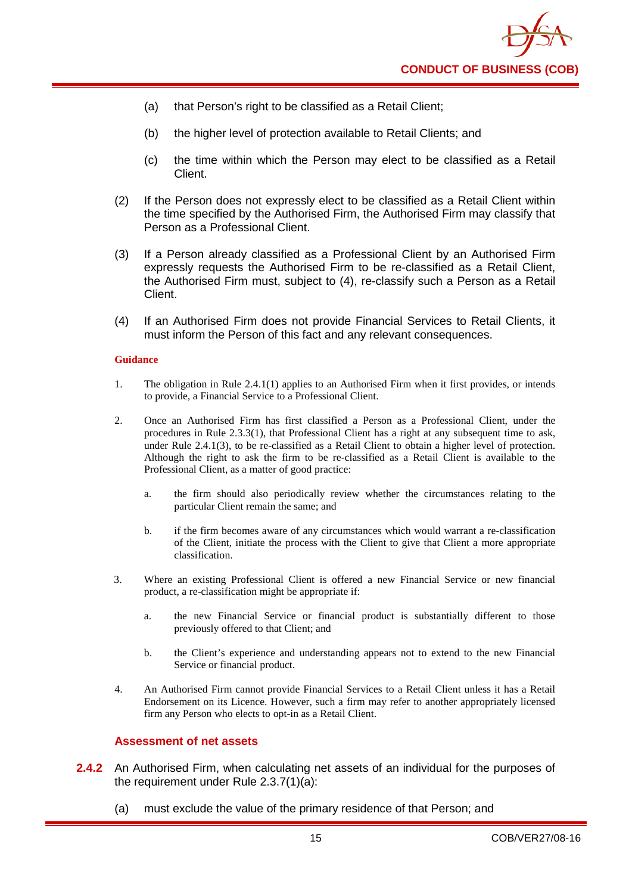(a) that Person's right to be classified as a Retail Client;

(b) the higher level of protection available to Retail Clients; and

(c) the time within which the Person may elect to be classified as a Retail Client.

(2) If the Person does not expressly elect to be classified as a Retail Client within the time specified by the Authorised Firm, the Authorised Firm may classify that Person as a Professional Client.

(3) If a Person already classified as a Professional Client by an Authorised Firm expressly requests the Authorised Firm to be re-classified as a Retail Client, the Authorised Firm must, subject to (4), re-classify such a Person as a Retail Client.

(4) If an Authorised Firm does not provide Financial Services to Retail Clients, it must inform the Person of this fact and any relevant consequences.

**Guidance**

1. The obligation in Rule 2.4.1(1) applies to an Authorised Firm when it first provides, or intends to provide, a Financial Service to a Professional Client.

2. Once an Authorised Firm has first classified a Person as a Professional Client, under the procedures in Rule 2.3.3(1), that Professional Client has a right at any subsequent time to ask, under Rule 2.4.1(3), to be re-classified as a Retail Client to obtain a higher level of protection. Although the right to ask the firm to be re-classified as a Retail Client is available to the Professional Client, as a matter of good practice:

   a. the firm should also periodically review whether the circumstances relating to the particular Client remain the same; and

   b. if the firm becomes aware of any circumstances which would warrant a re-classification of the Client, initiate the process with the Client to give that Client a more appropriate classification.

3. Where an existing Professional Client is offered a new Financial Service or new financial product, a re-classification might be appropriate if:

   a. the new Financial Service or financial product is substantially different to those previously offered to that Client; and

   b. the Client's experience and understanding appears not to extend to the new Financial Service or financial product.

4. An Authorised Firm cannot provide Financial Services to a Retail Client unless it has a Retail Endorsement on its Licence. However, such a firm may refer to another appropriately licensed firm any Person who elects to opt-in as a Retail Client.

### Assessment of net assets

**2.4.2** An Authorised Firm, when calculating net assets of an individual for the purposes of the requirement under Rule 2.3.7(1)(a):

(a) must exclude the value of the primary residence of that Person; and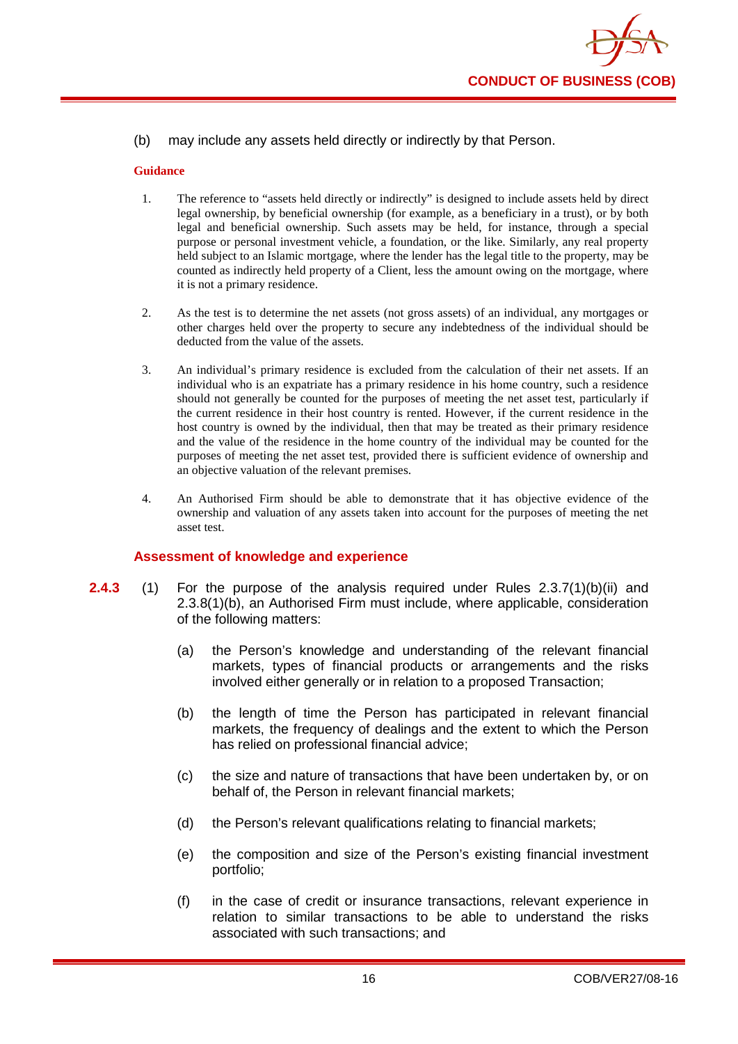(b) may include any assets held directly or indirectly by that Person.

**Guidance**

1. The reference to "assets held directly or indirectly" is designed to include assets held by direct legal ownership, by beneficial ownership (for example, as a beneficiary in a trust), or by both legal and beneficial ownership. Such assets may be held, for instance, through a special purpose or personal investment vehicle, a foundation, or the like. Similarly, any real property held subject to an Islamic mortgage, where the lender has the legal title to the property, may be counted as indirectly held property of a Client, less the amount owing on the mortgage, where it is not a primary residence.

2. As the test is to determine the net assets (not gross assets) of an individual, any mortgages or other charges held over the property to secure any indebtedness of the individual should be deducted from the value of the assets.

3. An individual's primary residence is excluded from the calculation of their net assets. If an individual who is an expatriate has a primary residence in his home country, such a residence should not generally be counted for the purposes of meeting the net asset test, particularly if the current residence in their host country is rented. However, if the current residence in the host country is owned by the individual, then that may be treated as their primary residence and the value of the residence in the home country of the individual may be counted for the purposes of meeting the net asset test, provided there is sufficient evidence of ownership and an objective valuation of the relevant premises.

4. An Authorised Firm should be able to demonstrate that it has objective evidence of the ownership and valuation of any assets taken into account for the purposes of meeting the net asset test.

### Assessment of knowledge and experience

**2.4.3** (1) For the purpose of the analysis required under Rules 2.3.7(1)(b)(ii) and 2.3.8(1)(b), an Authorised Firm must include, where applicable, consideration of the following matters:

(a) the Person's knowledge and understanding of the relevant financial markets, types of financial products or arrangements and the risks involved either generally or in relation to a proposed Transaction;

(b) the length of time the Person has participated in relevant financial markets, the frequency of dealings and the extent to which the Person has relied on professional financial advice;

(c) the size and nature of transactions that have been undertaken by, or on behalf of, the Person in relevant financial markets;

(d) the Person's relevant qualifications relating to financial markets;

(e) the composition and size of the Person's existing financial investment portfolio;

(f) in the case of credit or insurance transactions, relevant experience in relation to similar transactions to be able to understand the risks associated with such transactions; and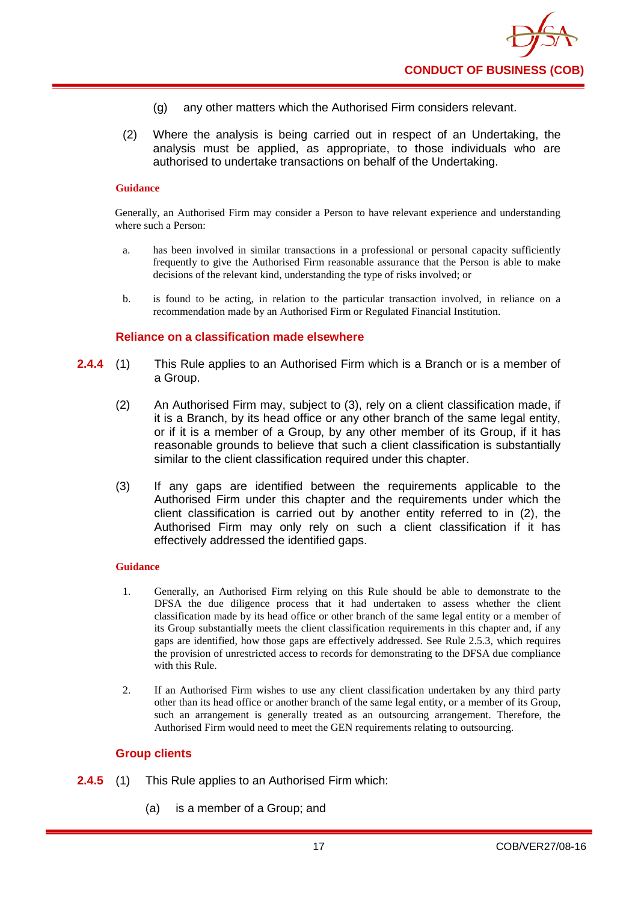(g) any other matters which the Authorised Firm considers relevant.

(2) Where the analysis is being carried out in respect of an Undertaking, the analysis must be applied, as appropriate, to those individuals who are authorised to undertake transactions on behalf of the Undertaking.

**Guidance**

Generally, an Authorised Firm may consider a Person to have relevant experience and understanding where such a Person:

a. has been involved in similar transactions in a professional or personal capacity sufficiently frequently to give the Authorised Firm reasonable assurance that the Person is able to make decisions of the relevant kind, understanding the type of risks involved; or

b. is found to be acting, in relation to the particular transaction involved, in reliance on a recommendation made by an Authorised Firm or Regulated Financial Institution.

### Reliance on a classification made elsewhere

**2.4.4** (1) This Rule applies to an Authorised Firm which is a Branch or is a member of a Group.

(2) An Authorised Firm may, subject to (3), rely on a client classification made, if it is a Branch, by its head office or any other branch of the same legal entity, or if it is a member of a Group, by any other member of its Group, if it has reasonable grounds to believe that such a client classification is substantially similar to the client classification required under this chapter.

(3) If any gaps are identified between the requirements applicable to the Authorised Firm under this chapter and the requirements under which the client classification is carried out by another entity referred to in (2), the Authorised Firm may only rely on such a client classification if it has effectively addressed the identified gaps.

**Guidance**

1. Generally, an Authorised Firm relying on this Rule should be able to demonstrate to the DFSA the due diligence process that it had undertaken to assess whether the client classification made by its head office or other branch of the same legal entity or a member of its Group substantially meets the client classification requirements in this chapter and, if any gaps are identified, how those gaps are effectively addressed. See Rule 2.5.3, which requires the provision of unrestricted access to records for demonstrating to the DFSA due compliance with this Rule.

2. If an Authorised Firm wishes to use any client classification undertaken by any third party other than its head office or another branch of the same legal entity, or a member of its Group, such an arrangement is generally treated as an outsourcing arrangement. Therefore, the Authorised Firm would need to meet the GEN requirements relating to outsourcing.

### Group clients

**2.4.5** (1) This Rule applies to an Authorised Firm which:

(a) is a member of a Group; and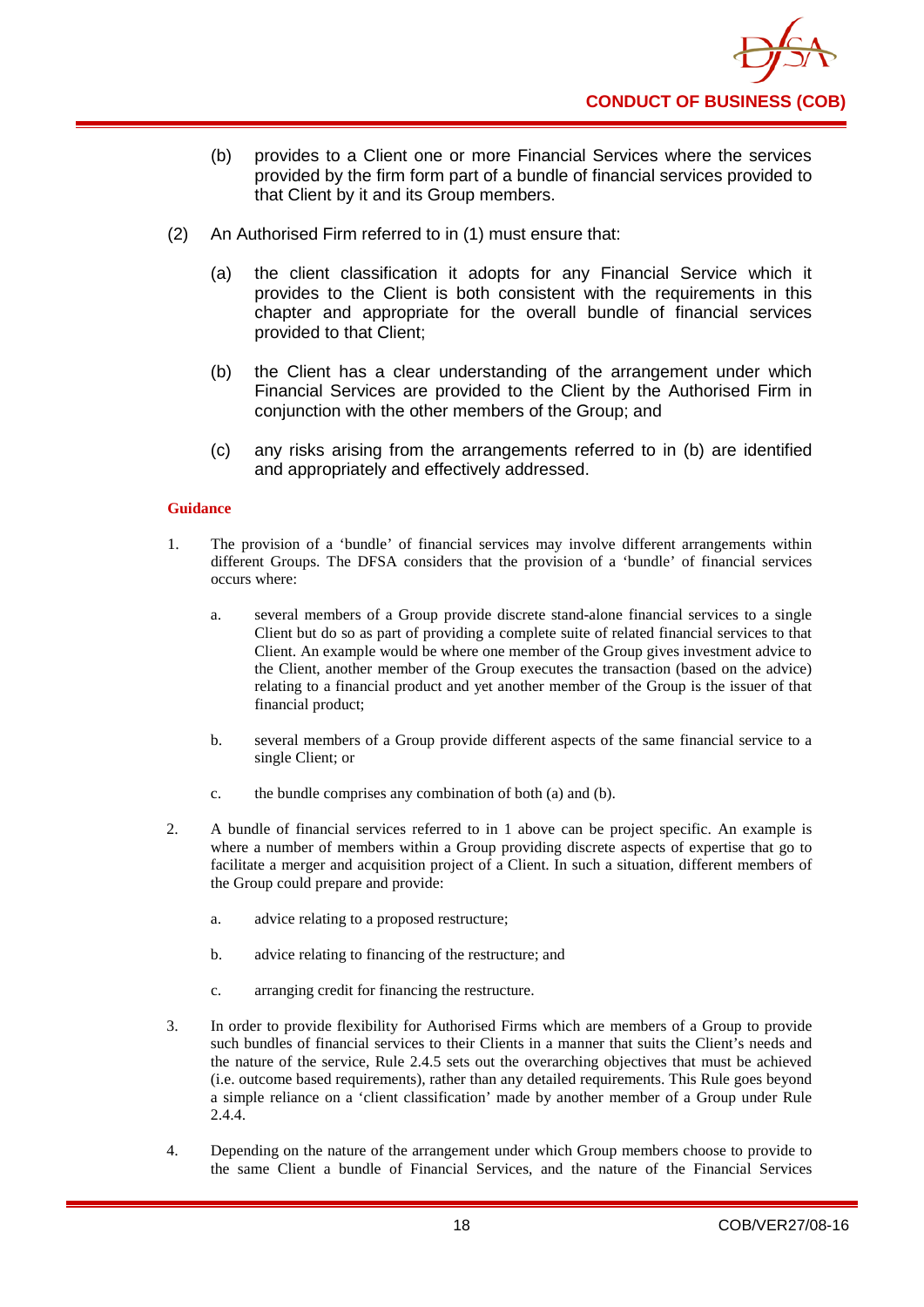(b) provides to a Client one or more Financial Services where the services provided by the firm form part of a bundle of financial services provided to that Client by it and its Group members.

(2) An Authorised Firm referred to in (1) must ensure that:

(a) the client classification it adopts for any Financial Service which it provides to the Client is both consistent with the requirements in this chapter and appropriate for the overall bundle of financial services provided to that Client;

(b) the Client has a clear understanding of the arrangement under which Financial Services are provided to the Client by the Authorised Firm in conjunction with the other members of the Group; and

(c) any risks arising from the arrangements referred to in (b) are identified and appropriately and effectively addressed.

**Guidance**

1. The provision of a 'bundle' of financial services may involve different arrangements within different Groups. The DFSA considers that the provision of a 'bundle' of financial services occurs where:

   a. several members of a Group provide discrete stand-alone financial services to a single Client but do so as part of providing a complete suite of related financial services to that Client. An example would be where one member of the Group gives investment advice to the Client, another member of the Group executes the transaction (based on the advice) relating to a financial product and yet another member of the Group is the issuer of that financial product;

   b. several members of a Group provide different aspects of the same financial service to a single Client; or

   c. the bundle comprises any combination of both (a) and (b).

2. A bundle of financial services referred to in 1 above can be project specific. An example is where a number of members within a Group providing discrete aspects of expertise that go to facilitate a merger and acquisition project of a Client. In such a situation, different members of the Group could prepare and provide:

   a. advice relating to a proposed restructure;

   b. advice relating to financing of the restructure; and

   c. arranging credit for financing the restructure.

3. In order to provide flexibility for Authorised Firms which are members of a Group to provide such bundles of financial services to their Clients in a manner that suits the Client's needs and the nature of the service, Rule 2.4.5 sets out the overarching objectives that must be achieved (i.e. outcome based requirements), rather than any detailed requirements. This Rule goes beyond a simple reliance on a 'client classification' made by another member of a Group under Rule 2.4.4.

4. Depending on the nature of the arrangement under which Group members choose to provide to the same Client a bundle of Financial Services, and the nature of the Financial Services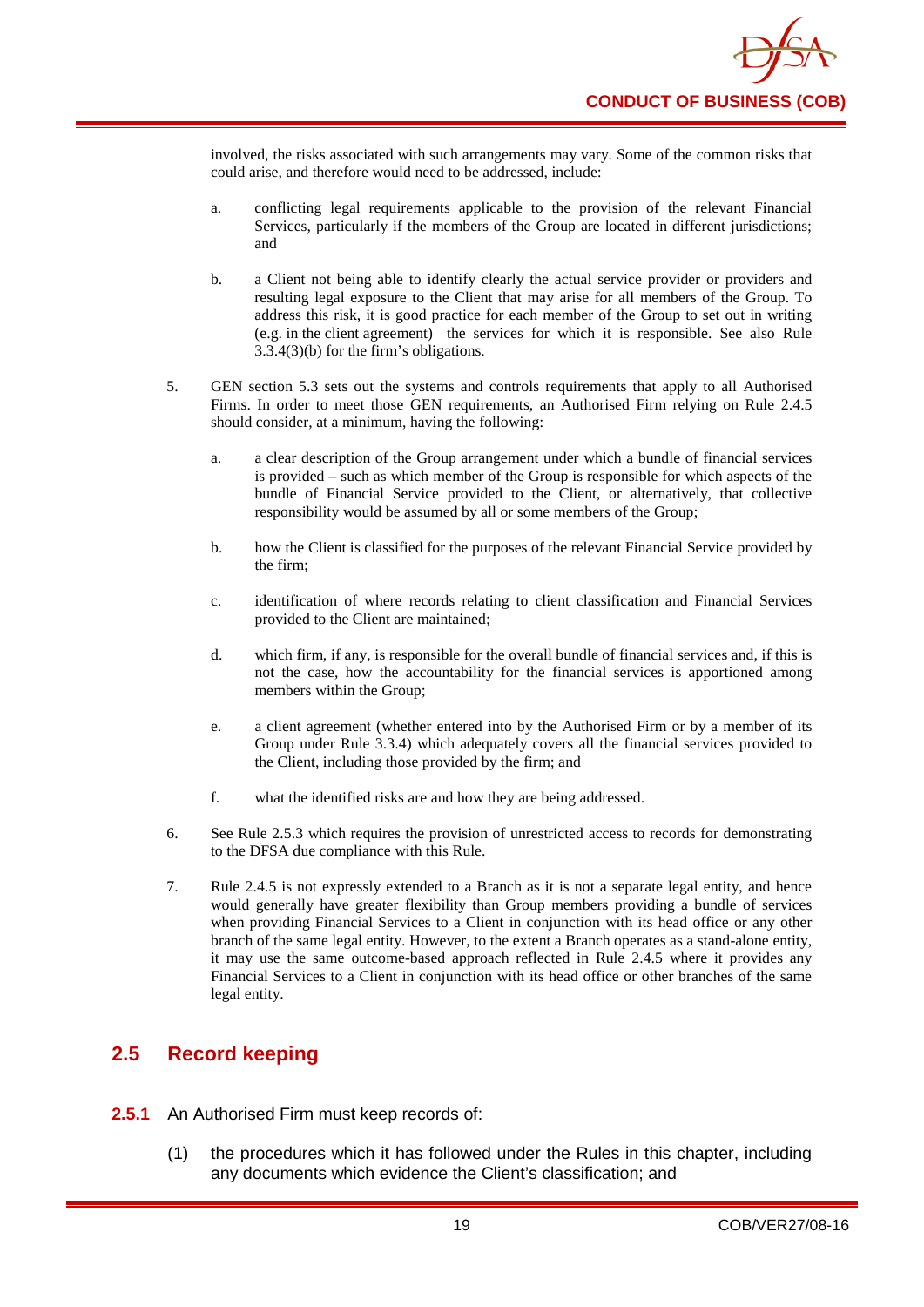involved, the risks associated with such arrangements may vary. Some of the common risks that could arise, and therefore would need to be addressed, include:

a. conflicting legal requirements applicable to the provision of the relevant Financial Services, particularly if the members of the Group are located in different jurisdictions; and

b. a Client not being able to identify clearly the actual service provider or providers and resulting legal exposure to the Client that may arise for all members of the Group. To address this risk, it is good practice for each member of the Group to set out in writing (e.g. in the client agreement) the services for which it is responsible. See also Rule 3.3.4(3)(b) for the firm's obligations.

5. GEN section 5.3 sets out the systems and controls requirements that apply to all Authorised Firms. In order to meet those GEN requirements, an Authorised Firm relying on Rule 2.4.5 should consider, at a minimum, having the following:

a. a clear description of the Group arrangement under which a bundle of financial services is provided – such as which member of the Group is responsible for which aspects of the bundle of Financial Service provided to the Client, or alternatively, that collective responsibility would be assumed by all or some members of the Group;

b. how the Client is classified for the purposes of the relevant Financial Service provided by the firm;

c. identification of where records relating to client classification and Financial Services provided to the Client are maintained;

d. which firm, if any, is responsible for the overall bundle of financial services and, if this is not the case, how the accountability for the financial services is apportioned among members within the Group;

e. a client agreement (whether entered into by the Authorised Firm or by a member of its Group under Rule 3.3.4) which adequately covers all the financial services provided to the Client, including those provided by the firm; and

f. what the identified risks are and how they are being addressed.

6. See Rule 2.5.3 which requires the provision of unrestricted access to records for demonstrating to the DFSA due compliance with this Rule.

7. Rule 2.4.5 is not expressly extended to a Branch as it is not a separate legal entity, and hence would generally have greater flexibility than Group members providing a bundle of services when providing Financial Services to a Client in conjunction with its head office or any other branch of the same legal entity. However, to the extent a Branch operates as a stand-alone entity, it may use the same outcome-based approach reflected in Rule 2.4.5 where it provides any Financial Services to a Client in conjunction with its head office or other branches of the same legal entity.

## 2.5 Record keeping

**2.5.1** An Authorised Firm must keep records of:

(1) the procedures which it has followed under the Rules in this chapter, including any documents which evidence the Client's classification; and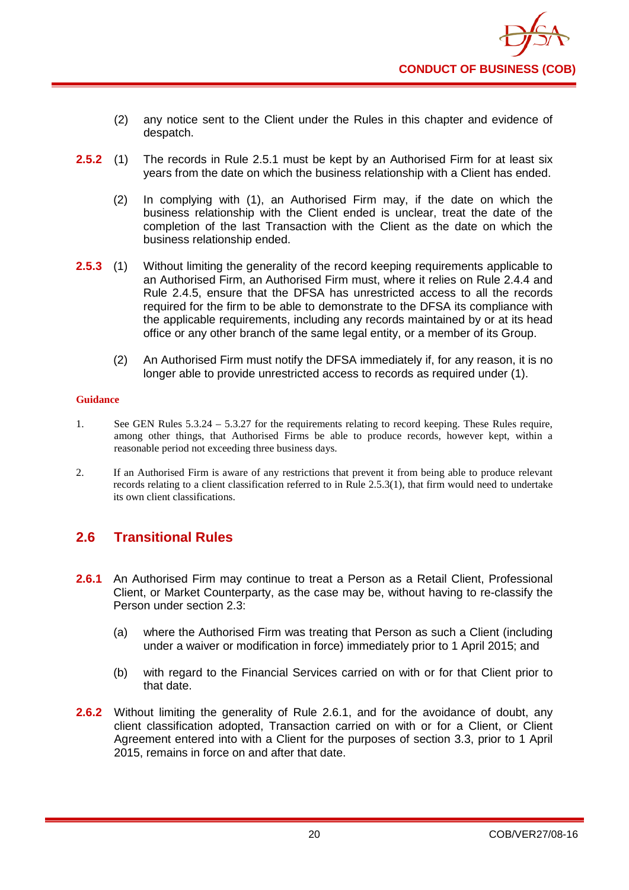(2) any notice sent to the Client under the Rules in this chapter and evidence of despatch.

**2.5.2** (1) The records in Rule 2.5.1 must be kept by an Authorised Firm for at least six years from the date on which the business relationship with a Client has ended.

(2) In complying with (1), an Authorised Firm may, if the date on which the business relationship with the Client ended is unclear, treat the date of the completion of the last Transaction with the Client as the date on which the business relationship ended.

**2.5.3** (1) Without limiting the generality of the record keeping requirements applicable to an Authorised Firm, an Authorised Firm must, where it relies on Rule 2.4.4 and Rule 2.4.5, ensure that the DFSA has unrestricted access to all the records required for the firm to be able to demonstrate to the DFSA its compliance with the applicable requirements, including any records maintained by or at its head office or any other branch of the same legal entity, or a member of its Group.

(2) An Authorised Firm must notify the DFSA immediately if, for any reason, it is no longer able to provide unrestricted access to records as required under (1).

**Guidance**

1. See GEN Rules 5.3.24 – 5.3.27 for the requirements relating to record keeping. These Rules require, among other things, that Authorised Firms be able to produce records, however kept, within a reasonable period not exceeding three business days.

2. If an Authorised Firm is aware of any restrictions that prevent it from being able to produce relevant records relating to a client classification referred to in Rule 2.5.3(1), that firm would need to undertake its own client classifications.

## 2.6 Transitional Rules

**2.6.1** An Authorised Firm may continue to treat a Person as a Retail Client, Professional Client, or Market Counterparty, as the case may be, without having to re-classify the Person under section 2.3:

(a) where the Authorised Firm was treating that Person as such a Client (including under a waiver or modification in force) immediately prior to 1 April 2015; and

(b) with regard to the Financial Services carried on with or for that Client prior to that date.

**2.6.2** Without limiting the generality of Rule 2.6.1, and for the avoidance of doubt, any client classification adopted, Transaction carried on with or for a Client, or Client Agreement entered into with a Client for the purposes of section 3.3, prior to 1 April 2015, remains in force on and after that date.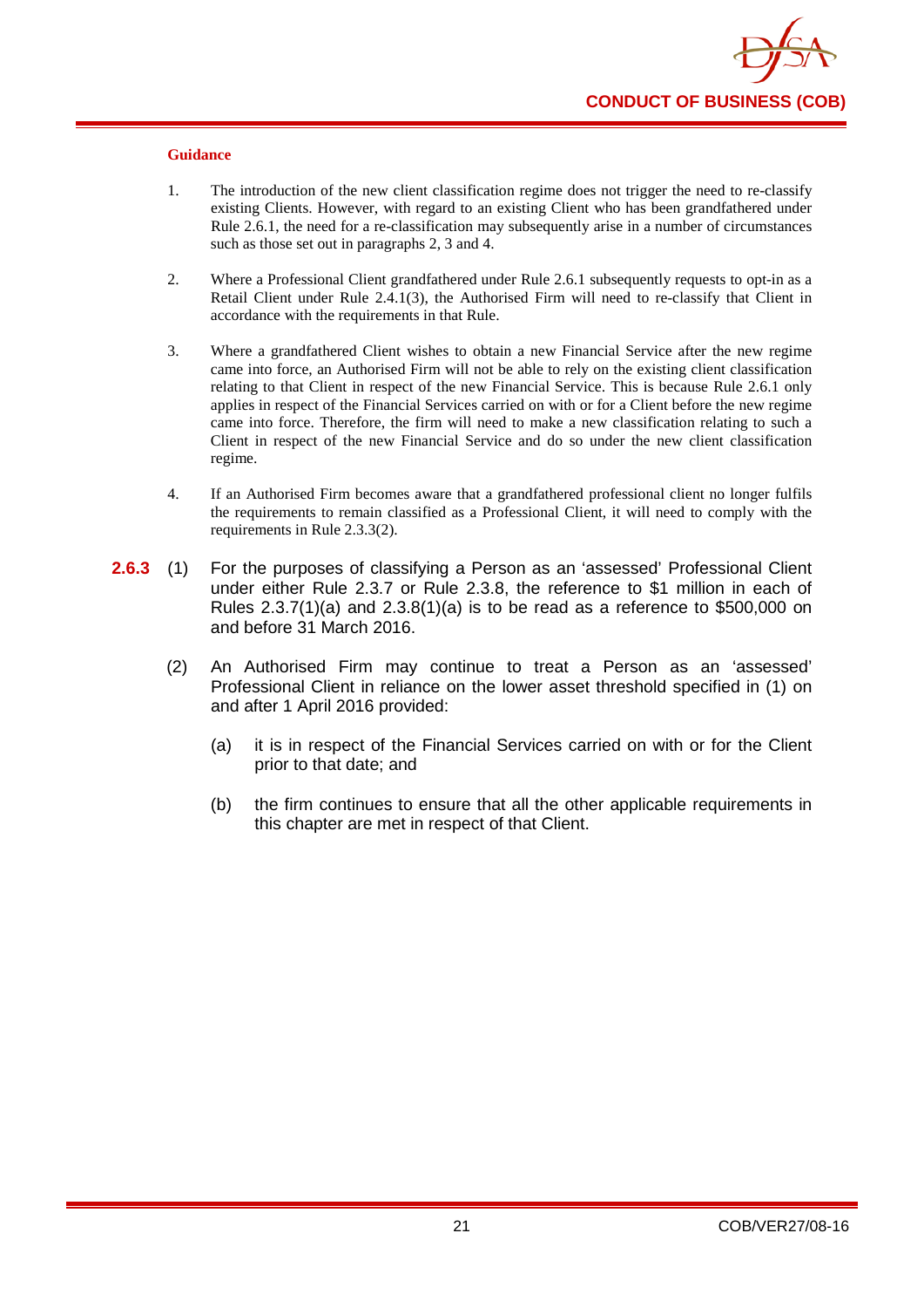#### Guidance

1. The introduction of the new client classification regime does not trigger the need to re-classify existing Clients. However, with regard to an existing Client who has been grandfathered under Rule 2.6.1, the need for a re-classification may subsequently arise in a number of circumstances such as those set out in paragraphs 2, 3 and 4.

2. Where a Professional Client grandfathered under Rule 2.6.1 subsequently requests to opt-in as a Retail Client under Rule 2.4.1(3), the Authorised Firm will need to re-classify that Client in accordance with the requirements in that Rule.

3. Where a grandfathered Client wishes to obtain a new Financial Service after the new regime came into force, an Authorised Firm will not be able to rely on the existing client classification relating to that Client in respect of the new Financial Service. This is because Rule 2.6.1 only applies in respect of the Financial Services carried on with or for a Client before the new regime came into force. Therefore, the firm will need to make a new classification relating to such a Client in respect of the new Financial Service and do so under the new client classification regime.

4. If an Authorised Firm becomes aware that a grandfathered professional client no longer fulfils the requirements to remain classified as a Professional Client, it will need to comply with the requirements in Rule 2.3.3(2).

**2.6.3** (1) For the purposes of classifying a Person as an 'assessed' Professional Client under either Rule 2.3.7 or Rule 2.3.8, the reference to $1 million in each of Rules 2.3.7(1)(a) and 2.3.8(1)(a) is to be read as a reference to $500,000 on and before 31 March 2016.

(2) An Authorised Firm may continue to treat a Person as an 'assessed' Professional Client in reliance on the lower asset threshold specified in (1) on and after 1 April 2016 provided:

(a) it is in respect of the Financial Services carried on with or for the Client prior to that date; and

(b) the firm continues to ensure that all the other applicable requirements in this chapter are met in respect of that Client.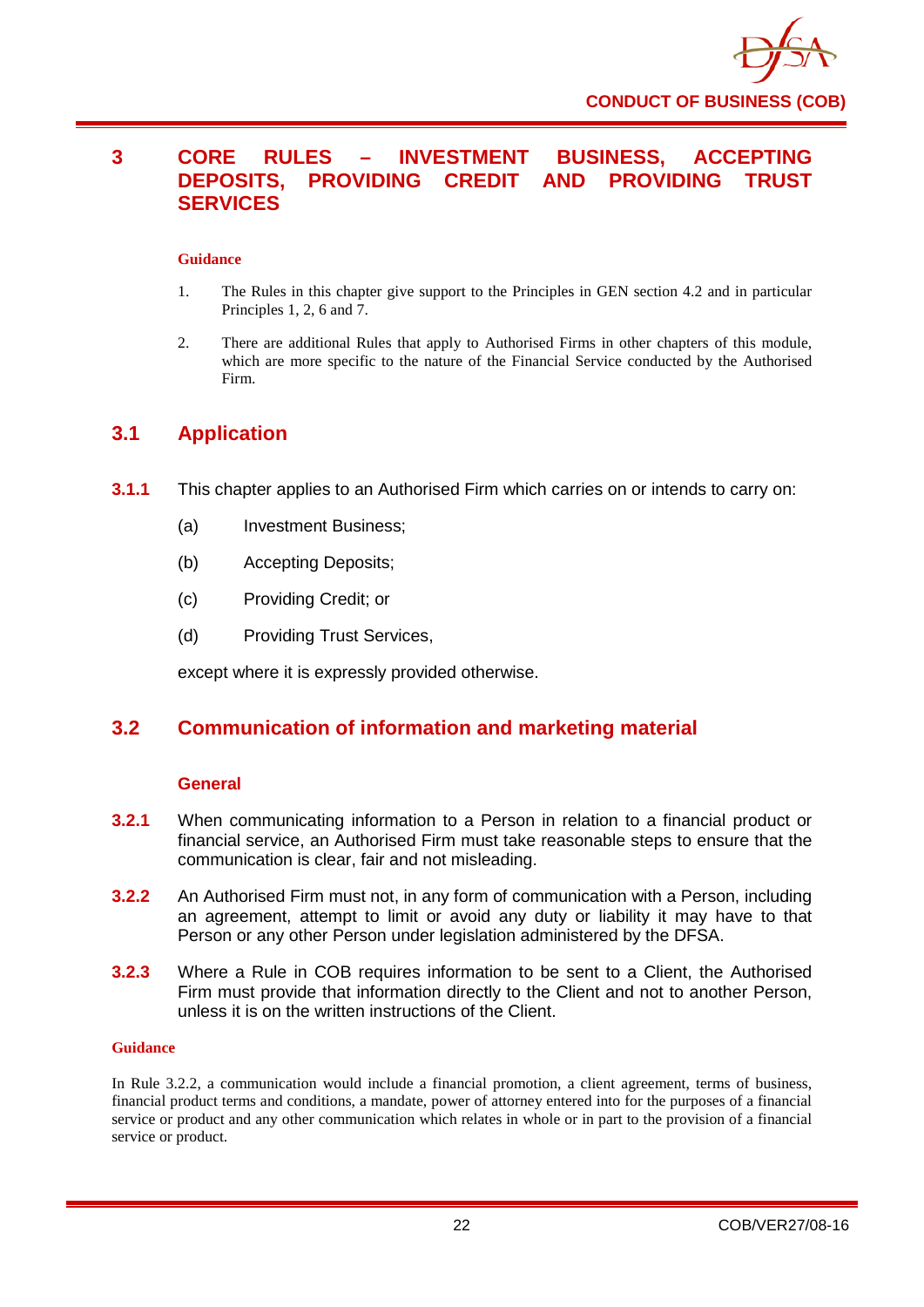# 3 CORE RULES – INVESTMENT BUSINESS, ACCEPTING DEPOSITS, PROVIDING CREDIT AND PROVIDING TRUST SERVICES

**Guidance**

1. The Rules in this chapter give support to the Principles in GEN section 4.2 and in particular Principles 1, 2, 6 and 7.
2. There are additional Rules that apply to Authorised Firms in other chapters of this module, which are more specific to the nature of the Financial Service conducted by the Authorised Firm.

## 3.1 Application

**3.1.1** This chapter applies to an Authorised Firm which carries on or intends to carry on:

(a) Investment Business;

(b) Accepting Deposits;

(c) Providing Credit; or

(d) Providing Trust Services,

except where it is expressly provided otherwise.

## 3.2 Communication of information and marketing material

### General

**3.2.1** When communicating information to a Person in relation to a financial product or financial service, an Authorised Firm must take reasonable steps to ensure that the communication is clear, fair and not misleading.

**3.2.2** An Authorised Firm must not, in any form of communication with a Person, including an agreement, attempt to limit or avoid any duty or liability it may have to that Person or any other Person under legislation administered by the DFSA.

**3.2.3** Where a Rule in COB requires information to be sent to a Client, the Authorised Firm must provide that information directly to the Client and not to another Person, unless it is on the written instructions of the Client.

**Guidance**

In Rule 3.2.2, a communication would include a financial promotion, a client agreement, terms of business, financial product terms and conditions, a mandate, power of attorney entered into for the purposes of a financial service or product and any other communication which relates in whole or in part to the provision of a financial service or product.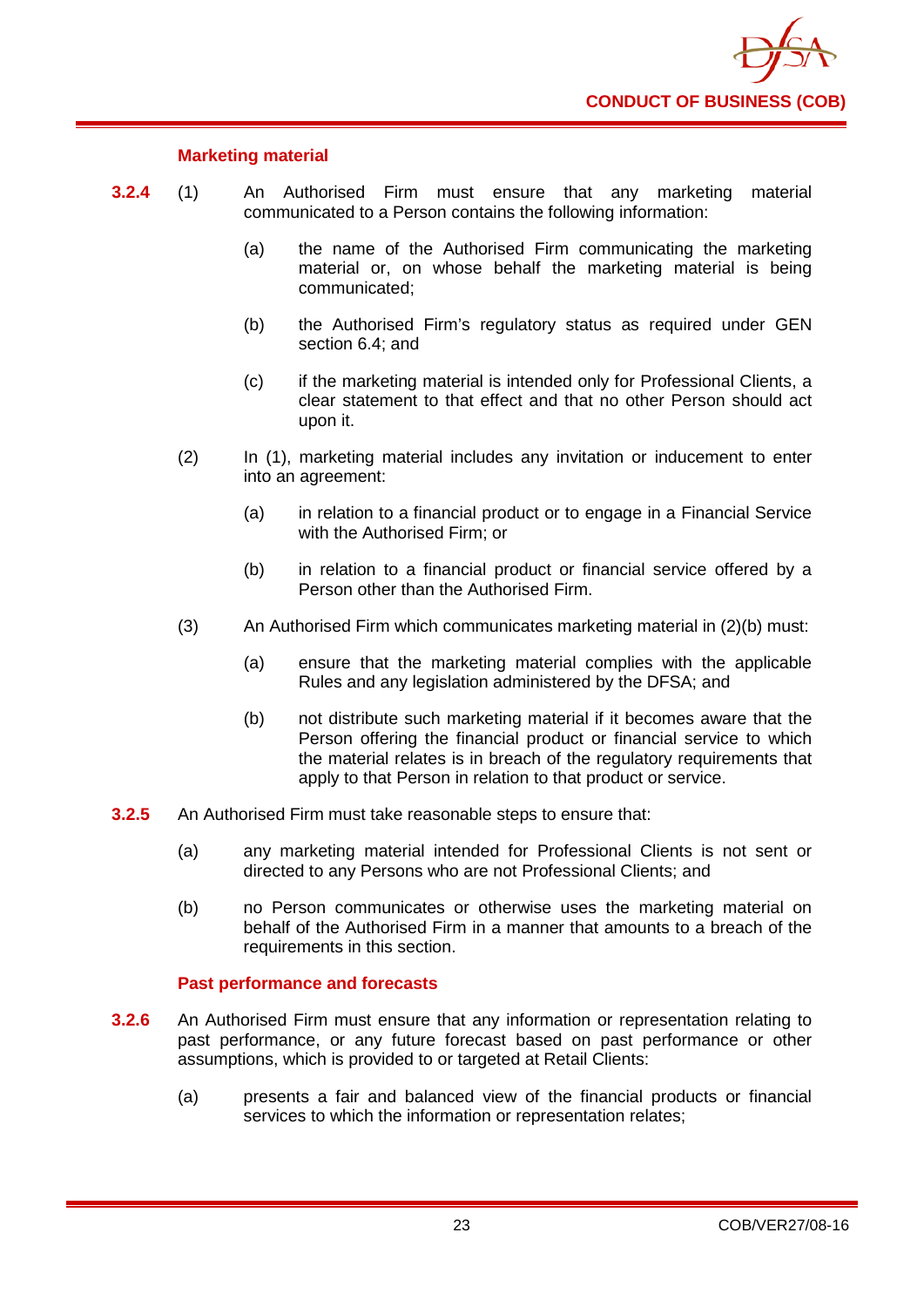### Marketing material

**3.2.4** (1) An Authorised Firm must ensure that any marketing material communicated to a Person contains the following information:

(a) the name of the Authorised Firm communicating the marketing material or, on whose behalf the marketing material is being communicated;

(b) the Authorised Firm's regulatory status as required under GEN section 6.4; and

(c) if the marketing material is intended only for Professional Clients, a clear statement to that effect and that no other Person should act upon it.

(2) In (1), marketing material includes any invitation or inducement to enter into an agreement:

(a) in relation to a financial product or to engage in a Financial Service with the Authorised Firm; or

(b) in relation to a financial product or financial service offered by a Person other than the Authorised Firm.

(3) An Authorised Firm which communicates marketing material in (2)(b) must:

(a) ensure that the marketing material complies with the applicable Rules and any legislation administered by the DFSA; and

(b) not distribute such marketing material if it becomes aware that the Person offering the financial product or financial service to which the material relates is in breach of the regulatory requirements that apply to that Person in relation to that product or service.

**3.2.5** An Authorised Firm must take reasonable steps to ensure that:

(a) any marketing material intended for Professional Clients is not sent or directed to any Persons who are not Professional Clients; and

(b) no Person communicates or otherwise uses the marketing material on behalf of the Authorised Firm in a manner that amounts to a breach of the requirements in this section.

### Past performance and forecasts

**3.2.6** An Authorised Firm must ensure that any information or representation relating to past performance, or any future forecast based on past performance or other assumptions, which is provided to or targeted at Retail Clients:

(a) presents a fair and balanced view of the financial products or financial services to which the information or representation relates;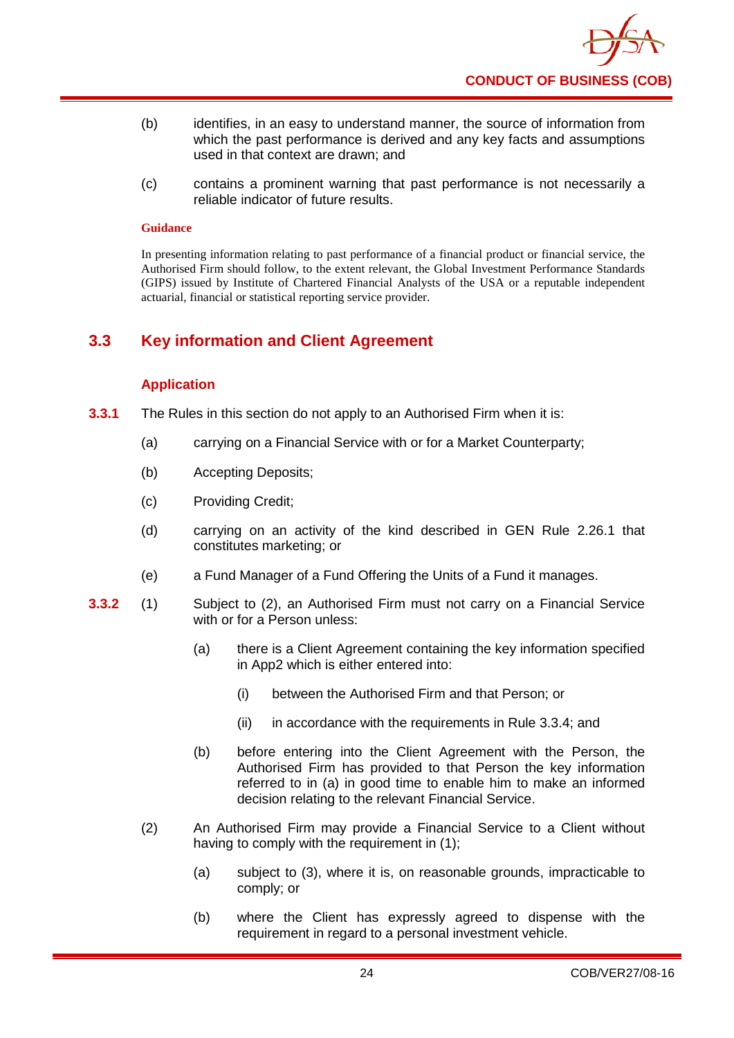(b) identifies, in an easy to understand manner, the source of information from which the past performance is derived and any key facts and assumptions used in that context are drawn; and

(c) contains a prominent warning that past performance is not necessarily a reliable indicator of future results.

**Guidance**

In presenting information relating to past performance of a financial product or financial service, the Authorised Firm should follow, to the extent relevant, the Global Investment Performance Standards (GIPS) issued by Institute of Chartered Financial Analysts of the USA or a reputable independent actuarial, financial or statistical reporting service provider.

## 3.3 Key information and Client Agreement

### Application

**3.3.1** The Rules in this section do not apply to an Authorised Firm when it is:

(a) carrying on a Financial Service with or for a Market Counterparty;

(b) Accepting Deposits;

(c) Providing Credit;

(d) carrying on an activity of the kind described in GEN Rule 2.26.1 that constitutes marketing; or

(e) a Fund Manager of a Fund Offering the Units of a Fund it manages.

**3.3.2** (1) Subject to (2), an Authorised Firm must not carry on a Financial Service with or for a Person unless:

(a) there is a Client Agreement containing the key information specified in App2 which is either entered into:

(i) between the Authorised Firm and that Person; or

(ii) in accordance with the requirements in Rule 3.3.4; and

(b) before entering into the Client Agreement with the Person, the Authorised Firm has provided to that Person the key information referred to in (a) in good time to enable him to make an informed decision relating to the relevant Financial Service.

(2) An Authorised Firm may provide a Financial Service to a Client without having to comply with the requirement in (1);

(a) subject to (3), where it is, on reasonable grounds, impracticable to comply; or

(b) where the Client has expressly agreed to dispense with the requirement in regard to a personal investment vehicle.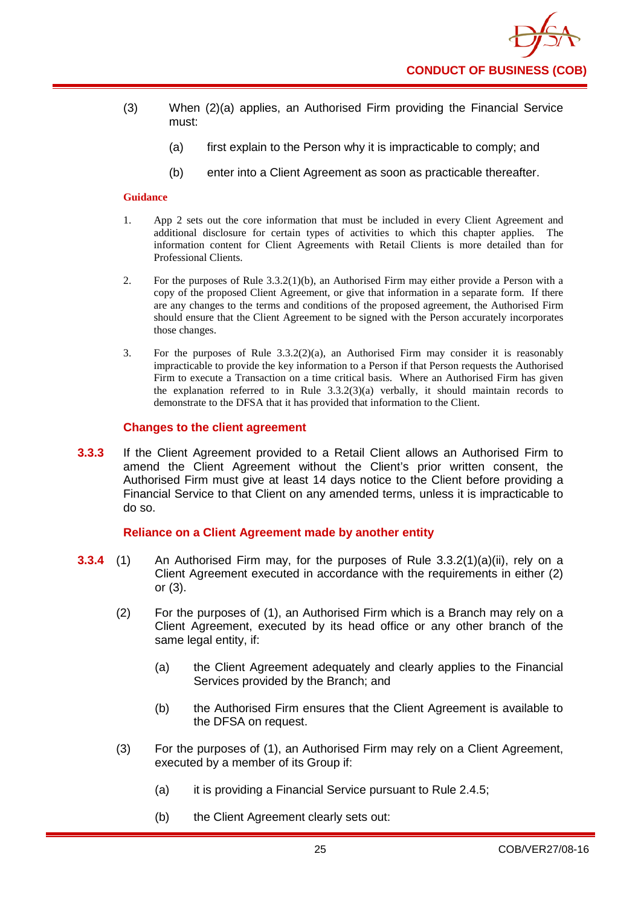(3) When (2)(a) applies, an Authorised Firm providing the Financial Service must:

(a) first explain to the Person why it is impracticable to comply; and

(b) enter into a Client Agreement as soon as practicable thereafter.

**Guidance**

1. App 2 sets out the core information that must be included in every Client Agreement and additional disclosure for certain types of activities to which this chapter applies. The information content for Client Agreements with Retail Clients is more detailed than for Professional Clients.

2. For the purposes of Rule 3.3.2(1)(b), an Authorised Firm may either provide a Person with a copy of the proposed Client Agreement, or give that information in a separate form. If there are any changes to the terms and conditions of the proposed agreement, the Authorised Firm should ensure that the Client Agreement to be signed with the Person accurately incorporates those changes.

3. For the purposes of Rule 3.3.2(2)(a), an Authorised Firm may consider it is reasonably impracticable to provide the key information to a Person if that Person requests the Authorised Firm to execute a Transaction on a time critical basis. Where an Authorised Firm has given the explanation referred to in Rule 3.3.2(3)(a) verbally, it should maintain records to demonstrate to the DFSA that it has provided that information to the Client.

### Changes to the client agreement

**3.3.3** If the Client Agreement provided to a Retail Client allows an Authorised Firm to amend the Client Agreement without the Client's prior written consent, the Authorised Firm must give at least 14 days notice to the Client before providing a Financial Service to that Client on any amended terms, unless it is impracticable to do so.

### Reliance on a Client Agreement made by another entity

**3.3.4** (1) An Authorised Firm may, for the purposes of Rule 3.3.2(1)(a)(ii), rely on a Client Agreement executed in accordance with the requirements in either (2) or (3).

(2) For the purposes of (1), an Authorised Firm which is a Branch may rely on a Client Agreement, executed by its head office or any other branch of the same legal entity, if:

(a) the Client Agreement adequately and clearly applies to the Financial Services provided by the Branch; and

(b) the Authorised Firm ensures that the Client Agreement is available to the DFSA on request.

(3) For the purposes of (1), an Authorised Firm may rely on a Client Agreement, executed by a member of its Group if:

(a) it is providing a Financial Service pursuant to Rule 2.4.5;

(b) the Client Agreement clearly sets out: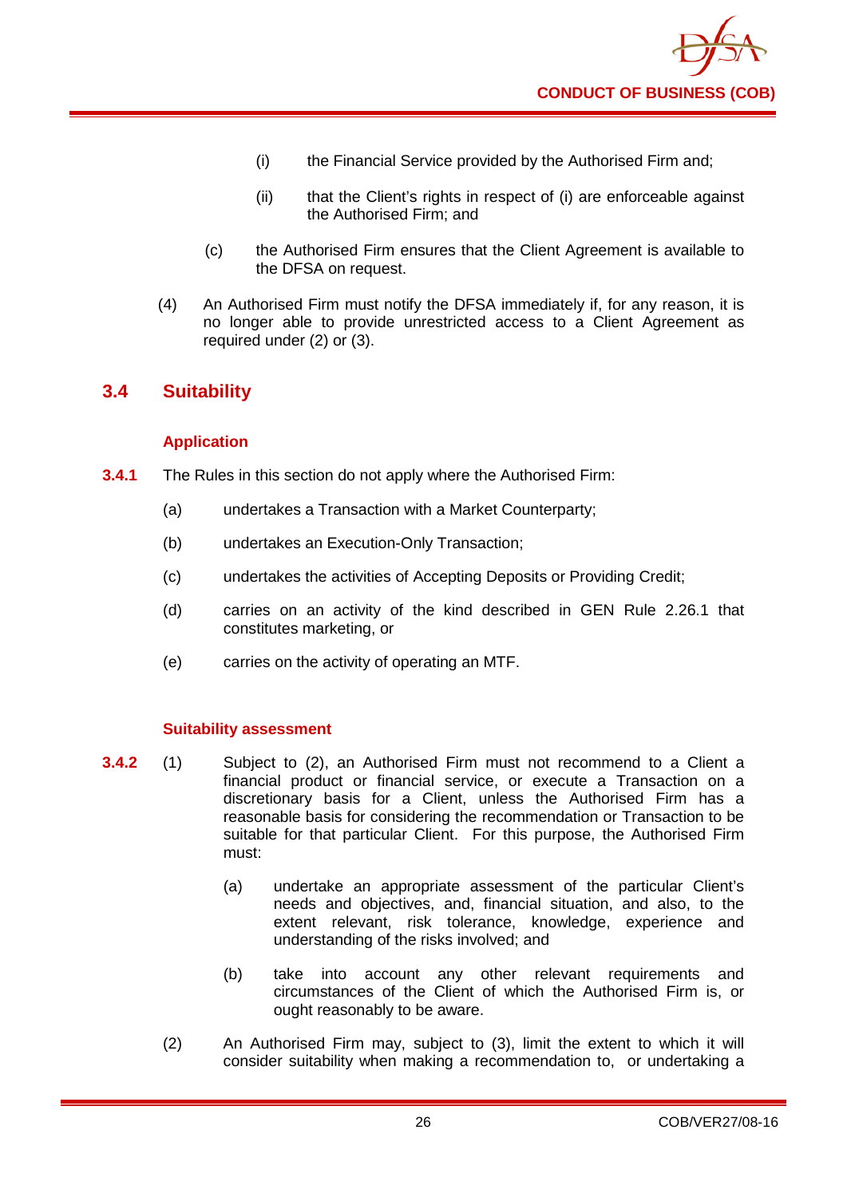(i) the Financial Service provided by the Authorised Firm and;

(ii) that the Client's rights in respect of (i) are enforceable against the Authorised Firm; and

(c) the Authorised Firm ensures that the Client Agreement is available to the DFSA on request.

(4) An Authorised Firm must notify the DFSA immediately if, for any reason, it is no longer able to provide unrestricted access to a Client Agreement as required under (2) or (3).

## 3.4 Suitability

### Application

**3.4.1** The Rules in this section do not apply where the Authorised Firm:

(a) undertakes a Transaction with a Market Counterparty;

(b) undertakes an Execution-Only Transaction;

(c) undertakes the activities of Accepting Deposits or Providing Credit;

(d) carries on an activity of the kind described in GEN Rule 2.26.1 that constitutes marketing, or

(e) carries on the activity of operating an MTF.

### Suitability assessment

**3.4.2** (1) Subject to (2), an Authorised Firm must not recommend to a Client a financial product or financial service, or execute a Transaction on a discretionary basis for a Client, unless the Authorised Firm has a reasonable basis for considering the recommendation or Transaction to be suitable for that particular Client. For this purpose, the Authorised Firm must:

(a) undertake an appropriate assessment of the particular Client's needs and objectives, and, financial situation, and also, to the extent relevant, risk tolerance, knowledge, experience and understanding of the risks involved; and

(b) take into account any other relevant requirements and circumstances of the Client of which the Authorised Firm is, or ought reasonably to be aware.

(2) An Authorised Firm may, subject to (3), limit the extent to which it will consider suitability when making a recommendation to, or undertaking a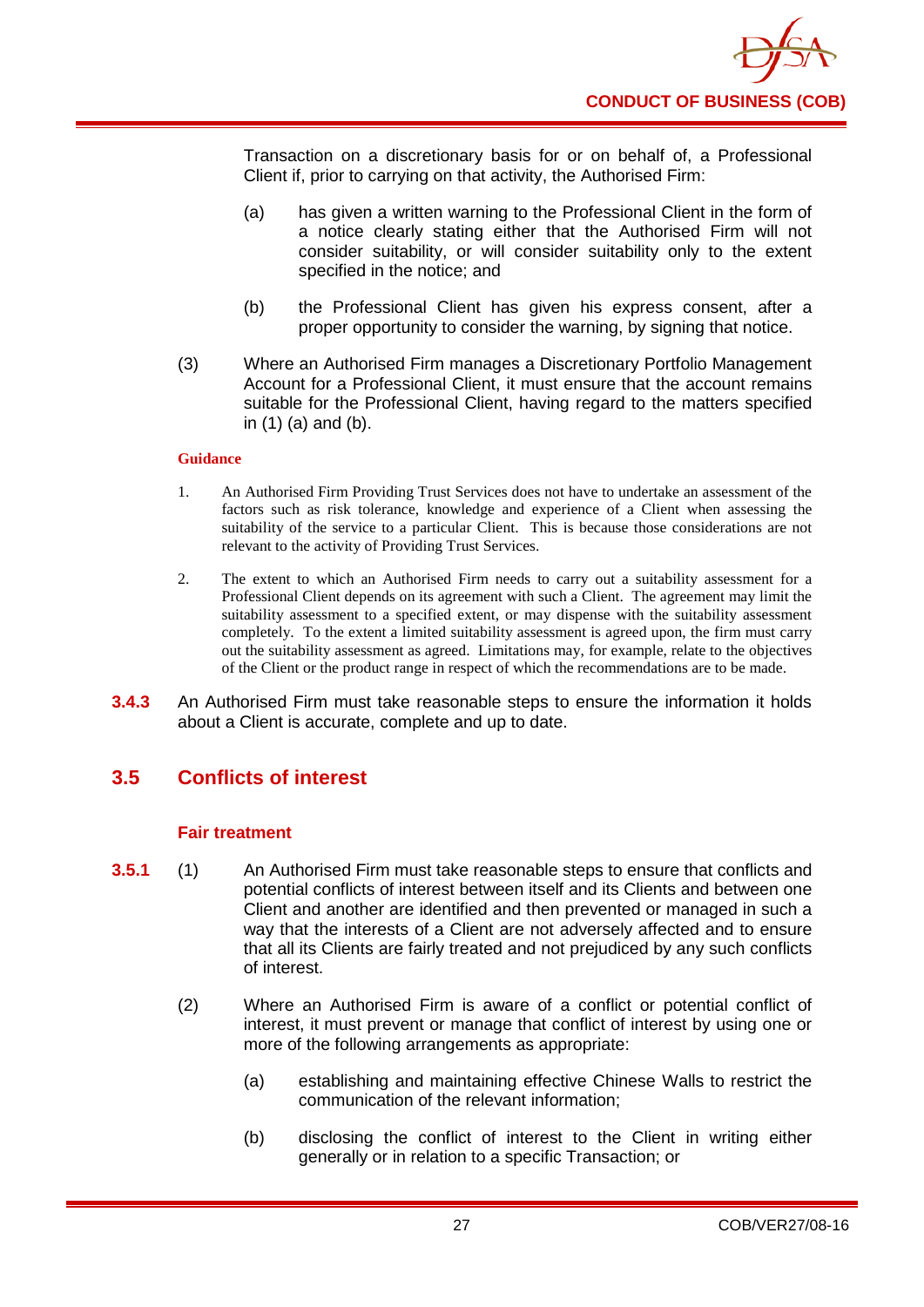Transaction on a discretionary basis for or on behalf of, a Professional Client if, prior to carrying on that activity, the Authorised Firm:

(a) has given a written warning to the Professional Client in the form of a notice clearly stating either that the Authorised Firm will not consider suitability, or will consider suitability only to the extent specified in the notice; and

(b) the Professional Client has given his express consent, after a proper opportunity to consider the warning, by signing that notice.

(3) Where an Authorised Firm manages a Discretionary Portfolio Management Account for a Professional Client, it must ensure that the account remains suitable for the Professional Client, having regard to the matters specified in (1) (a) and (b).

**Guidance**

1. An Authorised Firm Providing Trust Services does not have to undertake an assessment of the factors such as risk tolerance, knowledge and experience of a Client when assessing the suitability of the service to a particular Client. This is because those considerations are not relevant to the activity of Providing Trust Services.

2. The extent to which an Authorised Firm needs to carry out a suitability assessment for a Professional Client depends on its agreement with such a Client. The agreement may limit the suitability assessment to a specified extent, or may dispense with the suitability assessment completely. To the extent a limited suitability assessment is agreed upon, the firm must carry out the suitability assessment as agreed. Limitations may, for example, relate to the objectives of the Client or the product range in respect of which the recommendations are to be made.

**3.4.3** An Authorised Firm must take reasonable steps to ensure the information it holds about a Client is accurate, complete and up to date.

## 3.5 Conflicts of interest

### Fair treatment

**3.5.1** (1) An Authorised Firm must take reasonable steps to ensure that conflicts and potential conflicts of interest between itself and its Clients and between one Client and another are identified and then prevented or managed in such a way that the interests of a Client are not adversely affected and to ensure that all its Clients are fairly treated and not prejudiced by any such conflicts of interest.

(2) Where an Authorised Firm is aware of a conflict or potential conflict of interest, it must prevent or manage that conflict of interest by using one or more of the following arrangements as appropriate:

(a) establishing and maintaining effective Chinese Walls to restrict the communication of the relevant information;

(b) disclosing the conflict of interest to the Client in writing either generally or in relation to a specific Transaction; or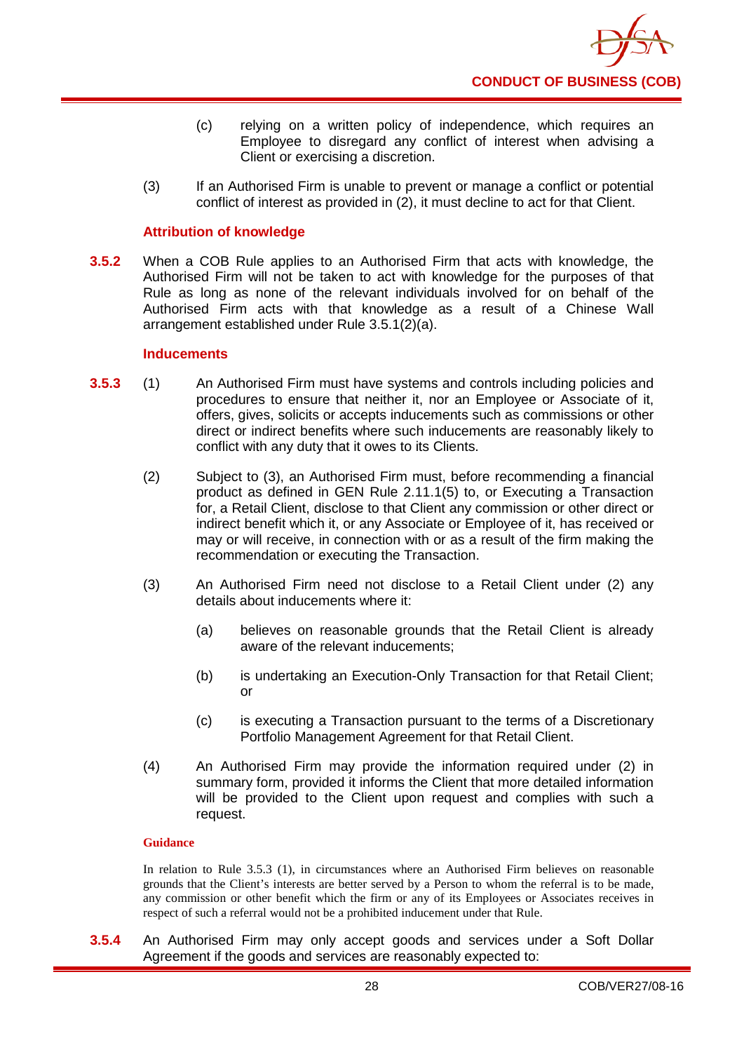(c) relying on a written policy of independence, which requires an Employee to disregard any conflict of interest when advising a Client or exercising a discretion.

(3) If an Authorised Firm is unable to prevent or manage a conflict or potential conflict of interest as provided in (2), it must decline to act for that Client.

### Attribution of knowledge

**3.5.2** When a COB Rule applies to an Authorised Firm that acts with knowledge, the Authorised Firm will not be taken to act with knowledge for the purposes of that Rule as long as none of the relevant individuals involved for on behalf of the Authorised Firm acts with that knowledge as a result of a Chinese Wall arrangement established under Rule 3.5.1(2)(a).

### Inducements

**3.5.3** (1) An Authorised Firm must have systems and controls including policies and procedures to ensure that neither it, nor an Employee or Associate of it, offers, gives, solicits or accepts inducements such as commissions or other direct or indirect benefits where such inducements are reasonably likely to conflict with any duty that it owes to its Clients.

(2) Subject to (3), an Authorised Firm must, before recommending a financial product as defined in GEN Rule 2.11.1(5) to, or Executing a Transaction for, a Retail Client, disclose to that Client any commission or other direct or indirect benefit which it, or any Associate or Employee of it, has received or may or will receive, in connection with or as a result of the firm making the recommendation or executing the Transaction.

(3) An Authorised Firm need not disclose to a Retail Client under (2) any details about inducements where it:

(a) believes on reasonable grounds that the Retail Client is already aware of the relevant inducements;

(b) is undertaking an Execution-Only Transaction for that Retail Client; or

(c) is executing a Transaction pursuant to the terms of a Discretionary Portfolio Management Agreement for that Retail Client.

(4) An Authorised Firm may provide the information required under (2) in summary form, provided it informs the Client that more detailed information will be provided to the Client upon request and complies with such a request.

#### Guidance

In relation to Rule 3.5.3 (1), in circumstances where an Authorised Firm believes on reasonable grounds that the Client's interests are better served by a Person to whom the referral is to be made, any commission or other benefit which the firm or any of its Employees or Associates receives in respect of such a referral would not be a prohibited inducement under that Rule.

**3.5.4** An Authorised Firm may only accept goods and services under a Soft Dollar Agreement if the goods and services are reasonably expected to: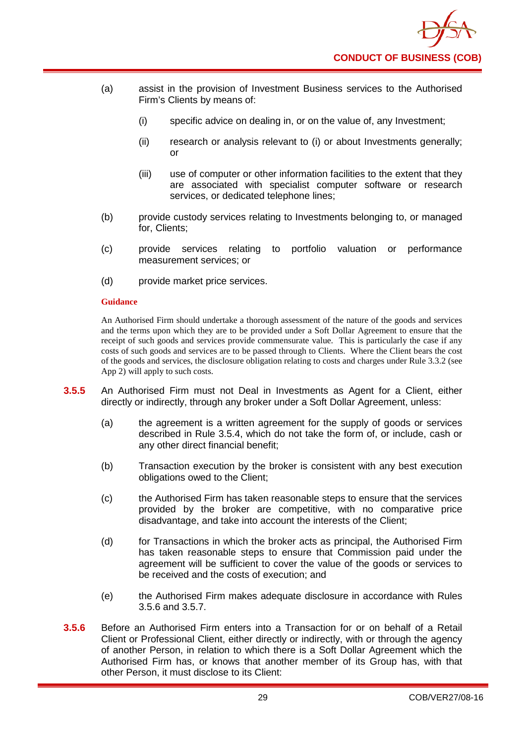(a) assist in the provision of Investment Business services to the Authorised Firm's Clients by means of:

   (i) specific advice on dealing in, or on the value of, any Investment;

   (ii) research or analysis relevant to (i) or about Investments generally; or

   (iii) use of computer or other information facilities to the extent that they are associated with specialist computer software or research services, or dedicated telephone lines;

(b) provide custody services relating to Investments belonging to, or managed for, Clients;

(c) provide services relating to portfolio valuation or performance measurement services; or

(d) provide market price services.

**Guidance**

An Authorised Firm should undertake a thorough assessment of the nature of the goods and services and the terms upon which they are to be provided under a Soft Dollar Agreement to ensure that the receipt of such goods and services provide commensurate value. This is particularly the case if any costs of such goods and services are to be passed through to Clients. Where the Client bears the cost of the goods and services, the disclosure obligation relating to costs and charges under Rule 3.3.2 (see App 2) will apply to such costs.

**3.5.5** An Authorised Firm must not Deal in Investments as Agent for a Client, either directly or indirectly, through any broker under a Soft Dollar Agreement, unless:

(a) the agreement is a written agreement for the supply of goods or services described in Rule 3.5.4, which do not take the form of, or include, cash or any other direct financial benefit;

(b) Transaction execution by the broker is consistent with any best execution obligations owed to the Client;

(c) the Authorised Firm has taken reasonable steps to ensure that the services provided by the broker are competitive, with no comparative price disadvantage, and take into account the interests of the Client;

(d) for Transactions in which the broker acts as principal, the Authorised Firm has taken reasonable steps to ensure that Commission paid under the agreement will be sufficient to cover the value of the goods or services to be received and the costs of execution; and

(e) the Authorised Firm makes adequate disclosure in accordance with Rules 3.5.6 and 3.5.7.

**3.5.6** Before an Authorised Firm enters into a Transaction for or on behalf of a Retail Client or Professional Client, either directly or indirectly, with or through the agency of another Person, in relation to which there is a Soft Dollar Agreement which the Authorised Firm has, or knows that another member of its Group has, with that other Person, it must disclose to its Client: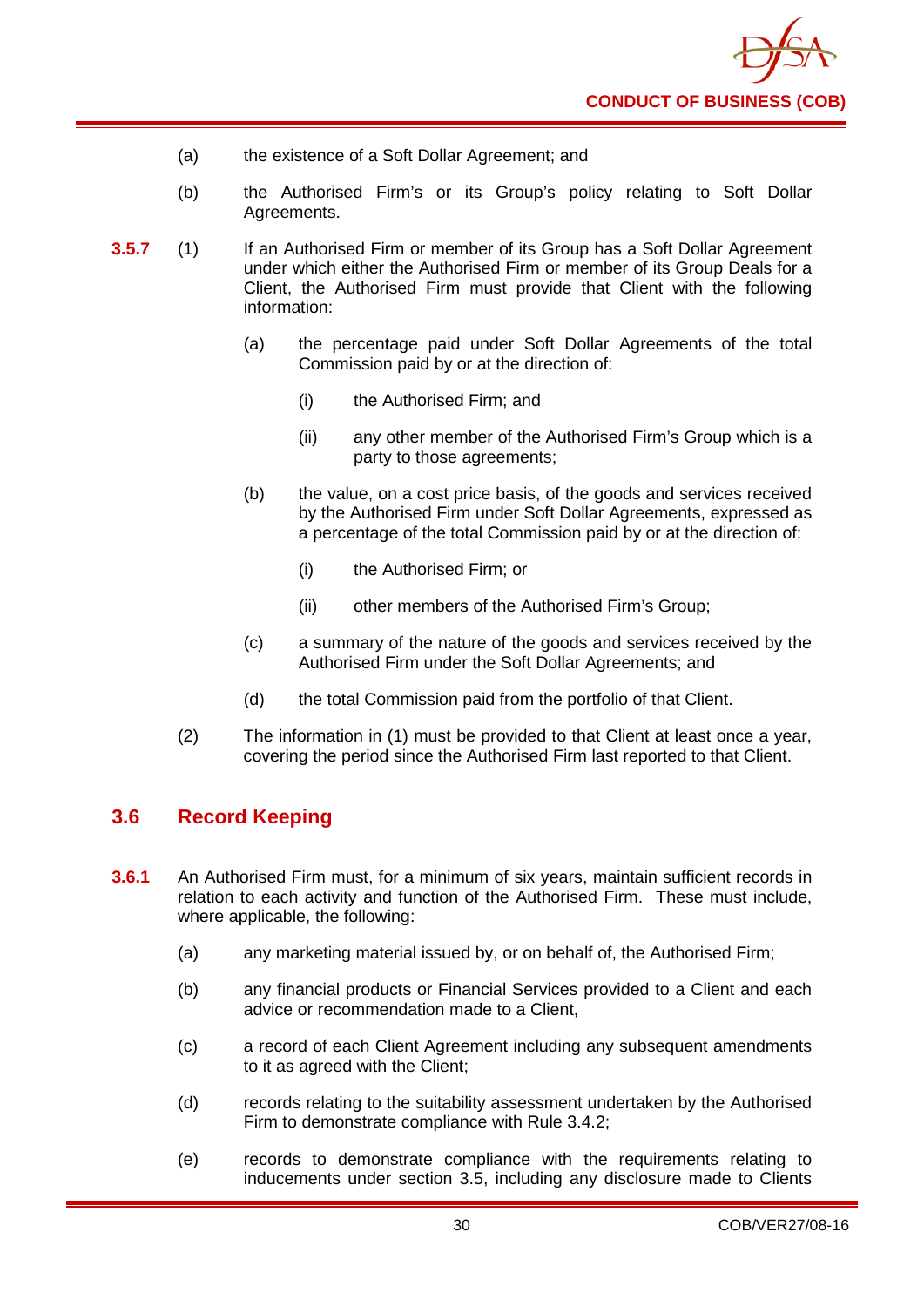(a) the existence of a Soft Dollar Agreement; and

(b) the Authorised Firm's or its Group's policy relating to Soft Dollar Agreements.

**3.5.7** (1) If an Authorised Firm or member of its Group has a Soft Dollar Agreement under which either the Authorised Firm or member of its Group Deals for a Client, the Authorised Firm must provide that Client with the following information:

(a) the percentage paid under Soft Dollar Agreements of the total Commission paid by or at the direction of:

(i) the Authorised Firm; and

(ii) any other member of the Authorised Firm's Group which is a party to those agreements;

(b) the value, on a cost price basis, of the goods and services received by the Authorised Firm under Soft Dollar Agreements, expressed as a percentage of the total Commission paid by or at the direction of:

(i) the Authorised Firm; or

(ii) other members of the Authorised Firm's Group;

(c) a summary of the nature of the goods and services received by the Authorised Firm under the Soft Dollar Agreements; and

(d) the total Commission paid from the portfolio of that Client.

(2) The information in (1) must be provided to that Client at least once a year, covering the period since the Authorised Firm last reported to that Client.

## 3.6 Record Keeping

**3.6.1** An Authorised Firm must, for a minimum of six years, maintain sufficient records in relation to each activity and function of the Authorised Firm. These must include, where applicable, the following:

(a) any marketing material issued by, or on behalf of, the Authorised Firm;

(b) any financial products or Financial Services provided to a Client and each advice or recommendation made to a Client,

(c) a record of each Client Agreement including any subsequent amendments to it as agreed with the Client;

(d) records relating to the suitability assessment undertaken by the Authorised Firm to demonstrate compliance with Rule 3.4.2;

(e) records to demonstrate compliance with the requirements relating to inducements under section 3.5, including any disclosure made to Clients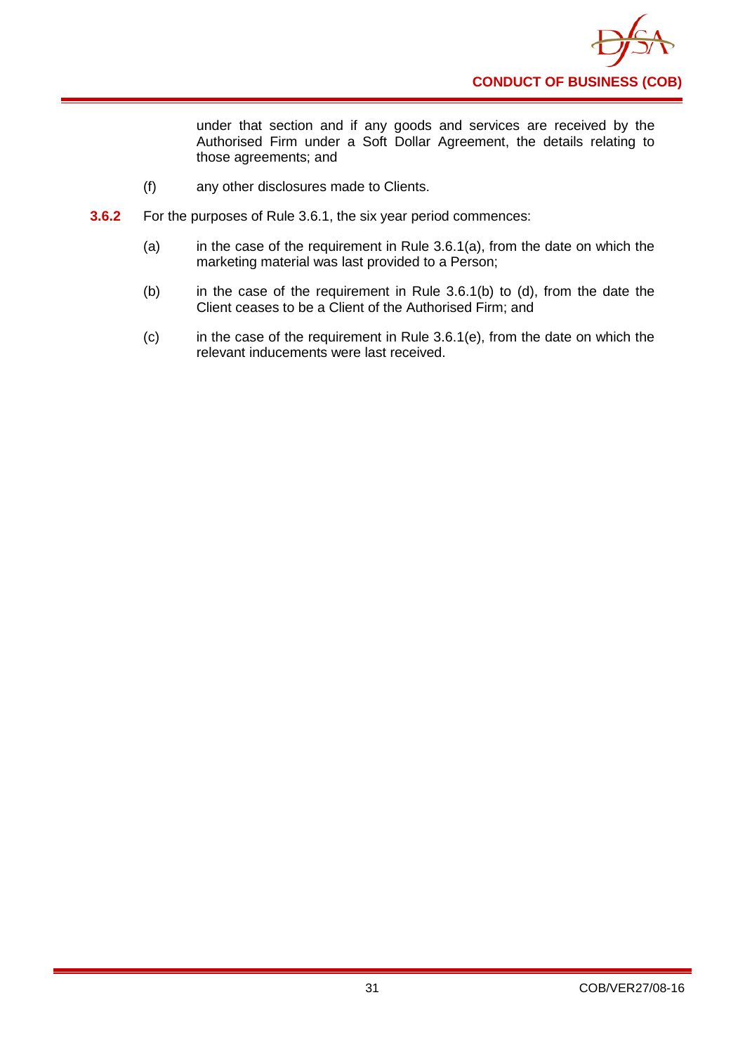under that section and if any goods and services are received by the Authorised Firm under a Soft Dollar Agreement, the details relating to those agreements; and

(f) any other disclosures made to Clients.

**3.6.2** For the purposes of Rule 3.6.1, the six year period commences:

(a) in the case of the requirement in Rule 3.6.1(a), from the date on which the marketing material was last provided to a Person;

(b) in the case of the requirement in Rule 3.6.1(b) to (d), from the date the Client ceases to be a Client of the Authorised Firm; and

(c) in the case of the requirement in Rule 3.6.1(e), from the date on which the relevant inducements were last received.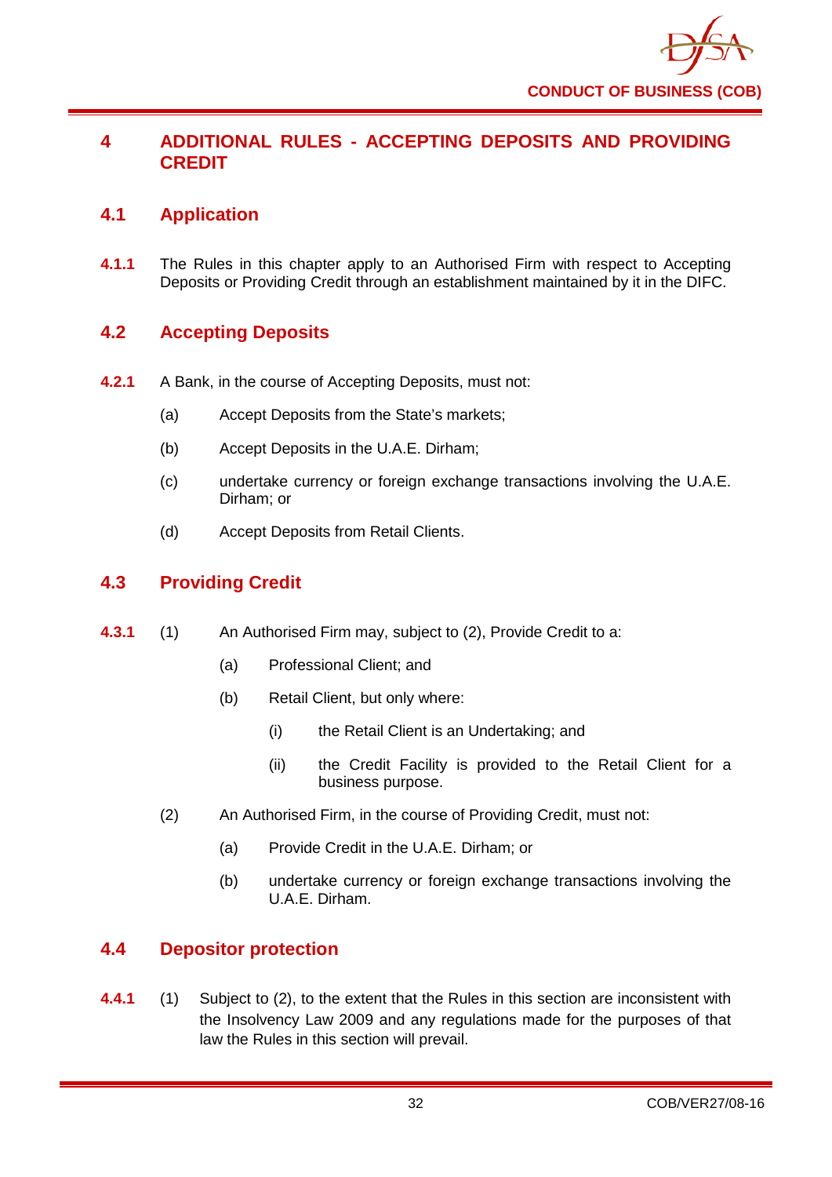# 4 ADDITIONAL RULES - ACCEPTING DEPOSITS AND PROVIDING CREDIT

## 4.1 Application

**4.1.1** The Rules in this chapter apply to an Authorised Firm with respect to Accepting Deposits or Providing Credit through an establishment maintained by it in the DIFC.

## 4.2 Accepting Deposits

**4.2.1** A Bank, in the course of Accepting Deposits, must not:

(a) Accept Deposits from the State's markets;

(b) Accept Deposits in the U.A.E. Dirham;

(c) undertake currency or foreign exchange transactions involving the U.A.E. Dirham; or

(d) Accept Deposits from Retail Clients.

## 4.3 Providing Credit

**4.3.1** (1) An Authorised Firm may, subject to (2), Provide Credit to a:

(a) Professional Client; and

(b) Retail Client, but only where:

(i) the Retail Client is an Undertaking; and

(ii) the Credit Facility is provided to the Retail Client for a business purpose.

(2) An Authorised Firm, in the course of Providing Credit, must not:

(a) Provide Credit in the U.A.E. Dirham; or

(b) undertake currency or foreign exchange transactions involving the U.A.E. Dirham.

## 4.4 Depositor protection

**4.4.1** (1) Subject to (2), to the extent that the Rules in this section are inconsistent with the Insolvency Law 2009 and any regulations made for the purposes of that law the Rules in this section will prevail.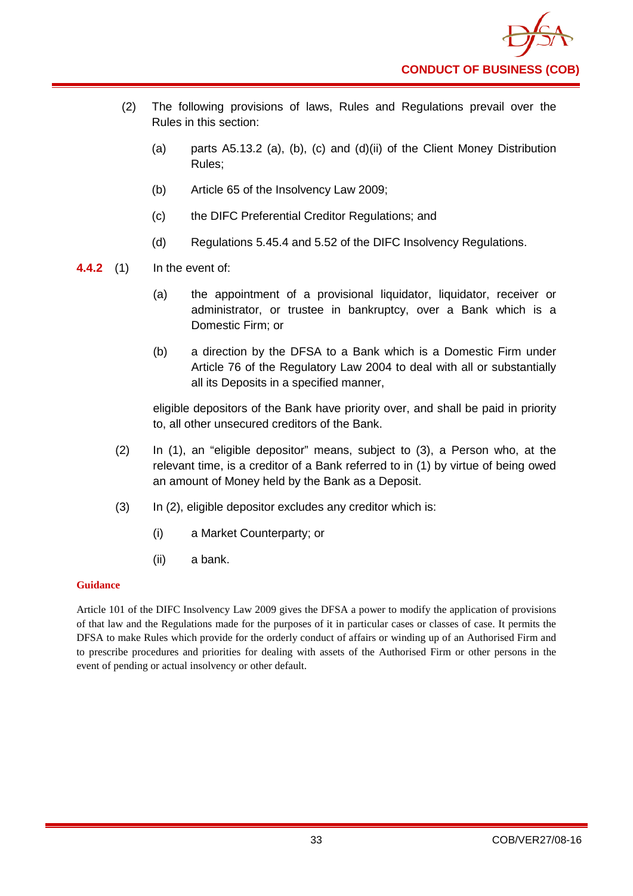(2) The following provisions of laws, Rules and Regulations prevail over the Rules in this section:

(a) parts A5.13.2 (a), (b), (c) and (d)(ii) of the Client Money Distribution Rules;

(b) Article 65 of the Insolvency Law 2009;

(c) the DIFC Preferential Creditor Regulations; and

(d) Regulations 5.45.4 and 5.52 of the DIFC Insolvency Regulations.

**4.4.2** (1) In the event of:

(a) the appointment of a provisional liquidator, liquidator, receiver or administrator, or trustee in bankruptcy, over a Bank which is a Domestic Firm; or

(b) a direction by the DFSA to a Bank which is a Domestic Firm under Article 76 of the Regulatory Law 2004 to deal with all or substantially all its Deposits in a specified manner,

eligible depositors of the Bank have priority over, and shall be paid in priority to, all other unsecured creditors of the Bank.

(2) In (1), an "eligible depositor" means, subject to (3), a Person who, at the relevant time, is a creditor of a Bank referred to in (1) by virtue of being owed an amount of Money held by the Bank as a Deposit.

(3) In (2), eligible depositor excludes any creditor which is:

(i) a Market Counterparty; or

(ii) a bank.

**Guidance**

Article 101 of the DIFC Insolvency Law 2009 gives the DFSA a power to modify the application of provisions of that law and the Regulations made for the purposes of it in particular cases or classes of case. It permits the DFSA to make Rules which provide for the orderly conduct of affairs or winding up of an Authorised Firm and to prescribe procedures and priorities for dealing with assets of the Authorised Firm or other persons in the event of pending or actual insolvency or other default.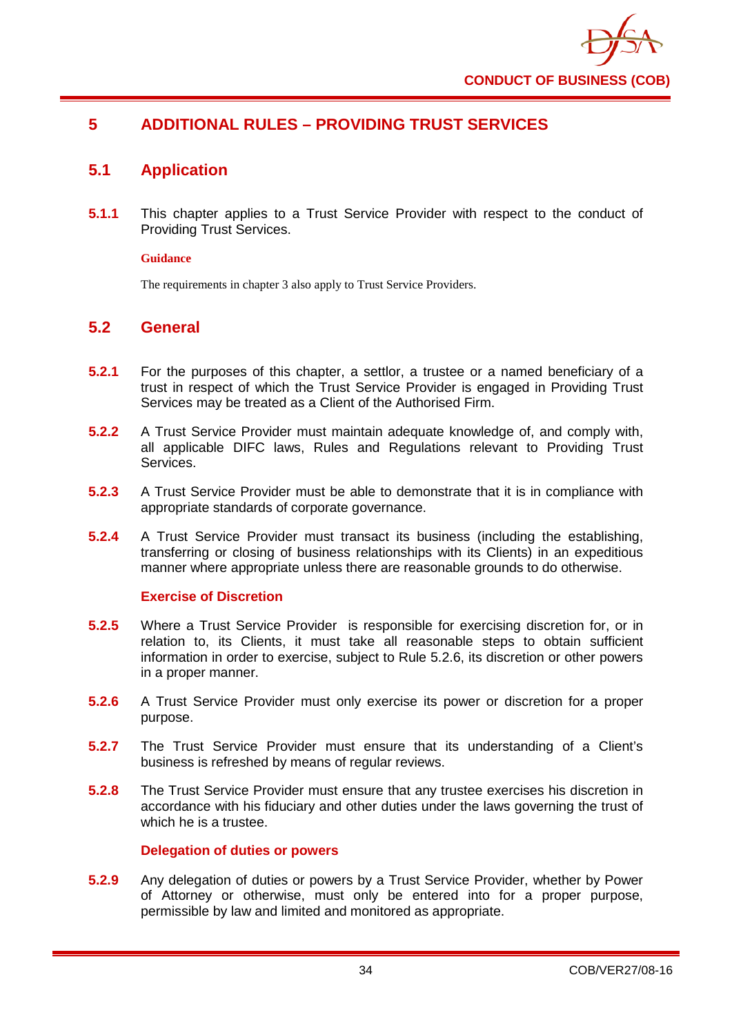# 5 ADDITIONAL RULES – PROVIDING TRUST SERVICES

## 5.1 Application

**5.1.1** This chapter applies to a Trust Service Provider with respect to the conduct of Providing Trust Services.

**Guidance**

The requirements in chapter 3 also apply to Trust Service Providers.

## 5.2 General

**5.2.1** For the purposes of this chapter, a settlor, a trustee or a named beneficiary of a trust in respect of which the Trust Service Provider is engaged in Providing Trust Services may be treated as a Client of the Authorised Firm.

**5.2.2** A Trust Service Provider must maintain adequate knowledge of, and comply with, all applicable DIFC laws, Rules and Regulations relevant to Providing Trust Services.

**5.2.3** A Trust Service Provider must be able to demonstrate that it is in compliance with appropriate standards of corporate governance.

**5.2.4** A Trust Service Provider must transact its business (including the establishing, transferring or closing of business relationships with its Clients) in an expeditious manner where appropriate unless there are reasonable grounds to do otherwise.

### Exercise of Discretion

**5.2.5** Where a Trust Service Provider is responsible for exercising discretion for, or in relation to, its Clients, it must take all reasonable steps to obtain sufficient information in order to exercise, subject to Rule 5.2.6, its discretion or other powers in a proper manner.

**5.2.6** A Trust Service Provider must only exercise its power or discretion for a proper purpose.

**5.2.7** The Trust Service Provider must ensure that its understanding of a Client's business is refreshed by means of regular reviews.

**5.2.8** The Trust Service Provider must ensure that any trustee exercises his discretion in accordance with his fiduciary and other duties under the laws governing the trust of which he is a trustee.

### Delegation of duties or powers

**5.2.9** Any delegation of duties or powers by a Trust Service Provider, whether by Power of Attorney or otherwise, must only be entered into for a proper purpose, permissible by law and limited and monitored as appropriate.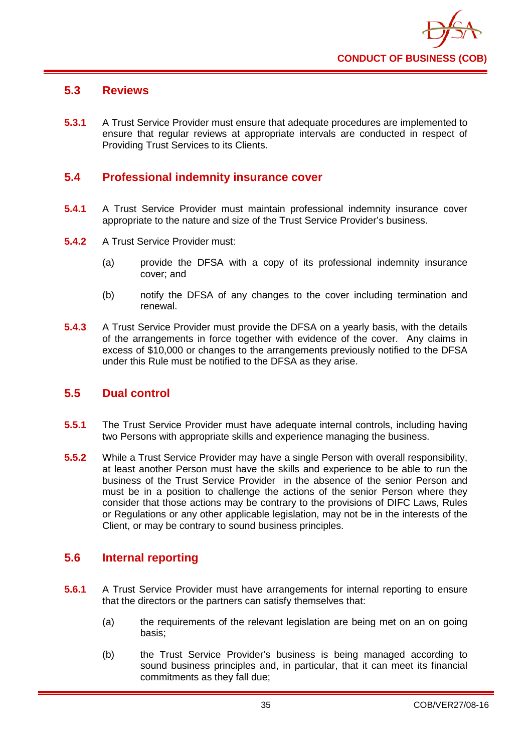## 5.3 Reviews

**5.3.1** A Trust Service Provider must ensure that adequate procedures are implemented to ensure that regular reviews at appropriate intervals are conducted in respect of Providing Trust Services to its Clients.

## 5.4 Professional indemnity insurance cover

**5.4.1** A Trust Service Provider must maintain professional indemnity insurance cover appropriate to the nature and size of the Trust Service Provider's business.

**5.4.2** A Trust Service Provider must:

- (a) provide the DFSA with a copy of its professional indemnity insurance cover; and
- (b) notify the DFSA of any changes to the cover including termination and renewal.

**5.4.3** A Trust Service Provider must provide the DFSA on a yearly basis, with the details of the arrangements in force together with evidence of the cover. Any claims in excess of $10,000 or changes to the arrangements previously notified to the DFSA under this Rule must be notified to the DFSA as they arise.

## 5.5 Dual control

**5.5.1** The Trust Service Provider must have adequate internal controls, including having two Persons with appropriate skills and experience managing the business.

**5.5.2** While a Trust Service Provider may have a single Person with overall responsibility, at least another Person must have the skills and experience to be able to run the business of the Trust Service Provider in the absence of the senior Person and must be in a position to challenge the actions of the senior Person where they consider that those actions may be contrary to the provisions of DIFC Laws, Rules or Regulations or any other applicable legislation, may not be in the interests of the Client, or may be contrary to sound business principles.

## 5.6 Internal reporting

**5.6.1** A Trust Service Provider must have arrangements for internal reporting to ensure that the directors or the partners can satisfy themselves that:

- (a) the requirements of the relevant legislation are being met on an on going basis;
- (b) the Trust Service Provider's business is being managed according to sound business principles and, in particular, that it can meet its financial commitments as they fall due;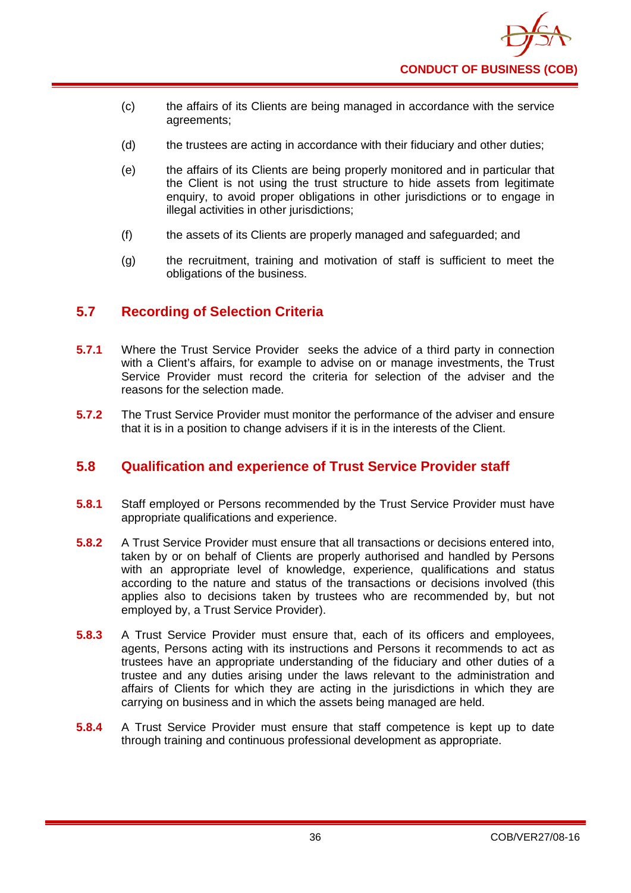(c) the affairs of its Clients are being managed in accordance with the service agreements;

(d) the trustees are acting in accordance with their fiduciary and other duties;

(e) the affairs of its Clients are being properly monitored and in particular that the Client is not using the trust structure to hide assets from legitimate enquiry, to avoid proper obligations in other jurisdictions or to engage in illegal activities in other jurisdictions;

(f) the assets of its Clients are properly managed and safeguarded; and

(g) the recruitment, training and motivation of staff is sufficient to meet the obligations of the business.

## 5.7 Recording of Selection Criteria

**5.7.1** Where the Trust Service Provider seeks the advice of a third party in connection with a Client's affairs, for example to advise on or manage investments, the Trust Service Provider must record the criteria for selection of the adviser and the reasons for the selection made.

**5.7.2** The Trust Service Provider must monitor the performance of the adviser and ensure that it is in a position to change advisers if it is in the interests of the Client.

## 5.8 Qualification and experience of Trust Service Provider staff

**5.8.1** Staff employed or Persons recommended by the Trust Service Provider must have appropriate qualifications and experience.

**5.8.2** A Trust Service Provider must ensure that all transactions or decisions entered into, taken by or on behalf of Clients are properly authorised and handled by Persons with an appropriate level of knowledge, experience, qualifications and status according to the nature and status of the transactions or decisions involved (this applies also to decisions taken by trustees who are recommended by, but not employed by, a Trust Service Provider).

**5.8.3** A Trust Service Provider must ensure that, each of its officers and employees, agents, Persons acting with its instructions and Persons it recommends to act as trustees have an appropriate understanding of the fiduciary and other duties of a trustee and any duties arising under the laws relevant to the administration and affairs of Clients for which they are acting in the jurisdictions in which they are carrying on business and in which the assets being managed are held.

**5.8.4** A Trust Service Provider must ensure that staff competence is kept up to date through training and continuous professional development as appropriate.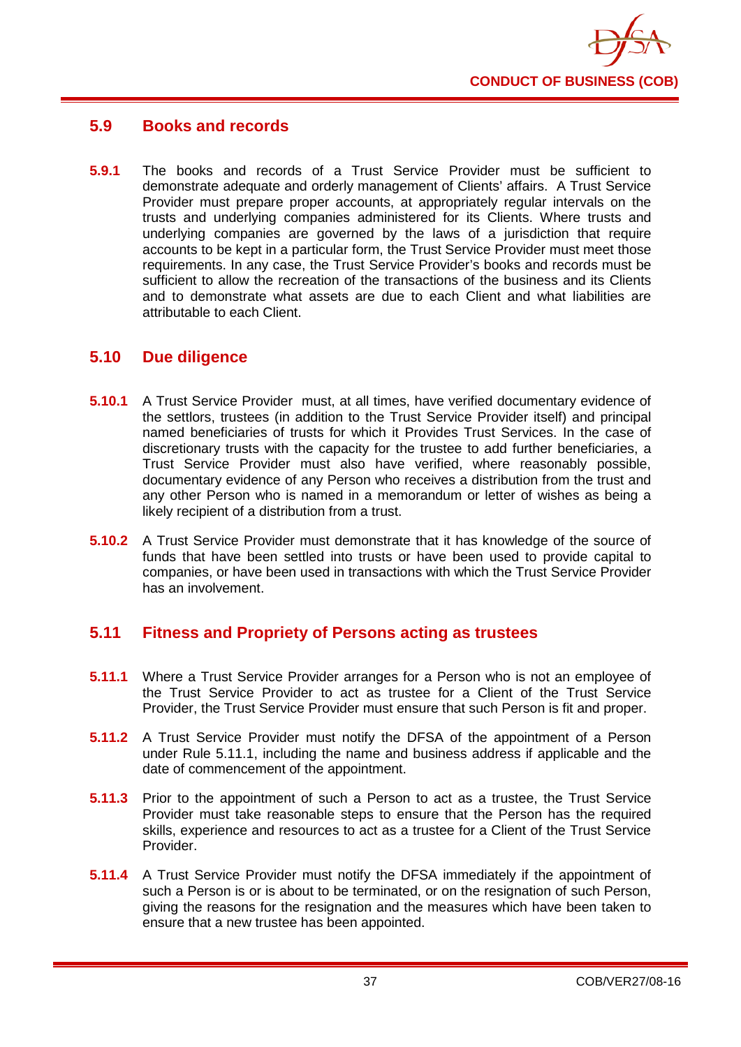## 5.9 Books and records

**5.9.1** The books and records of a Trust Service Provider must be sufficient to demonstrate adequate and orderly management of Clients' affairs. A Trust Service Provider must prepare proper accounts, at appropriately regular intervals on the trusts and underlying companies administered for its Clients. Where trusts and underlying companies are governed by the laws of a jurisdiction that require accounts to be kept in a particular form, the Trust Service Provider must meet those requirements. In any case, the Trust Service Provider's books and records must be sufficient to allow the recreation of the transactions of the business and its Clients and to demonstrate what assets are due to each Client and what liabilities are attributable to each Client.

## 5.10 Due diligence

**5.10.1** A Trust Service Provider must, at all times, have verified documentary evidence of the settlors, trustees (in addition to the Trust Service Provider itself) and principal named beneficiaries of trusts for which it Provides Trust Services. In the case of discretionary trusts with the capacity for the trustee to add further beneficiaries, a Trust Service Provider must also have verified, where reasonably possible, documentary evidence of any Person who receives a distribution from the trust and any other Person who is named in a memorandum or letter of wishes as being a likely recipient of a distribution from a trust.

**5.10.2** A Trust Service Provider must demonstrate that it has knowledge of the source of funds that have been settled into trusts or have been used to provide capital to companies, or have been used in transactions with which the Trust Service Provider has an involvement.

## 5.11 Fitness and Propriety of Persons acting as trustees

**5.11.1** Where a Trust Service Provider arranges for a Person who is not an employee of the Trust Service Provider to act as trustee for a Client of the Trust Service Provider, the Trust Service Provider must ensure that such Person is fit and proper.

**5.11.2** A Trust Service Provider must notify the DFSA of the appointment of a Person under Rule 5.11.1, including the name and business address if applicable and the date of commencement of the appointment.

**5.11.3** Prior to the appointment of such a Person to act as a trustee, the Trust Service Provider must take reasonable steps to ensure that the Person has the required skills, experience and resources to act as a trustee for a Client of the Trust Service Provider.

**5.11.4** A Trust Service Provider must notify the DFSA immediately if the appointment of such a Person is or is about to be terminated, or on the resignation of such Person, giving the reasons for the resignation and the measures which have been taken to ensure that a new trustee has been appointed.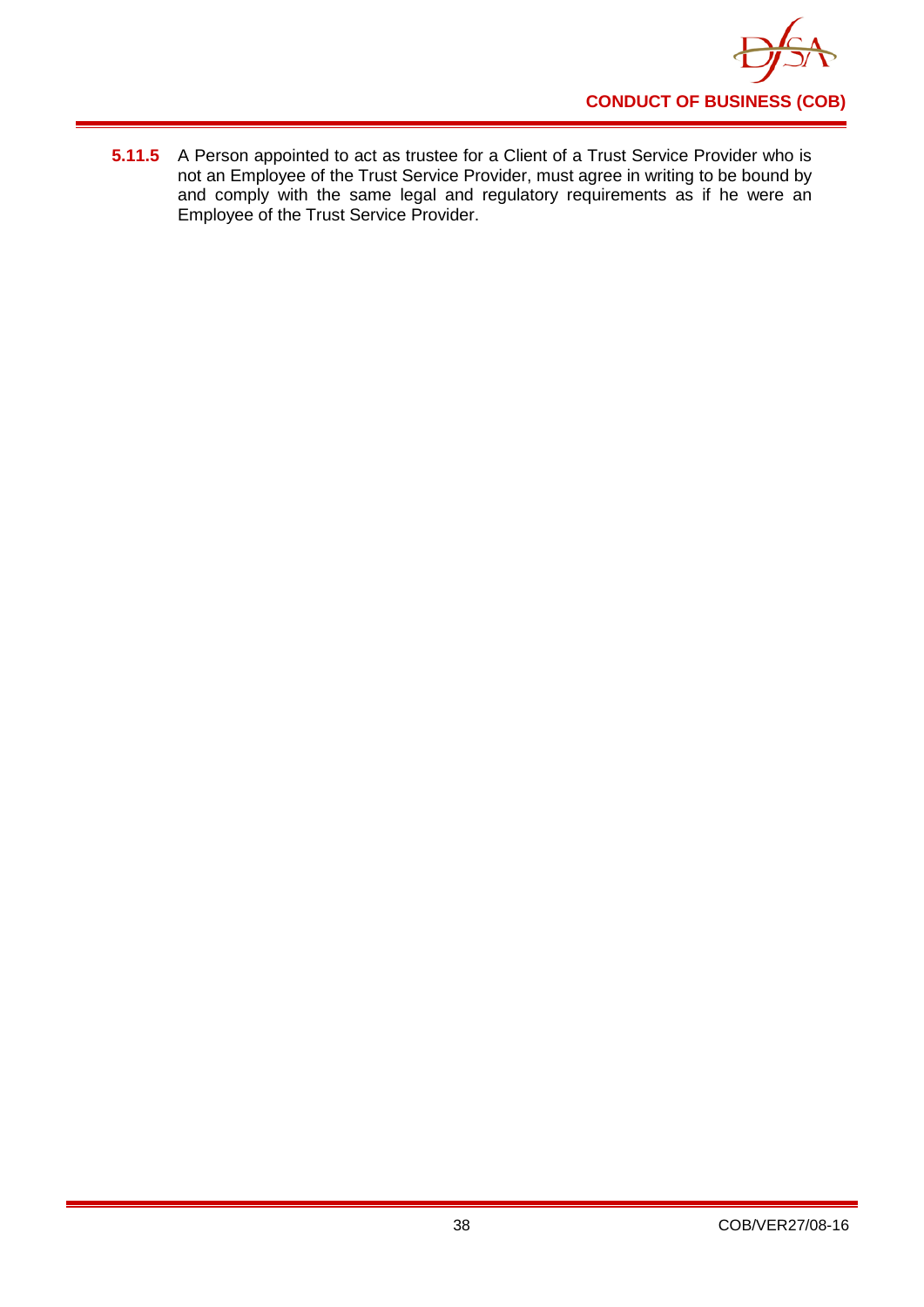**5.11.5** A Person appointed to act as trustee for a Client of a Trust Service Provider who is not an Employee of the Trust Service Provider, must agree in writing to be bound by and comply with the same legal and regulatory requirements as if he were an Employee of the Trust Service Provider.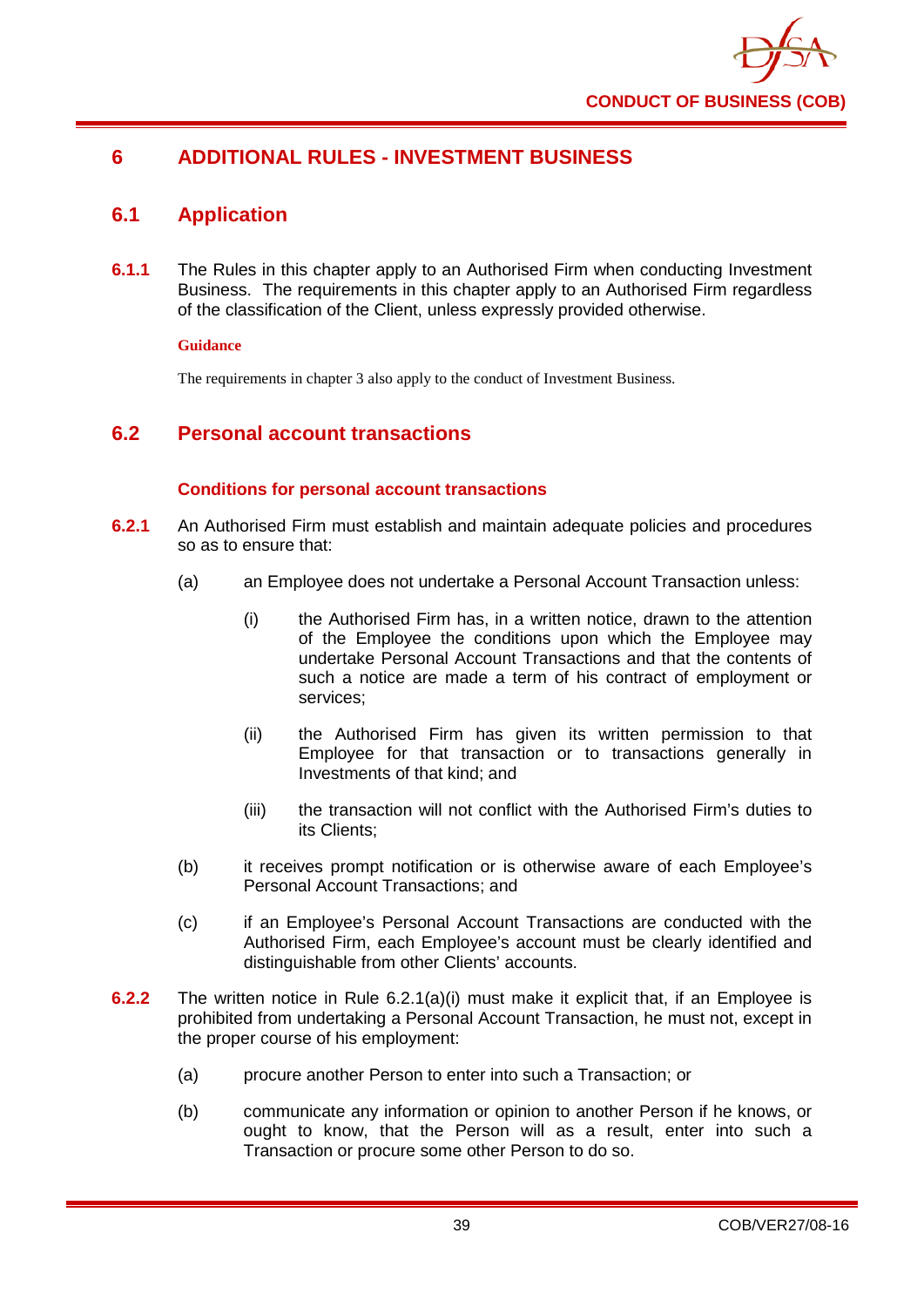# 6 ADDITIONAL RULES - INVESTMENT BUSINESS

## 6.1 Application

**6.1.1** The Rules in this chapter apply to an Authorised Firm when conducting Investment Business. The requirements in this chapter apply to an Authorised Firm regardless of the classification of the Client, unless expressly provided otherwise.

**Guidance**

The requirements in chapter 3 also apply to the conduct of Investment Business.

## 6.2 Personal account transactions

### Conditions for personal account transactions

**6.2.1** An Authorised Firm must establish and maintain adequate policies and procedures so as to ensure that:

(a) an Employee does not undertake a Personal Account Transaction unless:

(i) the Authorised Firm has, in a written notice, drawn to the attention of the Employee the conditions upon which the Employee may undertake Personal Account Transactions and that the contents of such a notice are made a term of his contract of employment or services;

(ii) the Authorised Firm has given its written permission to that Employee for that transaction or to transactions generally in Investments of that kind; and

(iii) the transaction will not conflict with the Authorised Firm's duties to its Clients;

(b) it receives prompt notification or is otherwise aware of each Employee's Personal Account Transactions; and

(c) if an Employee's Personal Account Transactions are conducted with the Authorised Firm, each Employee's account must be clearly identified and distinguishable from other Clients' accounts.

**6.2.2** The written notice in Rule 6.2.1(a)(i) must make it explicit that, if an Employee is prohibited from undertaking a Personal Account Transaction, he must not, except in the proper course of his employment:

(a) procure another Person to enter into such a Transaction; or

(b) communicate any information or opinion to another Person if he knows, or ought to know, that the Person will as a result, enter into such a Transaction or procure some other Person to do so.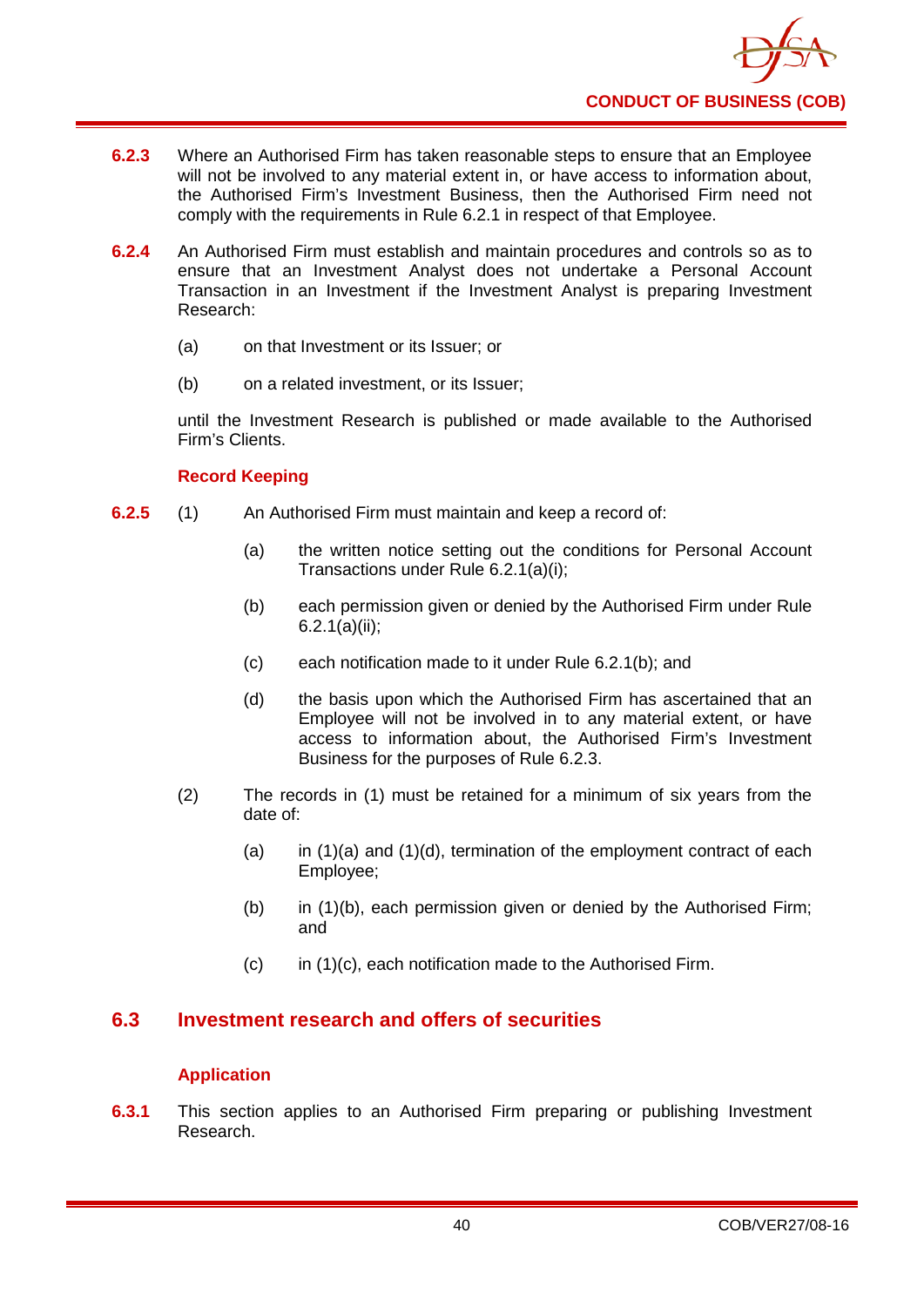**6.2.3** Where an Authorised Firm has taken reasonable steps to ensure that an Employee will not be involved to any material extent in, or have access to information about, the Authorised Firm's Investment Business, then the Authorised Firm need not comply with the requirements in Rule 6.2.1 in respect of that Employee.

**6.2.4** An Authorised Firm must establish and maintain procedures and controls so as to ensure that an Investment Analyst does not undertake a Personal Account Transaction in an Investment if the Investment Analyst is preparing Investment Research:

(a) on that Investment or its Issuer; or

(b) on a related investment, or its Issuer;

until the Investment Research is published or made available to the Authorised Firm's Clients.

**Record Keeping**

**6.2.5** (1) An Authorised Firm must maintain and keep a record of:

(a) the written notice setting out the conditions for Personal Account Transactions under Rule 6.2.1(a)(i);

(b) each permission given or denied by the Authorised Firm under Rule 6.2.1(a)(ii);

(c) each notification made to it under Rule 6.2.1(b); and

(d) the basis upon which the Authorised Firm has ascertained that an Employee will not be involved in to any material extent, or have access to information about, the Authorised Firm's Investment Business for the purposes of Rule 6.2.3.

(2) The records in (1) must be retained for a minimum of six years from the date of:

(a) in (1)(a) and (1)(d), termination of the employment contract of each Employee;

(b) in (1)(b), each permission given or denied by the Authorised Firm; and

(c) in (1)(c), each notification made to the Authorised Firm.

## 6.3 Investment research and offers of securities

**Application**

**6.3.1** This section applies to an Authorised Firm preparing or publishing Investment Research.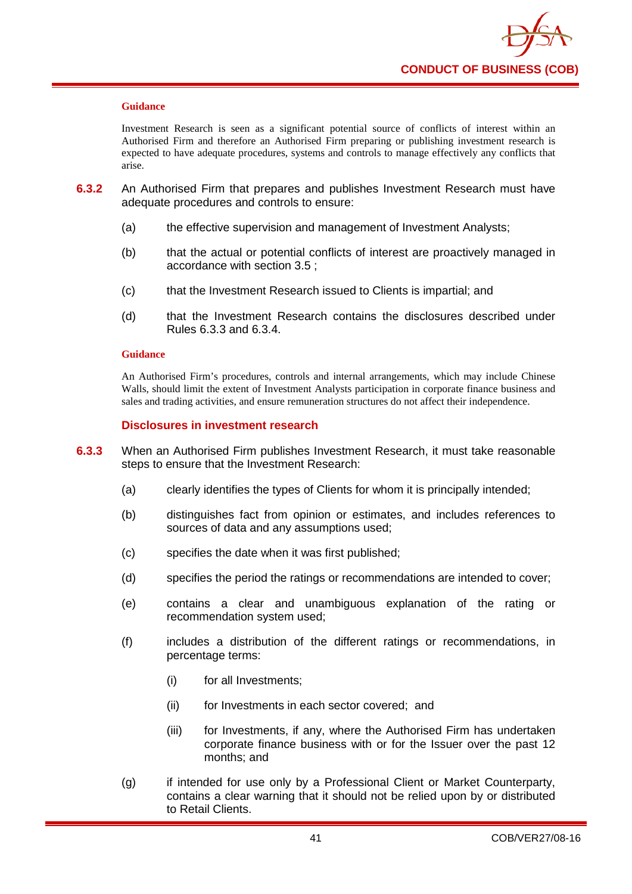**Guidance**

Investment Research is seen as a significant potential source of conflicts of interest within an Authorised Firm and therefore an Authorised Firm preparing or publishing investment research is expected to have adequate procedures, systems and controls to manage effectively any conflicts that arise.

**6.3.2** An Authorised Firm that prepares and publishes Investment Research must have adequate procedures and controls to ensure:

(a) the effective supervision and management of Investment Analysts;

(b) that the actual or potential conflicts of interest are proactively managed in accordance with section 3.5 ;

(c) that the Investment Research issued to Clients is impartial; and

(d) that the Investment Research contains the disclosures described under Rules 6.3.3 and 6.3.4.

**Guidance**

An Authorised Firm's procedures, controls and internal arrangements, which may include Chinese Walls, should limit the extent of Investment Analysts participation in corporate finance business and sales and trading activities, and ensure remuneration structures do not affect their independence.

### Disclosures in investment research

**6.3.3** When an Authorised Firm publishes Investment Research, it must take reasonable steps to ensure that the Investment Research:

(a) clearly identifies the types of Clients for whom it is principally intended;

(b) distinguishes fact from opinion or estimates, and includes references to sources of data and any assumptions used;

(c) specifies the date when it was first published;

(d) specifies the period the ratings or recommendations are intended to cover;

(e) contains a clear and unambiguous explanation of the rating or recommendation system used;

(f) includes a distribution of the different ratings or recommendations, in percentage terms:

(i) for all Investments;

(ii) for Investments in each sector covered; and

(iii) for Investments, if any, where the Authorised Firm has undertaken corporate finance business with or for the Issuer over the past 12 months; and

(g) if intended for use only by a Professional Client or Market Counterparty, contains a clear warning that it should not be relied upon by or distributed to Retail Clients.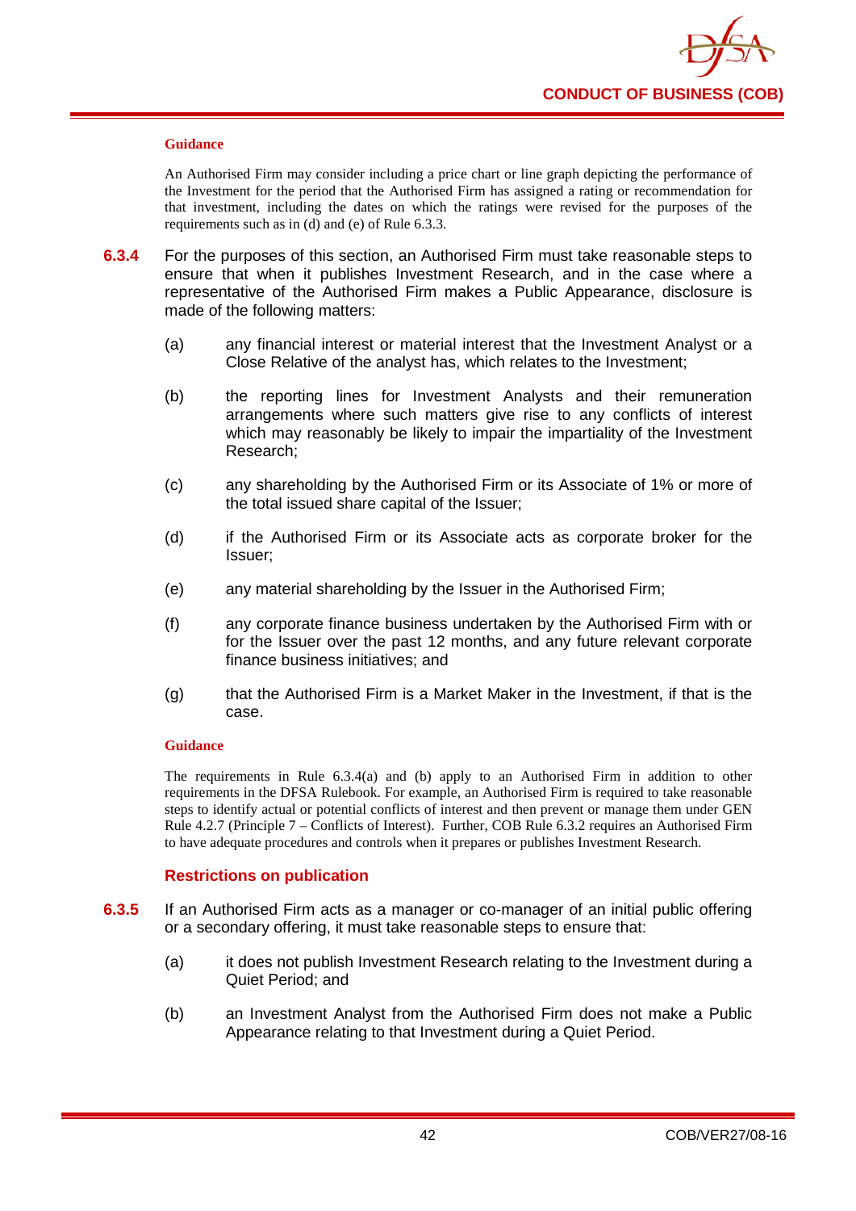**Guidance**

An Authorised Firm may consider including a price chart or line graph depicting the performance of the Investment for the period that the Authorised Firm has assigned a rating or recommendation for that investment, including the dates on which the ratings were revised for the purposes of the requirements such as in (d) and (e) of Rule 6.3.3.

**6.3.4** For the purposes of this section, an Authorised Firm must take reasonable steps to ensure that when it publishes Investment Research, and in the case where a representative of the Authorised Firm makes a Public Appearance, disclosure is made of the following matters:

(a) any financial interest or material interest that the Investment Analyst or a Close Relative of the analyst has, which relates to the Investment;

(b) the reporting lines for Investment Analysts and their remuneration arrangements where such matters give rise to any conflicts of interest which may reasonably be likely to impair the impartiality of the Investment Research;

(c) any shareholding by the Authorised Firm or its Associate of 1% or more of the total issued share capital of the Issuer;

(d) if the Authorised Firm or its Associate acts as corporate broker for the Issuer;

(e) any material shareholding by the Issuer in the Authorised Firm;

(f) any corporate finance business undertaken by the Authorised Firm with or for the Issuer over the past 12 months, and any future relevant corporate finance business initiatives; and

(g) that the Authorised Firm is a Market Maker in the Investment, if that is the case.

**Guidance**

The requirements in Rule 6.3.4(a) and (b) apply to an Authorised Firm in addition to other requirements in the DFSA Rulebook. For example, an Authorised Firm is required to take reasonable steps to identify actual or potential conflicts of interest and then prevent or manage them under GEN Rule 4.2.7 (Principle 7 – Conflicts of Interest). Further, COB Rule 6.3.2 requires an Authorised Firm to have adequate procedures and controls when it prepares or publishes Investment Research.

### Restrictions on publication

**6.3.5** If an Authorised Firm acts as a manager or co-manager of an initial public offering or a secondary offering, it must take reasonable steps to ensure that:

(a) it does not publish Investment Research relating to the Investment during a Quiet Period; and

(b) an Investment Analyst from the Authorised Firm does not make a Public Appearance relating to that Investment during a Quiet Period.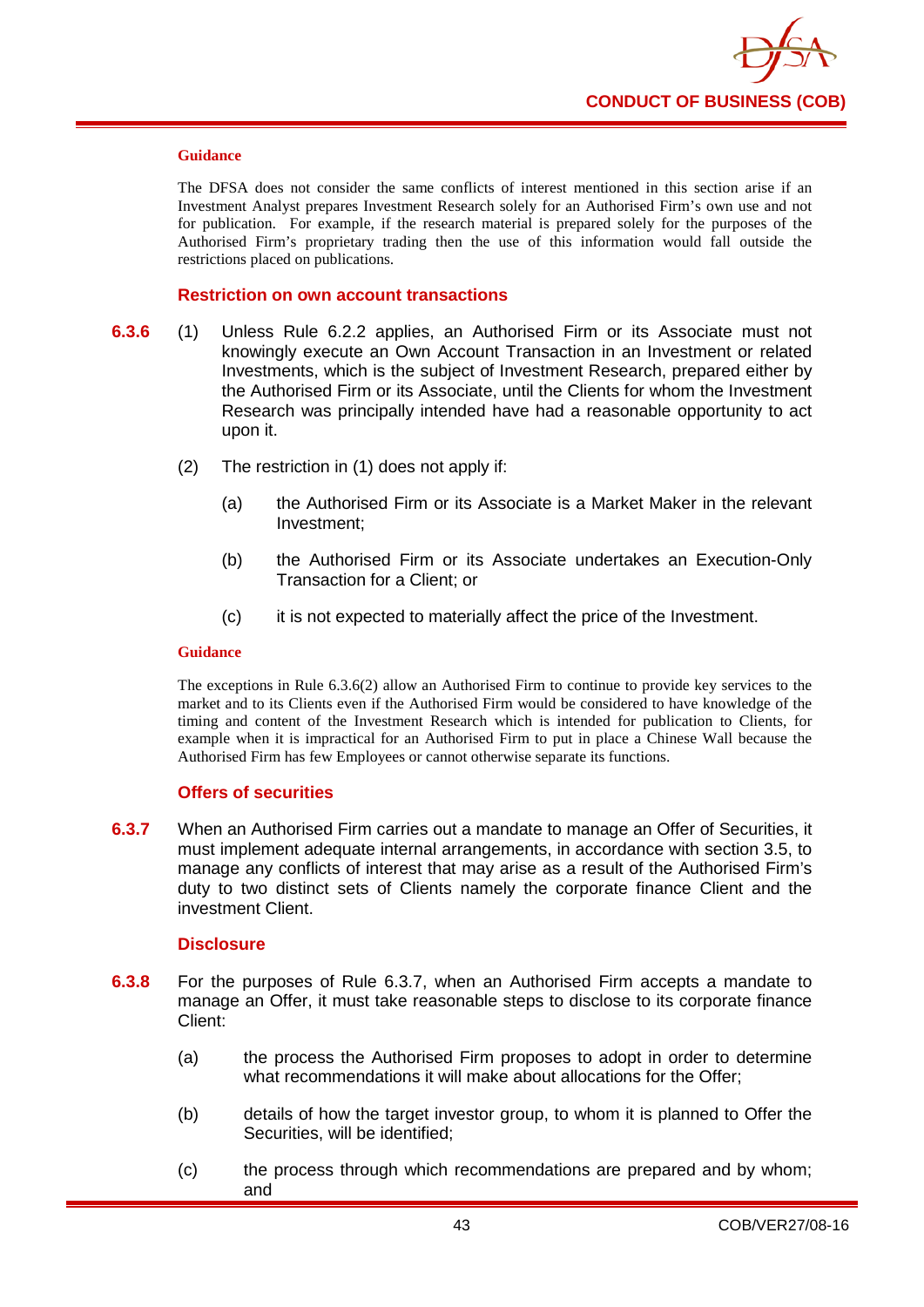**Guidance**

The DFSA does not consider the same conflicts of interest mentioned in this section arise if an Investment Analyst prepares Investment Research solely for an Authorised Firm's own use and not for publication. For example, if the research material is prepared solely for the purposes of the Authorised Firm's proprietary trading then the use of this information would fall outside the restrictions placed on publications.

### Restriction on own account transactions

**6.3.6** (1) Unless Rule 6.2.2 applies, an Authorised Firm or its Associate must not knowingly execute an Own Account Transaction in an Investment or related Investments, which is the subject of Investment Research, prepared either by the Authorised Firm or its Associate, until the Clients for whom the Investment Research was principally intended have had a reasonable opportunity to act upon it.

(2) The restriction in (1) does not apply if:

(a) the Authorised Firm or its Associate is a Market Maker in the relevant Investment;

(b) the Authorised Firm or its Associate undertakes an Execution-Only Transaction for a Client; or

(c) it is not expected to materially affect the price of the Investment.

**Guidance**

The exceptions in Rule 6.3.6(2) allow an Authorised Firm to continue to provide key services to the market and to its Clients even if the Authorised Firm would be considered to have knowledge of the timing and content of the Investment Research which is intended for publication to Clients, for example when it is impractical for an Authorised Firm to put in place a Chinese Wall because the Authorised Firm has few Employees or cannot otherwise separate its functions.

### Offers of securities

**6.3.7** When an Authorised Firm carries out a mandate to manage an Offer of Securities, it must implement adequate internal arrangements, in accordance with section 3.5, to manage any conflicts of interest that may arise as a result of the Authorised Firm's duty to two distinct sets of Clients namely the corporate finance Client and the investment Client.

### Disclosure

**6.3.8** For the purposes of Rule 6.3.7, when an Authorised Firm accepts a mandate to manage an Offer, it must take reasonable steps to disclose to its corporate finance Client:

(a) the process the Authorised Firm proposes to adopt in order to determine what recommendations it will make about allocations for the Offer;

(b) details of how the target investor group, to whom it is planned to Offer the Securities, will be identified;

(c) the process through which recommendations are prepared and by whom; and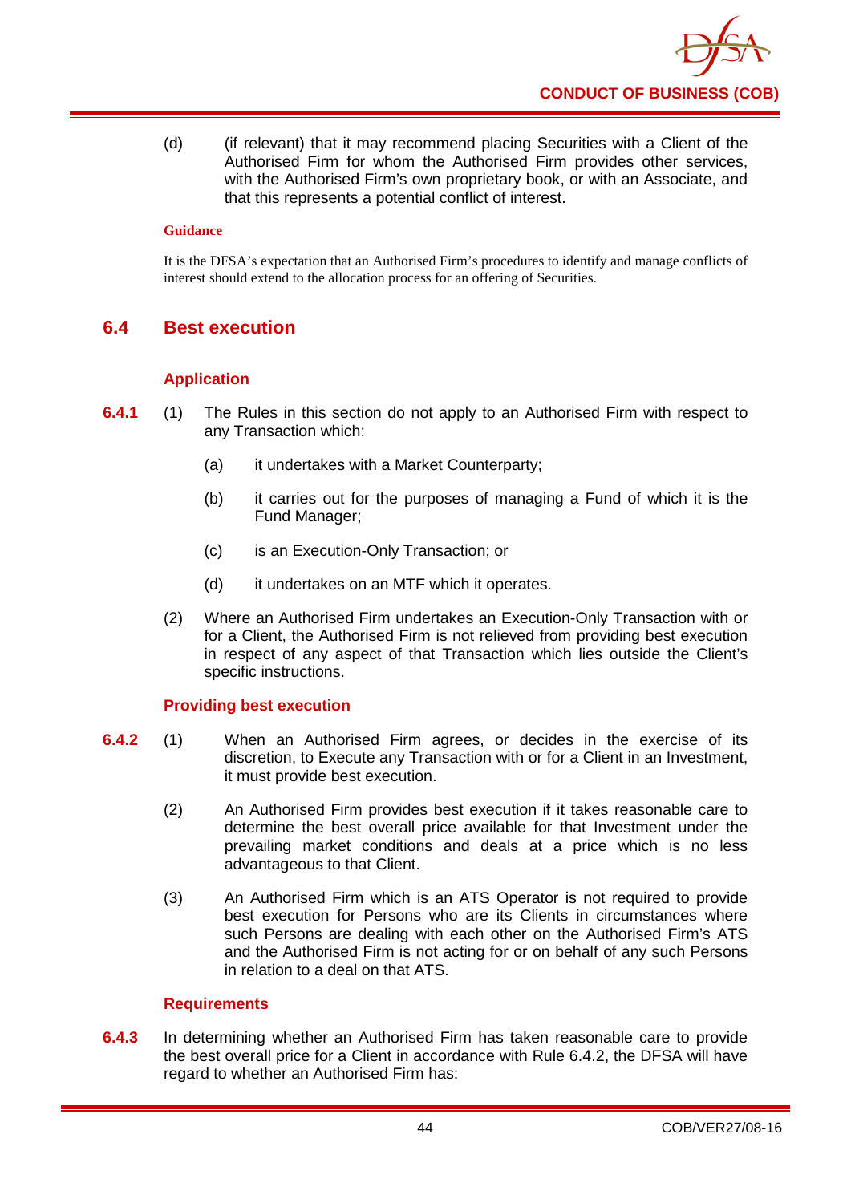(d) (if relevant) that it may recommend placing Securities with a Client of the Authorised Firm for whom the Authorised Firm provides other services, with the Authorised Firm's own proprietary book, or with an Associate, and that this represents a potential conflict of interest.

**Guidance**

It is the DFSA's expectation that an Authorised Firm's procedures to identify and manage conflicts of interest should extend to the allocation process for an offering of Securities.

## 6.4 Best execution

### Application

**6.4.1** (1) The Rules in this section do not apply to an Authorised Firm with respect to any Transaction which:

(a) it undertakes with a Market Counterparty;

(b) it carries out for the purposes of managing a Fund of which it is the Fund Manager;

(c) is an Execution-Only Transaction; or

(d) it undertakes on an MTF which it operates.

(2) Where an Authorised Firm undertakes an Execution-Only Transaction with or for a Client, the Authorised Firm is not relieved from providing best execution in respect of any aspect of that Transaction which lies outside the Client's specific instructions.

### Providing best execution

**6.4.2** (1) When an Authorised Firm agrees, or decides in the exercise of its discretion, to Execute any Transaction with or for a Client in an Investment, it must provide best execution.

(2) An Authorised Firm provides best execution if it takes reasonable care to determine the best overall price available for that Investment under the prevailing market conditions and deals at a price which is no less advantageous to that Client.

(3) An Authorised Firm which is an ATS Operator is not required to provide best execution for Persons who are its Clients in circumstances where such Persons are dealing with each other on the Authorised Firm's ATS and the Authorised Firm is not acting for or on behalf of any such Persons in relation to a deal on that ATS.

### Requirements

**6.4.3** In determining whether an Authorised Firm has taken reasonable care to provide the best overall price for a Client in accordance with Rule 6.4.2, the DFSA will have regard to whether an Authorised Firm has: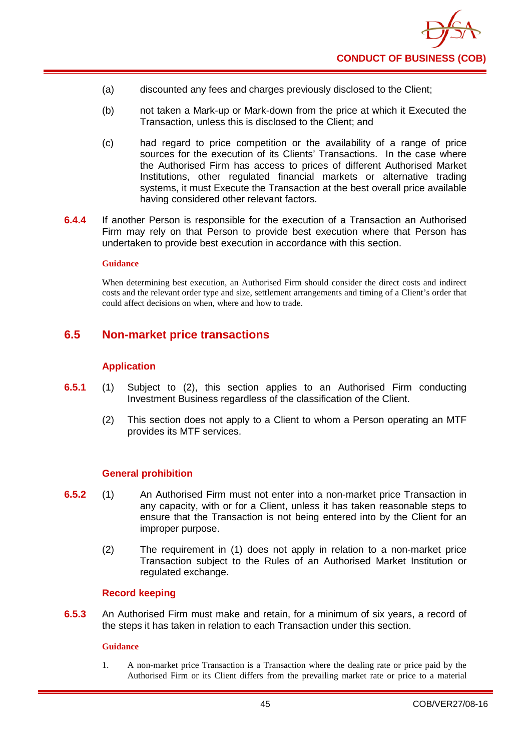(a) discounted any fees and charges previously disclosed to the Client;

(b) not taken a Mark-up or Mark-down from the price at which it Executed the Transaction, unless this is disclosed to the Client; and

(c) had regard to price competition or the availability of a range of price sources for the execution of its Clients' Transactions. In the case where the Authorised Firm has access to prices of different Authorised Market Institutions, other regulated financial markets or alternative trading systems, it must Execute the Transaction at the best overall price available having considered other relevant factors.

**6.4.4** If another Person is responsible for the execution of a Transaction an Authorised Firm may rely on that Person to provide best execution where that Person has undertaken to provide best execution in accordance with this section.

**Guidance**

When determining best execution, an Authorised Firm should consider the direct costs and indirect costs and the relevant order type and size, settlement arrangements and timing of a Client's order that could affect decisions on when, where and how to trade.

## 6.5 Non-market price transactions

### Application

**6.5.1** (1) Subject to (2), this section applies to an Authorised Firm conducting Investment Business regardless of the classification of the Client.

(2) This section does not apply to a Client to whom a Person operating an MTF provides its MTF services.

### General prohibition

**6.5.2** (1) An Authorised Firm must not enter into a non-market price Transaction in any capacity, with or for a Client, unless it has taken reasonable steps to ensure that the Transaction is not being entered into by the Client for an improper purpose.

(2) The requirement in (1) does not apply in relation to a non-market price Transaction subject to the Rules of an Authorised Market Institution or regulated exchange.

### Record keeping

**6.5.3** An Authorised Firm must make and retain, for a minimum of six years, a record of the steps it has taken in relation to each Transaction under this section.

**Guidance**

1. A non-market price Transaction is a Transaction where the dealing rate or price paid by the Authorised Firm or its Client differs from the prevailing market rate or price to a material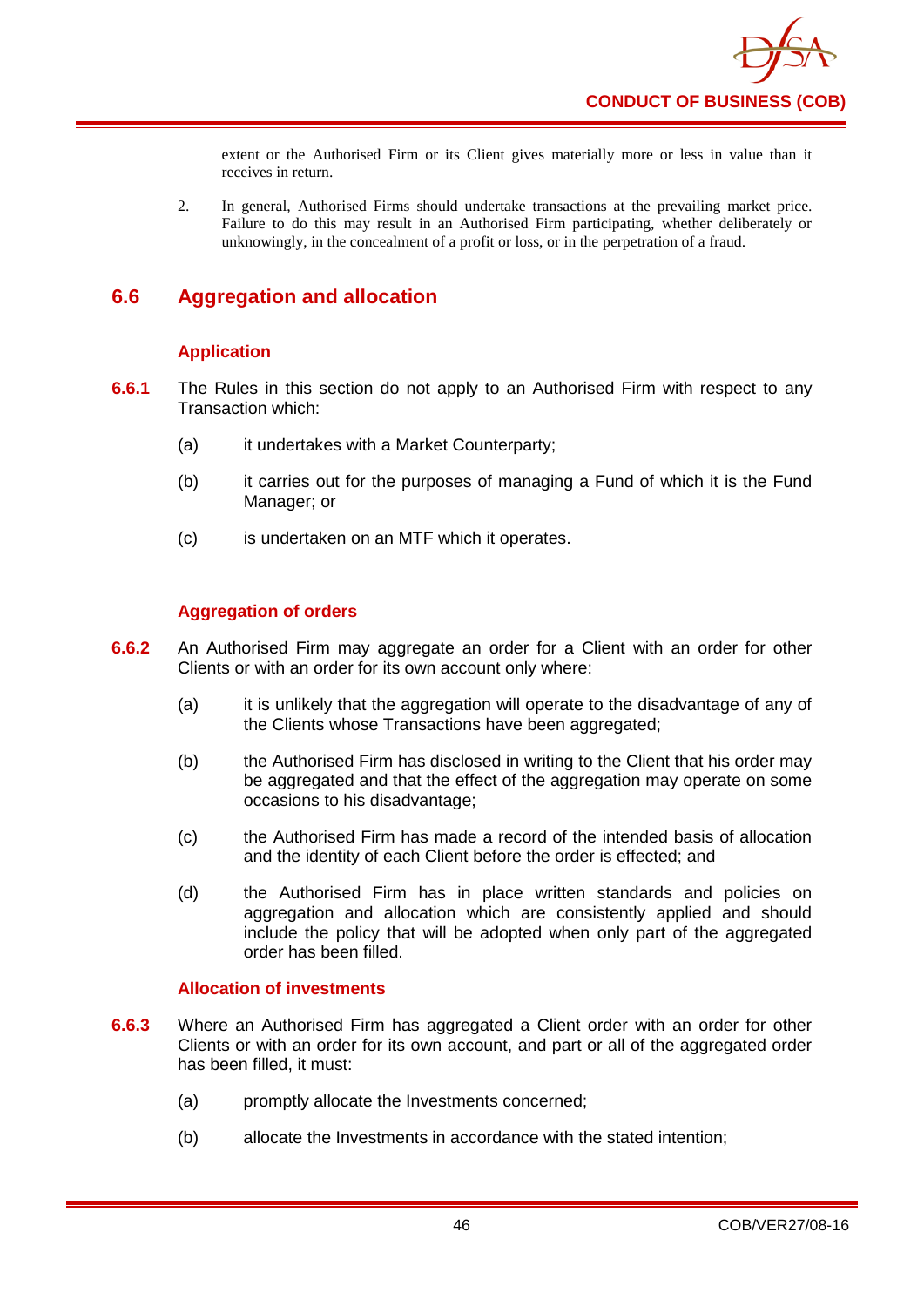extent or the Authorised Firm or its Client gives materially more or less in value than it receives in return.

2. In general, Authorised Firms should undertake transactions at the prevailing market price. Failure to do this may result in an Authorised Firm participating, whether deliberately or unknowingly, in the concealment of a profit or loss, or in the perpetration of a fraud.

## 6.6 Aggregation and allocation

### Application

**6.6.1** The Rules in this section do not apply to an Authorised Firm with respect to any Transaction which:

(a) it undertakes with a Market Counterparty;

(b) it carries out for the purposes of managing a Fund of which it is the Fund Manager; or

(c) is undertaken on an MTF which it operates.

### Aggregation of orders

**6.6.2** An Authorised Firm may aggregate an order for a Client with an order for other Clients or with an order for its own account only where:

(a) it is unlikely that the aggregation will operate to the disadvantage of any of the Clients whose Transactions have been aggregated;

(b) the Authorised Firm has disclosed in writing to the Client that his order may be aggregated and that the effect of the aggregation may operate on some occasions to his disadvantage;

(c) the Authorised Firm has made a record of the intended basis of allocation and the identity of each Client before the order is effected; and

(d) the Authorised Firm has in place written standards and policies on aggregation and allocation which are consistently applied and should include the policy that will be adopted when only part of the aggregated order has been filled.

### Allocation of investments

**6.6.3** Where an Authorised Firm has aggregated a Client order with an order for other Clients or with an order for its own account, and part or all of the aggregated order has been filled, it must:

(a) promptly allocate the Investments concerned;

(b) allocate the Investments in accordance with the stated intention;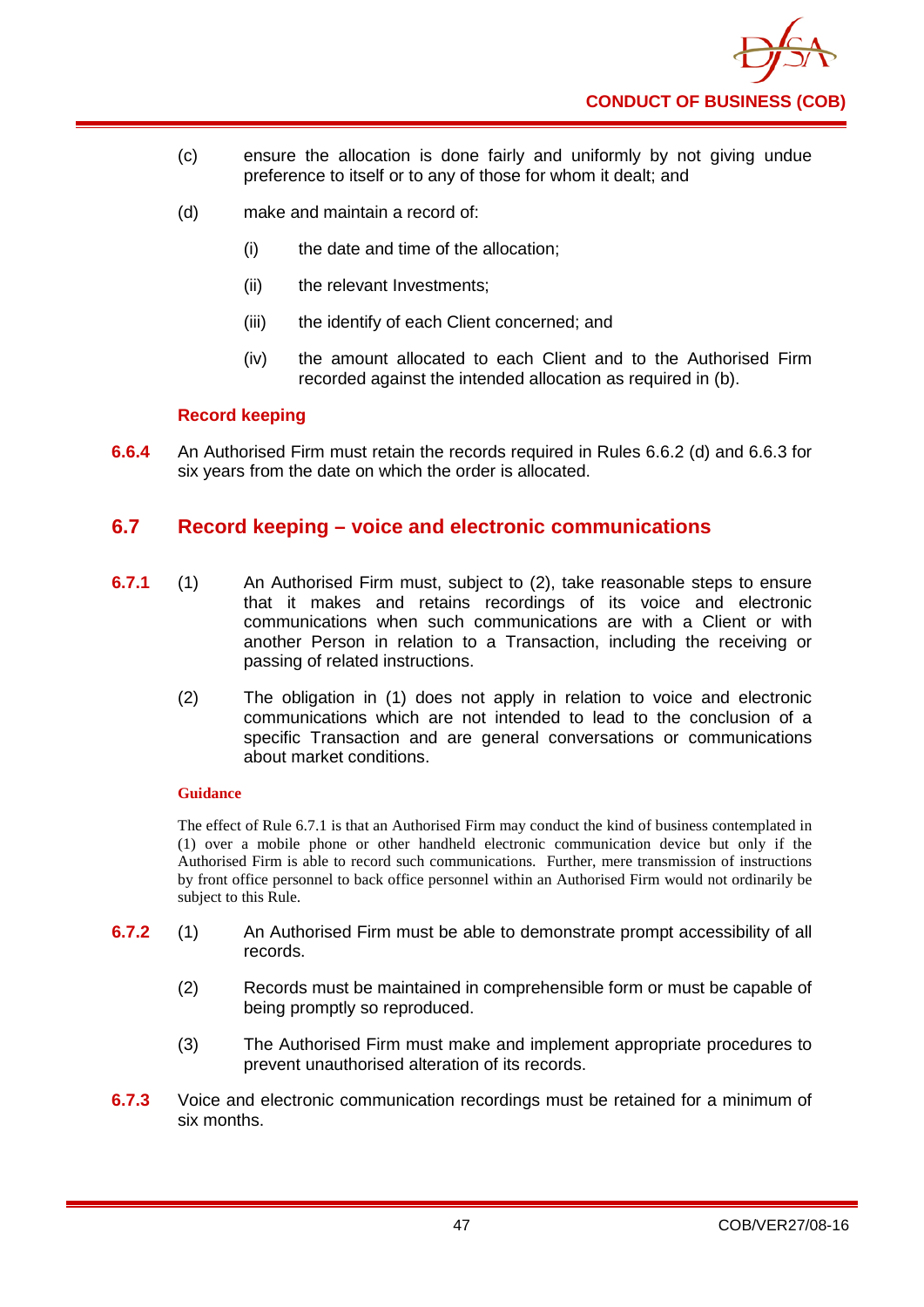(c) ensure the allocation is done fairly and uniformly by not giving undue preference to itself or to any of those for whom it dealt; and

(d) make and maintain a record of:

  (i) the date and time of the allocation;

  (ii) the relevant Investments;

  (iii) the identify of each Client concerned; and

  (iv) the amount allocated to each Client and to the Authorised Firm recorded against the intended allocation as required in (b).

#### Record keeping

**6.6.4** An Authorised Firm must retain the records required in Rules 6.6.2 (d) and 6.6.3 for six years from the date on which the order is allocated.

## 6.7 Record keeping – voice and electronic communications

**6.7.1** (1) An Authorised Firm must, subject to (2), take reasonable steps to ensure that it makes and retains recordings of its voice and electronic communications when such communications are with a Client or with another Person in relation to a Transaction, including the receiving or passing of related instructions.

(2) The obligation in (1) does not apply in relation to voice and electronic communications which are not intended to lead to the conclusion of a specific Transaction and are general conversations or communications about market conditions.

**Guidance**

The effect of Rule 6.7.1 is that an Authorised Firm may conduct the kind of business contemplated in (1) over a mobile phone or other handheld electronic communication device but only if the Authorised Firm is able to record such communications. Further, mere transmission of instructions by front office personnel to back office personnel within an Authorised Firm would not ordinarily be subject to this Rule.

**6.7.2** (1) An Authorised Firm must be able to demonstrate prompt accessibility of all records.

(2) Records must be maintained in comprehensible form or must be capable of being promptly so reproduced.

(3) The Authorised Firm must make and implement appropriate procedures to prevent unauthorised alteration of its records.

**6.7.3** Voice and electronic communication recordings must be retained for a minimum of six months.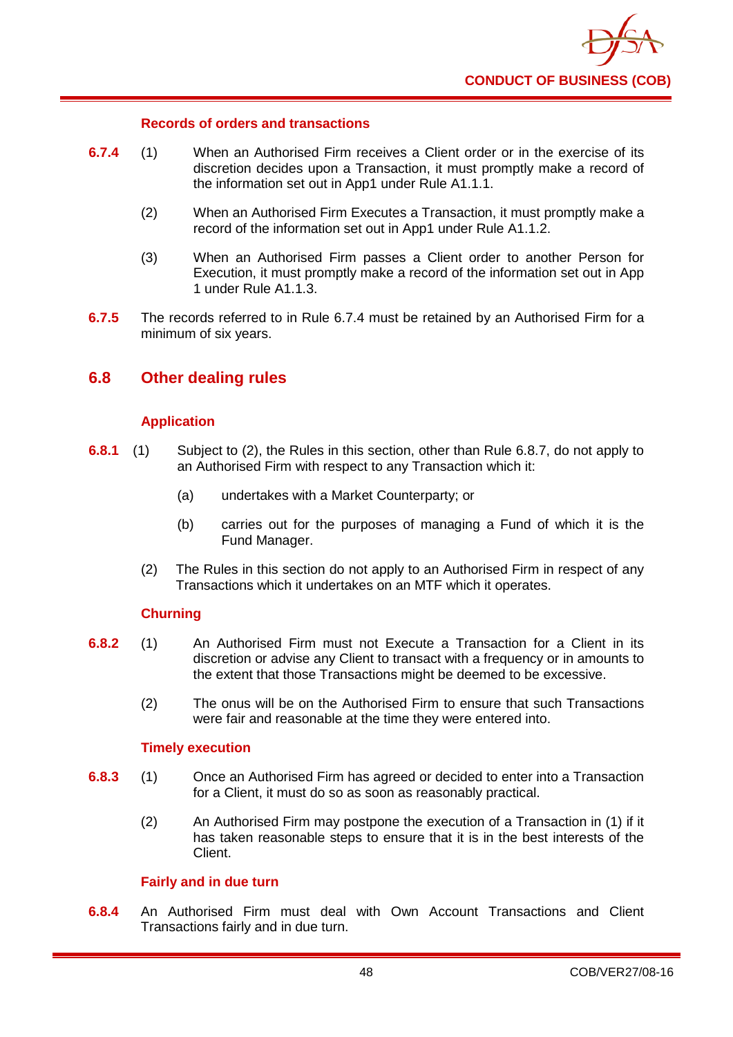#### Records of orders and transactions

**6.7.4** (1) When an Authorised Firm receives a Client order or in the exercise of its discretion decides upon a Transaction, it must promptly make a record of the information set out in App1 under Rule A1.1.1.

(2) When an Authorised Firm Executes a Transaction, it must promptly make a record of the information set out in App1 under Rule A1.1.2.

(3) When an Authorised Firm passes a Client order to another Person for Execution, it must promptly make a record of the information set out in App 1 under Rule A1.1.3.

**6.7.5** The records referred to in Rule 6.7.4 must be retained by an Authorised Firm for a minimum of six years.

## 6.8 Other dealing rules

#### Application

**6.8.1** (1) Subject to (2), the Rules in this section, other than Rule 6.8.7, do not apply to an Authorised Firm with respect to any Transaction which it:

(a) undertakes with a Market Counterparty; or

(b) carries out for the purposes of managing a Fund of which it is the Fund Manager.

(2) The Rules in this section do not apply to an Authorised Firm in respect of any Transactions which it undertakes on an MTF which it operates.

#### Churning

**6.8.2** (1) An Authorised Firm must not Execute a Transaction for a Client in its discretion or advise any Client to transact with a frequency or in amounts to the extent that those Transactions might be deemed to be excessive.

(2) The onus will be on the Authorised Firm to ensure that such Transactions were fair and reasonable at the time they were entered into.

#### Timely execution

**6.8.3** (1) Once an Authorised Firm has agreed or decided to enter into a Transaction for a Client, it must do so as soon as reasonably practical.

(2) An Authorised Firm may postpone the execution of a Transaction in (1) if it has taken reasonable steps to ensure that it is in the best interests of the Client.

#### Fairly and in due turn

**6.8.4** An Authorised Firm must deal with Own Account Transactions and Client Transactions fairly and in due turn.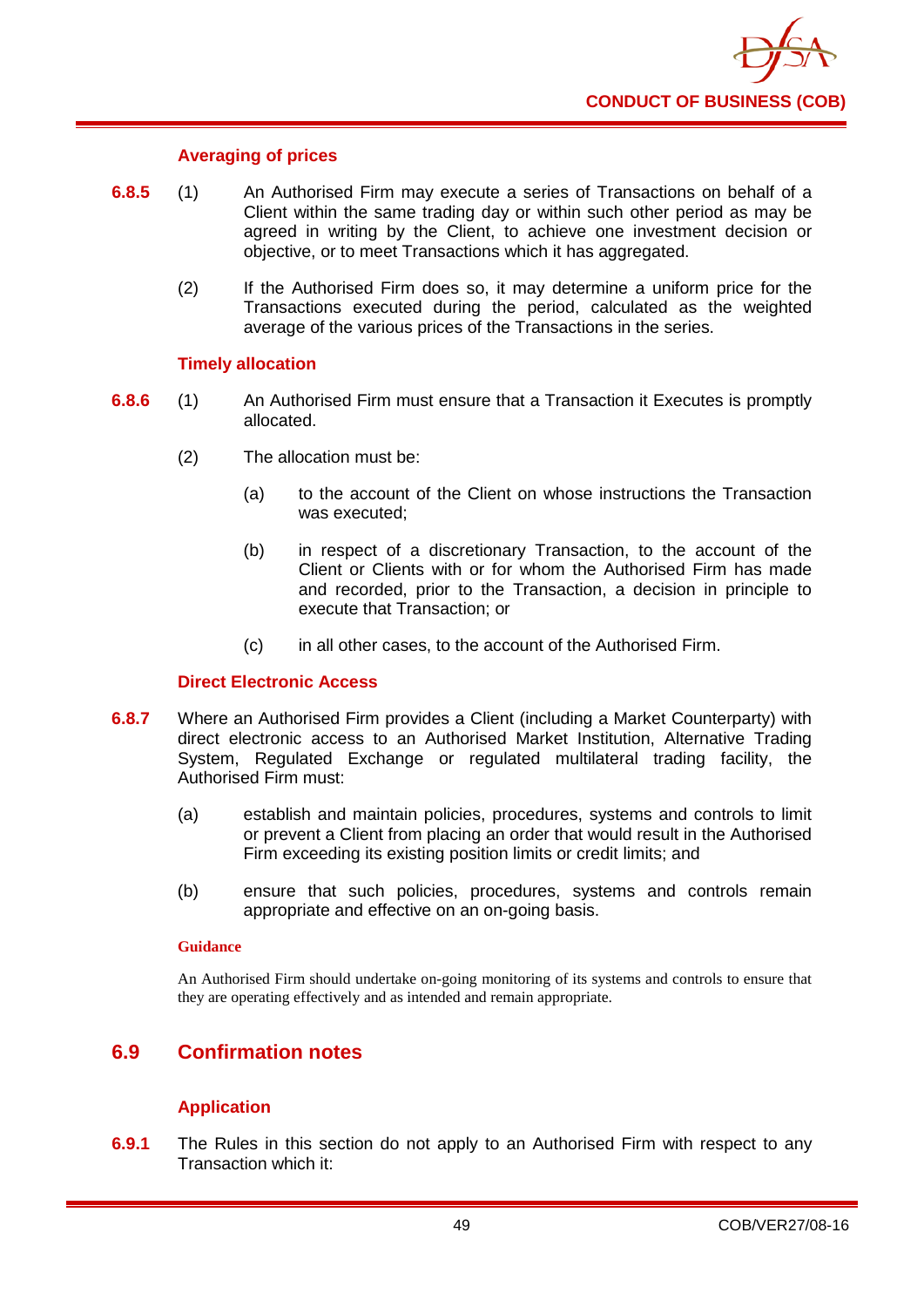### Averaging of prices

**6.8.5** (1) An Authorised Firm may execute a series of Transactions on behalf of a Client within the same trading day or within such other period as may be agreed in writing by the Client, to achieve one investment decision or objective, or to meet Transactions which it has aggregated.

(2) If the Authorised Firm does so, it may determine a uniform price for the Transactions executed during the period, calculated as the weighted average of the various prices of the Transactions in the series.

### Timely allocation

**6.8.6** (1) An Authorised Firm must ensure that a Transaction it Executes is promptly allocated.

(2) The allocation must be:

(a) to the account of the Client on whose instructions the Transaction was executed;

(b) in respect of a discretionary Transaction, to the account of the Client or Clients with or for whom the Authorised Firm has made and recorded, prior to the Transaction, a decision in principle to execute that Transaction; or

(c) in all other cases, to the account of the Authorised Firm.

### Direct Electronic Access

**6.8.7** Where an Authorised Firm provides a Client (including a Market Counterparty) with direct electronic access to an Authorised Market Institution, Alternative Trading System, Regulated Exchange or regulated multilateral trading facility, the Authorised Firm must:

(a) establish and maintain policies, procedures, systems and controls to limit or prevent a Client from placing an order that would result in the Authorised Firm exceeding its existing position limits or credit limits; and

(b) ensure that such policies, procedures, systems and controls remain appropriate and effective on an on-going basis.

**Guidance**

An Authorised Firm should undertake on-going monitoring of its systems and controls to ensure that they are operating effectively and as intended and remain appropriate.

## 6.9 Confirmation notes

### Application

**6.9.1** The Rules in this section do not apply to an Authorised Firm with respect to any Transaction which it: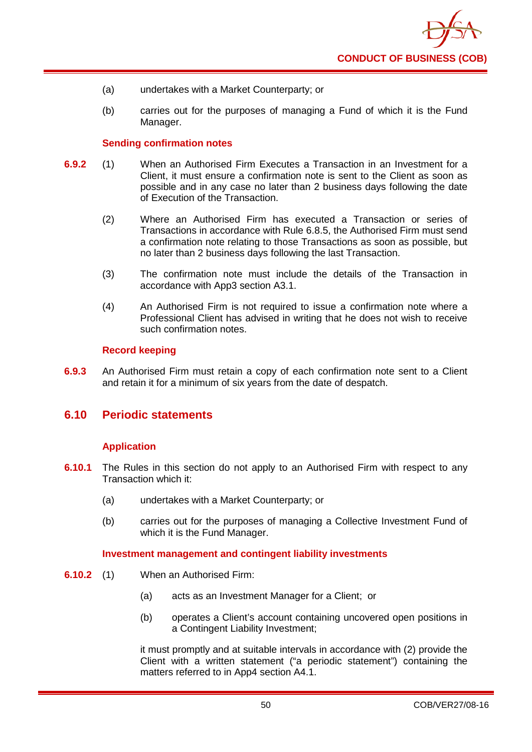(a) undertakes with a Market Counterparty; or

(b) carries out for the purposes of managing a Fund of which it is the Fund Manager.

### Sending confirmation notes

**6.9.2** (1) When an Authorised Firm Executes a Transaction in an Investment for a Client, it must ensure a confirmation note is sent to the Client as soon as possible and in any case no later than 2 business days following the date of Execution of the Transaction.

(2) Where an Authorised Firm has executed a Transaction or series of Transactions in accordance with Rule 6.8.5, the Authorised Firm must send a confirmation note relating to those Transactions as soon as possible, but no later than 2 business days following the last Transaction.

(3) The confirmation note must include the details of the Transaction in accordance with App3 section A3.1.

(4) An Authorised Firm is not required to issue a confirmation note where a Professional Client has advised in writing that he does not wish to receive such confirmation notes.

### Record keeping

**6.9.3** An Authorised Firm must retain a copy of each confirmation note sent to a Client and retain it for a minimum of six years from the date of despatch.

## 6.10 Periodic statements

### Application

**6.10.1** The Rules in this section do not apply to an Authorised Firm with respect to any Transaction which it:

(a) undertakes with a Market Counterparty; or

(b) carries out for the purposes of managing a Collective Investment Fund of which it is the Fund Manager.

### Investment management and contingent liability investments

**6.10.2** (1) When an Authorised Firm:

(a) acts as an Investment Manager for a Client; or

(b) operates a Client's account containing uncovered open positions in a Contingent Liability Investment;

it must promptly and at suitable intervals in accordance with (2) provide the Client with a written statement ("a periodic statement") containing the matters referred to in App4 section A4.1.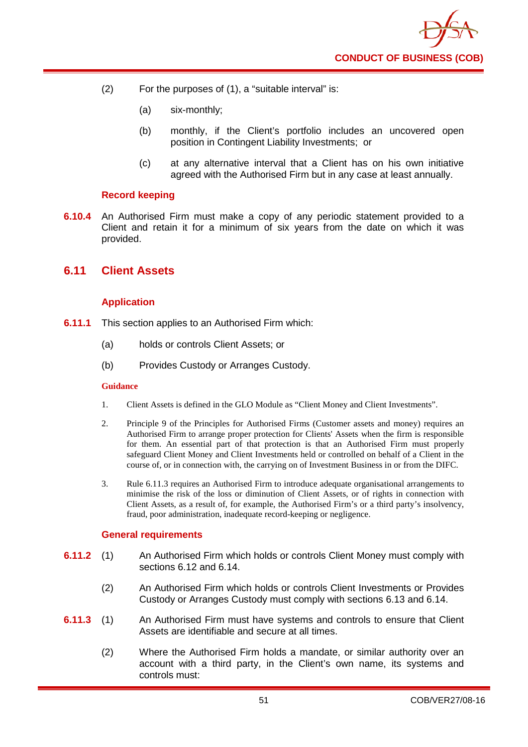(2) For the purposes of (1), a "suitable interval" is:

(a) six-monthly;

(b) monthly, if the Client's portfolio includes an uncovered open position in Contingent Liability Investments; or

(c) at any alternative interval that a Client has on his own initiative agreed with the Authorised Firm but in any case at least annually.

### Record keeping

**6.10.4** An Authorised Firm must make a copy of any periodic statement provided to a Client and retain it for a minimum of six years from the date on which it was provided.

## 6.11 Client Assets

### Application

**6.11.1** This section applies to an Authorised Firm which:

(a) holds or controls Client Assets; or

(b) Provides Custody or Arranges Custody.

#### Guidance

1. Client Assets is defined in the GLO Module as "Client Money and Client Investments".

2. Principle 9 of the Principles for Authorised Firms (Customer assets and money) requires an Authorised Firm to arrange proper protection for Clients' Assets when the firm is responsible for them. An essential part of that protection is that an Authorised Firm must properly safeguard Client Money and Client Investments held or controlled on behalf of a Client in the course of, or in connection with, the carrying on of Investment Business in or from the DIFC.

3. Rule 6.11.3 requires an Authorised Firm to introduce adequate organisational arrangements to minimise the risk of the loss or diminution of Client Assets, or of rights in connection with Client Assets, as a result of, for example, the Authorised Firm's or a third party's insolvency, fraud, poor administration, inadequate record-keeping or negligence.

### General requirements

**6.11.2** (1) An Authorised Firm which holds or controls Client Money must comply with sections 6.12 and 6.14.

(2) An Authorised Firm which holds or controls Client Investments or Provides Custody or Arranges Custody must comply with sections 6.13 and 6.14.

**6.11.3** (1) An Authorised Firm must have systems and controls to ensure that Client Assets are identifiable and secure at all times.

(2) Where the Authorised Firm holds a mandate, or similar authority over an account with a third party, in the Client's own name, its systems and controls must: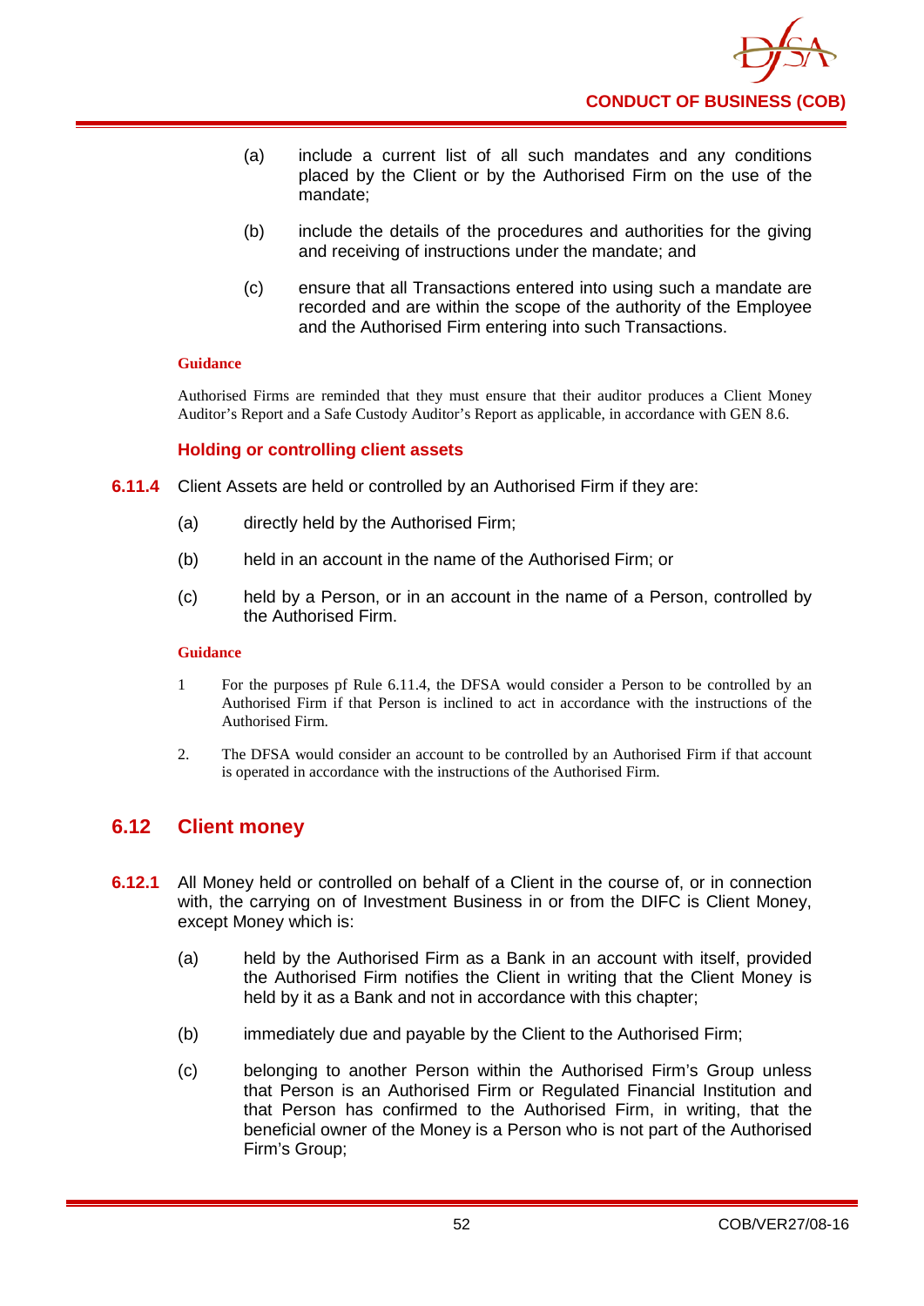(a) include a current list of all such mandates and any conditions placed by the Client or by the Authorised Firm on the use of the mandate;

(b) include the details of the procedures and authorities for the giving and receiving of instructions under the mandate; and

(c) ensure that all Transactions entered into using such a mandate are recorded and are within the scope of the authority of the Employee and the Authorised Firm entering into such Transactions.

**Guidance**

Authorised Firms are reminded that they must ensure that their auditor produces a Client Money Auditor's Report and a Safe Custody Auditor's Report as applicable, in accordance with GEN 8.6.

### Holding or controlling client assets

**6.11.4** Client Assets are held or controlled by an Authorised Firm if they are:

(a) directly held by the Authorised Firm;

(b) held in an account in the name of the Authorised Firm; or

(c) held by a Person, or in an account in the name of a Person, controlled by the Authorised Firm.

**Guidance**

1 For the purposes pf Rule 6.11.4, the DFSA would consider a Person to be controlled by an Authorised Firm if that Person is inclined to act in accordance with the instructions of the Authorised Firm.

2. The DFSA would consider an account to be controlled by an Authorised Firm if that account is operated in accordance with the instructions of the Authorised Firm.

## 6.12 Client money

**6.12.1** All Money held or controlled on behalf of a Client in the course of, or in connection with, the carrying on of Investment Business in or from the DIFC is Client Money, except Money which is:

(a) held by the Authorised Firm as a Bank in an account with itself, provided the Authorised Firm notifies the Client in writing that the Client Money is held by it as a Bank and not in accordance with this chapter;

(b) immediately due and payable by the Client to the Authorised Firm;

(c) belonging to another Person within the Authorised Firm's Group unless that Person is an Authorised Firm or Regulated Financial Institution and that Person has confirmed to the Authorised Firm, in writing, that the beneficial owner of the Money is a Person who is not part of the Authorised Firm's Group;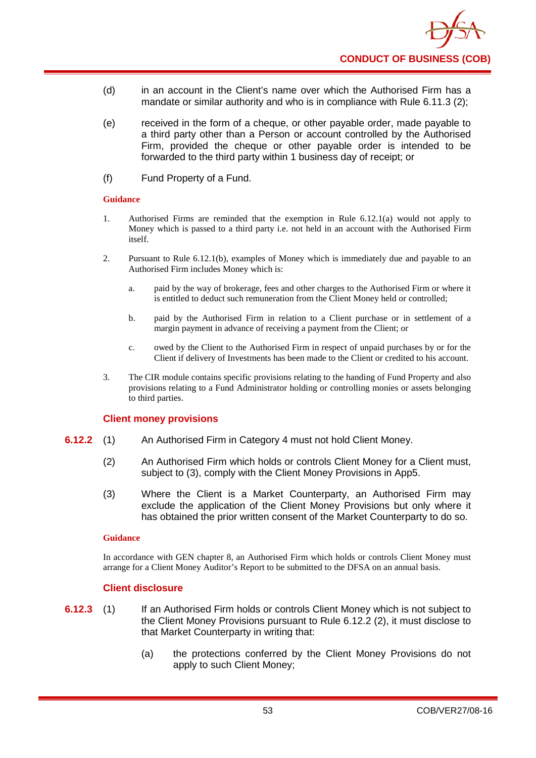(d) in an account in the Client's name over which the Authorised Firm has a mandate or similar authority and who is in compliance with Rule 6.11.3 (2);

(e) received in the form of a cheque, or other payable order, made payable to a third party other than a Person or account controlled by the Authorised Firm, provided the cheque or other payable order is intended to be forwarded to the third party within 1 business day of receipt; or

(f) Fund Property of a Fund.

**Guidance**

1. Authorised Firms are reminded that the exemption in Rule 6.12.1(a) would not apply to Money which is passed to a third party i.e. not held in an account with the Authorised Firm itself.

2. Pursuant to Rule 6.12.1(b), examples of Money which is immediately due and payable to an Authorised Firm includes Money which is:

   a. paid by the way of brokerage, fees and other charges to the Authorised Firm or where it is entitled to deduct such remuneration from the Client Money held or controlled;

   b. paid by the Authorised Firm in relation to a Client purchase or in settlement of a margin payment in advance of receiving a payment from the Client; or

   c. owed by the Client to the Authorised Firm in respect of unpaid purchases by or for the Client if delivery of Investments has been made to the Client or credited to his account.

3. The CIR module contains specific provisions relating to the handing of Fund Property and also provisions relating to a Fund Administrator holding or controlling monies or assets belonging to third parties.

### Client money provisions

**6.12.2** (1) An Authorised Firm in Category 4 must not hold Client Money.

(2) An Authorised Firm which holds or controls Client Money for a Client must, subject to (3), comply with the Client Money Provisions in App5.

(3) Where the Client is a Market Counterparty, an Authorised Firm may exclude the application of the Client Money Provisions but only where it has obtained the prior written consent of the Market Counterparty to do so.

**Guidance**

In accordance with GEN chapter 8, an Authorised Firm which holds or controls Client Money must arrange for a Client Money Auditor's Report to be submitted to the DFSA on an annual basis.

### Client disclosure

**6.12.3** (1) If an Authorised Firm holds or controls Client Money which is not subject to the Client Money Provisions pursuant to Rule 6.12.2 (2), it must disclose to that Market Counterparty in writing that:

(a) the protections conferred by the Client Money Provisions do not apply to such Client Money;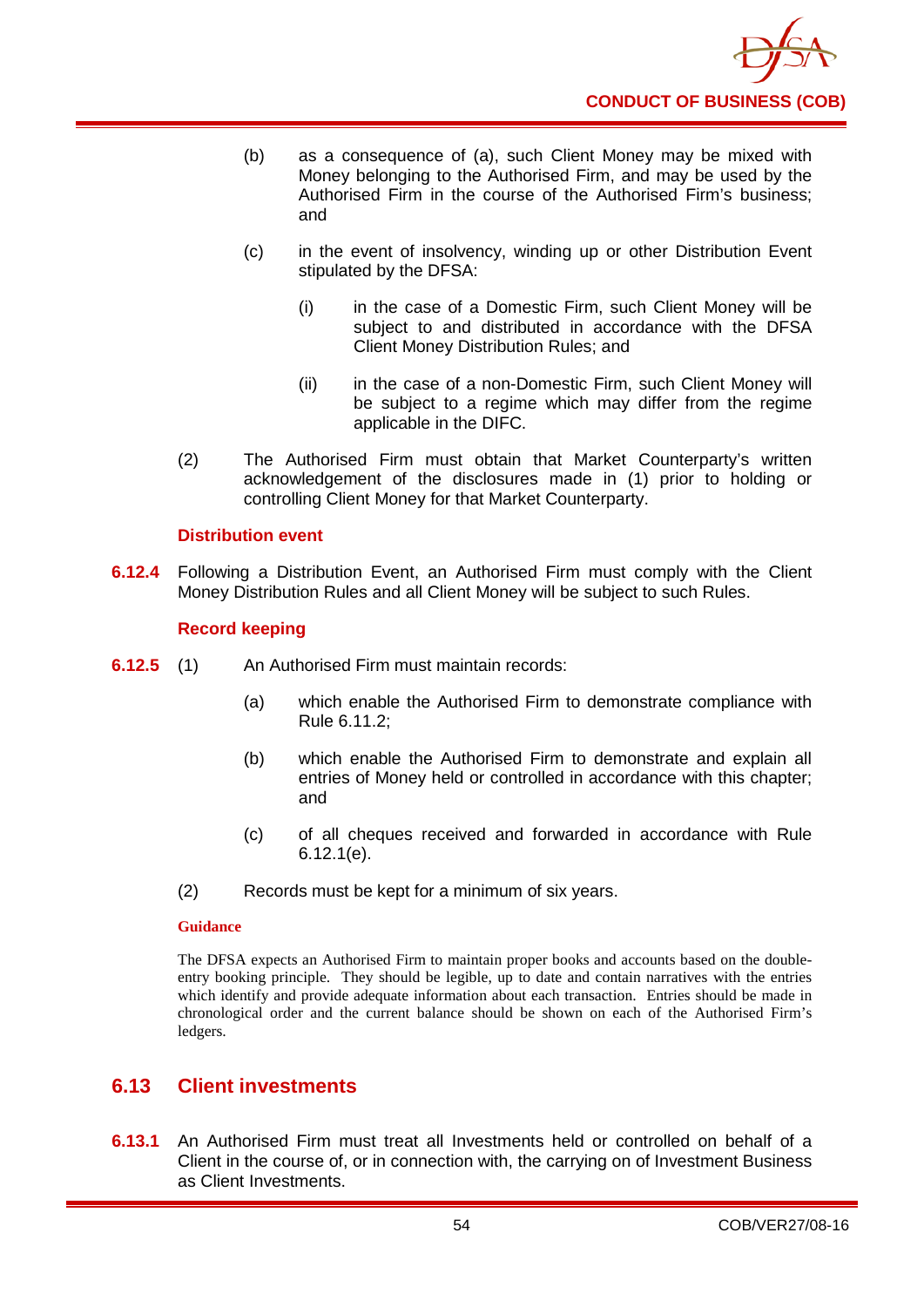(b) as a consequence of (a), such Client Money may be mixed with Money belonging to the Authorised Firm, and may be used by the Authorised Firm in the course of the Authorised Firm's business; and

(c) in the event of insolvency, winding up or other Distribution Event stipulated by the DFSA:

  (i) in the case of a Domestic Firm, such Client Money will be subject to and distributed in accordance with the DFSA Client Money Distribution Rules; and

  (ii) in the case of a non-Domestic Firm, such Client Money will be subject to a regime which may differ from the regime applicable in the DIFC.

(2) The Authorised Firm must obtain that Market Counterparty's written acknowledgement of the disclosures made in (1) prior to holding or controlling Client Money for that Market Counterparty.

**Distribution event**

**6.12.4** Following a Distribution Event, an Authorised Firm must comply with the Client Money Distribution Rules and all Client Money will be subject to such Rules.

**Record keeping**

**6.12.5** (1) An Authorised Firm must maintain records:

  (a) which enable the Authorised Firm to demonstrate compliance with Rule 6.11.2;

  (b) which enable the Authorised Firm to demonstrate and explain all entries of Money held or controlled in accordance with this chapter; and

  (c) of all cheques received and forwarded in accordance with Rule 6.12.1(e).

(2) Records must be kept for a minimum of six years.

**Guidance**

The DFSA expects an Authorised Firm to maintain proper books and accounts based on the double-entry booking principle. They should be legible, up to date and contain narratives with the entries which identify and provide adequate information about each transaction. Entries should be made in chronological order and the current balance should be shown on each of the Authorised Firm's ledgers.

## 6.13 Client investments

**6.13.1** An Authorised Firm must treat all Investments held or controlled on behalf of a Client in the course of, or in connection with, the carrying on of Investment Business as Client Investments.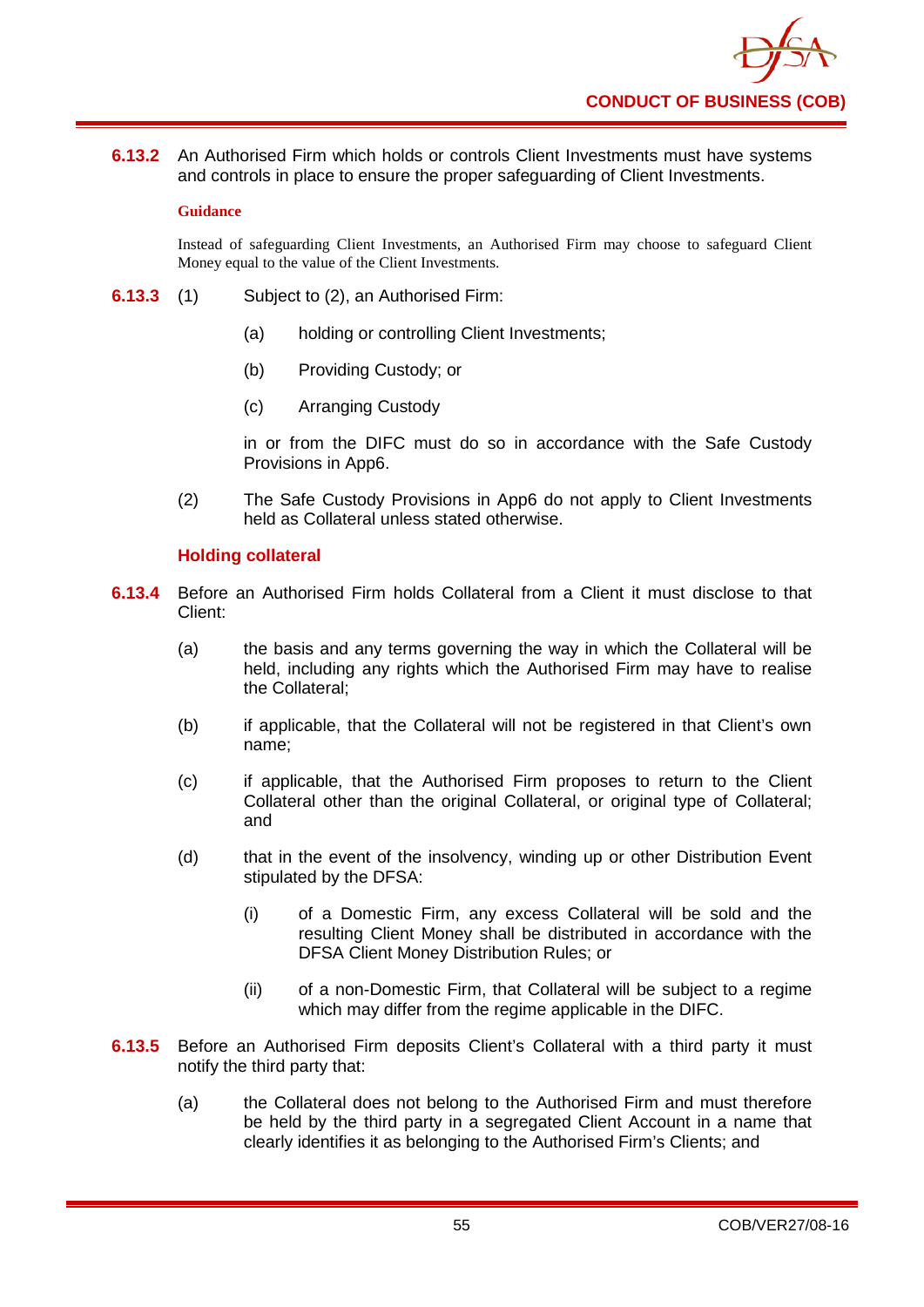**6.13.2** An Authorised Firm which holds or controls Client Investments must have systems and controls in place to ensure the proper safeguarding of Client Investments.

**Guidance**

Instead of safeguarding Client Investments, an Authorised Firm may choose to safeguard Client Money equal to the value of the Client Investments.

**6.13.3** (1) Subject to (2), an Authorised Firm:

(a) holding or controlling Client Investments;

(b) Providing Custody; or

(c) Arranging Custody

in or from the DIFC must do so in accordance with the Safe Custody Provisions in App6.

(2) The Safe Custody Provisions in App6 do not apply to Client Investments held as Collateral unless stated otherwise.

### Holding collateral

**6.13.4** Before an Authorised Firm holds Collateral from a Client it must disclose to that Client:

(a) the basis and any terms governing the way in which the Collateral will be held, including any rights which the Authorised Firm may have to realise the Collateral;

(b) if applicable, that the Collateral will not be registered in that Client's own name;

(c) if applicable, that the Authorised Firm proposes to return to the Client Collateral other than the original Collateral, or original type of Collateral; and

(d) that in the event of the insolvency, winding up or other Distribution Event stipulated by the DFSA:

(i) of a Domestic Firm, any excess Collateral will be sold and the resulting Client Money shall be distributed in accordance with the DFSA Client Money Distribution Rules; or

(ii) of a non-Domestic Firm, that Collateral will be subject to a regime which may differ from the regime applicable in the DIFC.

**6.13.5** Before an Authorised Firm deposits Client's Collateral with a third party it must notify the third party that:

(a) the Collateral does not belong to the Authorised Firm and must therefore be held by the third party in a segregated Client Account in a name that clearly identifies it as belonging to the Authorised Firm's Clients; and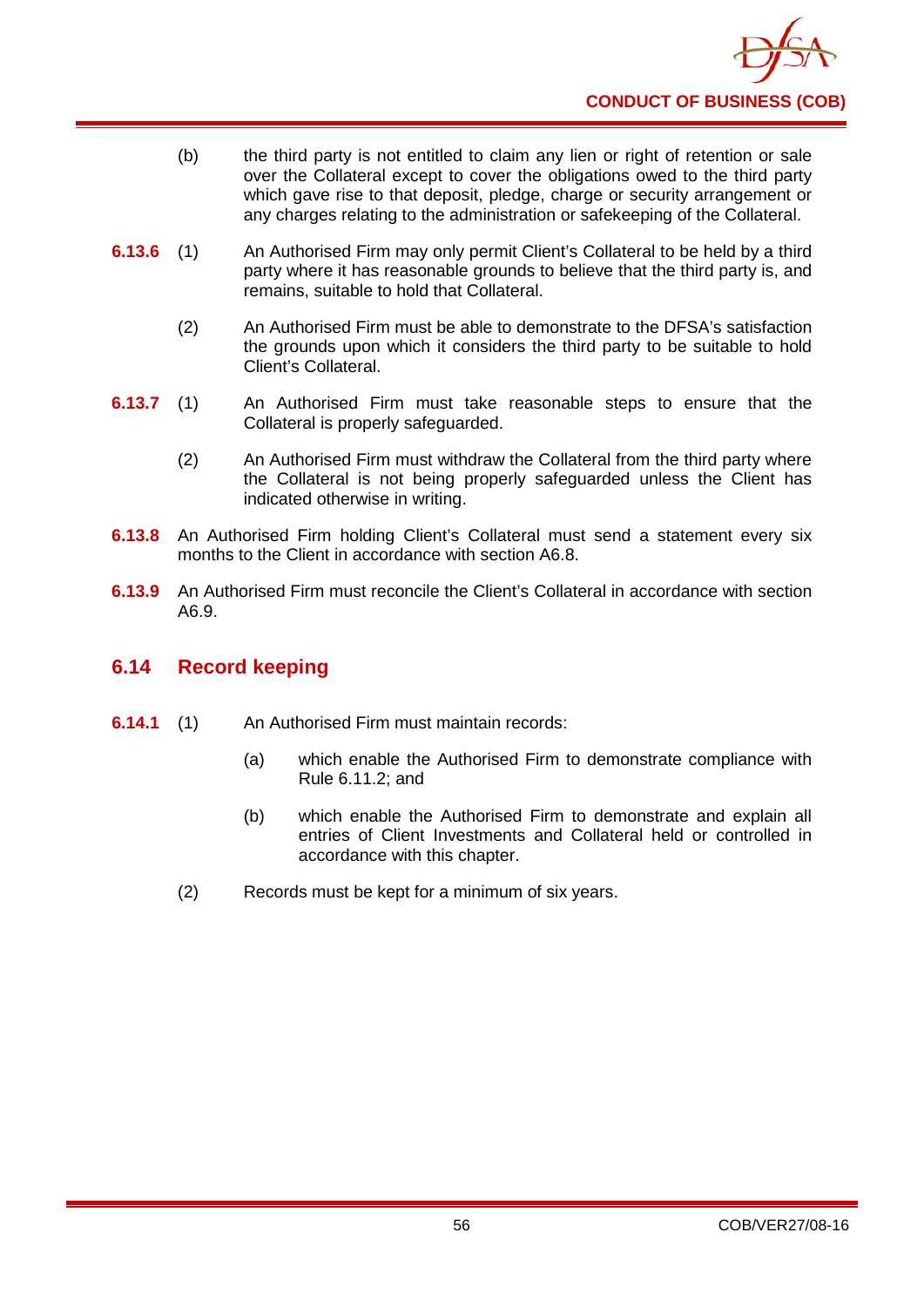(b) the third party is not entitled to claim any lien or right of retention or sale over the Collateral except to cover the obligations owed to the third party which gave rise to that deposit, pledge, charge or security arrangement or any charges relating to the administration or safekeeping of the Collateral.

**6.13.6** (1) An Authorised Firm may only permit Client's Collateral to be held by a third party where it has reasonable grounds to believe that the third party is, and remains, suitable to hold that Collateral.

(2) An Authorised Firm must be able to demonstrate to the DFSA's satisfaction the grounds upon which it considers the third party to be suitable to hold Client's Collateral.

**6.13.7** (1) An Authorised Firm must take reasonable steps to ensure that the Collateral is properly safeguarded.

(2) An Authorised Firm must withdraw the Collateral from the third party where the Collateral is not being properly safeguarded unless the Client has indicated otherwise in writing.

**6.13.8** An Authorised Firm holding Client's Collateral must send a statement every six months to the Client in accordance with section A6.8.

**6.13.9** An Authorised Firm must reconcile the Client's Collateral in accordance with section A6.9.

## 6.14 Record keeping

**6.14.1** (1) An Authorised Firm must maintain records:

(a) which enable the Authorised Firm to demonstrate compliance with Rule 6.11.2; and

(b) which enable the Authorised Firm to demonstrate and explain all entries of Client Investments and Collateral held or controlled in accordance with this chapter.

(2) Records must be kept for a minimum of six years.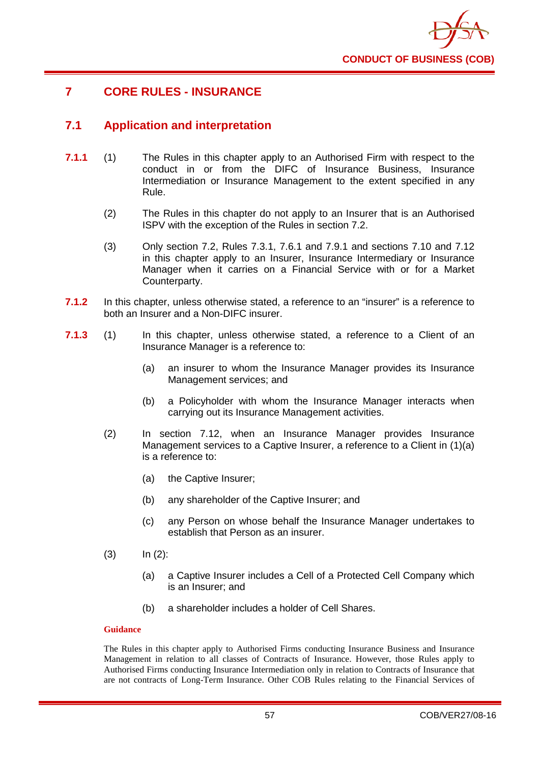# 7 CORE RULES - INSURANCE

## 7.1 Application and interpretation

**7.1.1** (1) The Rules in this chapter apply to an Authorised Firm with respect to the conduct in or from the DIFC of Insurance Business, Insurance Intermediation or Insurance Management to the extent specified in any Rule.

(2) The Rules in this chapter do not apply to an Insurer that is an Authorised ISPV with the exception of the Rules in section 7.2.

(3) Only section 7.2, Rules 7.3.1, 7.6.1 and 7.9.1 and sections 7.10 and 7.12 in this chapter apply to an Insurer, Insurance Intermediary or Insurance Manager when it carries on a Financial Service with or for a Market Counterparty.

**7.1.2** In this chapter, unless otherwise stated, a reference to an "insurer" is a reference to both an Insurer and a Non-DIFC insurer.

**7.1.3** (1) In this chapter, unless otherwise stated, a reference to a Client of an Insurance Manager is a reference to:

(a) an insurer to whom the Insurance Manager provides its Insurance Management services; and

(b) a Policyholder with whom the Insurance Manager interacts when carrying out its Insurance Management activities.

(2) In section 7.12, when an Insurance Manager provides Insurance Management services to a Captive Insurer, a reference to a Client in (1)(a) is a reference to:

(a) the Captive Insurer;

(b) any shareholder of the Captive Insurer; and

(c) any Person on whose behalf the Insurance Manager undertakes to establish that Person as an insurer.

(3) In (2):

(a) a Captive Insurer includes a Cell of a Protected Cell Company which is an Insurer; and

(b) a shareholder includes a holder of Cell Shares.

**Guidance**

The Rules in this chapter apply to Authorised Firms conducting Insurance Business and Insurance Management in relation to all classes of Contracts of Insurance. However, those Rules apply to Authorised Firms conducting Insurance Intermediation only in relation to Contracts of Insurance that are not contracts of Long-Term Insurance. Other COB Rules relating to the Financial Services of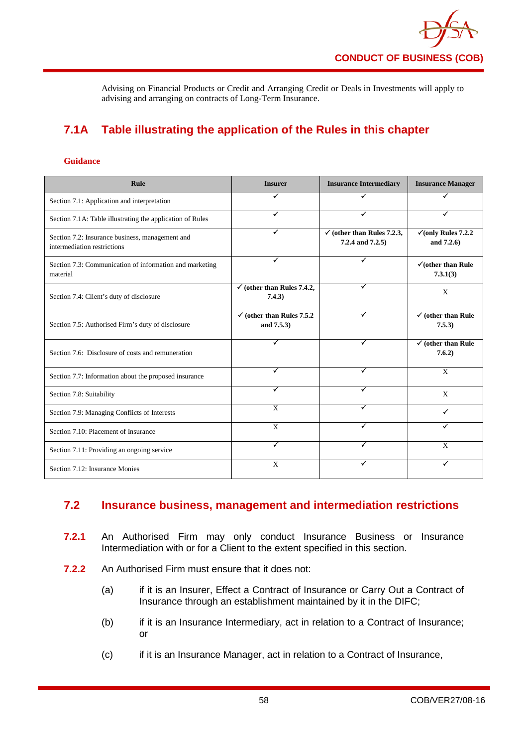Advising on Financial Products or Credit and Arranging Credit or Deals in Investments will apply to advising and arranging on contracts of Long-Term Insurance.

## 7.1A Table illustrating the application of the Rules in this chapter

**Guidance**

| Rule | Insurer | Insurance Intermediary | Insurance Manager |
|---|---|---|---|
| Section 7.1: Application and interpretation | ✓ | ✓ | ✓ |
| Section 7.1A: Table illustrating the application of Rules | ✓ | ✓ | ✓ |
| Section 7.2: Insurance business, management and intermediation restrictions | ✓ | ✓ **(other than Rules 7.2.3, 7.2.4 and 7.2.5)** | ✓**(only Rules 7.2.2 and 7.2.6)** |
| Section 7.3: Communication of information and marketing material | ✓ | ✓ | ✓**(other than Rule 7.3.1(3)** |
| Section 7.4: Client's duty of disclosure | ✓ **(other than Rules 7.4.2, 7.4.3)** | ✓ | X |
| Section 7.5: Authorised Firm's duty of disclosure | ✓ **(other than Rules 7.5.2 and 7.5.3)** | ✓ | ✓ **(other than Rule 7.5.3)** |
| Section 7.6: Disclosure of costs and remuneration | ✓ | ✓ | ✓ **(other than Rule 7.6.2)** |
| Section 7.7: Information about the proposed insurance | ✓ | ✓ | X |
| Section 7.8: Suitability | ✓ | ✓ | X |
| Section 7.9: Managing Conflicts of Interests | X | ✓ | ✓ |
| Section 7.10: Placement of Insurance | X | ✓ | ✓ |
| Section 7.11: Providing an ongoing service | ✓ | ✓ | X |
| Section 7.12: Insurance Monies | X | ✓ | ✓ |

## 7.2 Insurance business, management and intermediation restrictions

**7.2.1** An Authorised Firm may only conduct Insurance Business or Insurance Intermediation with or for a Client to the extent specified in this section.

**7.2.2** An Authorised Firm must ensure that it does not:

(a) if it is an Insurer, Effect a Contract of Insurance or Carry Out a Contract of Insurance through an establishment maintained by it in the DIFC;

(b) if it is an Insurance Intermediary, act in relation to a Contract of Insurance; or

(c) if it is an Insurance Manager, act in relation to a Contract of Insurance,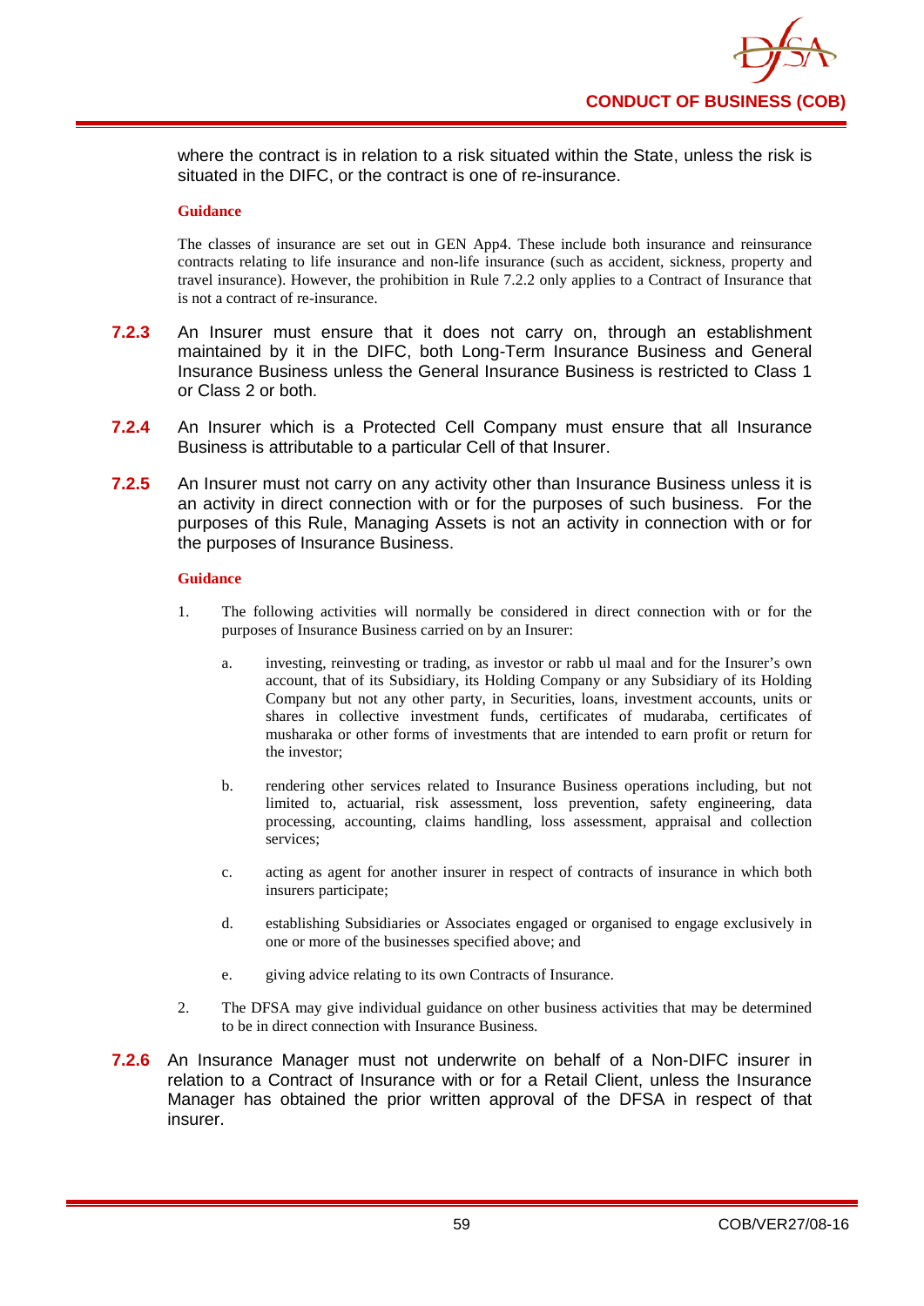where the contract is in relation to a risk situated within the State, unless the risk is situated in the DIFC, or the contract is one of re-insurance.

**Guidance**

The classes of insurance are set out in GEN App4. These include both insurance and reinsurance contracts relating to life insurance and non-life insurance (such as accident, sickness, property and travel insurance). However, the prohibition in Rule 7.2.2 only applies to a Contract of Insurance that is not a contract of re-insurance.

**7.2.3** An Insurer must ensure that it does not carry on, through an establishment maintained by it in the DIFC, both Long-Term Insurance Business and General Insurance Business unless the General Insurance Business is restricted to Class 1 or Class 2 or both.

**7.2.4** An Insurer which is a Protected Cell Company must ensure that all Insurance Business is attributable to a particular Cell of that Insurer.

**7.2.5** An Insurer must not carry on any activity other than Insurance Business unless it is an activity in direct connection with or for the purposes of such business. For the purposes of this Rule, Managing Assets is not an activity in connection with or for the purposes of Insurance Business.

**Guidance**

1. The following activities will normally be considered in direct connection with or for the purposes of Insurance Business carried on by an Insurer:

   a. investing, reinvesting or trading, as investor or rabb ul maal and for the Insurer's own account, that of its Subsidiary, its Holding Company or any Subsidiary of its Holding Company but not any other party, in Securities, loans, investment accounts, units or shares in collective investment funds, certificates of mudaraba, certificates of musharaka or other forms of investments that are intended to earn profit or return for the investor;

   b. rendering other services related to Insurance Business operations including, but not limited to, actuarial, risk assessment, loss prevention, safety engineering, data processing, accounting, claims handling, loss assessment, appraisal and collection services;

   c. acting as agent for another insurer in respect of contracts of insurance in which both insurers participate;

   d. establishing Subsidiaries or Associates engaged or organised to engage exclusively in one or more of the businesses specified above; and

   e. giving advice relating to its own Contracts of Insurance.

2. The DFSA may give individual guidance on other business activities that may be determined to be in direct connection with Insurance Business.

**7.2.6** An Insurance Manager must not underwrite on behalf of a Non-DIFC insurer in relation to a Contract of Insurance with or for a Retail Client, unless the Insurance Manager has obtained the prior written approval of the DFSA in respect of that insurer.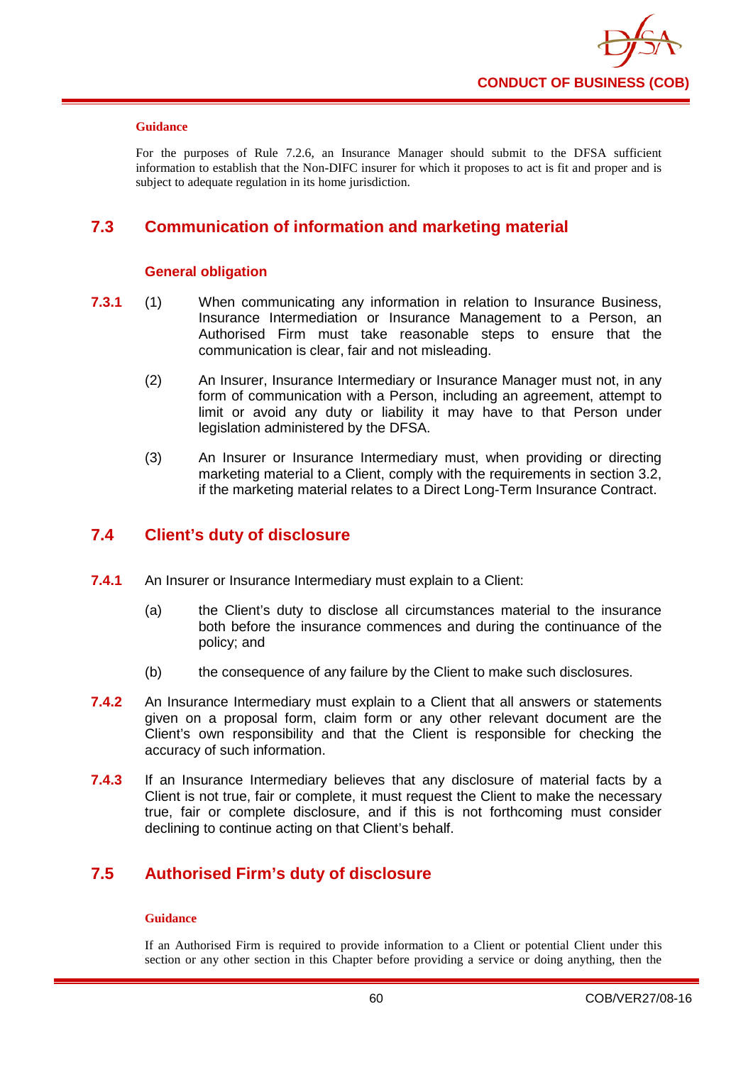**Guidance**

For the purposes of Rule 7.2.6, an Insurance Manager should submit to the DFSA sufficient information to establish that the Non-DIFC insurer for which it proposes to act is fit and proper and is subject to adequate regulation in its home jurisdiction.

## 7.3 Communication of information and marketing material

### General obligation

**7.3.1** (1) When communicating any information in relation to Insurance Business, Insurance Intermediation or Insurance Management to a Person, an Authorised Firm must take reasonable steps to ensure that the communication is clear, fair and not misleading.

(2) An Insurer, Insurance Intermediary or Insurance Manager must not, in any form of communication with a Person, including an agreement, attempt to limit or avoid any duty or liability it may have to that Person under legislation administered by the DFSA.

(3) An Insurer or Insurance Intermediary must, when providing or directing marketing material to a Client, comply with the requirements in section 3.2, if the marketing material relates to a Direct Long-Term Insurance Contract.

## 7.4 Client's duty of disclosure

**7.4.1** An Insurer or Insurance Intermediary must explain to a Client:

(a) the Client's duty to disclose all circumstances material to the insurance both before the insurance commences and during the continuance of the policy; and

(b) the consequence of any failure by the Client to make such disclosures.

**7.4.2** An Insurance Intermediary must explain to a Client that all answers or statements given on a proposal form, claim form or any other relevant document are the Client's own responsibility and that the Client is responsible for checking the accuracy of such information.

**7.4.3** If an Insurance Intermediary believes that any disclosure of material facts by a Client is not true, fair or complete, it must request the Client to make the necessary true, fair or complete disclosure, and if this is not forthcoming must consider declining to continue acting on that Client's behalf.

## 7.5 Authorised Firm's duty of disclosure

**Guidance**

If an Authorised Firm is required to provide information to a Client or potential Client under this section or any other section in this Chapter before providing a service or doing anything, then the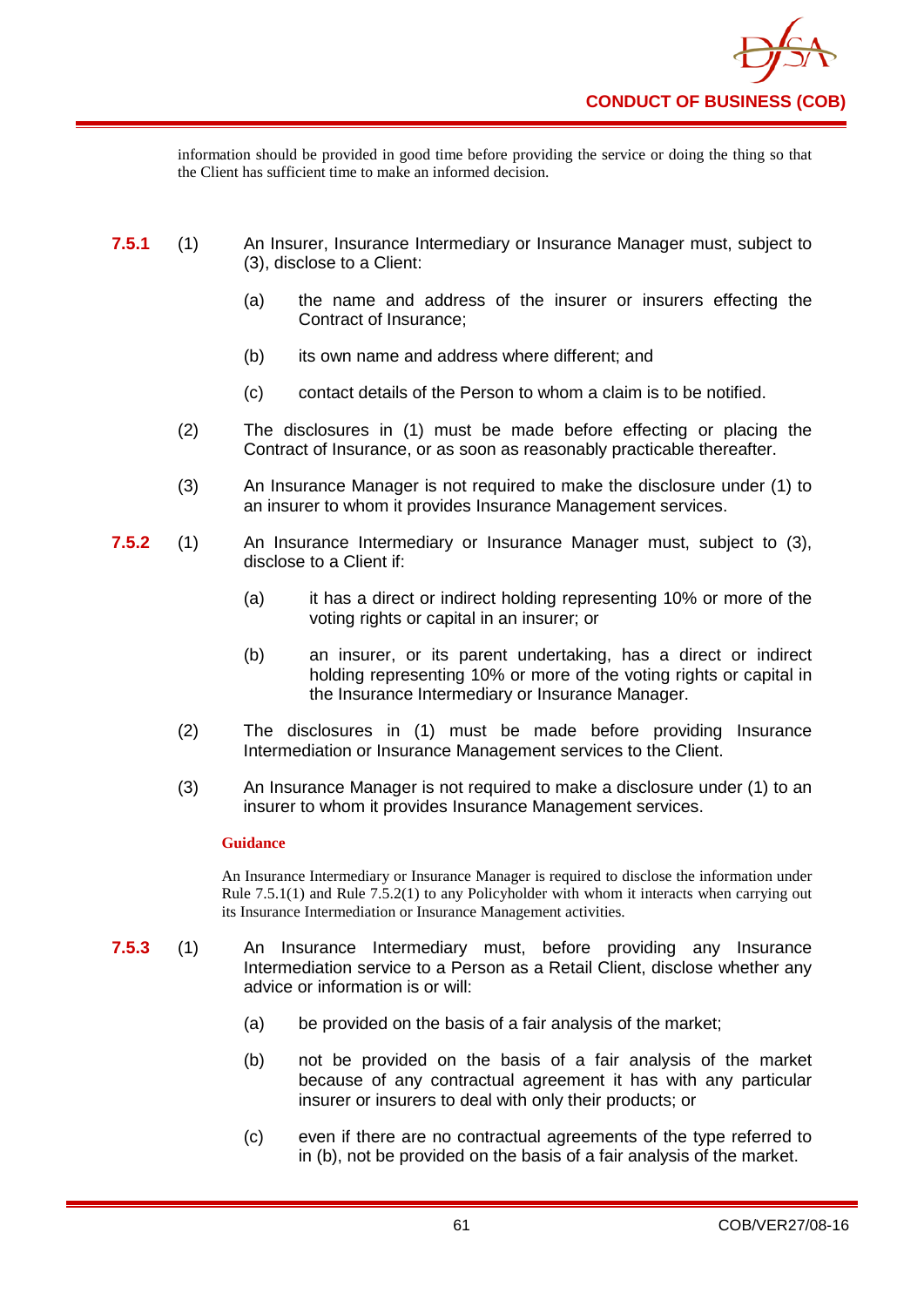information should be provided in good time before providing the service or doing the thing so that the Client has sufficient time to make an informed decision.

**7.5.1** (1) An Insurer, Insurance Intermediary or Insurance Manager must, subject to (3), disclose to a Client:

(a) the name and address of the insurer or insurers effecting the Contract of Insurance;

(b) its own name and address where different; and

(c) contact details of the Person to whom a claim is to be notified.

(2) The disclosures in (1) must be made before effecting or placing the Contract of Insurance, or as soon as reasonably practicable thereafter.

(3) An Insurance Manager is not required to make the disclosure under (1) to an insurer to whom it provides Insurance Management services.

**7.5.2** (1) An Insurance Intermediary or Insurance Manager must, subject to (3), disclose to a Client if:

(a) it has a direct or indirect holding representing 10% or more of the voting rights or capital in an insurer; or

(b) an insurer, or its parent undertaking, has a direct or indirect holding representing 10% or more of the voting rights or capital in the Insurance Intermediary or Insurance Manager.

(2) The disclosures in (1) must be made before providing Insurance Intermediation or Insurance Management services to the Client.

(3) An Insurance Manager is not required to make a disclosure under (1) to an insurer to whom it provides Insurance Management services.

**Guidance**

An Insurance Intermediary or Insurance Manager is required to disclose the information under Rule 7.5.1(1) and Rule 7.5.2(1) to any Policyholder with whom it interacts when carrying out its Insurance Intermediation or Insurance Management activities.

**7.5.3** (1) An Insurance Intermediary must, before providing any Insurance Intermediation service to a Person as a Retail Client, disclose whether any advice or information is or will:

(a) be provided on the basis of a fair analysis of the market;

(b) not be provided on the basis of a fair analysis of the market because of any contractual agreement it has with any particular insurer or insurers to deal with only their products; or

(c) even if there are no contractual agreements of the type referred to in (b), not be provided on the basis of a fair analysis of the market.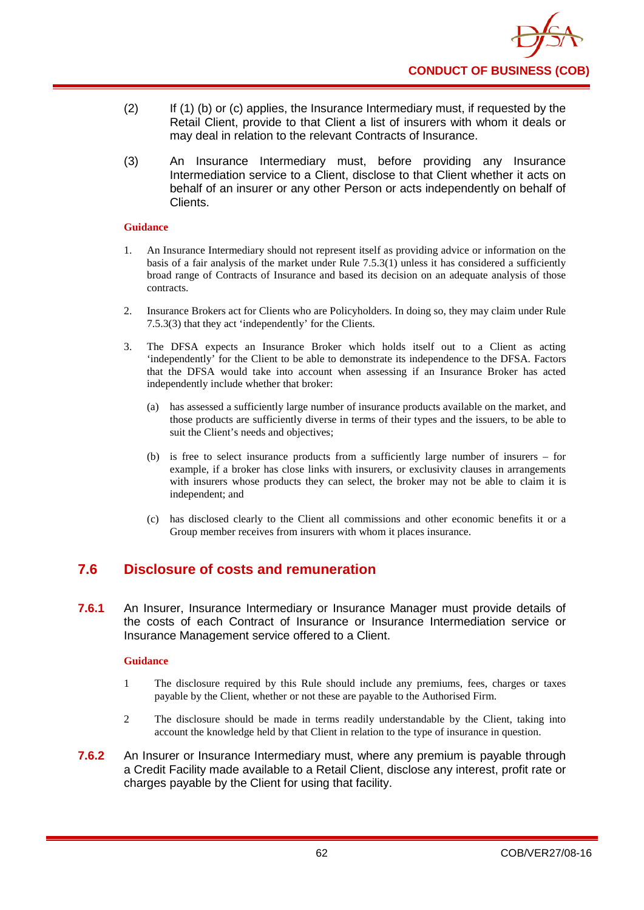(2) If (1) (b) or (c) applies, the Insurance Intermediary must, if requested by the Retail Client, provide to that Client a list of insurers with whom it deals or may deal in relation to the relevant Contracts of Insurance.

(3) An Insurance Intermediary must, before providing any Insurance Intermediation service to a Client, disclose to that Client whether it acts on behalf of an insurer or any other Person or acts independently on behalf of Clients.

**Guidance**

1. An Insurance Intermediary should not represent itself as providing advice or information on the basis of a fair analysis of the market under Rule 7.5.3(1) unless it has considered a sufficiently broad range of Contracts of Insurance and based its decision on an adequate analysis of those contracts.

2. Insurance Brokers act for Clients who are Policyholders. In doing so, they may claim under Rule 7.5.3(3) that they act 'independently' for the Clients.

3. The DFSA expects an Insurance Broker which holds itself out to a Client as acting 'independently' for the Client to be able to demonstrate its independence to the DFSA. Factors that the DFSA would take into account when assessing if an Insurance Broker has acted independently include whether that broker:

   (a) has assessed a sufficiently large number of insurance products available on the market, and those products are sufficiently diverse in terms of their types and the issuers, to be able to suit the Client's needs and objectives;

   (b) is free to select insurance products from a sufficiently large number of insurers – for example, if a broker has close links with insurers, or exclusivity clauses in arrangements with insurers whose products they can select, the broker may not be able to claim it is independent; and

   (c) has disclosed clearly to the Client all commissions and other economic benefits it or a Group member receives from insurers with whom it places insurance.

## 7.6 Disclosure of costs and remuneration

**7.6.1** An Insurer, Insurance Intermediary or Insurance Manager must provide details of the costs of each Contract of Insurance or Insurance Intermediation service or Insurance Management service offered to a Client.

**Guidance**

1 The disclosure required by this Rule should include any premiums, fees, charges or taxes payable by the Client, whether or not these are payable to the Authorised Firm.

2 The disclosure should be made in terms readily understandable by the Client, taking into account the knowledge held by that Client in relation to the type of insurance in question.

**7.6.2** An Insurer or Insurance Intermediary must, where any premium is payable through a Credit Facility made available to a Retail Client, disclose any interest, profit rate or charges payable by the Client for using that facility.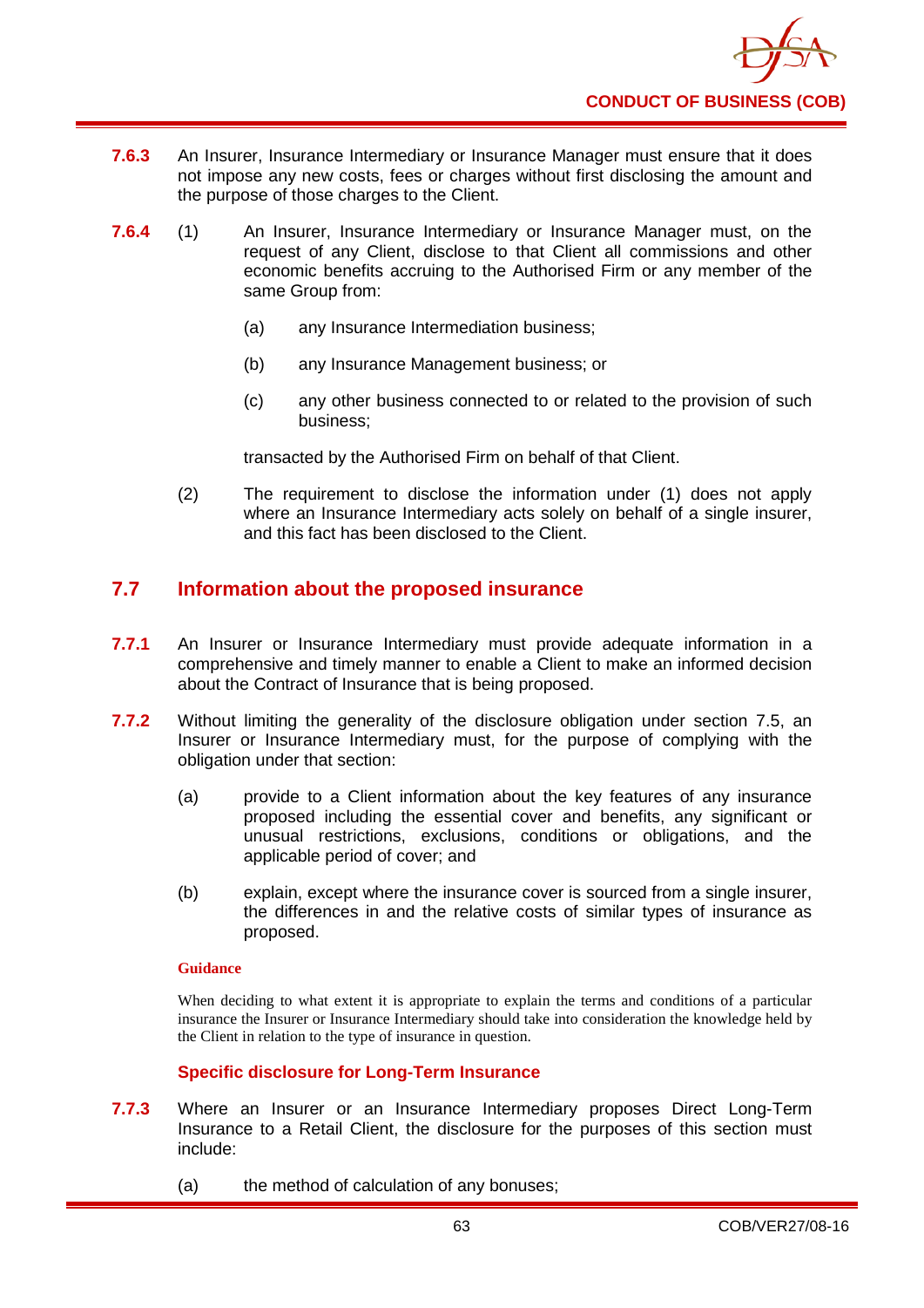**7.6.3** An Insurer, Insurance Intermediary or Insurance Manager must ensure that it does not impose any new costs, fees or charges without first disclosing the amount and the purpose of those charges to the Client.

**7.6.4** (1) An Insurer, Insurance Intermediary or Insurance Manager must, on the request of any Client, disclose to that Client all commissions and other economic benefits accruing to the Authorised Firm or any member of the same Group from:

(a) any Insurance Intermediation business;

(b) any Insurance Management business; or

(c) any other business connected to or related to the provision of such business;

transacted by the Authorised Firm on behalf of that Client.

(2) The requirement to disclose the information under (1) does not apply where an Insurance Intermediary acts solely on behalf of a single insurer, and this fact has been disclosed to the Client.

## 7.7 Information about the proposed insurance

**7.7.1** An Insurer or Insurance Intermediary must provide adequate information in a comprehensive and timely manner to enable a Client to make an informed decision about the Contract of Insurance that is being proposed.

**7.7.2** Without limiting the generality of the disclosure obligation under section 7.5, an Insurer or Insurance Intermediary must, for the purpose of complying with the obligation under that section:

(a) provide to a Client information about the key features of any insurance proposed including the essential cover and benefits, any significant or unusual restrictions, exclusions, conditions or obligations, and the applicable period of cover; and

(b) explain, except where the insurance cover is sourced from a single insurer, the differences in and the relative costs of similar types of insurance as proposed.

**Guidance**

When deciding to what extent it is appropriate to explain the terms and conditions of a particular insurance the Insurer or Insurance Intermediary should take into consideration the knowledge held by the Client in relation to the type of insurance in question.

### Specific disclosure for Long-Term Insurance

**7.7.3** Where an Insurer or an Insurance Intermediary proposes Direct Long-Term Insurance to a Retail Client, the disclosure for the purposes of this section must include:

(a) the method of calculation of any bonuses;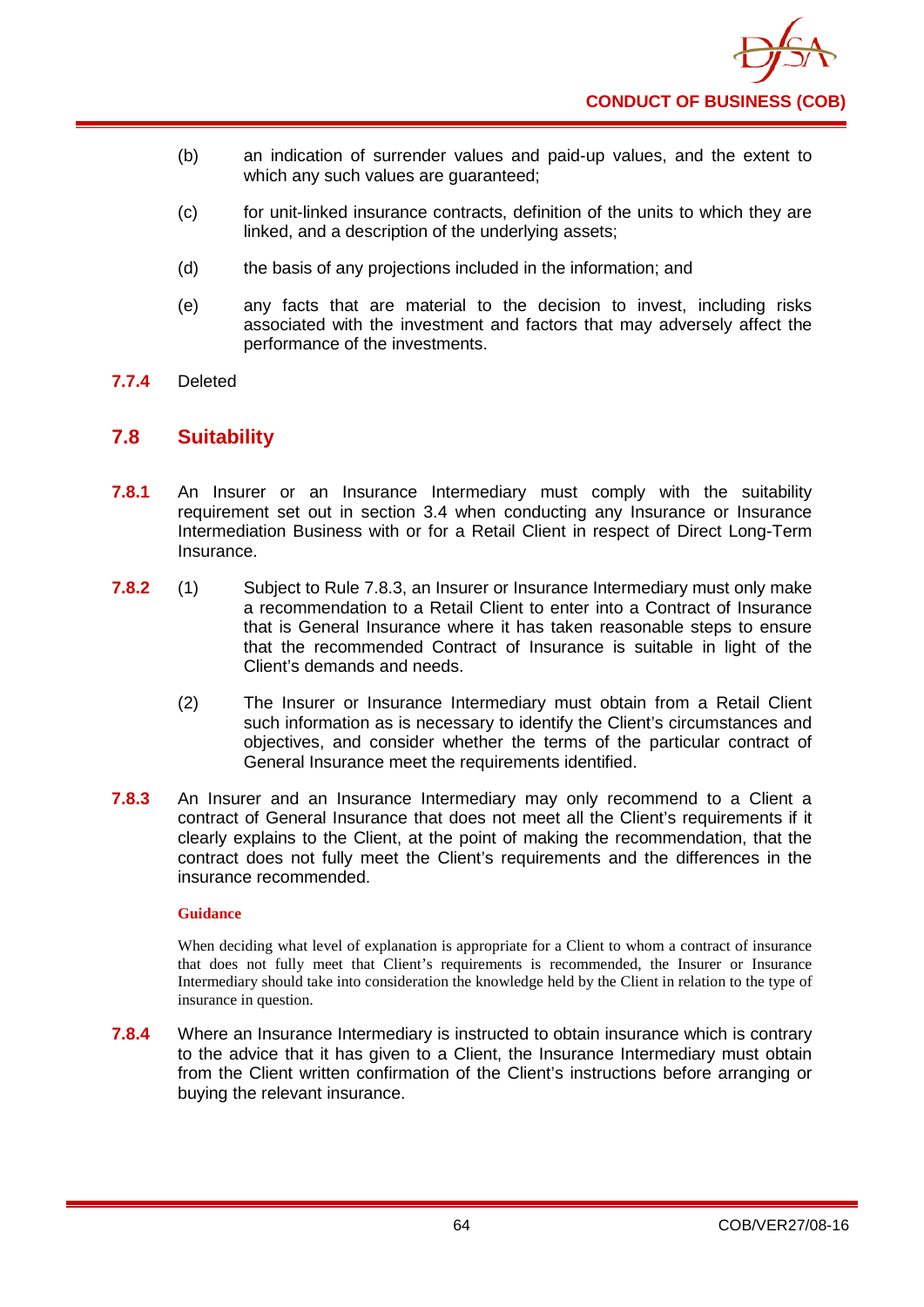(b) an indication of surrender values and paid-up values, and the extent to which any such values are guaranteed;

(c) for unit-linked insurance contracts, definition of the units to which they are linked, and a description of the underlying assets;

(d) the basis of any projections included in the information; and

(e) any facts that are material to the decision to invest, including risks associated with the investment and factors that may adversely affect the performance of the investments.

**7.7.4** Deleted

## 7.8 Suitability

**7.8.1** An Insurer or an Insurance Intermediary must comply with the suitability requirement set out in section 3.4 when conducting any Insurance or Insurance Intermediation Business with or for a Retail Client in respect of Direct Long-Term Insurance.

**7.8.2** (1) Subject to Rule 7.8.3, an Insurer or Insurance Intermediary must only make a recommendation to a Retail Client to enter into a Contract of Insurance that is General Insurance where it has taken reasonable steps to ensure that the recommended Contract of Insurance is suitable in light of the Client's demands and needs.

(2) The Insurer or Insurance Intermediary must obtain from a Retail Client such information as is necessary to identify the Client's circumstances and objectives, and consider whether the terms of the particular contract of General Insurance meet the requirements identified.

**7.8.3** An Insurer and an Insurance Intermediary may only recommend to a Client a contract of General Insurance that does not meet all the Client's requirements if it clearly explains to the Client, at the point of making the recommendation, that the contract does not fully meet the Client's requirements and the differences in the insurance recommended.

**Guidance**

When deciding what level of explanation is appropriate for a Client to whom a contract of insurance that does not fully meet that Client's requirements is recommended, the Insurer or Insurance Intermediary should take into consideration the knowledge held by the Client in relation to the type of insurance in question.

**7.8.4** Where an Insurance Intermediary is instructed to obtain insurance which is contrary to the advice that it has given to a Client, the Insurance Intermediary must obtain from the Client written confirmation of the Client's instructions before arranging or buying the relevant insurance.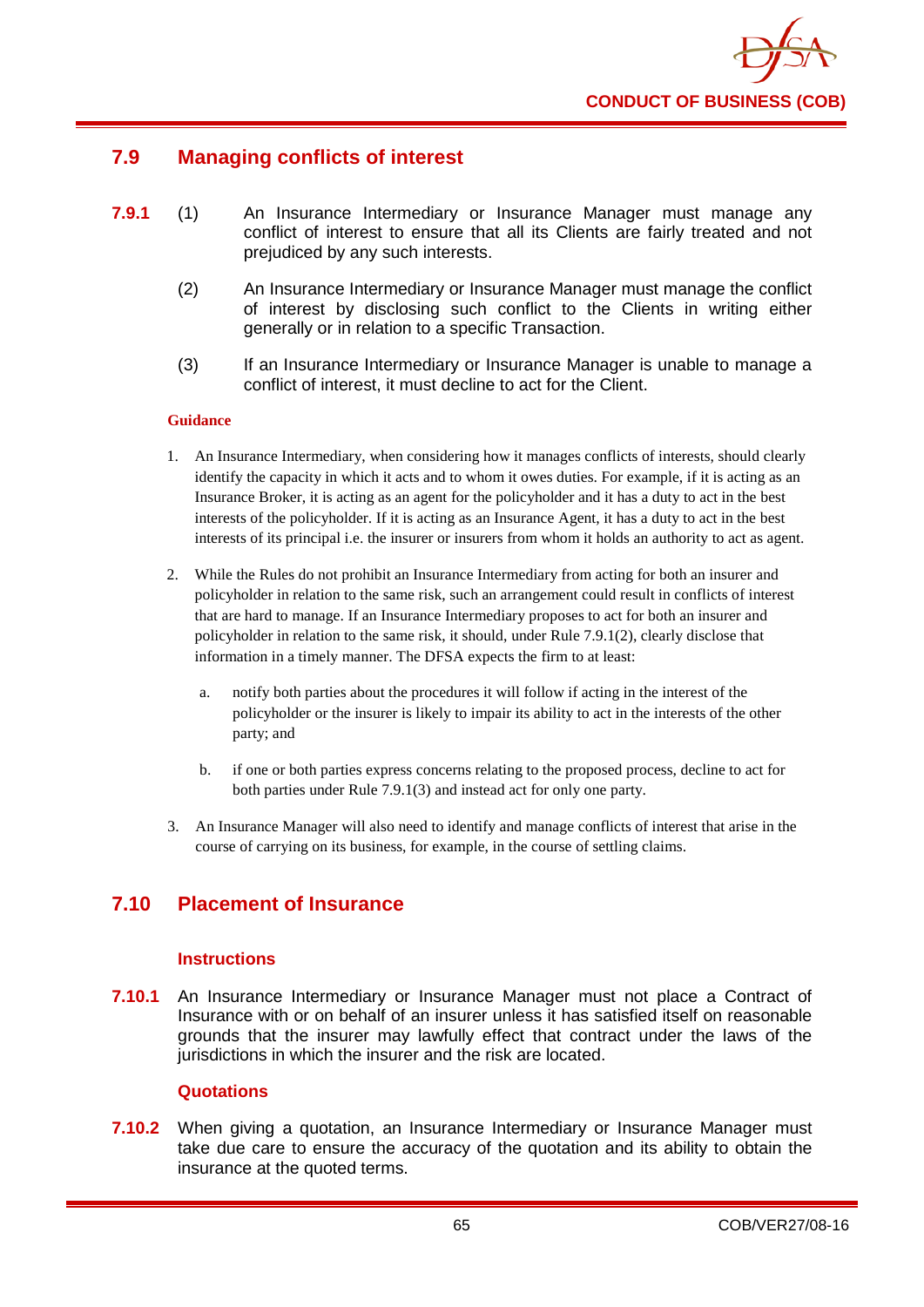## 7.9 Managing conflicts of interest

**7.9.1** (1) An Insurance Intermediary or Insurance Manager must manage any conflict of interest to ensure that all its Clients are fairly treated and not prejudiced by any such interests.

(2) An Insurance Intermediary or Insurance Manager must manage the conflict of interest by disclosing such conflict to the Clients in writing either generally or in relation to a specific Transaction.

(3) If an Insurance Intermediary or Insurance Manager is unable to manage a conflict of interest, it must decline to act for the Client.

**Guidance**

1. An Insurance Intermediary, when considering how it manages conflicts of interests, should clearly identify the capacity in which it acts and to whom it owes duties. For example, if it is acting as an Insurance Broker, it is acting as an agent for the policyholder and it has a duty to act in the best interests of the policyholder. If it is acting as an Insurance Agent, it has a duty to act in the best interests of its principal i.e. the insurer or insurers from whom it holds an authority to act as agent.

2. While the Rules do not prohibit an Insurance Intermediary from acting for both an insurer and policyholder in relation to the same risk, such an arrangement could result in conflicts of interest that are hard to manage. If an Insurance Intermediary proposes to act for both an insurer and policyholder in relation to the same risk, it should, under Rule 7.9.1(2), clearly disclose that information in a timely manner. The DFSA expects the firm to at least:

   a. notify both parties about the procedures it will follow if acting in the interest of the policyholder or the insurer is likely to impair its ability to act in the interests of the other party; and

   b. if one or both parties express concerns relating to the proposed process, decline to act for both parties under Rule 7.9.1(3) and instead act for only one party.

3. An Insurance Manager will also need to identify and manage conflicts of interest that arise in the course of carrying on its business, for example, in the course of settling claims.

## 7.10 Placement of Insurance

### Instructions

**7.10.1** An Insurance Intermediary or Insurance Manager must not place a Contract of Insurance with or on behalf of an insurer unless it has satisfied itself on reasonable grounds that the insurer may lawfully effect that contract under the laws of the jurisdictions in which the insurer and the risk are located.

### Quotations

**7.10.2** When giving a quotation, an Insurance Intermediary or Insurance Manager must take due care to ensure the accuracy of the quotation and its ability to obtain the insurance at the quoted terms.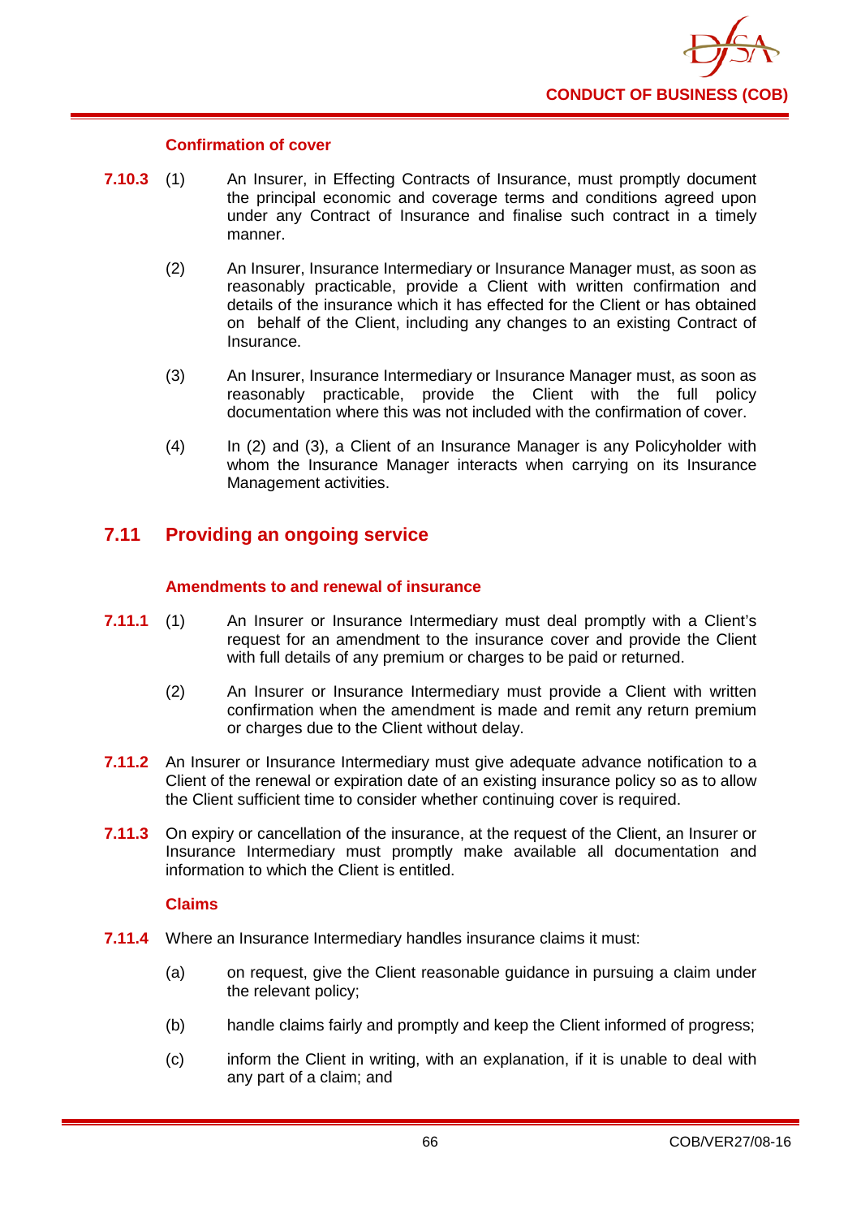#### Confirmation of cover

**7.10.3** (1) An Insurer, in Effecting Contracts of Insurance, must promptly document the principal economic and coverage terms and conditions agreed upon under any Contract of Insurance and finalise such contract in a timely manner.

(2) An Insurer, Insurance Intermediary or Insurance Manager must, as soon as reasonably practicable, provide a Client with written confirmation and details of the insurance which it has effected for the Client or has obtained on behalf of the Client, including any changes to an existing Contract of Insurance.

(3) An Insurer, Insurance Intermediary or Insurance Manager must, as soon as reasonably practicable, provide the Client with the full policy documentation where this was not included with the confirmation of cover.

(4) In (2) and (3), a Client of an Insurance Manager is any Policyholder with whom the Insurance Manager interacts when carrying on its Insurance Management activities.

## 7.11 Providing an ongoing service

#### Amendments to and renewal of insurance

**7.11.1** (1) An Insurer or Insurance Intermediary must deal promptly with a Client's request for an amendment to the insurance cover and provide the Client with full details of any premium or charges to be paid or returned.

(2) An Insurer or Insurance Intermediary must provide a Client with written confirmation when the amendment is made and remit any return premium or charges due to the Client without delay.

**7.11.2** An Insurer or Insurance Intermediary must give adequate advance notification to a Client of the renewal or expiration date of an existing insurance policy so as to allow the Client sufficient time to consider whether continuing cover is required.

**7.11.3** On expiry or cancellation of the insurance, at the request of the Client, an Insurer or Insurance Intermediary must promptly make available all documentation and information to which the Client is entitled.

#### Claims

**7.11.4** Where an Insurance Intermediary handles insurance claims it must:

(a) on request, give the Client reasonable guidance in pursuing a claim under the relevant policy;

(b) handle claims fairly and promptly and keep the Client informed of progress;

(c) inform the Client in writing, with an explanation, if it is unable to deal with any part of a claim; and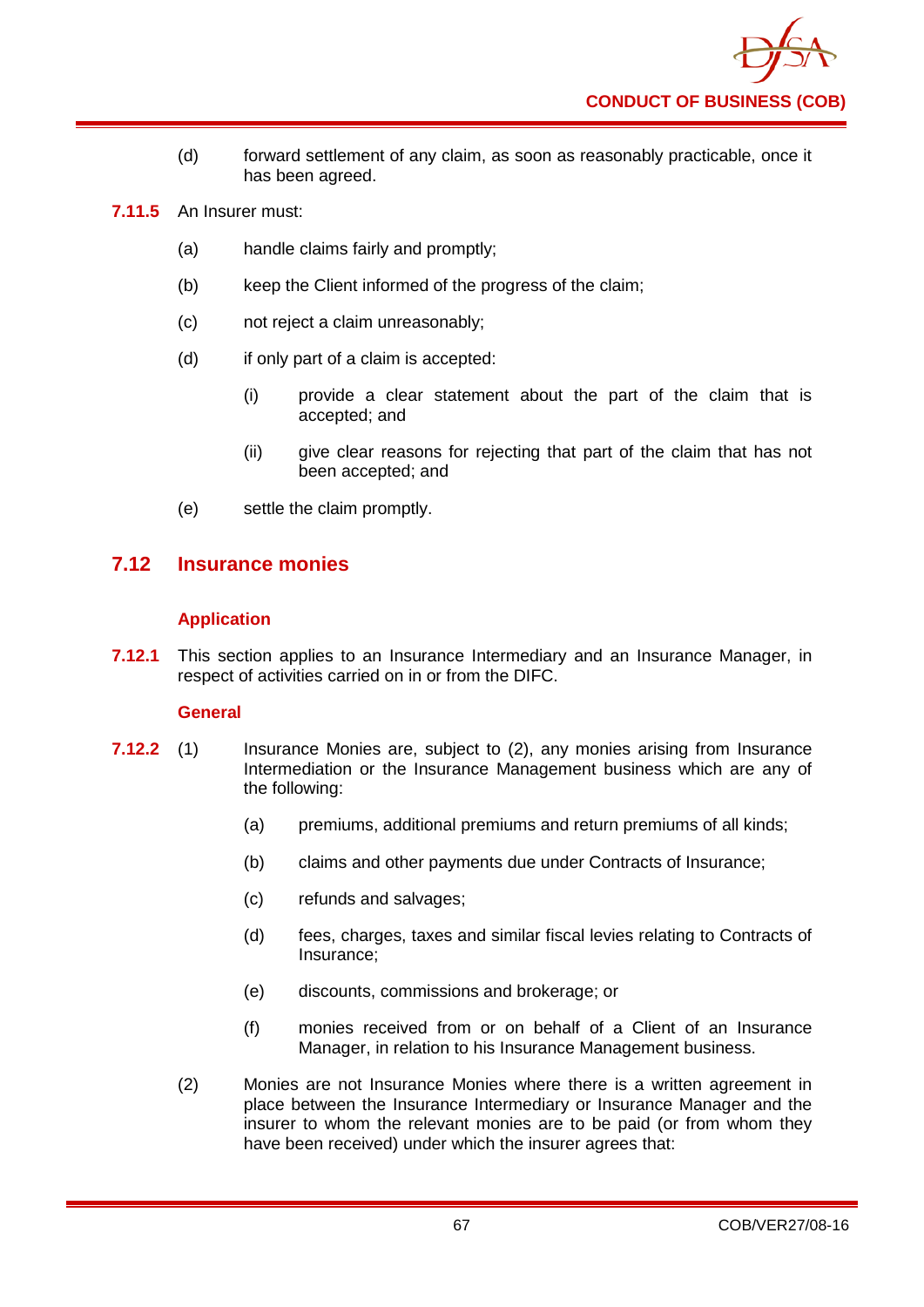(d) forward settlement of any claim, as soon as reasonably practicable, once it has been agreed.

**7.11.5** An Insurer must:

(a) handle claims fairly and promptly;

(b) keep the Client informed of the progress of the claim;

(c) not reject a claim unreasonably;

(d) if only part of a claim is accepted:

(i) provide a clear statement about the part of the claim that is accepted; and

(ii) give clear reasons for rejecting that part of the claim that has not been accepted; and

(e) settle the claim promptly.

## 7.12 Insurance monies

### Application

**7.12.1** This section applies to an Insurance Intermediary and an Insurance Manager, in respect of activities carried on in or from the DIFC.

### General

**7.12.2** (1) Insurance Monies are, subject to (2), any monies arising from Insurance Intermediation or the Insurance Management business which are any of the following:

(a) premiums, additional premiums and return premiums of all kinds;

(b) claims and other payments due under Contracts of Insurance;

(c) refunds and salvages;

(d) fees, charges, taxes and similar fiscal levies relating to Contracts of Insurance;

(e) discounts, commissions and brokerage; or

(f) monies received from or on behalf of a Client of an Insurance Manager, in relation to his Insurance Management business.

(2) Monies are not Insurance Monies where there is a written agreement in place between the Insurance Intermediary or Insurance Manager and the insurer to whom the relevant monies are to be paid (or from whom they have been received) under which the insurer agrees that: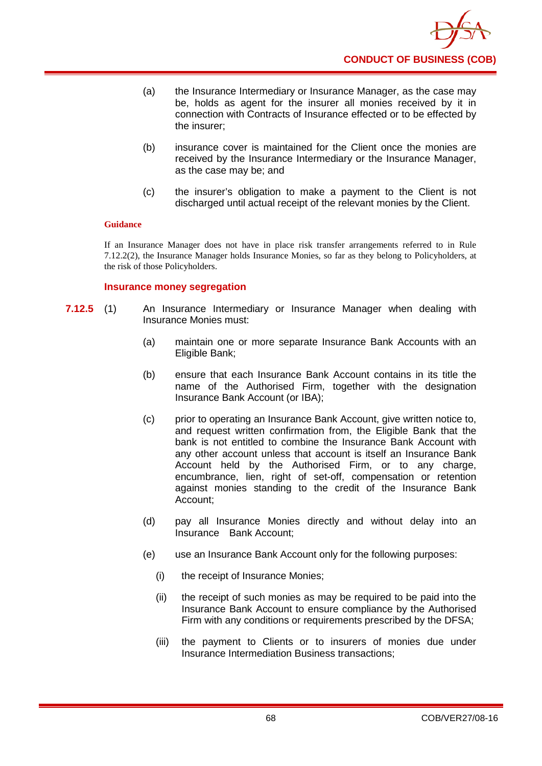(a) the Insurance Intermediary or Insurance Manager, as the case may be, holds as agent for the insurer all monies received by it in connection with Contracts of Insurance effected or to be effected by the insurer;

(b) insurance cover is maintained for the Client once the monies are received by the Insurance Intermediary or the Insurance Manager, as the case may be; and

(c) the insurer's obligation to make a payment to the Client is not discharged until actual receipt of the relevant monies by the Client.

**Guidance**

If an Insurance Manager does not have in place risk transfer arrangements referred to in Rule 7.12.2(2), the Insurance Manager holds Insurance Monies, so far as they belong to Policyholders, at the risk of those Policyholders.

### Insurance money segregation

**7.12.5** (1) An Insurance Intermediary or Insurance Manager when dealing with Insurance Monies must:

(a) maintain one or more separate Insurance Bank Accounts with an Eligible Bank;

(b) ensure that each Insurance Bank Account contains in its title the name of the Authorised Firm, together with the designation Insurance Bank Account (or IBA);

(c) prior to operating an Insurance Bank Account, give written notice to, and request written confirmation from, the Eligible Bank that the bank is not entitled to combine the Insurance Bank Account with any other account unless that account is itself an Insurance Bank Account held by the Authorised Firm, or to any charge, encumbrance, lien, right of set-off, compensation or retention against monies standing to the credit of the Insurance Bank Account;

(d) pay all Insurance Monies directly and without delay into an Insurance Bank Account;

(e) use an Insurance Bank Account only for the following purposes:

(i) the receipt of Insurance Monies;

(ii) the receipt of such monies as may be required to be paid into the Insurance Bank Account to ensure compliance by the Authorised Firm with any conditions or requirements prescribed by the DFSA;

(iii) the payment to Clients or to insurers of monies due under Insurance Intermediation Business transactions;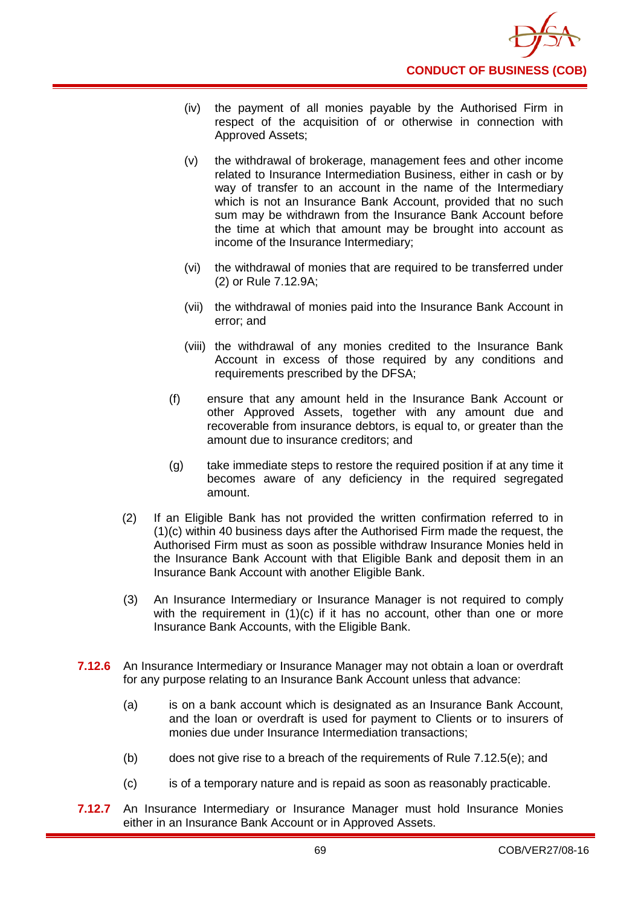(iv) the payment of all monies payable by the Authorised Firm in respect of the acquisition of or otherwise in connection with Approved Assets;

(v) the withdrawal of brokerage, management fees and other income related to Insurance Intermediation Business, either in cash or by way of transfer to an account in the name of the Intermediary which is not an Insurance Bank Account, provided that no such sum may be withdrawn from the Insurance Bank Account before the time at which that amount may be brought into account as income of the Insurance Intermediary;

(vi) the withdrawal of monies that are required to be transferred under (2) or Rule 7.12.9A;

(vii) the withdrawal of monies paid into the Insurance Bank Account in error; and

(viii) the withdrawal of any monies credited to the Insurance Bank Account in excess of those required by any conditions and requirements prescribed by the DFSA;

(f) ensure that any amount held in the Insurance Bank Account or other Approved Assets, together with any amount due and recoverable from insurance debtors, is equal to, or greater than the amount due to insurance creditors; and

(g) take immediate steps to restore the required position if at any time it becomes aware of any deficiency in the required segregated amount.

(2) If an Eligible Bank has not provided the written confirmation referred to in (1)(c) within 40 business days after the Authorised Firm made the request, the Authorised Firm must as soon as possible withdraw Insurance Monies held in the Insurance Bank Account with that Eligible Bank and deposit them in an Insurance Bank Account with another Eligible Bank.

(3) An Insurance Intermediary or Insurance Manager is not required to comply with the requirement in (1)(c) if it has no account, other than one or more Insurance Bank Accounts, with the Eligible Bank.

**7.12.6** An Insurance Intermediary or Insurance Manager may not obtain a loan or overdraft for any purpose relating to an Insurance Bank Account unless that advance:

(a) is on a bank account which is designated as an Insurance Bank Account, and the loan or overdraft is used for payment to Clients or to insurers of monies due under Insurance Intermediation transactions;

(b) does not give rise to a breach of the requirements of Rule 7.12.5(e); and

(c) is of a temporary nature and is repaid as soon as reasonably practicable.

**7.12.7** An Insurance Intermediary or Insurance Manager must hold Insurance Monies either in an Insurance Bank Account or in Approved Assets.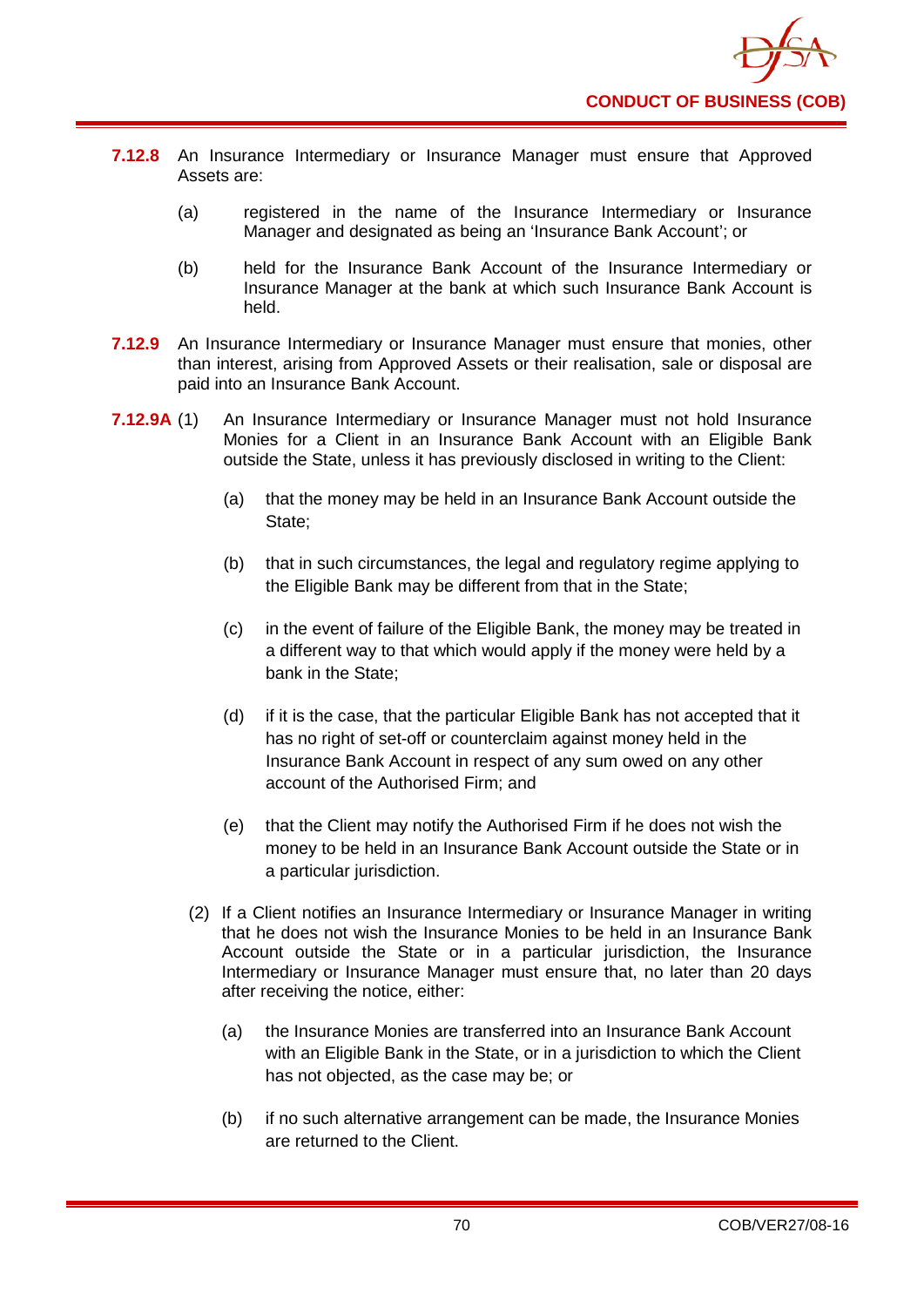**7.12.8** An Insurance Intermediary or Insurance Manager must ensure that Approved Assets are:

(a) registered in the name of the Insurance Intermediary or Insurance Manager and designated as being an 'Insurance Bank Account'; or

(b) held for the Insurance Bank Account of the Insurance Intermediary or Insurance Manager at the bank at which such Insurance Bank Account is held.

**7.12.9** An Insurance Intermediary or Insurance Manager must ensure that monies, other than interest, arising from Approved Assets or their realisation, sale or disposal are paid into an Insurance Bank Account.

**7.12.9A** (1) An Insurance Intermediary or Insurance Manager must not hold Insurance Monies for a Client in an Insurance Bank Account with an Eligible Bank outside the State, unless it has previously disclosed in writing to the Client:

(a) that the money may be held in an Insurance Bank Account outside the State;

(b) that in such circumstances, the legal and regulatory regime applying to the Eligible Bank may be different from that in the State;

(c) in the event of failure of the Eligible Bank, the money may be treated in a different way to that which would apply if the money were held by a bank in the State;

(d) if it is the case, that the particular Eligible Bank has not accepted that it has no right of set-off or counterclaim against money held in the Insurance Bank Account in respect of any sum owed on any other account of the Authorised Firm; and

(e) that the Client may notify the Authorised Firm if he does not wish the money to be held in an Insurance Bank Account outside the State or in a particular jurisdiction.

(2) If a Client notifies an Insurance Intermediary or Insurance Manager in writing that he does not wish the Insurance Monies to be held in an Insurance Bank Account outside the State or in a particular jurisdiction, the Insurance Intermediary or Insurance Manager must ensure that, no later than 20 days after receiving the notice, either:

(a) the Insurance Monies are transferred into an Insurance Bank Account with an Eligible Bank in the State, or in a jurisdiction to which the Client has not objected, as the case may be; or

(b) if no such alternative arrangement can be made, the Insurance Monies are returned to the Client.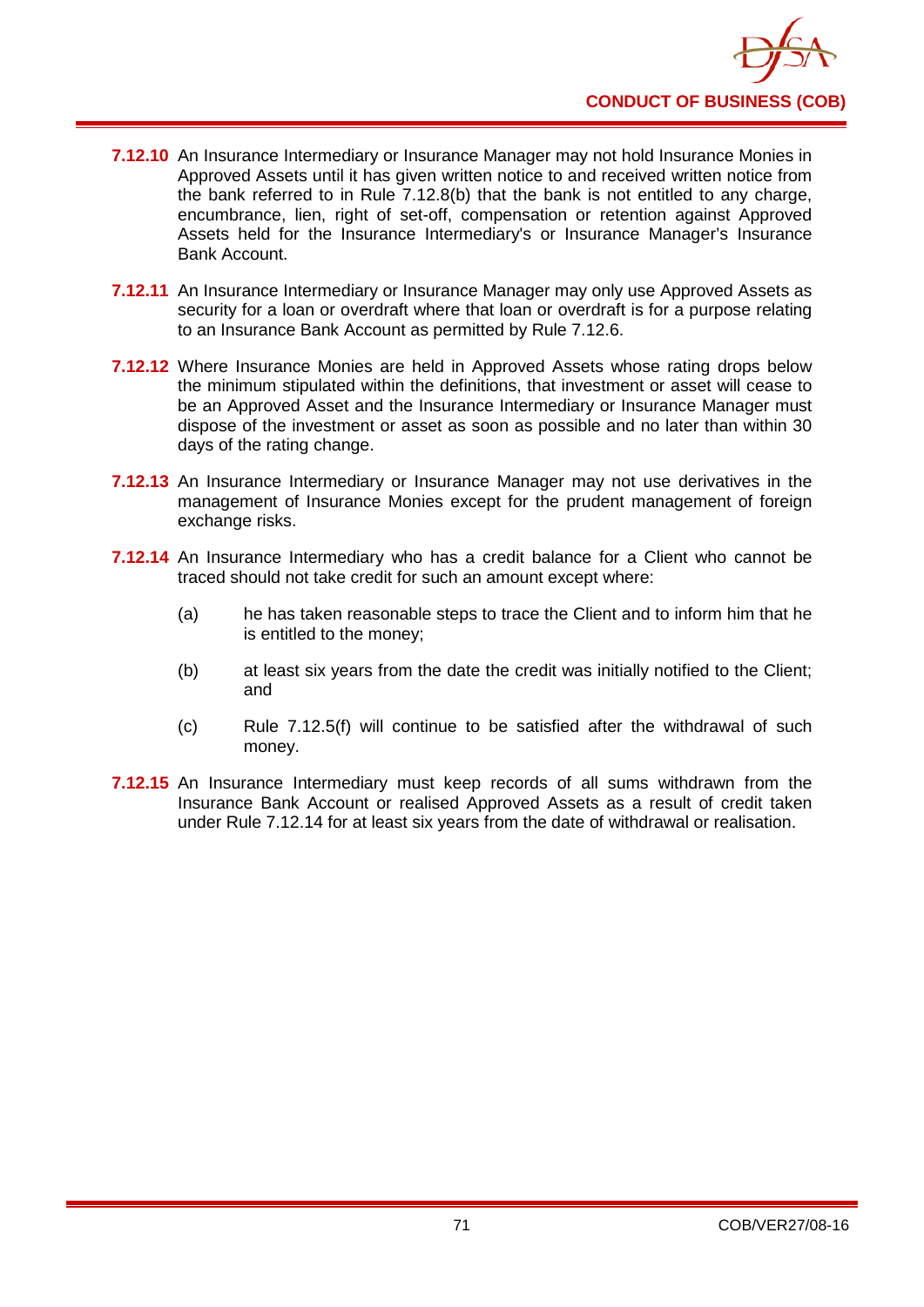**7.12.10** An Insurance Intermediary or Insurance Manager may not hold Insurance Monies in Approved Assets until it has given written notice to and received written notice from the bank referred to in Rule 7.12.8(b) that the bank is not entitled to any charge, encumbrance, lien, right of set-off, compensation or retention against Approved Assets held for the Insurance Intermediary's or Insurance Manager's Insurance Bank Account.

**7.12.11** An Insurance Intermediary or Insurance Manager may only use Approved Assets as security for a loan or overdraft where that loan or overdraft is for a purpose relating to an Insurance Bank Account as permitted by Rule 7.12.6.

**7.12.12** Where Insurance Monies are held in Approved Assets whose rating drops below the minimum stipulated within the definitions, that investment or asset will cease to be an Approved Asset and the Insurance Intermediary or Insurance Manager must dispose of the investment or asset as soon as possible and no later than within 30 days of the rating change.

**7.12.13** An Insurance Intermediary or Insurance Manager may not use derivatives in the management of Insurance Monies except for the prudent management of foreign exchange risks.

**7.12.14** An Insurance Intermediary who has a credit balance for a Client who cannot be traced should not take credit for such an amount except where:

(a) he has taken reasonable steps to trace the Client and to inform him that he is entitled to the money;

(b) at least six years from the date the credit was initially notified to the Client; and

(c) Rule 7.12.5(f) will continue to be satisfied after the withdrawal of such money.

**7.12.15** An Insurance Intermediary must keep records of all sums withdrawn from the Insurance Bank Account or realised Approved Assets as a result of credit taken under Rule 7.12.14 for at least six years from the date of withdrawal or realisation.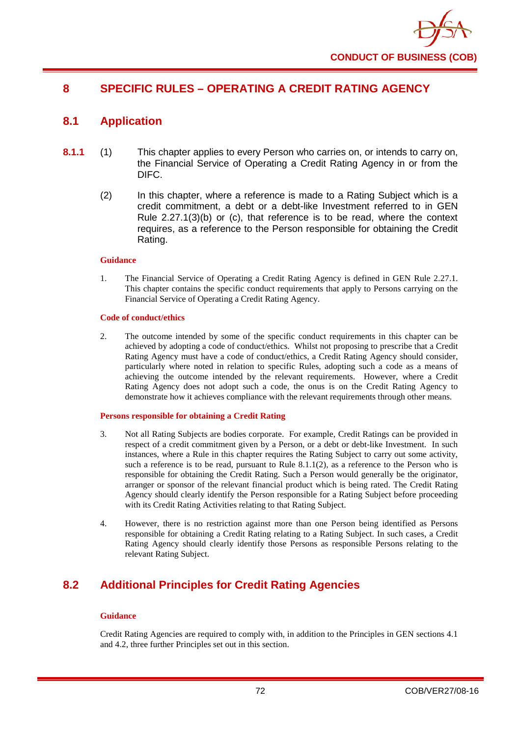# 8 SPECIFIC RULES – OPERATING A CREDIT RATING AGENCY

## 8.1 Application

**8.1.1** (1) This chapter applies to every Person who carries on, or intends to carry on, the Financial Service of Operating a Credit Rating Agency in or from the DIFC.

(2) In this chapter, where a reference is made to a Rating Subject which is a credit commitment, a debt or a debt-like Investment referred to in GEN Rule 2.27.1(3)(b) or (c), that reference is to be read, where the context requires, as a reference to the Person responsible for obtaining the Credit Rating.

**Guidance**

1. The Financial Service of Operating a Credit Rating Agency is defined in GEN Rule 2.27.1. This chapter contains the specific conduct requirements that apply to Persons carrying on the Financial Service of Operating a Credit Rating Agency.

**Code of conduct/ethics**

2. The outcome intended by some of the specific conduct requirements in this chapter can be achieved by adopting a code of conduct/ethics. Whilst not proposing to prescribe that a Credit Rating Agency must have a code of conduct/ethics, a Credit Rating Agency should consider, particularly where noted in relation to specific Rules, adopting such a code as a means of achieving the outcome intended by the relevant requirements. However, where a Credit Rating Agency does not adopt such a code, the onus is on the Credit Rating Agency to demonstrate how it achieves compliance with the relevant requirements through other means.

**Persons responsible for obtaining a Credit Rating**

3. Not all Rating Subjects are bodies corporate. For example, Credit Ratings can be provided in respect of a credit commitment given by a Person, or a debt or debt-like Investment. In such instances, where a Rule in this chapter requires the Rating Subject to carry out some activity, such a reference is to be read, pursuant to Rule 8.1.1(2), as a reference to the Person who is responsible for obtaining the Credit Rating. Such a Person would generally be the originator, arranger or sponsor of the relevant financial product which is being rated. The Credit Rating Agency should clearly identify the Person responsible for a Rating Subject before proceeding with its Credit Rating Activities relating to that Rating Subject.

4. However, there is no restriction against more than one Person being identified as Persons responsible for obtaining a Credit Rating relating to a Rating Subject. In such cases, a Credit Rating Agency should clearly identify those Persons as responsible Persons relating to the relevant Rating Subject.

## 8.2 Additional Principles for Credit Rating Agencies

**Guidance**

Credit Rating Agencies are required to comply with, in addition to the Principles in GEN sections 4.1 and 4.2, three further Principles set out in this section.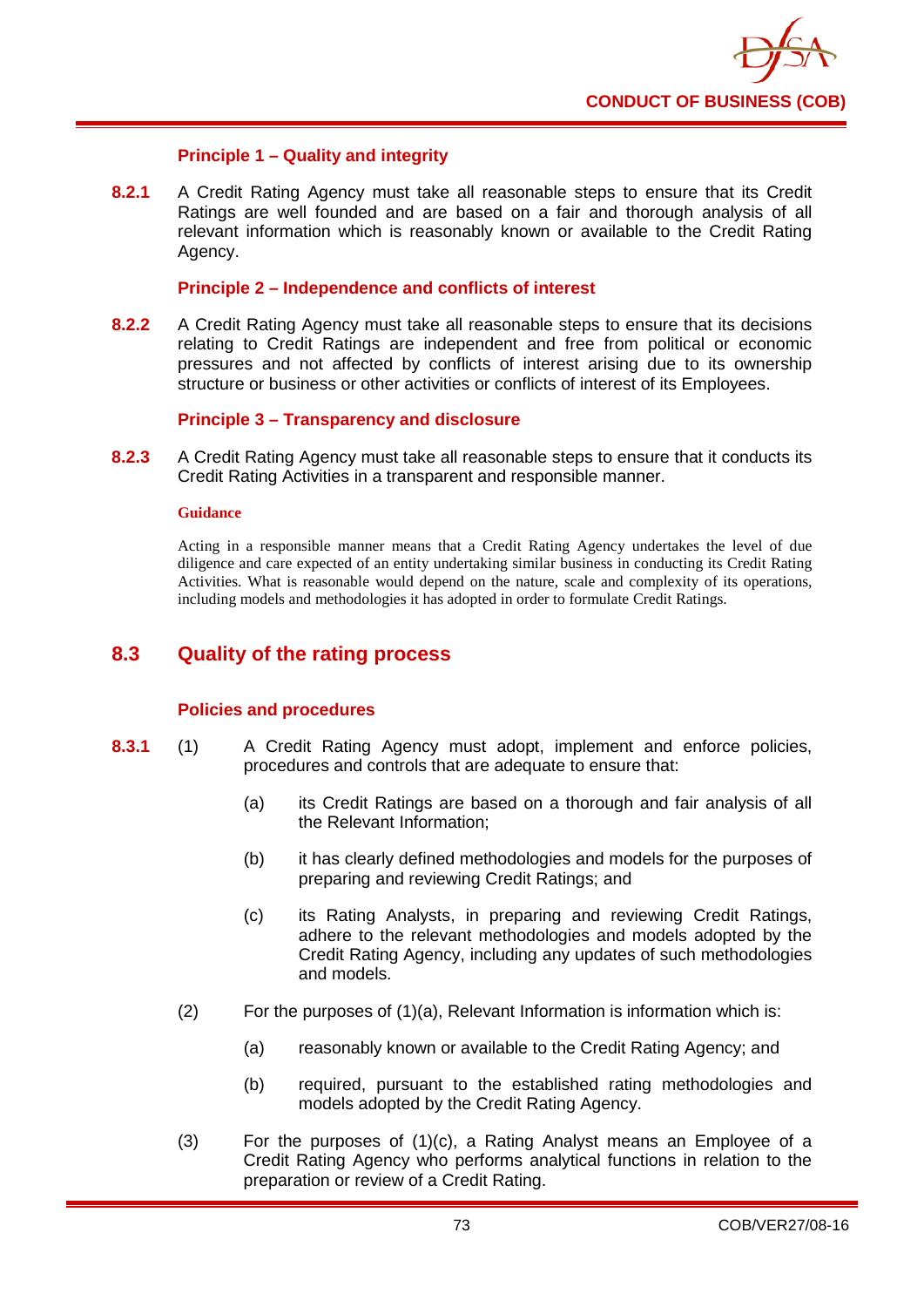### Principle 1 – Quality and integrity

**8.2.1** A Credit Rating Agency must take all reasonable steps to ensure that its Credit Ratings are well founded and are based on a fair and thorough analysis of all relevant information which is reasonably known or available to the Credit Rating Agency.

### Principle 2 – Independence and conflicts of interest

**8.2.2** A Credit Rating Agency must take all reasonable steps to ensure that its decisions relating to Credit Ratings are independent and free from political or economic pressures and not affected by conflicts of interest arising due to its ownership structure or business or other activities or conflicts of interest of its Employees.

### Principle 3 – Transparency and disclosure

**8.2.3** A Credit Rating Agency must take all reasonable steps to ensure that it conducts its Credit Rating Activities in a transparent and responsible manner.

**Guidance**

Acting in a responsible manner means that a Credit Rating Agency undertakes the level of due diligence and care expected of an entity undertaking similar business in conducting its Credit Rating Activities. What is reasonable would depend on the nature, scale and complexity of its operations, including models and methodologies it has adopted in order to formulate Credit Ratings.

## 8.3 Quality of the rating process

### Policies and procedures

**8.3.1** (1) A Credit Rating Agency must adopt, implement and enforce policies, procedures and controls that are adequate to ensure that:

(a) its Credit Ratings are based on a thorough and fair analysis of all the Relevant Information;

(b) it has clearly defined methodologies and models for the purposes of preparing and reviewing Credit Ratings; and

(c) its Rating Analysts, in preparing and reviewing Credit Ratings, adhere to the relevant methodologies and models adopted by the Credit Rating Agency, including any updates of such methodologies and models.

(2) For the purposes of (1)(a), Relevant Information is information which is:

(a) reasonably known or available to the Credit Rating Agency; and

(b) required, pursuant to the established rating methodologies and models adopted by the Credit Rating Agency.

(3) For the purposes of (1)(c), a Rating Analyst means an Employee of a Credit Rating Agency who performs analytical functions in relation to the preparation or review of a Credit Rating.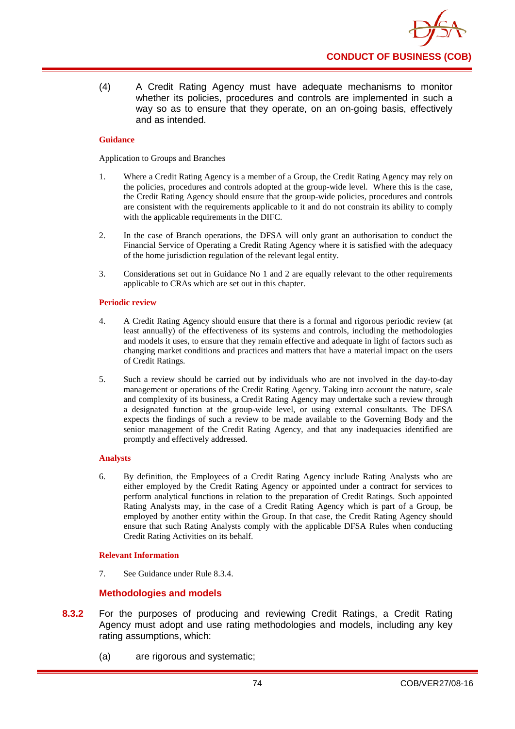(4) A Credit Rating Agency must have adequate mechanisms to monitor whether its policies, procedures and controls are implemented in such a way so as to ensure that they operate, on an on-going basis, effectively and as intended.

**Guidance**

Application to Groups and Branches

1. Where a Credit Rating Agency is a member of a Group, the Credit Rating Agency may rely on the policies, procedures and controls adopted at the group-wide level. Where this is the case, the Credit Rating Agency should ensure that the group-wide policies, procedures and controls are consistent with the requirements applicable to it and do not constrain its ability to comply with the applicable requirements in the DIFC.

2. In the case of Branch operations, the DFSA will only grant an authorisation to conduct the Financial Service of Operating a Credit Rating Agency where it is satisfied with the adequacy of the home jurisdiction regulation of the relevant legal entity.

3. Considerations set out in Guidance No 1 and 2 are equally relevant to the other requirements applicable to CRAs which are set out in this chapter.

**Periodic review**

4. A Credit Rating Agency should ensure that there is a formal and rigorous periodic review (at least annually) of the effectiveness of its systems and controls, including the methodologies and models it uses, to ensure that they remain effective and adequate in light of factors such as changing market conditions and practices and matters that have a material impact on the users of Credit Ratings.

5. Such a review should be carried out by individuals who are not involved in the day-to-day management or operations of the Credit Rating Agency. Taking into account the nature, scale and complexity of its business, a Credit Rating Agency may undertake such a review through a designated function at the group-wide level, or using external consultants. The DFSA expects the findings of such a review to be made available to the Governing Body and the senior management of the Credit Rating Agency, and that any inadequacies identified are promptly and effectively addressed.

**Analysts**

6. By definition, the Employees of a Credit Rating Agency include Rating Analysts who are either employed by the Credit Rating Agency or appointed under a contract for services to perform analytical functions in relation to the preparation of Credit Ratings. Such appointed Rating Analysts may, in the case of a Credit Rating Agency which is part of a Group, be employed by another entity within the Group. In that case, the Credit Rating Agency should ensure that such Rating Analysts comply with the applicable DFSA Rules when conducting Credit Rating Activities on its behalf.

**Relevant Information**

7. See Guidance under Rule 8.3.4.

### Methodologies and models

**8.3.2** For the purposes of producing and reviewing Credit Ratings, a Credit Rating Agency must adopt and use rating methodologies and models, including any key rating assumptions, which:

(a) are rigorous and systematic;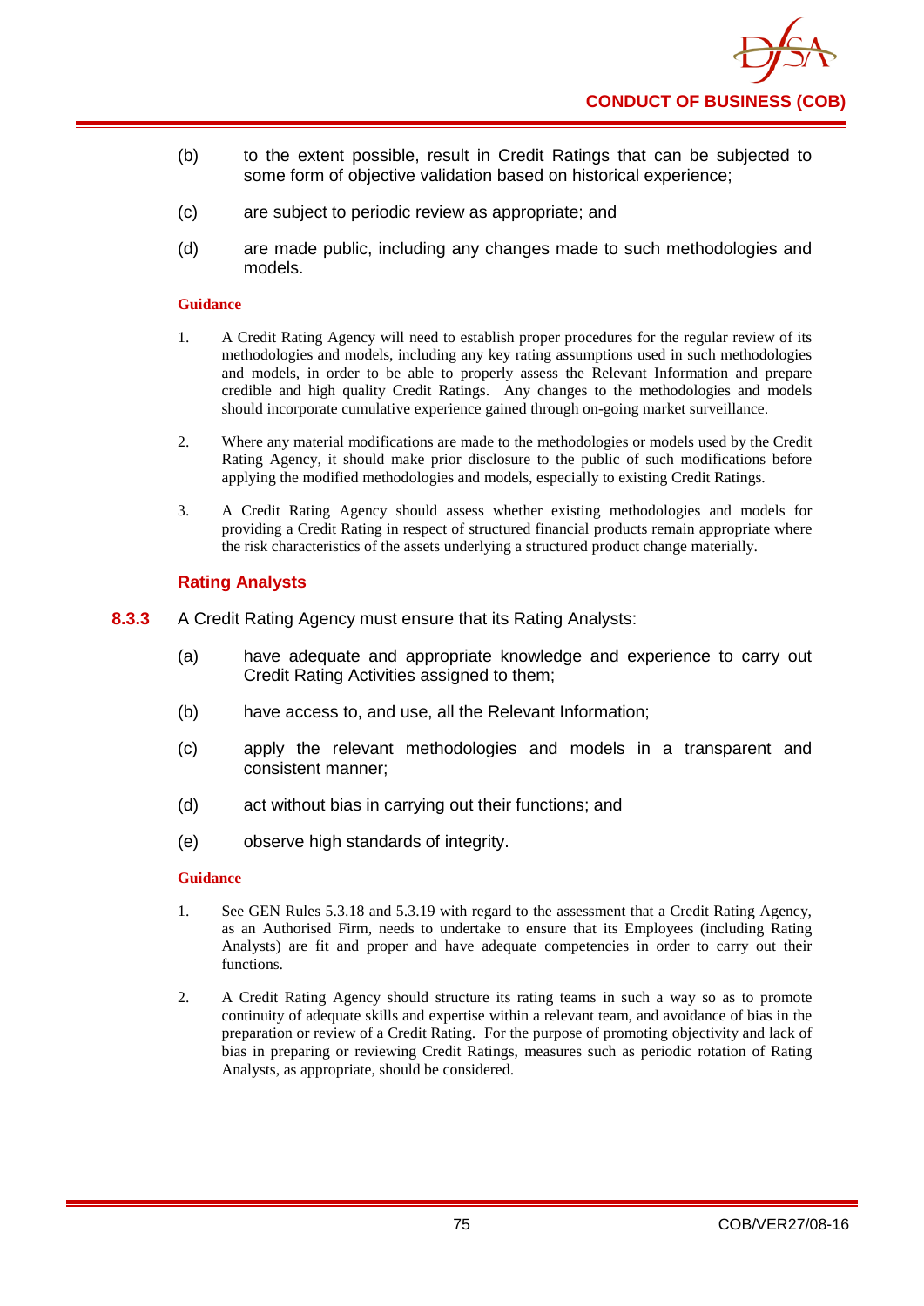(b) to the extent possible, result in Credit Ratings that can be subjected to some form of objective validation based on historical experience;

(c) are subject to periodic review as appropriate; and

(d) are made public, including any changes made to such methodologies and models.

**Guidance**

1. A Credit Rating Agency will need to establish proper procedures for the regular review of its methodologies and models, including any key rating assumptions used in such methodologies and models, in order to be able to properly assess the Relevant Information and prepare credible and high quality Credit Ratings. Any changes to the methodologies and models should incorporate cumulative experience gained through on-going market surveillance.

2. Where any material modifications are made to the methodologies or models used by the Credit Rating Agency, it should make prior disclosure to the public of such modifications before applying the modified methodologies and models, especially to existing Credit Ratings.

3. A Credit Rating Agency should assess whether existing methodologies and models for providing a Credit Rating in respect of structured financial products remain appropriate where the risk characteristics of the assets underlying a structured product change materially.

### Rating Analysts

**8.3.3** A Credit Rating Agency must ensure that its Rating Analysts:

(a) have adequate and appropriate knowledge and experience to carry out Credit Rating Activities assigned to them;

(b) have access to, and use, all the Relevant Information;

(c) apply the relevant methodologies and models in a transparent and consistent manner;

(d) act without bias in carrying out their functions; and

(e) observe high standards of integrity.

**Guidance**

1. See GEN Rules 5.3.18 and 5.3.19 with regard to the assessment that a Credit Rating Agency, as an Authorised Firm, needs to undertake to ensure that its Employees (including Rating Analysts) are fit and proper and have adequate competencies in order to carry out their functions.

2. A Credit Rating Agency should structure its rating teams in such a way so as to promote continuity of adequate skills and expertise within a relevant team, and avoidance of bias in the preparation or review of a Credit Rating. For the purpose of promoting objectivity and lack of bias in preparing or reviewing Credit Ratings, measures such as periodic rotation of Rating Analysts, as appropriate, should be considered.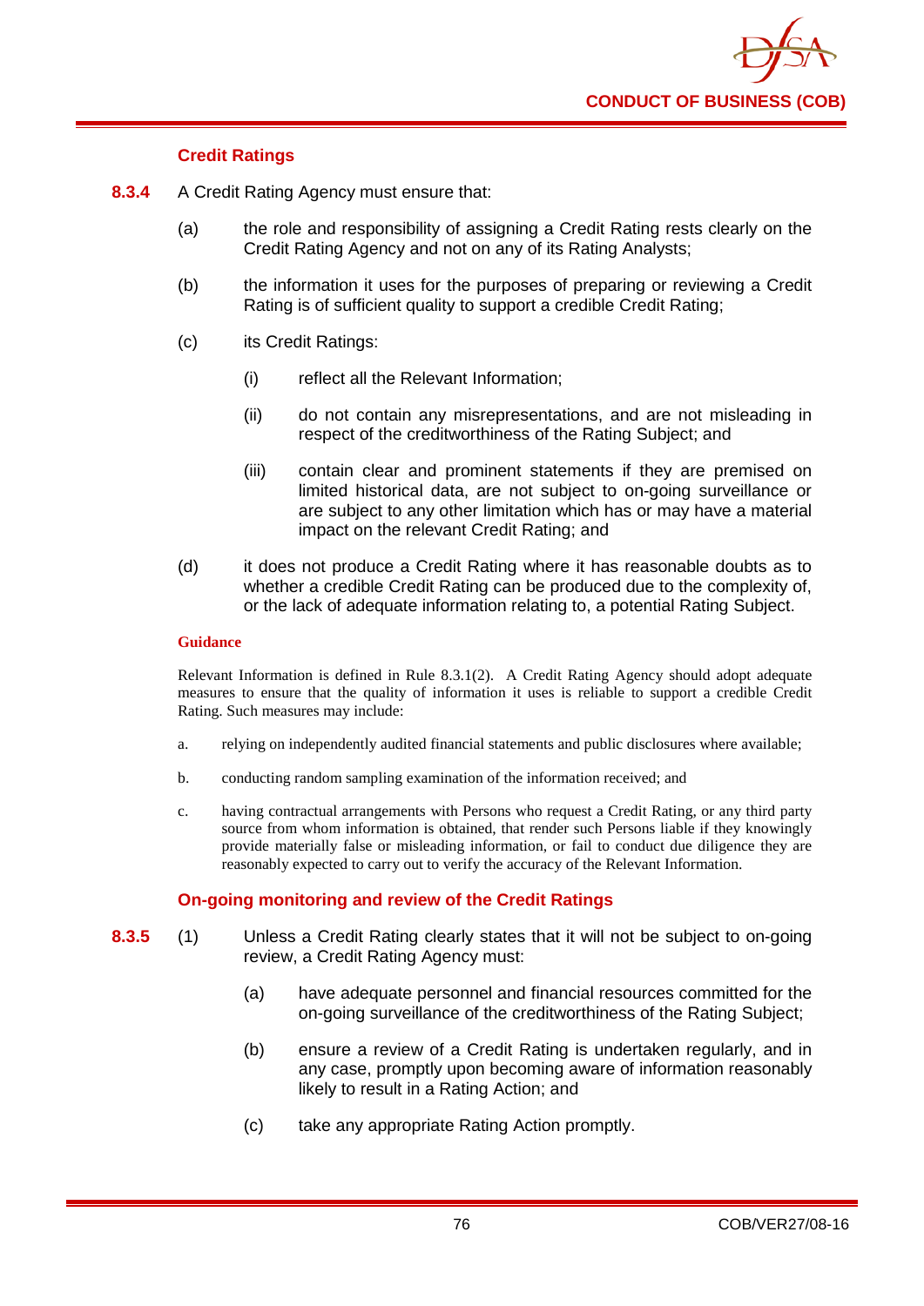### Credit Ratings

**8.3.4** A Credit Rating Agency must ensure that:

(a) the role and responsibility of assigning a Credit Rating rests clearly on the Credit Rating Agency and not on any of its Rating Analysts;

(b) the information it uses for the purposes of preparing or reviewing a Credit Rating is of sufficient quality to support a credible Credit Rating;

(c) its Credit Ratings:

(i) reflect all the Relevant Information;

(ii) do not contain any misrepresentations, and are not misleading in respect of the creditworthiness of the Rating Subject; and

(iii) contain clear and prominent statements if they are premised on limited historical data, are not subject to on-going surveillance or are subject to any other limitation which has or may have a material impact on the relevant Credit Rating; and

(d) it does not produce a Credit Rating where it has reasonable doubts as to whether a credible Credit Rating can be produced due to the complexity of, or the lack of adequate information relating to, a potential Rating Subject.

**Guidance**

Relevant Information is defined in Rule 8.3.1(2). A Credit Rating Agency should adopt adequate measures to ensure that the quality of information it uses is reliable to support a credible Credit Rating. Such measures may include:

a. relying on independently audited financial statements and public disclosures where available;

b. conducting random sampling examination of the information received; and

c. having contractual arrangements with Persons who request a Credit Rating, or any third party source from whom information is obtained, that render such Persons liable if they knowingly provide materially false or misleading information, or fail to conduct due diligence they are reasonably expected to carry out to verify the accuracy of the Relevant Information.

### On-going monitoring and review of the Credit Ratings

**8.3.5** (1) Unless a Credit Rating clearly states that it will not be subject to on-going review, a Credit Rating Agency must:

(a) have adequate personnel and financial resources committed for the on-going surveillance of the creditworthiness of the Rating Subject;

(b) ensure a review of a Credit Rating is undertaken regularly, and in any case, promptly upon becoming aware of information reasonably likely to result in a Rating Action; and

(c) take any appropriate Rating Action promptly.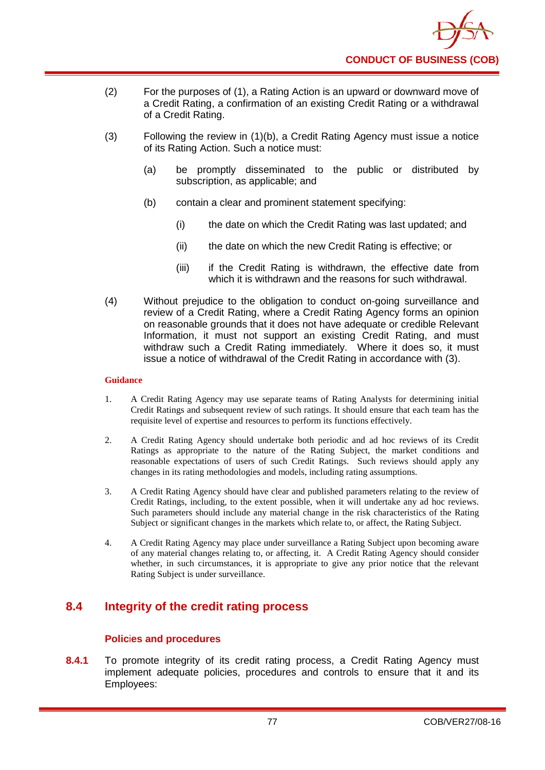(2) For the purposes of (1), a Rating Action is an upward or downward move of a Credit Rating, a confirmation of an existing Credit Rating or a withdrawal of a Credit Rating.

(3) Following the review in (1)(b), a Credit Rating Agency must issue a notice of its Rating Action. Such a notice must:

   (a) be promptly disseminated to the public or distributed by subscription, as applicable; and

   (b) contain a clear and prominent statement specifying:

      (i) the date on which the Credit Rating was last updated; and

      (ii) the date on which the new Credit Rating is effective; or

      (iii) if the Credit Rating is withdrawn, the effective date from which it is withdrawn and the reasons for such withdrawal.

(4) Without prejudice to the obligation to conduct on-going surveillance and review of a Credit Rating, where a Credit Rating Agency forms an opinion on reasonable grounds that it does not have adequate or credible Relevant Information, it must not support an existing Credit Rating, and must withdraw such a Credit Rating immediately. Where it does so, it must issue a notice of withdrawal of the Credit Rating in accordance with (3).

**Guidance**

1. A Credit Rating Agency may use separate teams of Rating Analysts for determining initial Credit Ratings and subsequent review of such ratings. It should ensure that each team has the requisite level of expertise and resources to perform its functions effectively.

2. A Credit Rating Agency should undertake both periodic and ad hoc reviews of its Credit Ratings as appropriate to the nature of the Rating Subject, the market conditions and reasonable expectations of users of such Credit Ratings. Such reviews should apply any changes in its rating methodologies and models, including rating assumptions.

3. A Credit Rating Agency should have clear and published parameters relating to the review of Credit Ratings, including, to the extent possible, when it will undertake any ad hoc reviews. Such parameters should include any material change in the risk characteristics of the Rating Subject or significant changes in the markets which relate to, or affect, the Rating Subject.

4. A Credit Rating Agency may place under surveillance a Rating Subject upon becoming aware of any material changes relating to, or affecting, it. A Credit Rating Agency should consider whether, in such circumstances, it is appropriate to give any prior notice that the relevant Rating Subject is under surveillance.

## 8.4 Integrity of the credit rating process

### Policies and procedures

**8.4.1** To promote integrity of its credit rating process, a Credit Rating Agency must implement adequate policies, procedures and controls to ensure that it and its Employees: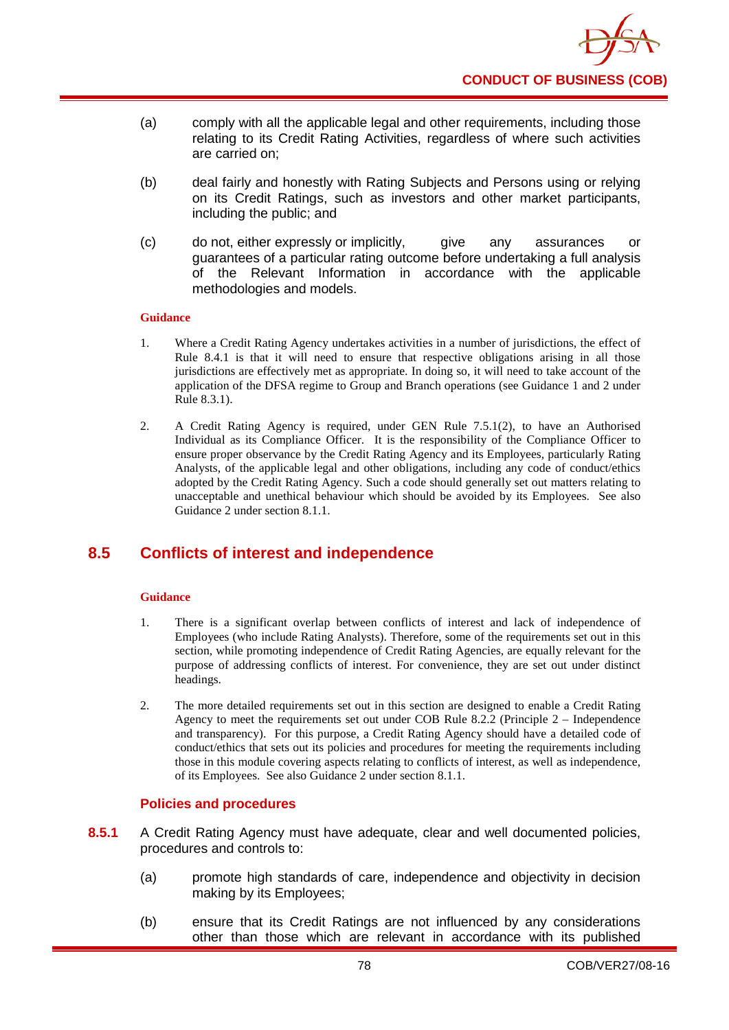(a) comply with all the applicable legal and other requirements, including those relating to its Credit Rating Activities, regardless of where such activities are carried on;

(b) deal fairly and honestly with Rating Subjects and Persons using or relying on its Credit Ratings, such as investors and other market participants, including the public; and

(c) do not, either expressly or implicitly, give any assurances or guarantees of a particular rating outcome before undertaking a full analysis of the Relevant Information in accordance with the applicable methodologies and models.

**Guidance**

1. Where a Credit Rating Agency undertakes activities in a number of jurisdictions, the effect of Rule 8.4.1 is that it will need to ensure that respective obligations arising in all those jurisdictions are effectively met as appropriate. In doing so, it will need to take account of the application of the DFSA regime to Group and Branch operations (see Guidance 1 and 2 under Rule 8.3.1).

2. A Credit Rating Agency is required, under GEN Rule 7.5.1(2), to have an Authorised Individual as its Compliance Officer. It is the responsibility of the Compliance Officer to ensure proper observance by the Credit Rating Agency and its Employees, particularly Rating Analysts, of the applicable legal and other obligations, including any code of conduct/ethics adopted by the Credit Rating Agency. Such a code should generally set out matters relating to unacceptable and unethical behaviour which should be avoided by its Employees. See also Guidance 2 under section 8.1.1.

## 8.5 Conflicts of interest and independence

**Guidance**

1. There is a significant overlap between conflicts of interest and lack of independence of Employees (who include Rating Analysts). Therefore, some of the requirements set out in this section, while promoting independence of Credit Rating Agencies, are equally relevant for the purpose of addressing conflicts of interest. For convenience, they are set out under distinct headings.

2. The more detailed requirements set out in this section are designed to enable a Credit Rating Agency to meet the requirements set out under COB Rule 8.2.2 (Principle 2 – Independence and transparency). For this purpose, a Credit Rating Agency should have a detailed code of conduct/ethics that sets out its policies and procedures for meeting the requirements including those in this module covering aspects relating to conflicts of interest, as well as independence, of its Employees. See also Guidance 2 under section 8.1.1.

### Policies and procedures

**8.5.1** A Credit Rating Agency must have adequate, clear and well documented policies, procedures and controls to:

(a) promote high standards of care, independence and objectivity in decision making by its Employees;

(b) ensure that its Credit Ratings are not influenced by any considerations other than those which are relevant in accordance with its published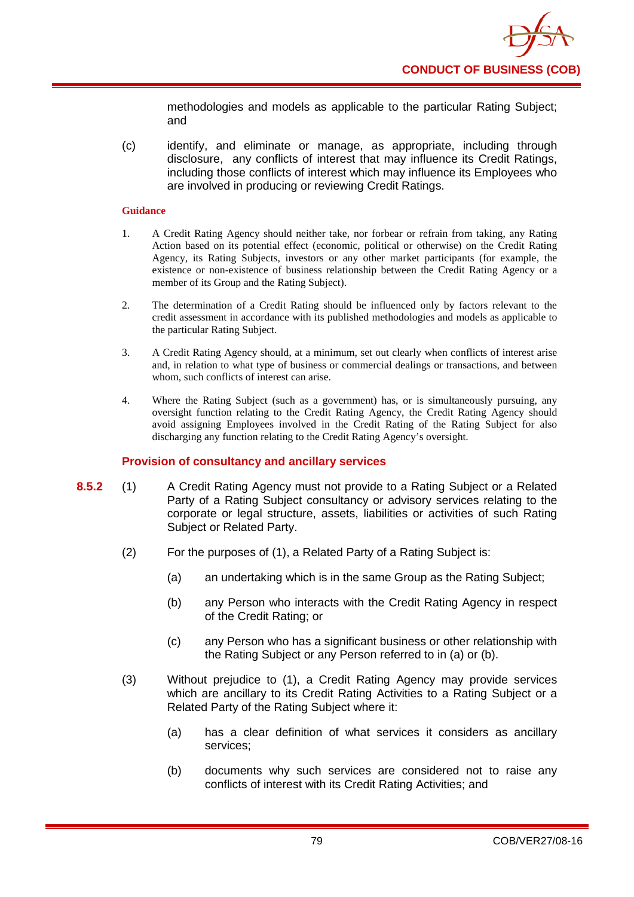methodologies and models as applicable to the particular Rating Subject; and

(c) identify, and eliminate or manage, as appropriate, including through disclosure, any conflicts of interest that may influence its Credit Ratings, including those conflicts of interest which may influence its Employees who are involved in producing or reviewing Credit Ratings.

**Guidance**

1. A Credit Rating Agency should neither take, nor forbear or refrain from taking, any Rating Action based on its potential effect (economic, political or otherwise) on the Credit Rating Agency, its Rating Subjects, investors or any other market participants (for example, the existence or non-existence of business relationship between the Credit Rating Agency or a member of its Group and the Rating Subject).

2. The determination of a Credit Rating should be influenced only by factors relevant to the credit assessment in accordance with its published methodologies and models as applicable to the particular Rating Subject.

3. A Credit Rating Agency should, at a minimum, set out clearly when conflicts of interest arise and, in relation to what type of business or commercial dealings or transactions, and between whom, such conflicts of interest can arise.

4. Where the Rating Subject (such as a government) has, or is simultaneously pursuing, any oversight function relating to the Credit Rating Agency, the Credit Rating Agency should avoid assigning Employees involved in the Credit Rating of the Rating Subject for also discharging any function relating to the Credit Rating Agency's oversight.

### Provision of consultancy and ancillary services

**8.5.2** (1) A Credit Rating Agency must not provide to a Rating Subject or a Related Party of a Rating Subject consultancy or advisory services relating to the corporate or legal structure, assets, liabilities or activities of such Rating Subject or Related Party.

(2) For the purposes of (1), a Related Party of a Rating Subject is:

(a) an undertaking which is in the same Group as the Rating Subject;

(b) any Person who interacts with the Credit Rating Agency in respect of the Credit Rating; or

(c) any Person who has a significant business or other relationship with the Rating Subject or any Person referred to in (a) or (b).

(3) Without prejudice to (1), a Credit Rating Agency may provide services which are ancillary to its Credit Rating Activities to a Rating Subject or a Related Party of the Rating Subject where it:

(a) has a clear definition of what services it considers as ancillary services;

(b) documents why such services are considered not to raise any conflicts of interest with its Credit Rating Activities; and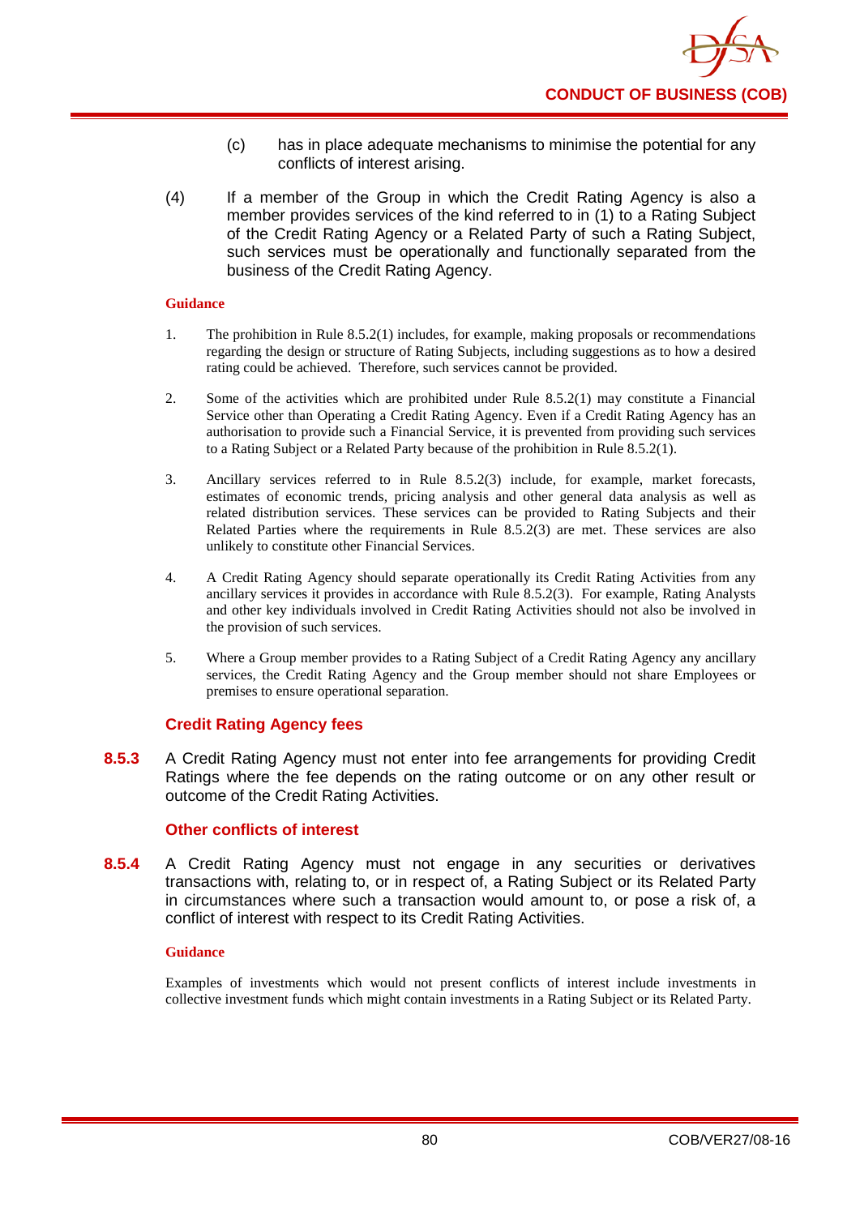(c) has in place adequate mechanisms to minimise the potential for any conflicts of interest arising.

(4) If a member of the Group in which the Credit Rating Agency is also a member provides services of the kind referred to in (1) to a Rating Subject of the Credit Rating Agency or a Related Party of such a Rating Subject, such services must be operationally and functionally separated from the business of the Credit Rating Agency.

**Guidance**

1. The prohibition in Rule 8.5.2(1) includes, for example, making proposals or recommendations regarding the design or structure of Rating Subjects, including suggestions as to how a desired rating could be achieved. Therefore, such services cannot be provided.

2. Some of the activities which are prohibited under Rule 8.5.2(1) may constitute a Financial Service other than Operating a Credit Rating Agency. Even if a Credit Rating Agency has an authorisation to provide such a Financial Service, it is prevented from providing such services to a Rating Subject or a Related Party because of the prohibition in Rule 8.5.2(1).

3. Ancillary services referred to in Rule 8.5.2(3) include, for example, market forecasts, estimates of economic trends, pricing analysis and other general data analysis as well as related distribution services. These services can be provided to Rating Subjects and their Related Parties where the requirements in Rule 8.5.2(3) are met. These services are also unlikely to constitute other Financial Services.

4. A Credit Rating Agency should separate operationally its Credit Rating Activities from any ancillary services it provides in accordance with Rule 8.5.2(3). For example, Rating Analysts and other key individuals involved in Credit Rating Activities should not also be involved in the provision of such services.

5. Where a Group member provides to a Rating Subject of a Credit Rating Agency any ancillary services, the Credit Rating Agency and the Group member should not share Employees or premises to ensure operational separation.

### Credit Rating Agency fees

**8.5.3** A Credit Rating Agency must not enter into fee arrangements for providing Credit Ratings where the fee depends on the rating outcome or on any other result or outcome of the Credit Rating Activities.

### Other conflicts of interest

**8.5.4** A Credit Rating Agency must not engage in any securities or derivatives transactions with, relating to, or in respect of, a Rating Subject or its Related Party in circumstances where such a transaction would amount to, or pose a risk of, a conflict of interest with respect to its Credit Rating Activities.

**Guidance**

Examples of investments which would not present conflicts of interest include investments in collective investment funds which might contain investments in a Rating Subject or its Related Party.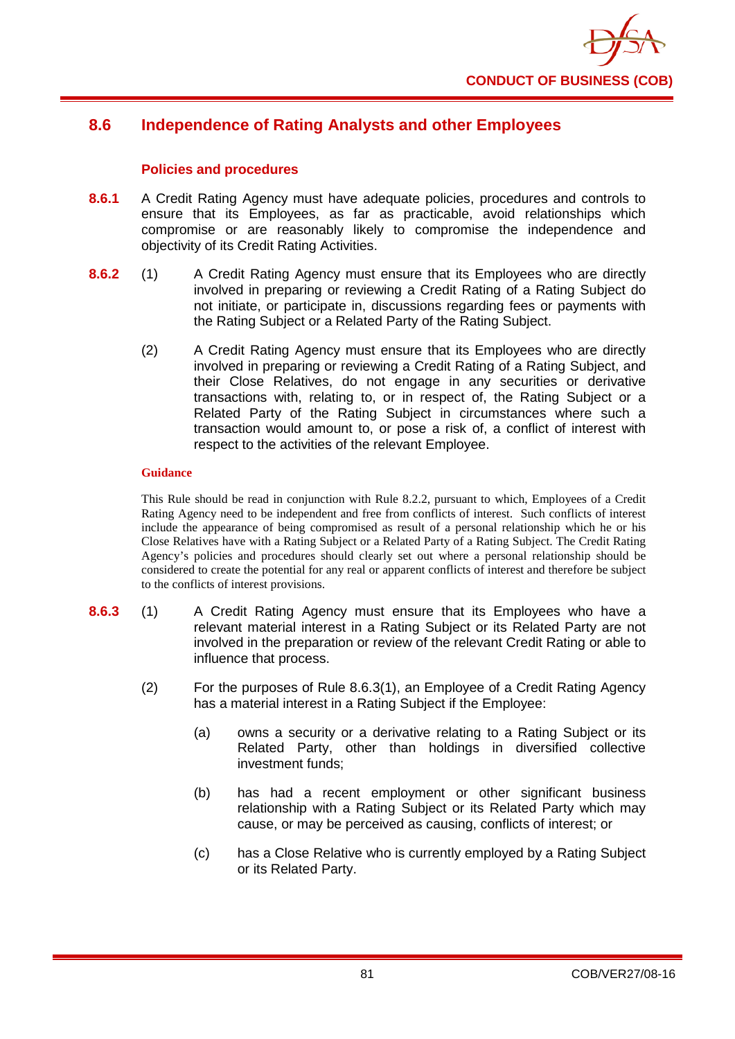## 8.6 Independence of Rating Analysts and other Employees

### Policies and procedures

**8.6.1** A Credit Rating Agency must have adequate policies, procedures and controls to ensure that its Employees, as far as practicable, avoid relationships which compromise or are reasonably likely to compromise the independence and objectivity of its Credit Rating Activities.

**8.6.2** (1) A Credit Rating Agency must ensure that its Employees who are directly involved in preparing or reviewing a Credit Rating of a Rating Subject do not initiate, or participate in, discussions regarding fees or payments with the Rating Subject or a Related Party of the Rating Subject.

(2) A Credit Rating Agency must ensure that its Employees who are directly involved in preparing or reviewing a Credit Rating of a Rating Subject, and their Close Relatives, do not engage in any securities or derivative transactions with, relating to, or in respect of, the Rating Subject or a Related Party of the Rating Subject in circumstances where such a transaction would amount to, or pose a risk of, a conflict of interest with respect to the activities of the relevant Employee.

**Guidance**

This Rule should be read in conjunction with Rule 8.2.2, pursuant to which, Employees of a Credit Rating Agency need to be independent and free from conflicts of interest. Such conflicts of interest include the appearance of being compromised as result of a personal relationship which he or his Close Relatives have with a Rating Subject or a Related Party of a Rating Subject. The Credit Rating Agency's policies and procedures should clearly set out where a personal relationship should be considered to create the potential for any real or apparent conflicts of interest and therefore be subject to the conflicts of interest provisions.

**8.6.3** (1) A Credit Rating Agency must ensure that its Employees who have a relevant material interest in a Rating Subject or its Related Party are not involved in the preparation or review of the relevant Credit Rating or able to influence that process.

(2) For the purposes of Rule 8.6.3(1), an Employee of a Credit Rating Agency has a material interest in a Rating Subject if the Employee:

(a) owns a security or a derivative relating to a Rating Subject or its Related Party, other than holdings in diversified collective investment funds;

(b) has had a recent employment or other significant business relationship with a Rating Subject or its Related Party which may cause, or may be perceived as causing, conflicts of interest; or

(c) has a Close Relative who is currently employed by a Rating Subject or its Related Party.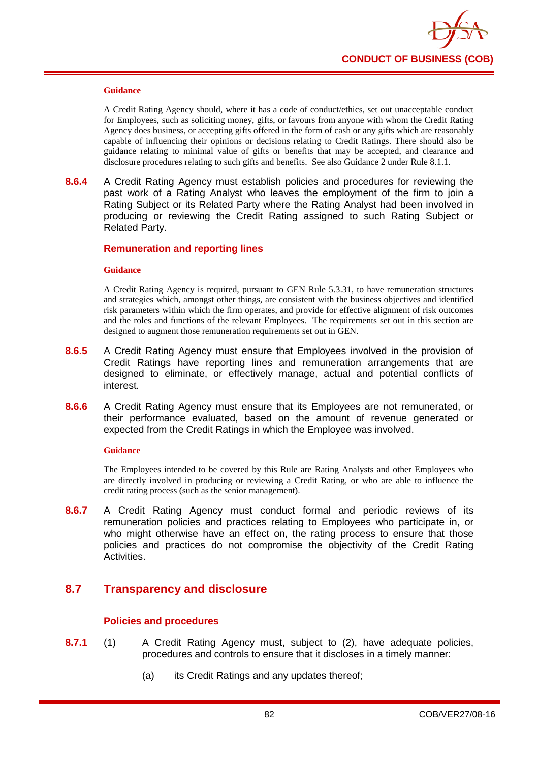**Guidance**

A Credit Rating Agency should, where it has a code of conduct/ethics, set out unacceptable conduct for Employees, such as soliciting money, gifts, or favours from anyone with whom the Credit Rating Agency does business, or accepting gifts offered in the form of cash or any gifts which are reasonably capable of influencing their opinions or decisions relating to Credit Ratings. There should also be guidance relating to minimal value of gifts or benefits that may be accepted, and clearance and disclosure procedures relating to such gifts and benefits. See also Guidance 2 under Rule 8.1.1.

**8.6.4** A Credit Rating Agency must establish policies and procedures for reviewing the past work of a Rating Analyst who leaves the employment of the firm to join a Rating Subject or its Related Party where the Rating Analyst had been involved in producing or reviewing the Credit Rating assigned to such Rating Subject or Related Party.

### Remuneration and reporting lines

**Guidance**

A Credit Rating Agency is required, pursuant to GEN Rule 5.3.31, to have remuneration structures and strategies which, amongst other things, are consistent with the business objectives and identified risk parameters within which the firm operates, and provide for effective alignment of risk outcomes and the roles and functions of the relevant Employees. The requirements set out in this section are designed to augment those remuneration requirements set out in GEN.

**8.6.5** A Credit Rating Agency must ensure that Employees involved in the provision of Credit Ratings have reporting lines and remuneration arrangements that are designed to eliminate, or effectively manage, actual and potential conflicts of interest.

**8.6.6** A Credit Rating Agency must ensure that its Employees are not remunerated, or their performance evaluated, based on the amount of revenue generated or expected from the Credit Ratings in which the Employee was involved.

**Guidance**

The Employees intended to be covered by this Rule are Rating Analysts and other Employees who are directly involved in producing or reviewing a Credit Rating, or who are able to influence the credit rating process (such as the senior management).

**8.6.7** A Credit Rating Agency must conduct formal and periodic reviews of its remuneration policies and practices relating to Employees who participate in, or who might otherwise have an effect on, the rating process to ensure that those policies and practices do not compromise the objectivity of the Credit Rating Activities.

## 8.7 Transparency and disclosure

### Policies and procedures

**8.7.1** (1) A Credit Rating Agency must, subject to (2), have adequate policies, procedures and controls to ensure that it discloses in a timely manner:

(a) its Credit Ratings and any updates thereof;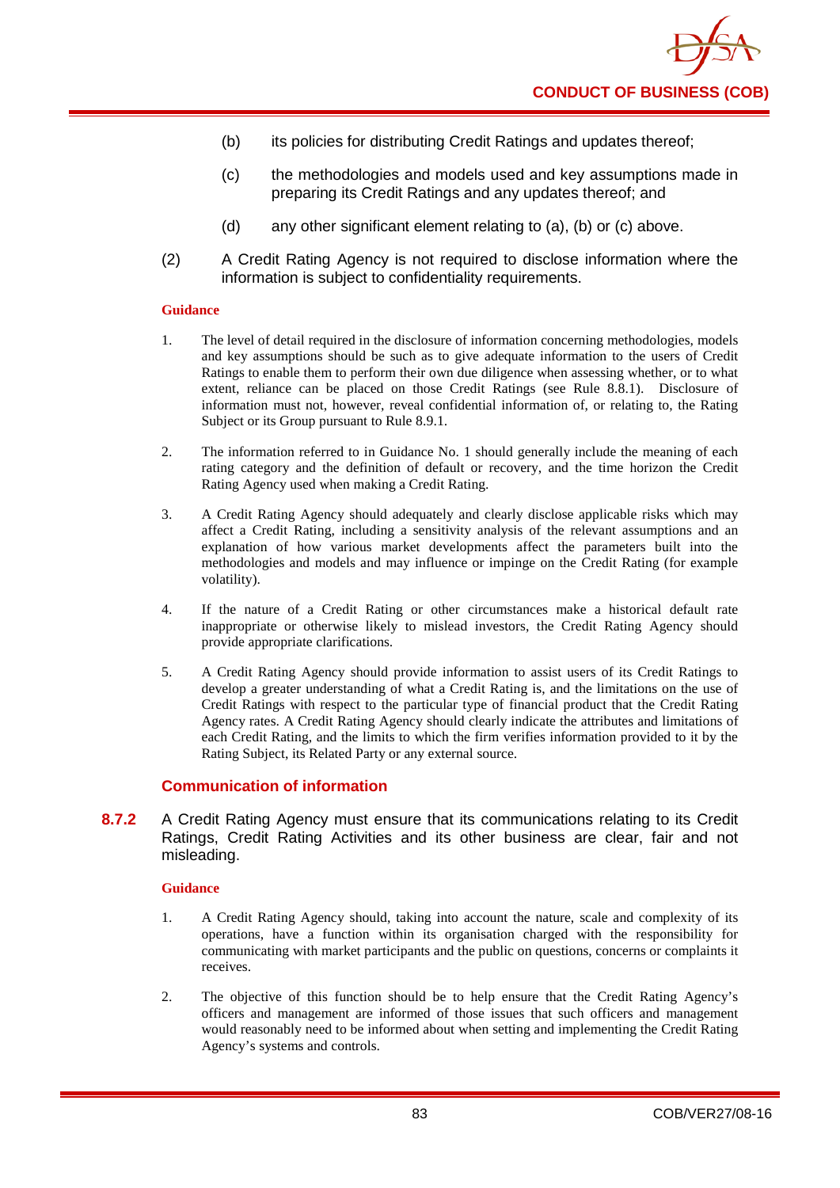(b) its policies for distributing Credit Ratings and updates thereof;

(c) the methodologies and models used and key assumptions made in preparing its Credit Ratings and any updates thereof; and

(d) any other significant element relating to (a), (b) or (c) above.

(2) A Credit Rating Agency is not required to disclose information where the information is subject to confidentiality requirements.

**Guidance**

1. The level of detail required in the disclosure of information concerning methodologies, models and key assumptions should be such as to give adequate information to the users of Credit Ratings to enable them to perform their own due diligence when assessing whether, or to what extent, reliance can be placed on those Credit Ratings (see Rule 8.8.1). Disclosure of information must not, however, reveal confidential information of, or relating to, the Rating Subject or its Group pursuant to Rule 8.9.1.

2. The information referred to in Guidance No. 1 should generally include the meaning of each rating category and the definition of default or recovery, and the time horizon the Credit Rating Agency used when making a Credit Rating.

3. A Credit Rating Agency should adequately and clearly disclose applicable risks which may affect a Credit Rating, including a sensitivity analysis of the relevant assumptions and an explanation of how various market developments affect the parameters built into the methodologies and models and may influence or impinge on the Credit Rating (for example volatility).

4. If the nature of a Credit Rating or other circumstances make a historical default rate inappropriate or otherwise likely to mislead investors, the Credit Rating Agency should provide appropriate clarifications.

5. A Credit Rating Agency should provide information to assist users of its Credit Ratings to develop a greater understanding of what a Credit Rating is, and the limitations on the use of Credit Ratings with respect to the particular type of financial product that the Credit Rating Agency rates. A Credit Rating Agency should clearly indicate the attributes and limitations of each Credit Rating, and the limits to which the firm verifies information provided to it by the Rating Subject, its Related Party or any external source.

### Communication of information

**8.7.2** A Credit Rating Agency must ensure that its communications relating to its Credit Ratings, Credit Rating Activities and its other business are clear, fair and not misleading.

**Guidance**

1. A Credit Rating Agency should, taking into account the nature, scale and complexity of its operations, have a function within its organisation charged with the responsibility for communicating with market participants and the public on questions, concerns or complaints it receives.

2. The objective of this function should be to help ensure that the Credit Rating Agency's officers and management are informed of those issues that such officers and management would reasonably need to be informed about when setting and implementing the Credit Rating Agency's systems and controls.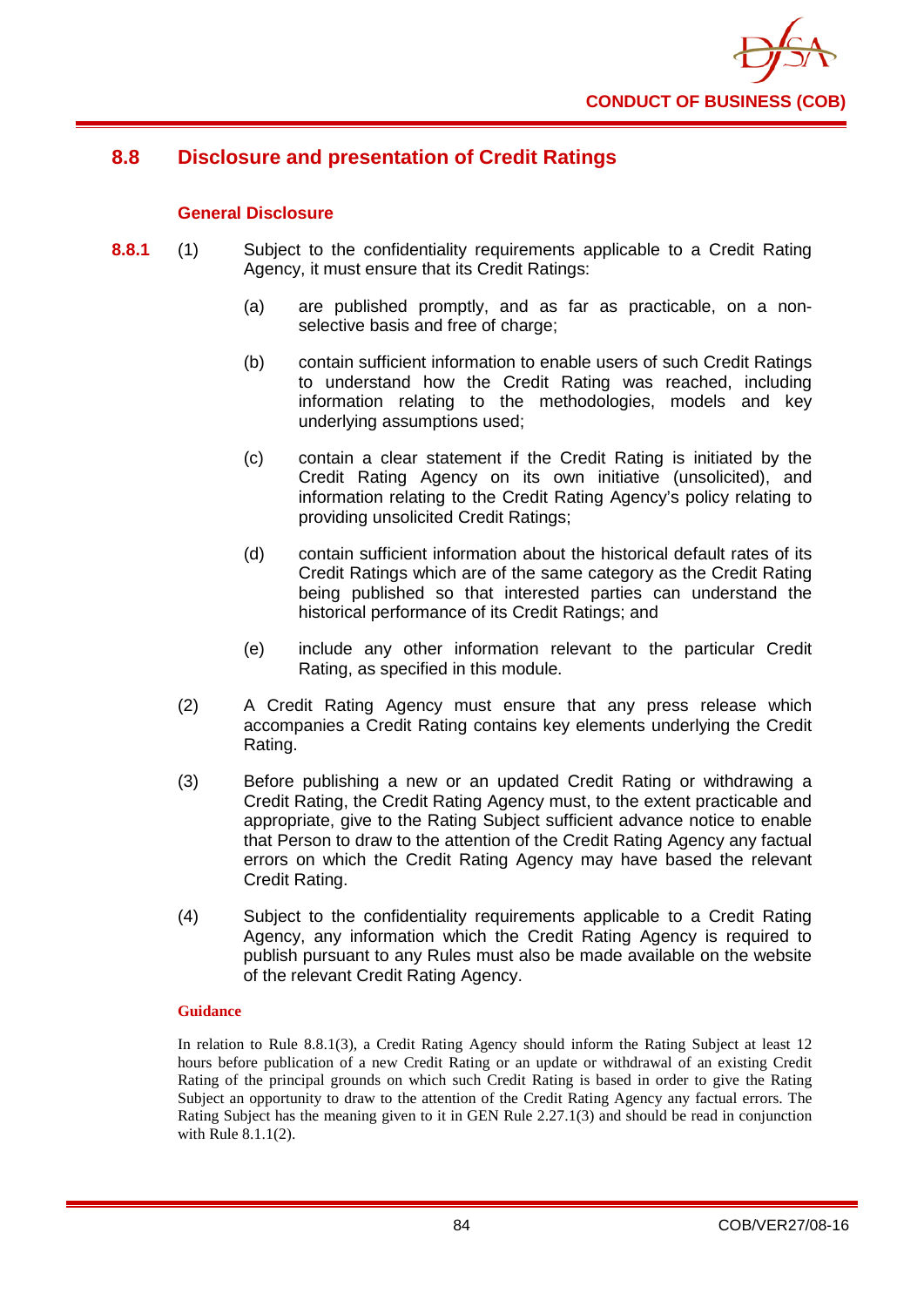## 8.8 Disclosure and presentation of Credit Ratings

### General Disclosure

**8.8.1** (1) Subject to the confidentiality requirements applicable to a Credit Rating Agency, it must ensure that its Credit Ratings:

(a) are published promptly, and as far as practicable, on a non-selective basis and free of charge;

(b) contain sufficient information to enable users of such Credit Ratings to understand how the Credit Rating was reached, including information relating to the methodologies, models and key underlying assumptions used;

(c) contain a clear statement if the Credit Rating is initiated by the Credit Rating Agency on its own initiative (unsolicited), and information relating to the Credit Rating Agency's policy relating to providing unsolicited Credit Ratings;

(d) contain sufficient information about the historical default rates of its Credit Ratings which are of the same category as the Credit Rating being published so that interested parties can understand the historical performance of its Credit Ratings; and

(e) include any other information relevant to the particular Credit Rating, as specified in this module.

(2) A Credit Rating Agency must ensure that any press release which accompanies a Credit Rating contains key elements underlying the Credit Rating.

(3) Before publishing a new or an updated Credit Rating or withdrawing a Credit Rating, the Credit Rating Agency must, to the extent practicable and appropriate, give to the Rating Subject sufficient advance notice to enable that Person to draw to the attention of the Credit Rating Agency any factual errors on which the Credit Rating Agency may have based the relevant Credit Rating.

(4) Subject to the confidentiality requirements applicable to a Credit Rating Agency, any information which the Credit Rating Agency is required to publish pursuant to any Rules must also be made available on the website of the relevant Credit Rating Agency.

**Guidance**

In relation to Rule 8.8.1(3), a Credit Rating Agency should inform the Rating Subject at least 12 hours before publication of a new Credit Rating or an update or withdrawal of an existing Credit Rating of the principal grounds on which such Credit Rating is based in order to give the Rating Subject an opportunity to draw to the attention of the Credit Rating Agency any factual errors. The Rating Subject has the meaning given to it in GEN Rule 2.27.1(3) and should be read in conjunction with Rule 8.1.1(2).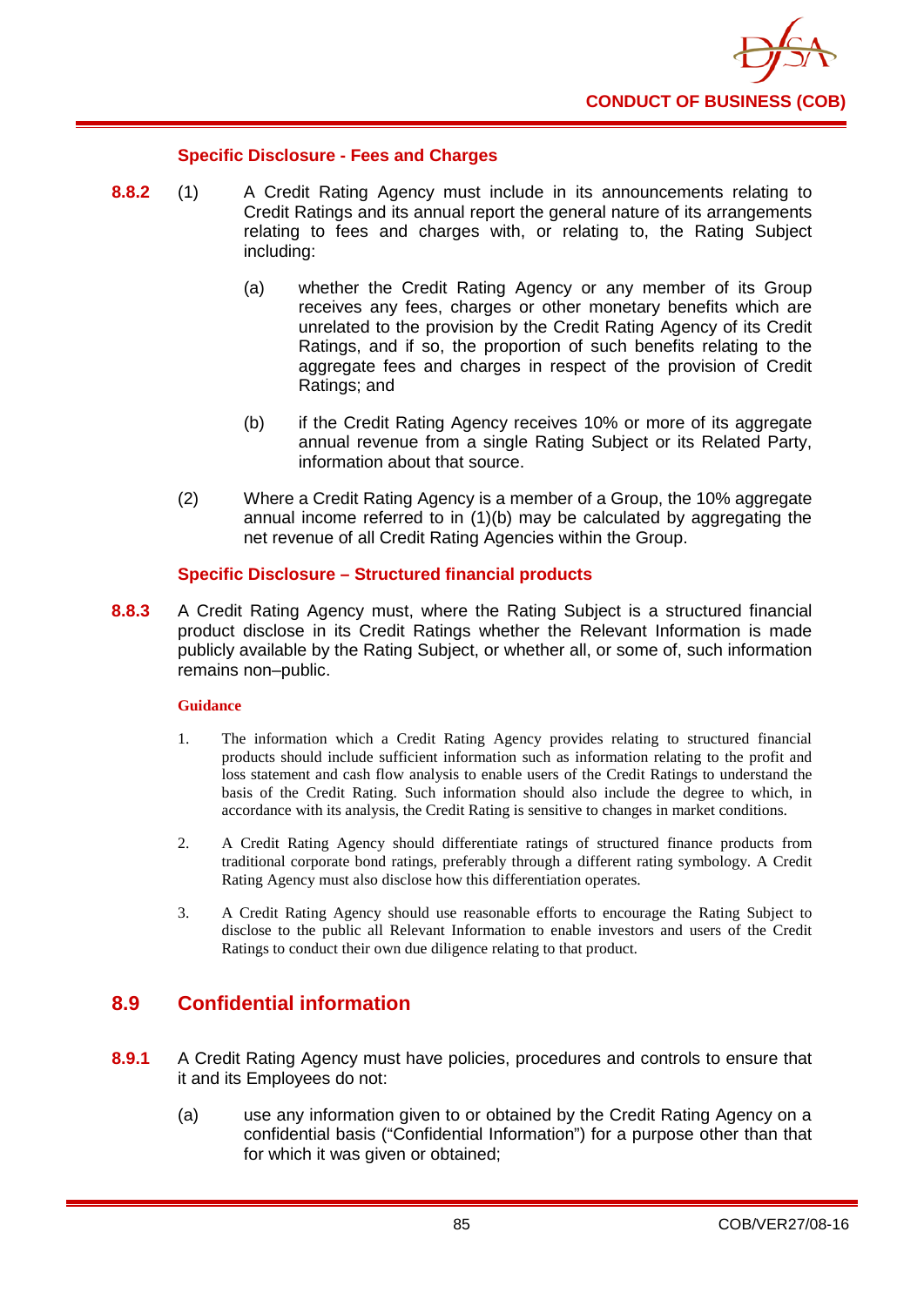#### Specific Disclosure - Fees and Charges

**8.8.2** (1) A Credit Rating Agency must include in its announcements relating to Credit Ratings and its annual report the general nature of its arrangements relating to fees and charges with, or relating to, the Rating Subject including:

(a) whether the Credit Rating Agency or any member of its Group receives any fees, charges or other monetary benefits which are unrelated to the provision by the Credit Rating Agency of its Credit Ratings, and if so, the proportion of such benefits relating to the aggregate fees and charges in respect of the provision of Credit Ratings; and

(b) if the Credit Rating Agency receives 10% or more of its aggregate annual revenue from a single Rating Subject or its Related Party, information about that source.

(2) Where a Credit Rating Agency is a member of a Group, the 10% aggregate annual income referred to in (1)(b) may be calculated by aggregating the net revenue of all Credit Rating Agencies within the Group.

#### Specific Disclosure – Structured financial products

**8.8.3** A Credit Rating Agency must, where the Rating Subject is a structured financial product disclose in its Credit Ratings whether the Relevant Information is made publicly available by the Rating Subject, or whether all, or some of, such information remains non–public.

**Guidance**

1. The information which a Credit Rating Agency provides relating to structured financial products should include sufficient information such as information relating to the profit and loss statement and cash flow analysis to enable users of the Credit Ratings to understand the basis of the Credit Rating. Such information should also include the degree to which, in accordance with its analysis, the Credit Rating is sensitive to changes in market conditions.

2. A Credit Rating Agency should differentiate ratings of structured finance products from traditional corporate bond ratings, preferably through a different rating symbology. A Credit Rating Agency must also disclose how this differentiation operates.

3. A Credit Rating Agency should use reasonable efforts to encourage the Rating Subject to disclose to the public all Relevant Information to enable investors and users of the Credit Ratings to conduct their own due diligence relating to that product.

## 8.9 Confidential information

**8.9.1** A Credit Rating Agency must have policies, procedures and controls to ensure that it and its Employees do not:

(a) use any information given to or obtained by the Credit Rating Agency on a confidential basis ("Confidential Information") for a purpose other than that for which it was given or obtained;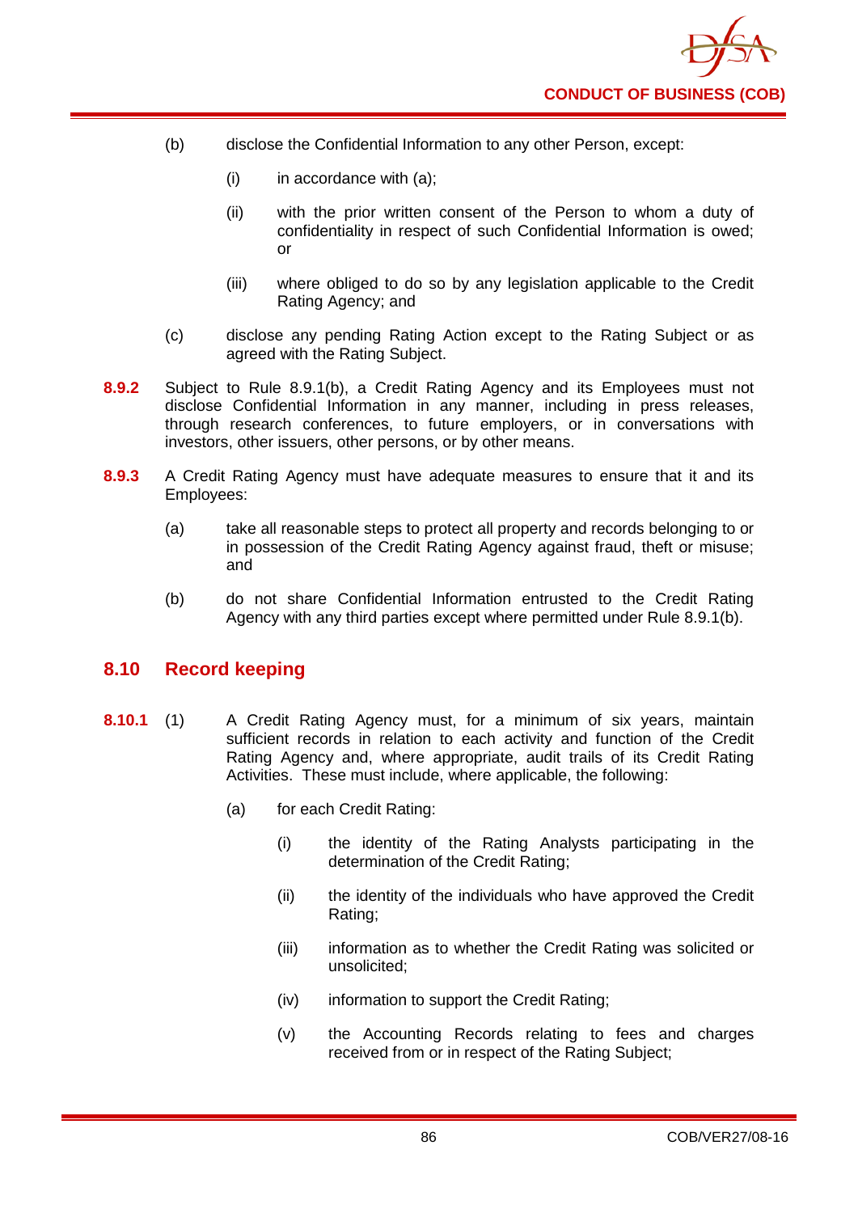(b) disclose the Confidential Information to any other Person, except:

    (i) in accordance with (a);

    (ii) with the prior written consent of the Person to whom a duty of confidentiality in respect of such Confidential Information is owed; or

    (iii) where obliged to do so by any legislation applicable to the Credit Rating Agency; and

(c) disclose any pending Rating Action except to the Rating Subject or as agreed with the Rating Subject.

**8.9.2** Subject to Rule 8.9.1(b), a Credit Rating Agency and its Employees must not disclose Confidential Information in any manner, including in press releases, through research conferences, to future employers, or in conversations with investors, other issuers, other persons, or by other means.

**8.9.3** A Credit Rating Agency must have adequate measures to ensure that it and its Employees:

(a) take all reasonable steps to protect all property and records belonging to or in possession of the Credit Rating Agency against fraud, theft or misuse; and

(b) do not share Confidential Information entrusted to the Credit Rating Agency with any third parties except where permitted under Rule 8.9.1(b).

## 8.10 Record keeping

**8.10.1** (1) A Credit Rating Agency must, for a minimum of six years, maintain sufficient records in relation to each activity and function of the Credit Rating Agency and, where appropriate, audit trails of its Credit Rating Activities. These must include, where applicable, the following:

(a) for each Credit Rating:

    (i) the identity of the Rating Analysts participating in the determination of the Credit Rating;

    (ii) the identity of the individuals who have approved the Credit Rating;

    (iii) information as to whether the Credit Rating was solicited or unsolicited;

    (iv) information to support the Credit Rating;

    (v) the Accounting Records relating to fees and charges received from or in respect of the Rating Subject;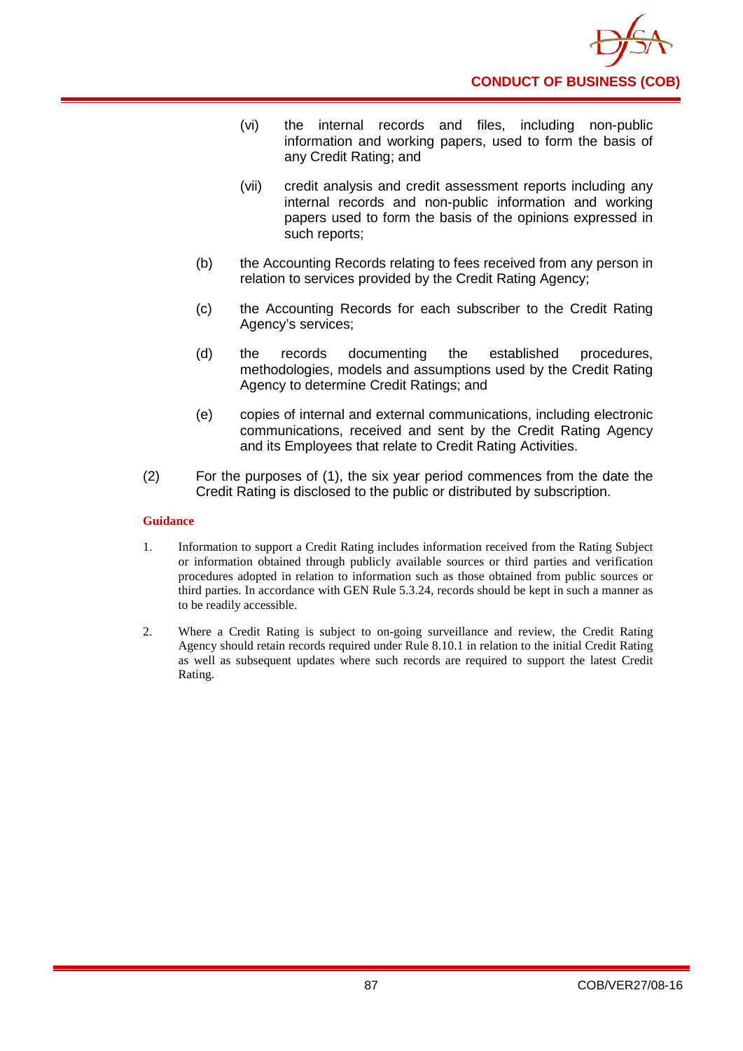(vi) the internal records and files, including non-public information and working papers, used to form the basis of any Credit Rating; and

(vii) credit analysis and credit assessment reports including any internal records and non-public information and working papers used to form the basis of the opinions expressed in such reports;

(b) the Accounting Records relating to fees received from any person in relation to services provided by the Credit Rating Agency;

(c) the Accounting Records for each subscriber to the Credit Rating Agency's services;

(d) the records documenting the established procedures, methodologies, models and assumptions used by the Credit Rating Agency to determine Credit Ratings; and

(e) copies of internal and external communications, including electronic communications, received and sent by the Credit Rating Agency and its Employees that relate to Credit Rating Activities.

(2) For the purposes of (1), the six year period commences from the date the Credit Rating is disclosed to the public or distributed by subscription.

**Guidance**

1. Information to support a Credit Rating includes information received from the Rating Subject or information obtained through publicly available sources or third parties and verification procedures adopted in relation to information such as those obtained from public sources or third parties. In accordance with GEN Rule 5.3.24, records should be kept in such a manner as to be readily accessible.

2. Where a Credit Rating is subject to on-going surveillance and review, the Credit Rating Agency should retain records required under Rule 8.10.1 in relation to the initial Credit Rating as well as subsequent updates where such records are required to support the latest Credit Rating.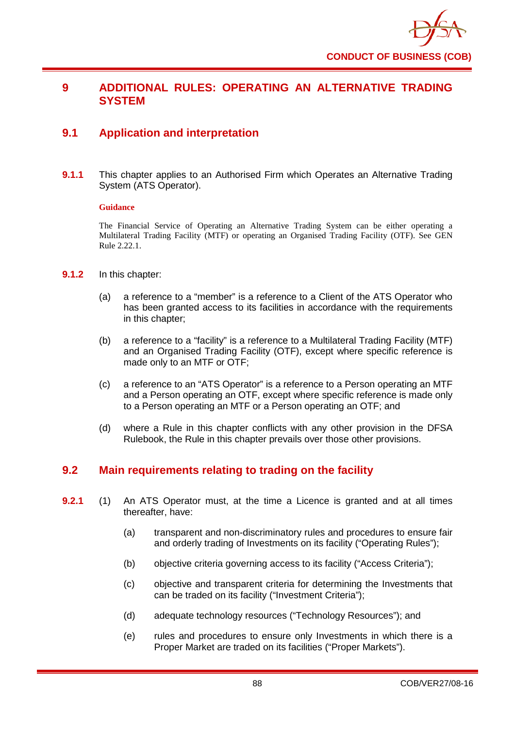# 9 ADDITIONAL RULES: OPERATING AN ALTERNATIVE TRADING SYSTEM

## 9.1 Application and interpretation

**9.1.1** This chapter applies to an Authorised Firm which Operates an Alternative Trading System (ATS Operator).

**Guidance**

The Financial Service of Operating an Alternative Trading System can be either operating a Multilateral Trading Facility (MTF) or operating an Organised Trading Facility (OTF). See GEN Rule 2.22.1.

**9.1.2** In this chapter:

(a) a reference to a "member" is a reference to a Client of the ATS Operator who has been granted access to its facilities in accordance with the requirements in this chapter;

(b) a reference to a "facility" is a reference to a Multilateral Trading Facility (MTF) and an Organised Trading Facility (OTF), except where specific reference is made only to an MTF or OTF;

(c) a reference to an "ATS Operator" is a reference to a Person operating an MTF and a Person operating an OTF, except where specific reference is made only to a Person operating an MTF or a Person operating an OTF; and

(d) where a Rule in this chapter conflicts with any other provision in the DFSA Rulebook, the Rule in this chapter prevails over those other provisions.

## 9.2 Main requirements relating to trading on the facility

**9.2.1** (1) An ATS Operator must, at the time a Licence is granted and at all times thereafter, have:

(a) transparent and non-discriminatory rules and procedures to ensure fair and orderly trading of Investments on its facility ("Operating Rules");

(b) objective criteria governing access to its facility ("Access Criteria");

(c) objective and transparent criteria for determining the Investments that can be traded on its facility ("Investment Criteria");

(d) adequate technology resources ("Technology Resources"); and

(e) rules and procedures to ensure only Investments in which there is a Proper Market are traded on its facilities ("Proper Markets").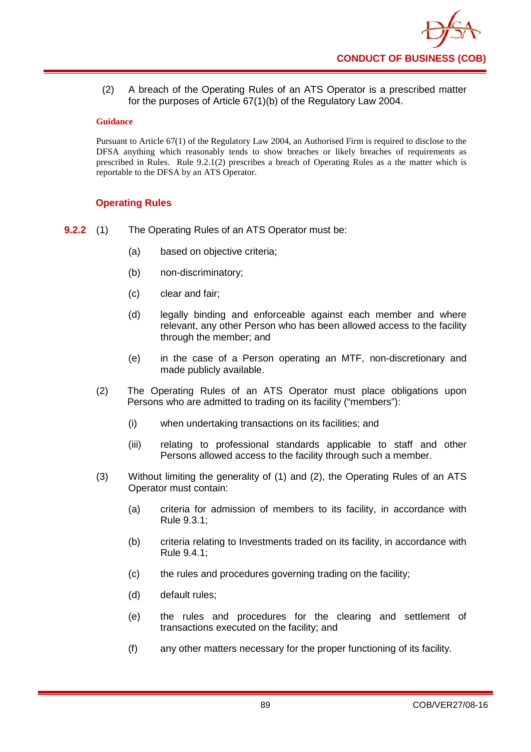(2) A breach of the Operating Rules of an ATS Operator is a prescribed matter for the purposes of Article 67(1)(b) of the Regulatory Law 2004.

**Guidance**

Pursuant to Article 67(1) of the Regulatory Law 2004, an Authorised Firm is required to disclose to the DFSA anything which reasonably tends to show breaches or likely breaches of requirements as prescribed in Rules. Rule 9.2.1(2) prescribes a breach of Operating Rules as a the matter which is reportable to the DFSA by an ATS Operator.

### Operating Rules

**9.2.2** (1) The Operating Rules of an ATS Operator must be:

(a) based on objective criteria;

(b) non-discriminatory;

(c) clear and fair;

(d) legally binding and enforceable against each member and where relevant, any other Person who has been allowed access to the facility through the member; and

(e) in the case of a Person operating an MTF, non-discretionary and made publicly available.

(2) The Operating Rules of an ATS Operator must place obligations upon Persons who are admitted to trading on its facility ("members"):

(i) when undertaking transactions on its facilities; and

(iii) relating to professional standards applicable to staff and other Persons allowed access to the facility through such a member.

(3) Without limiting the generality of (1) and (2), the Operating Rules of an ATS Operator must contain:

(a) criteria for admission of members to its facility, in accordance with Rule 9.3.1;

(b) criteria relating to Investments traded on its facility, in accordance with Rule 9.4.1;

(c) the rules and procedures governing trading on the facility;

(d) default rules;

(e) the rules and procedures for the clearing and settlement of transactions executed on the facility; and

(f) any other matters necessary for the proper functioning of its facility.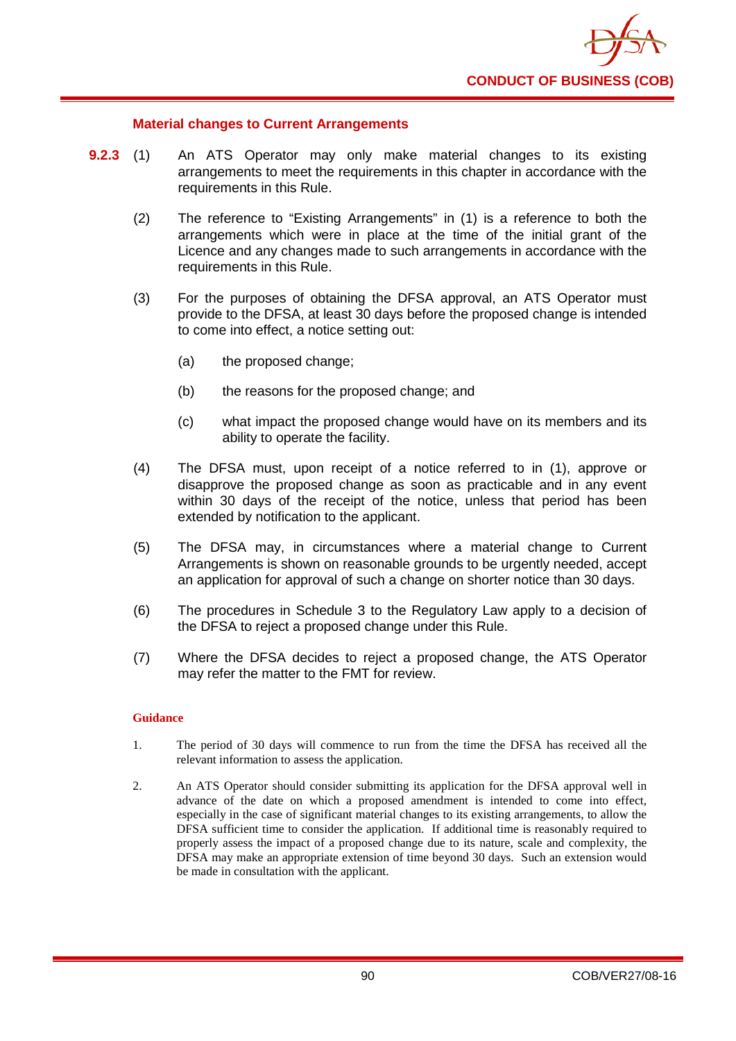### Material changes to Current Arrangements

**9.2.3** (1) An ATS Operator may only make material changes to its existing arrangements to meet the requirements in this chapter in accordance with the requirements in this Rule.

(2) The reference to "Existing Arrangements" in (1) is a reference to both the arrangements which were in place at the time of the initial grant of the Licence and any changes made to such arrangements in accordance with the requirements in this Rule.

(3) For the purposes of obtaining the DFSA approval, an ATS Operator must provide to the DFSA, at least 30 days before the proposed change is intended to come into effect, a notice setting out:

(a) the proposed change;

(b) the reasons for the proposed change; and

(c) what impact the proposed change would have on its members and its ability to operate the facility.

(4) The DFSA must, upon receipt of a notice referred to in (1), approve or disapprove the proposed change as soon as practicable and in any event within 30 days of the receipt of the notice, unless that period has been extended by notification to the applicant.

(5) The DFSA may, in circumstances where a material change to Current Arrangements is shown on reasonable grounds to be urgently needed, accept an application for approval of such a change on shorter notice than 30 days.

(6) The procedures in Schedule 3 to the Regulatory Law apply to a decision of the DFSA to reject a proposed change under this Rule.

(7) Where the DFSA decides to reject a proposed change, the ATS Operator may refer the matter to the FMT for review.

**Guidance**

1. The period of 30 days will commence to run from the time the DFSA has received all the relevant information to assess the application.

2. An ATS Operator should consider submitting its application for the DFSA approval well in advance of the date on which a proposed amendment is intended to come into effect, especially in the case of significant material changes to its existing arrangements, to allow the DFSA sufficient time to consider the application. If additional time is reasonably required to properly assess the impact of a proposed change due to its nature, scale and complexity, the DFSA may make an appropriate extension of time beyond 30 days. Such an extension would be made in consultation with the applicant.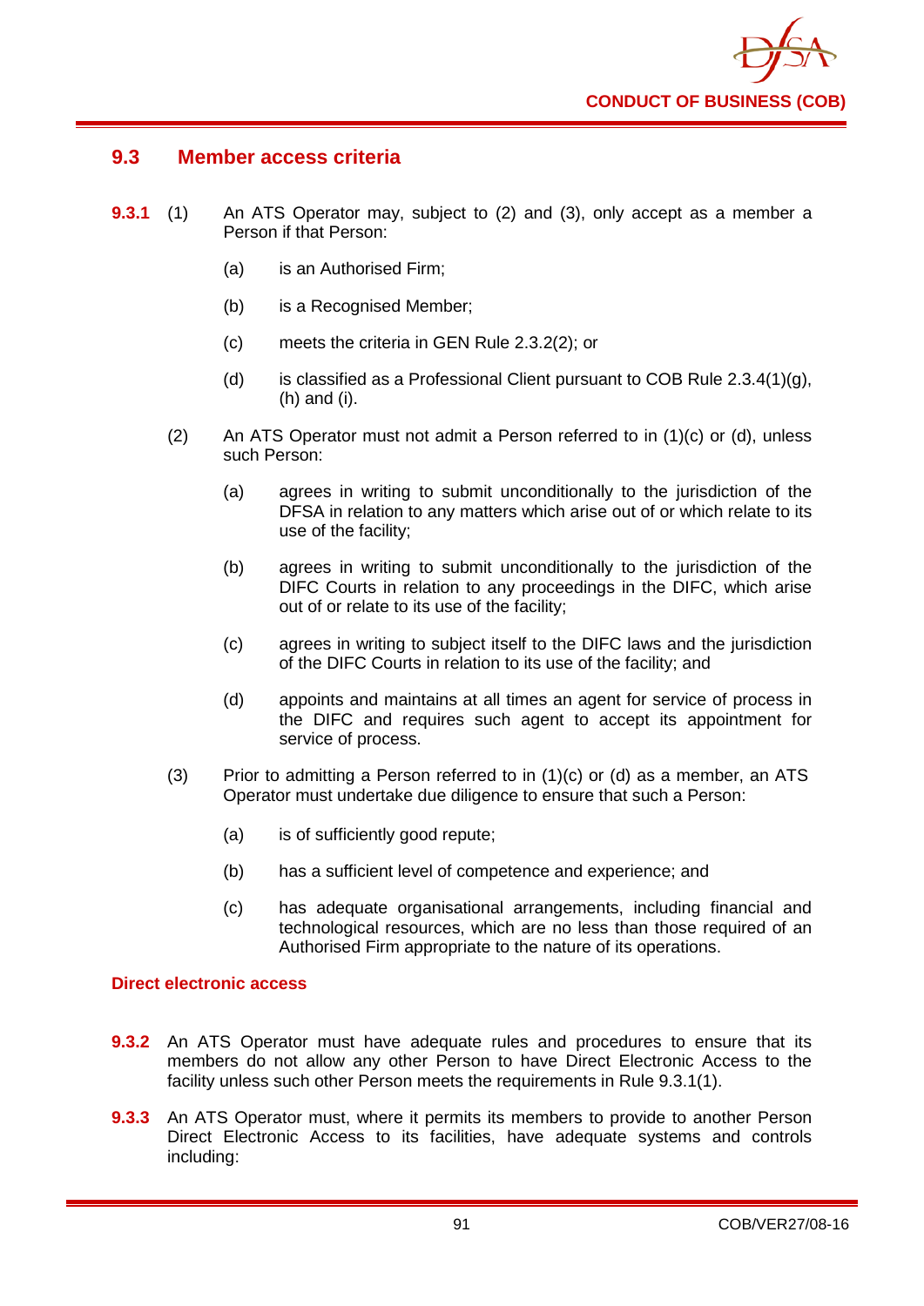## 9.3 Member access criteria

**9.3.1** (1) An ATS Operator may, subject to (2) and (3), only accept as a member a Person if that Person:

(a) is an Authorised Firm;

(b) is a Recognised Member;

(c) meets the criteria in GEN Rule 2.3.2(2); or

(d) is classified as a Professional Client pursuant to COB Rule 2.3.4(1)(g), (h) and (i).

(2) An ATS Operator must not admit a Person referred to in (1)(c) or (d), unless such Person:

(a) agrees in writing to submit unconditionally to the jurisdiction of the DFSA in relation to any matters which arise out of or which relate to its use of the facility;

(b) agrees in writing to submit unconditionally to the jurisdiction of the DIFC Courts in relation to any proceedings in the DIFC, which arise out of or relate to its use of the facility;

(c) agrees in writing to subject itself to the DIFC laws and the jurisdiction of the DIFC Courts in relation to its use of the facility; and

(d) appoints and maintains at all times an agent for service of process in the DIFC and requires such agent to accept its appointment for service of process.

(3) Prior to admitting a Person referred to in (1)(c) or (d) as a member, an ATS Operator must undertake due diligence to ensure that such a Person:

(a) is of sufficiently good repute;

(b) has a sufficient level of competence and experience; and

(c) has adequate organisational arrangements, including financial and technological resources, which are no less than those required of an Authorised Firm appropriate to the nature of its operations.

### Direct electronic access

**9.3.2** An ATS Operator must have adequate rules and procedures to ensure that its members do not allow any other Person to have Direct Electronic Access to the facility unless such other Person meets the requirements in Rule 9.3.1(1).

**9.3.3** An ATS Operator must, where it permits its members to provide to another Person Direct Electronic Access to its facilities, have adequate systems and controls including: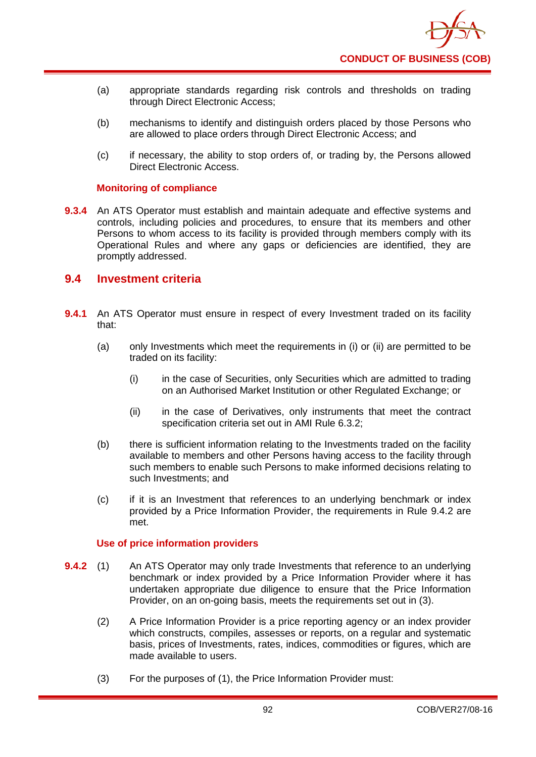(a) appropriate standards regarding risk controls and thresholds on trading through Direct Electronic Access;

(b) mechanisms to identify and distinguish orders placed by those Persons who are allowed to place orders through Direct Electronic Access; and

(c) if necessary, the ability to stop orders of, or trading by, the Persons allowed Direct Electronic Access.

**Monitoring of compliance**

**9.3.4** An ATS Operator must establish and maintain adequate and effective systems and controls, including policies and procedures, to ensure that its members and other Persons to whom access to its facility is provided through members comply with its Operational Rules and where any gaps or deficiencies are identified, they are promptly addressed.

## 9.4 Investment criteria

**9.4.1** An ATS Operator must ensure in respect of every Investment traded on its facility that:

(a) only Investments which meet the requirements in (i) or (ii) are permitted to be traded on its facility:

(i) in the case of Securities, only Securities which are admitted to trading on an Authorised Market Institution or other Regulated Exchange; or

(ii) in the case of Derivatives, only instruments that meet the contract specification criteria set out in AMI Rule 6.3.2;

(b) there is sufficient information relating to the Investments traded on the facility available to members and other Persons having access to the facility through such members to enable such Persons to make informed decisions relating to such Investments; and

(c) if it is an Investment that references to an underlying benchmark or index provided by a Price Information Provider, the requirements in Rule 9.4.2 are met.

**Use of price information providers**

**9.4.2** (1) An ATS Operator may only trade Investments that reference to an underlying benchmark or index provided by a Price Information Provider where it has undertaken appropriate due diligence to ensure that the Price Information Provider, on an on-going basis, meets the requirements set out in (3).

(2) A Price Information Provider is a price reporting agency or an index provider which constructs, compiles, assesses or reports, on a regular and systematic basis, prices of Investments, rates, indices, commodities or figures, which are made available to users.

(3) For the purposes of (1), the Price Information Provider must: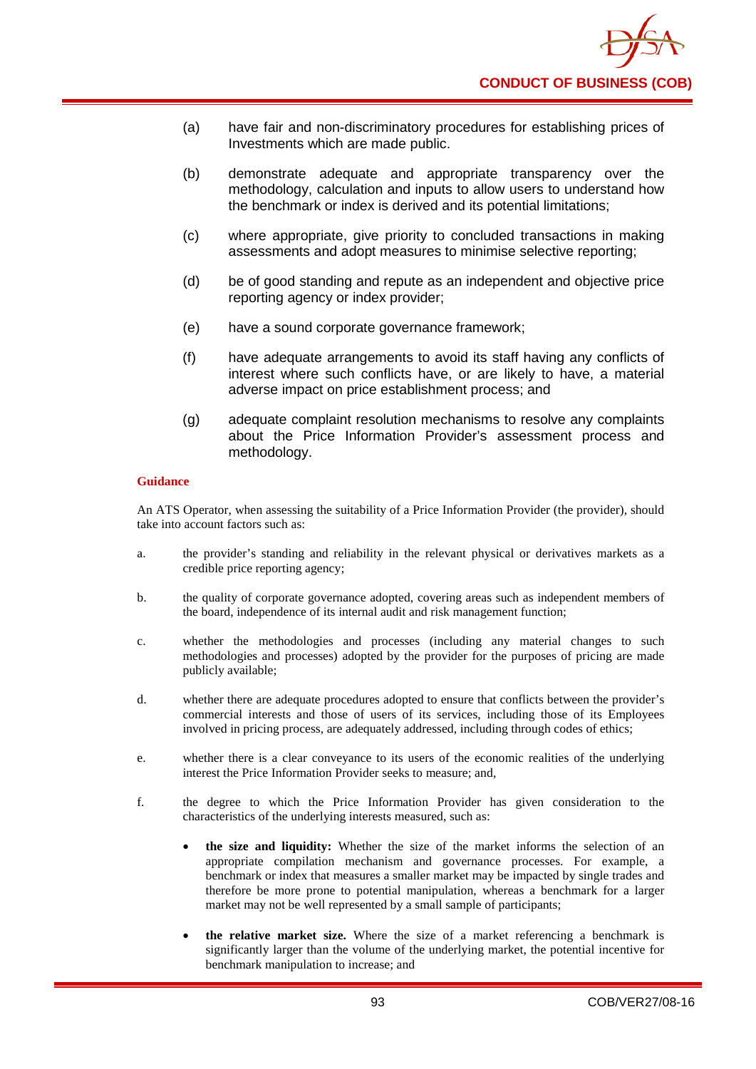(a) have fair and non-discriminatory procedures for establishing prices of Investments which are made public.

(b) demonstrate adequate and appropriate transparency over the methodology, calculation and inputs to allow users to understand how the benchmark or index is derived and its potential limitations;

(c) where appropriate, give priority to concluded transactions in making assessments and adopt measures to minimise selective reporting;

(d) be of good standing and repute as an independent and objective price reporting agency or index provider;

(e) have a sound corporate governance framework;

(f) have adequate arrangements to avoid its staff having any conflicts of interest where such conflicts have, or are likely to have, a material adverse impact on price establishment process; and

(g) adequate complaint resolution mechanisms to resolve any complaints about the Price Information Provider's assessment process and methodology.

**Guidance**

An ATS Operator, when assessing the suitability of a Price Information Provider (the provider), should take into account factors such as:

a. the provider's standing and reliability in the relevant physical or derivatives markets as a credible price reporting agency;

b. the quality of corporate governance adopted, covering areas such as independent members of the board, independence of its internal audit and risk management function;

c. whether the methodologies and processes (including any material changes to such methodologies and processes) adopted by the provider for the purposes of pricing are made publicly available;

d. whether there are adequate procedures adopted to ensure that conflicts between the provider's commercial interests and those of users of its services, including those of its Employees involved in pricing process, are adequately addressed, including through codes of ethics;

e. whether there is a clear conveyance to its users of the economic realities of the underlying interest the Price Information Provider seeks to measure; and,

f. the degree to which the Price Information Provider has given consideration to the characteristics of the underlying interests measured, such as:

- **the size and liquidity:** Whether the size of the market informs the selection of an appropriate compilation mechanism and governance processes. For example, a benchmark or index that measures a smaller market may be impacted by single trades and therefore be more prone to potential manipulation, whereas a benchmark for a larger market may not be well represented by a small sample of participants;

- **the relative market size.** Where the size of a market referencing a benchmark is significantly larger than the volume of the underlying market, the potential incentive for benchmark manipulation to increase; and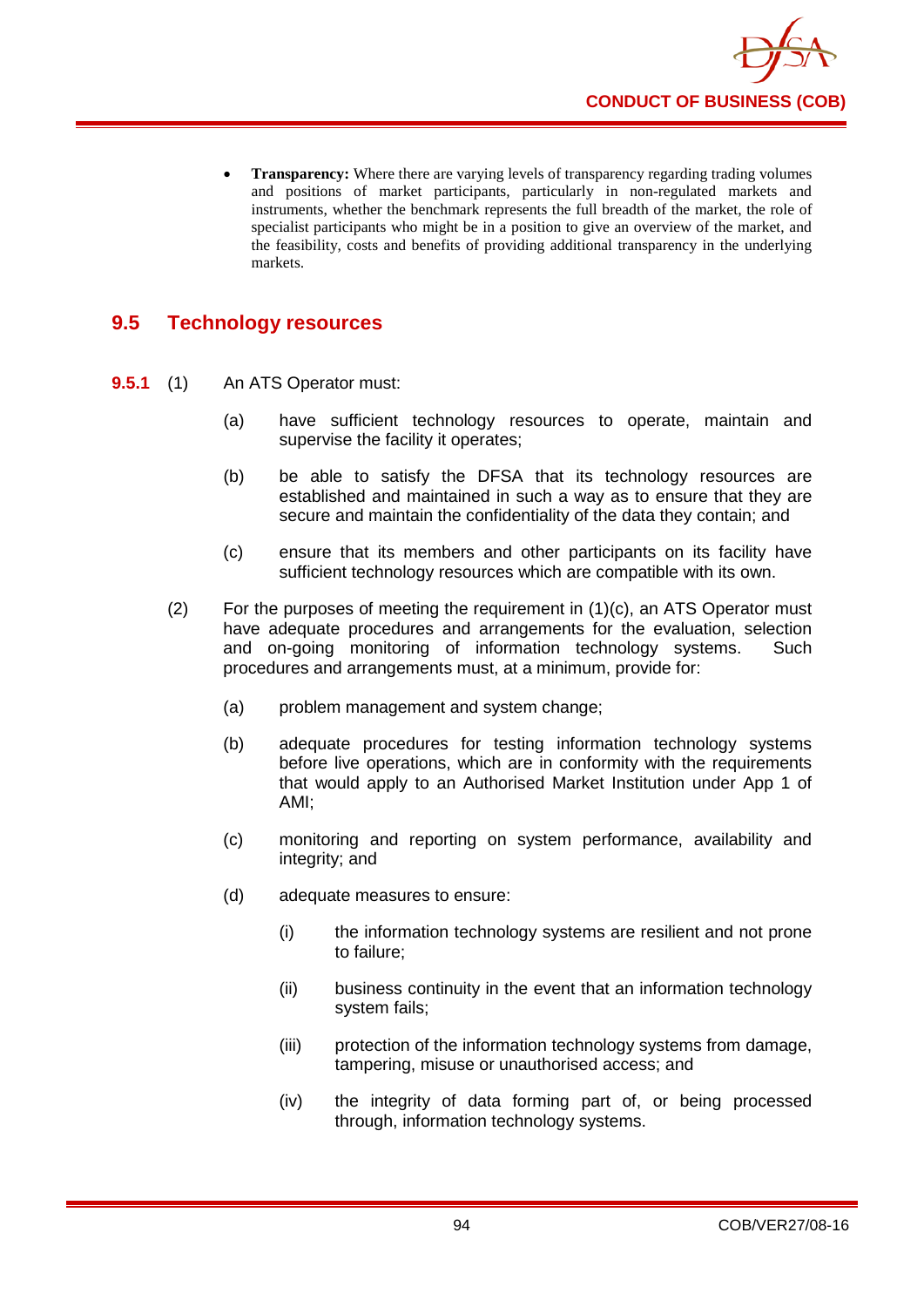- **Transparency:** Where there are varying levels of transparency regarding trading volumes and positions of market participants, particularly in non-regulated markets and instruments, whether the benchmark represents the full breadth of the market, the role of specialist participants who might be in a position to give an overview of the market, and the feasibility, costs and benefits of providing additional transparency in the underlying markets.

## 9.5 Technology resources

**9.5.1** (1) An ATS Operator must:

(a) have sufficient technology resources to operate, maintain and supervise the facility it operates;

(b) be able to satisfy the DFSA that its technology resources are established and maintained in such a way as to ensure that they are secure and maintain the confidentiality of the data they contain; and

(c) ensure that its members and other participants on its facility have sufficient technology resources which are compatible with its own.

(2) For the purposes of meeting the requirement in (1)(c), an ATS Operator must have adequate procedures and arrangements for the evaluation, selection and on-going monitoring of information technology systems. Such procedures and arrangements must, at a minimum, provide for:

(a) problem management and system change;

(b) adequate procedures for testing information technology systems before live operations, which are in conformity with the requirements that would apply to an Authorised Market Institution under App 1 of AMI;

(c) monitoring and reporting on system performance, availability and integrity; and

(d) adequate measures to ensure:

(i) the information technology systems are resilient and not prone to failure;

(ii) business continuity in the event that an information technology system fails;

(iii) protection of the information technology systems from damage, tampering, misuse or unauthorised access; and

(iv) the integrity of data forming part of, or being processed through, information technology systems.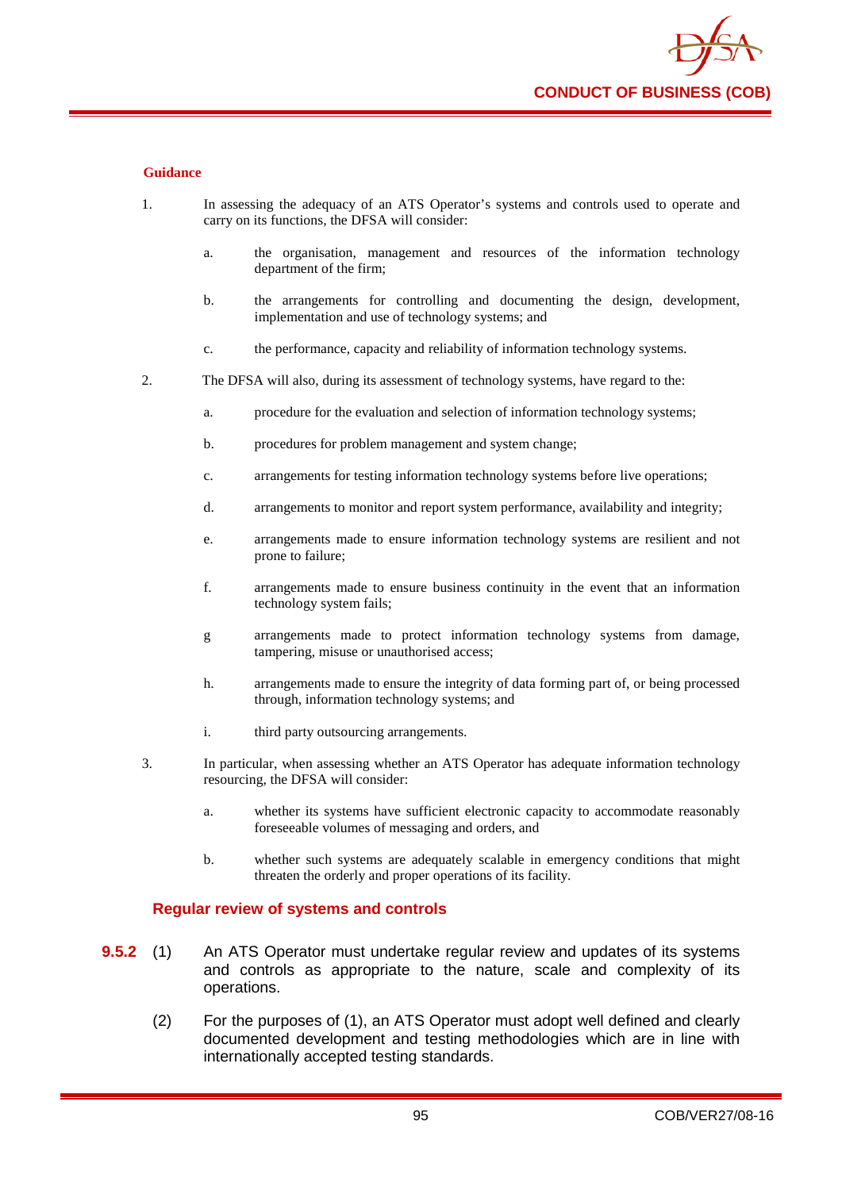**Guidance**

1. In assessing the adequacy of an ATS Operator's systems and controls used to operate and carry on its functions, the DFSA will consider:

   a. the organisation, management and resources of the information technology department of the firm;

   b. the arrangements for controlling and documenting the design, development, implementation and use of technology systems; and

   c. the performance, capacity and reliability of information technology systems.

2. The DFSA will also, during its assessment of technology systems, have regard to the:

   a. procedure for the evaluation and selection of information technology systems;

   b. procedures for problem management and system change;

   c. arrangements for testing information technology systems before live operations;

   d. arrangements to monitor and report system performance, availability and integrity;

   e. arrangements made to ensure information technology systems are resilient and not prone to failure;

   f. arrangements made to ensure business continuity in the event that an information technology system fails;

   g arrangements made to protect information technology systems from damage, tampering, misuse or unauthorised access;

   h. arrangements made to ensure the integrity of data forming part of, or being processed through, information technology systems; and

   i. third party outsourcing arrangements.

3. In particular, when assessing whether an ATS Operator has adequate information technology resourcing, the DFSA will consider:

   a. whether its systems have sufficient electronic capacity to accommodate reasonably foreseeable volumes of messaging and orders, and

   b. whether such systems are adequately scalable in emergency conditions that might threaten the orderly and proper operations of its facility.

## Regular review of systems and controls

**9.5.2** (1) An ATS Operator must undertake regular review and updates of its systems and controls as appropriate to the nature, scale and complexity of its operations.

(2) For the purposes of (1), an ATS Operator must adopt well defined and clearly documented development and testing methodologies which are in line with internationally accepted testing standards.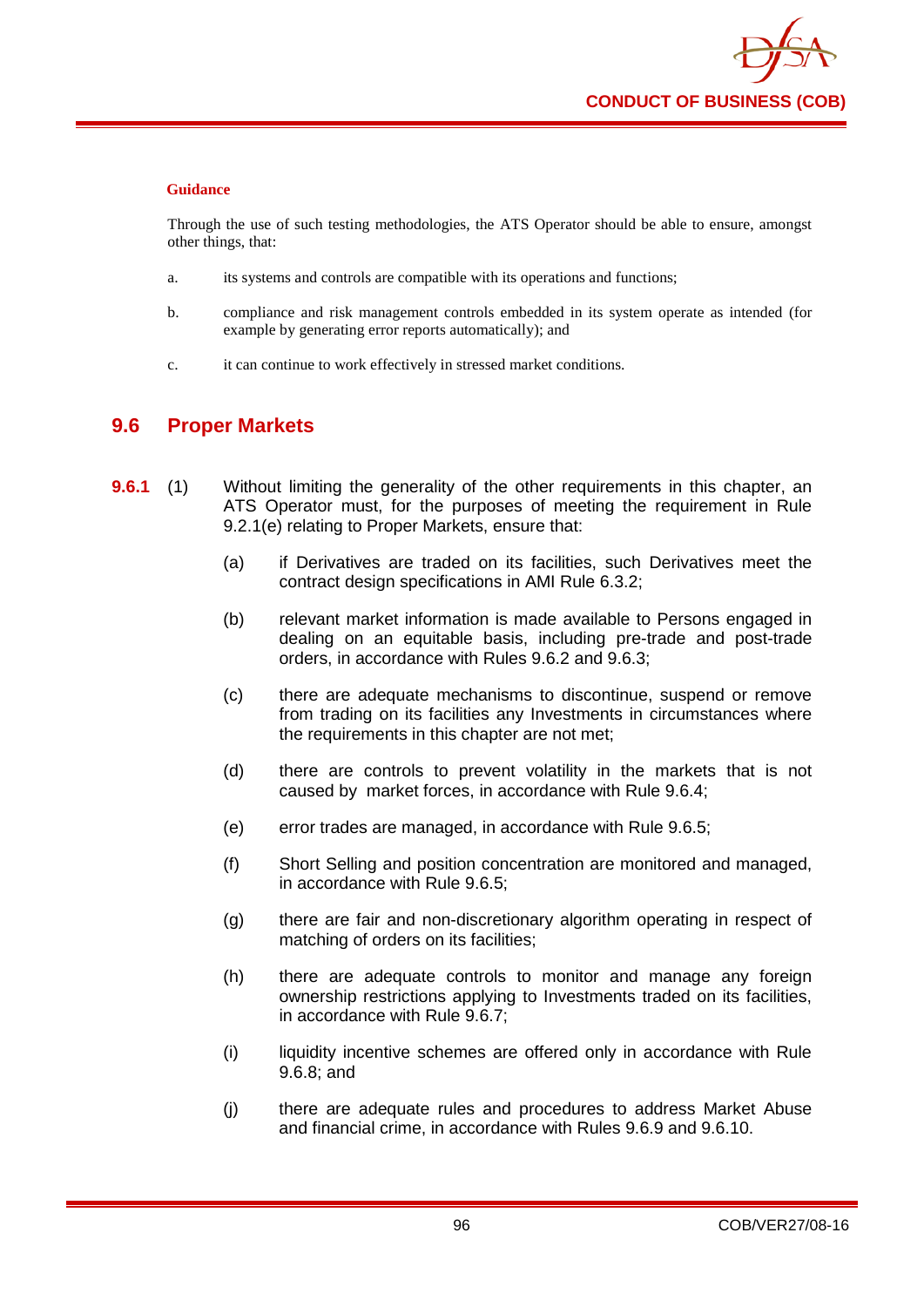**Guidance**

Through the use of such testing methodologies, the ATS Operator should be able to ensure, amongst other things, that:

a. its systems and controls are compatible with its operations and functions;

b. compliance and risk management controls embedded in its system operate as intended (for example by generating error reports automatically); and

c. it can continue to work effectively in stressed market conditions.

## 9.6 Proper Markets

**9.6.1** (1) Without limiting the generality of the other requirements in this chapter, an ATS Operator must, for the purposes of meeting the requirement in Rule 9.2.1(e) relating to Proper Markets, ensure that:

(a) if Derivatives are traded on its facilities, such Derivatives meet the contract design specifications in AMI Rule 6.3.2;

(b) relevant market information is made available to Persons engaged in dealing on an equitable basis, including pre-trade and post-trade orders, in accordance with Rules 9.6.2 and 9.6.3;

(c) there are adequate mechanisms to discontinue, suspend or remove from trading on its facilities any Investments in circumstances where the requirements in this chapter are not met;

(d) there are controls to prevent volatility in the markets that is not caused by market forces, in accordance with Rule 9.6.4;

(e) error trades are managed, in accordance with Rule 9.6.5;

(f) Short Selling and position concentration are monitored and managed, in accordance with Rule 9.6.5;

(g) there are fair and non-discretionary algorithm operating in respect of matching of orders on its facilities;

(h) there are adequate controls to monitor and manage any foreign ownership restrictions applying to Investments traded on its facilities, in accordance with Rule 9.6.7;

(i) liquidity incentive schemes are offered only in accordance with Rule 9.6.8; and

(j) there are adequate rules and procedures to address Market Abuse and financial crime, in accordance with Rules 9.6.9 and 9.6.10.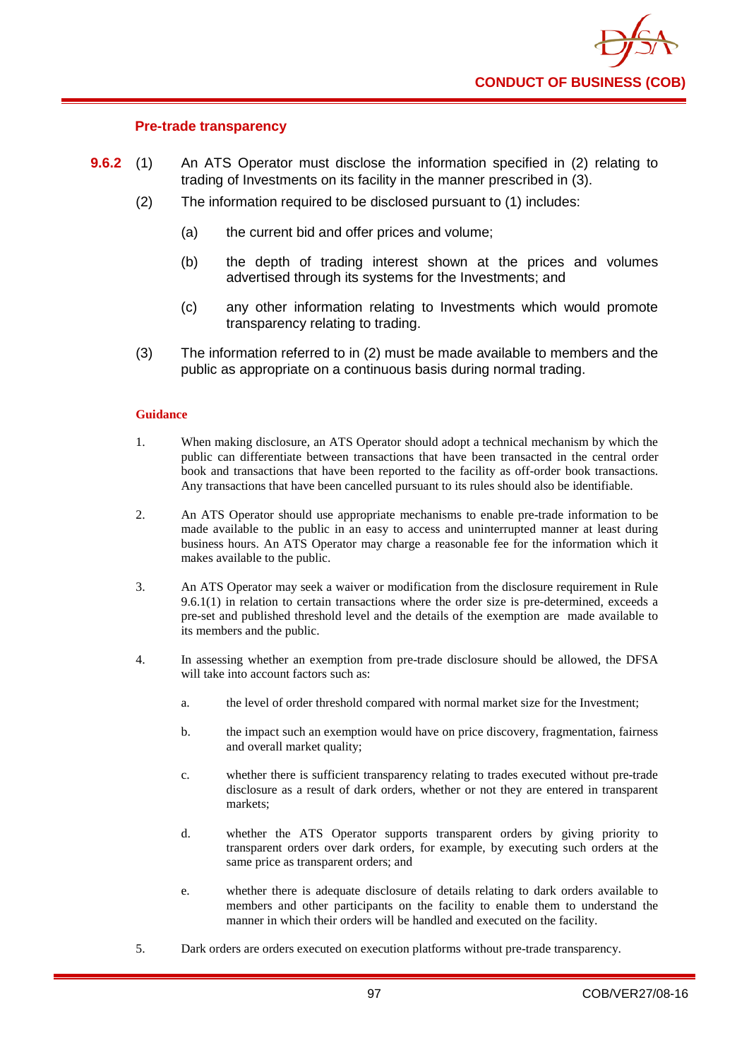### Pre-trade transparency

**9.6.2** (1) An ATS Operator must disclose the information specified in (2) relating to trading of Investments on its facility in the manner prescribed in (3).

(2) The information required to be disclosed pursuant to (1) includes:

(a) the current bid and offer prices and volume;

(b) the depth of trading interest shown at the prices and volumes advertised through its systems for the Investments; and

(c) any other information relating to Investments which would promote transparency relating to trading.

(3) The information referred to in (2) must be made available to members and the public as appropriate on a continuous basis during normal trading.

**Guidance**

1. When making disclosure, an ATS Operator should adopt a technical mechanism by which the public can differentiate between transactions that have been transacted in the central order book and transactions that have been reported to the facility as off-order book transactions. Any transactions that have been cancelled pursuant to its rules should also be identifiable.

2. An ATS Operator should use appropriate mechanisms to enable pre-trade information to be made available to the public in an easy to access and uninterrupted manner at least during business hours. An ATS Operator may charge a reasonable fee for the information which it makes available to the public.

3. An ATS Operator may seek a waiver or modification from the disclosure requirement in Rule 9.6.1(1) in relation to certain transactions where the order size is pre-determined, exceeds a pre-set and published threshold level and the details of the exemption are made available to its members and the public.

4. In assessing whether an exemption from pre-trade disclosure should be allowed, the DFSA will take into account factors such as:

   a. the level of order threshold compared with normal market size for the Investment;

   b. the impact such an exemption would have on price discovery, fragmentation, fairness and overall market quality;

   c. whether there is sufficient transparency relating to trades executed without pre-trade disclosure as a result of dark orders, whether or not they are entered in transparent markets;

   d. whether the ATS Operator supports transparent orders by giving priority to transparent orders over dark orders, for example, by executing such orders at the same price as transparent orders; and

   e. whether there is adequate disclosure of details relating to dark orders available to members and other participants on the facility to enable them to understand the manner in which their orders will be handled and executed on the facility.

5. Dark orders are orders executed on execution platforms without pre-trade transparency.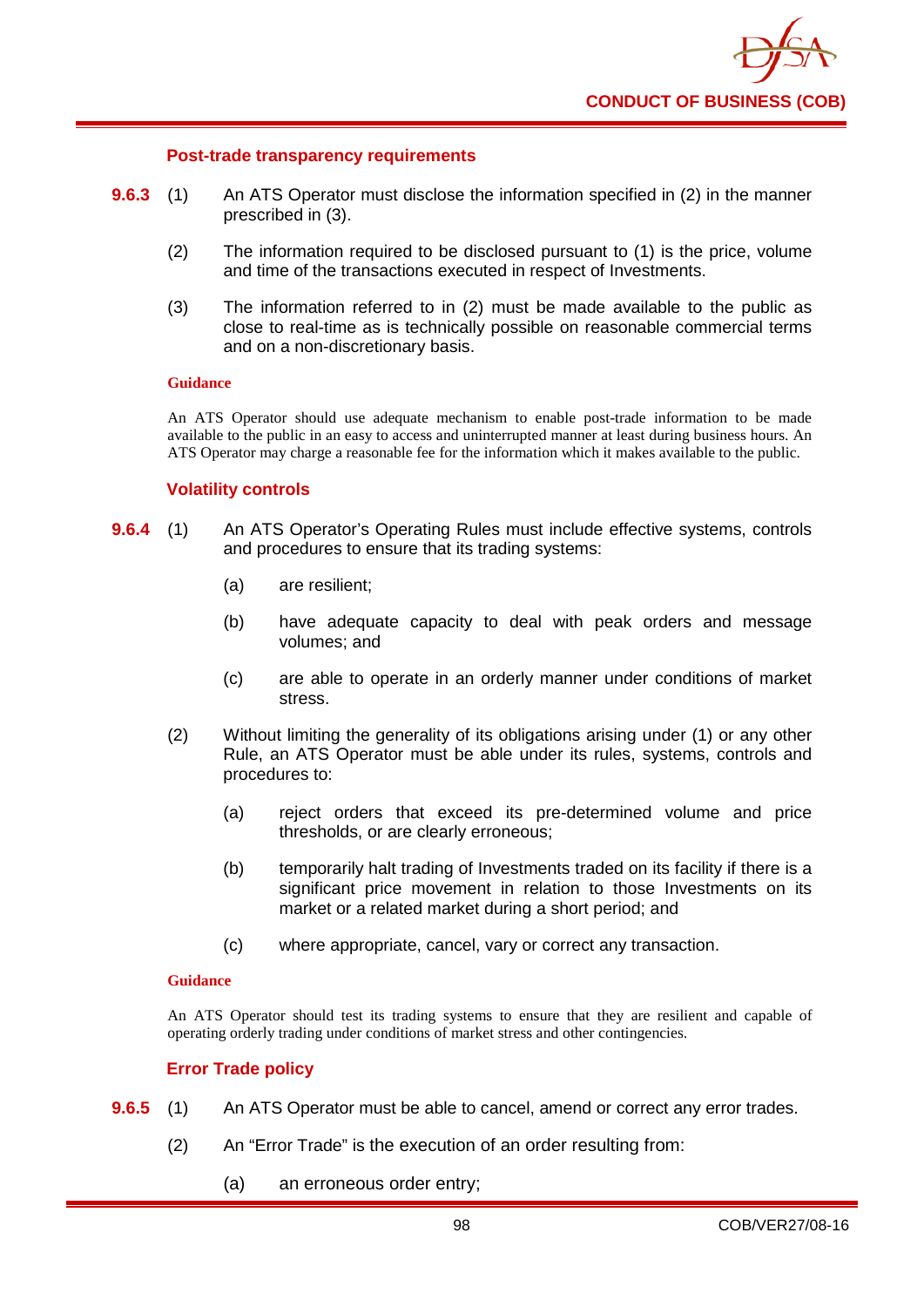### Post-trade transparency requirements

**9.6.3** (1) An ATS Operator must disclose the information specified in (2) in the manner prescribed in (3).

(2) The information required to be disclosed pursuant to (1) is the price, volume and time of the transactions executed in respect of Investments.

(3) The information referred to in (2) must be made available to the public as close to real-time as is technically possible on reasonable commercial terms and on a non-discretionary basis.

**Guidance**

An ATS Operator should use adequate mechanism to enable post-trade information to be made available to the public in an easy to access and uninterrupted manner at least during business hours. An ATS Operator may charge a reasonable fee for the information which it makes available to the public.

### Volatility controls

**9.6.4** (1) An ATS Operator's Operating Rules must include effective systems, controls and procedures to ensure that its trading systems:

(a) are resilient;

(b) have adequate capacity to deal with peak orders and message volumes; and

(c) are able to operate in an orderly manner under conditions of market stress.

(2) Without limiting the generality of its obligations arising under (1) or any other Rule, an ATS Operator must be able under its rules, systems, controls and procedures to:

(a) reject orders that exceed its pre-determined volume and price thresholds, or are clearly erroneous;

(b) temporarily halt trading of Investments traded on its facility if there is a significant price movement in relation to those Investments on its market or a related market during a short period; and

(c) where appropriate, cancel, vary or correct any transaction.

**Guidance**

An ATS Operator should test its trading systems to ensure that they are resilient and capable of operating orderly trading under conditions of market stress and other contingencies.

### Error Trade policy

**9.6.5** (1) An ATS Operator must be able to cancel, amend or correct any error trades.

(2) An "Error Trade" is the execution of an order resulting from:

(a) an erroneous order entry;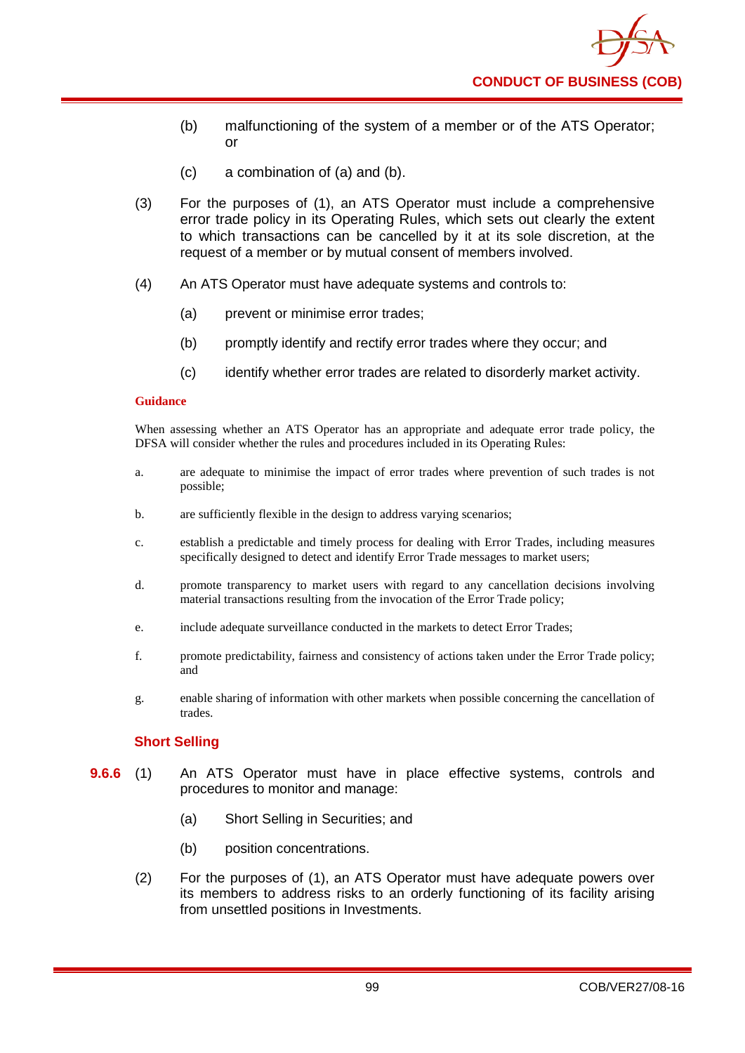(b) malfunctioning of the system of a member or of the ATS Operator; or

(c) a combination of (a) and (b).

(3) For the purposes of (1), an ATS Operator must include a comprehensive error trade policy in its Operating Rules, which sets out clearly the extent to which transactions can be cancelled by it at its sole discretion, at the request of a member or by mutual consent of members involved.

(4) An ATS Operator must have adequate systems and controls to:

(a) prevent or minimise error trades;

(b) promptly identify and rectify error trades where they occur; and

(c) identify whether error trades are related to disorderly market activity.

**Guidance**

When assessing whether an ATS Operator has an appropriate and adequate error trade policy, the DFSA will consider whether the rules and procedures included in its Operating Rules:

a. are adequate to minimise the impact of error trades where prevention of such trades is not possible;

b. are sufficiently flexible in the design to address varying scenarios;

c. establish a predictable and timely process for dealing with Error Trades, including measures specifically designed to detect and identify Error Trade messages to market users;

d. promote transparency to market users with regard to any cancellation decisions involving material transactions resulting from the invocation of the Error Trade policy;

e. include adequate surveillance conducted in the markets to detect Error Trades;

f. promote predictability, fairness and consistency of actions taken under the Error Trade policy; and

g. enable sharing of information with other markets when possible concerning the cancellation of trades.

**Short Selling**

**9.6.6** (1) An ATS Operator must have in place effective systems, controls and procedures to monitor and manage:

(a) Short Selling in Securities; and

(b) position concentrations.

(2) For the purposes of (1), an ATS Operator must have adequate powers over its members to address risks to an orderly functioning of its facility arising from unsettled positions in Investments.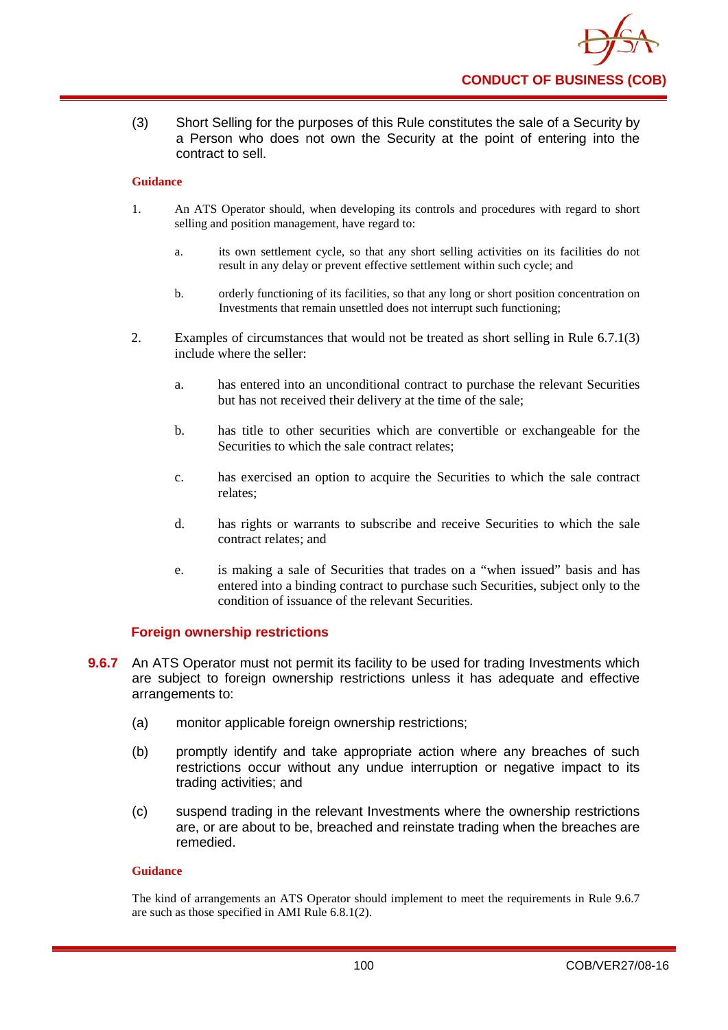(3) Short Selling for the purposes of this Rule constitutes the sale of a Security by a Person who does not own the Security at the point of entering into the contract to sell.

**Guidance**

1. An ATS Operator should, when developing its controls and procedures with regard to short selling and position management, have regard to:

   a. its own settlement cycle, so that any short selling activities on its facilities do not result in any delay or prevent effective settlement within such cycle; and

   b. orderly functioning of its facilities, so that any long or short position concentration on Investments that remain unsettled does not interrupt such functioning;

2. Examples of circumstances that would not be treated as short selling in Rule 6.7.1(3) include where the seller:

   a. has entered into an unconditional contract to purchase the relevant Securities but has not received their delivery at the time of the sale;

   b. has title to other securities which are convertible or exchangeable for the Securities to which the sale contract relates;

   c. has exercised an option to acquire the Securities to which the sale contract relates;

   d. has rights or warrants to subscribe and receive Securities to which the sale contract relates; and

   e. is making a sale of Securities that trades on a "when issued" basis and has entered into a binding contract to purchase such Securities, subject only to the condition of issuance of the relevant Securities.

### Foreign ownership restrictions

**9.6.7** An ATS Operator must not permit its facility to be used for trading Investments which are subject to foreign ownership restrictions unless it has adequate and effective arrangements to:

(a) monitor applicable foreign ownership restrictions;

(b) promptly identify and take appropriate action where any breaches of such restrictions occur without any undue interruption or negative impact to its trading activities; and

(c) suspend trading in the relevant Investments where the ownership restrictions are, or are about to be, breached and reinstate trading when the breaches are remedied.

**Guidance**

The kind of arrangements an ATS Operator should implement to meet the requirements in Rule 9.6.7 are such as those specified in AMI Rule 6.8.1(2).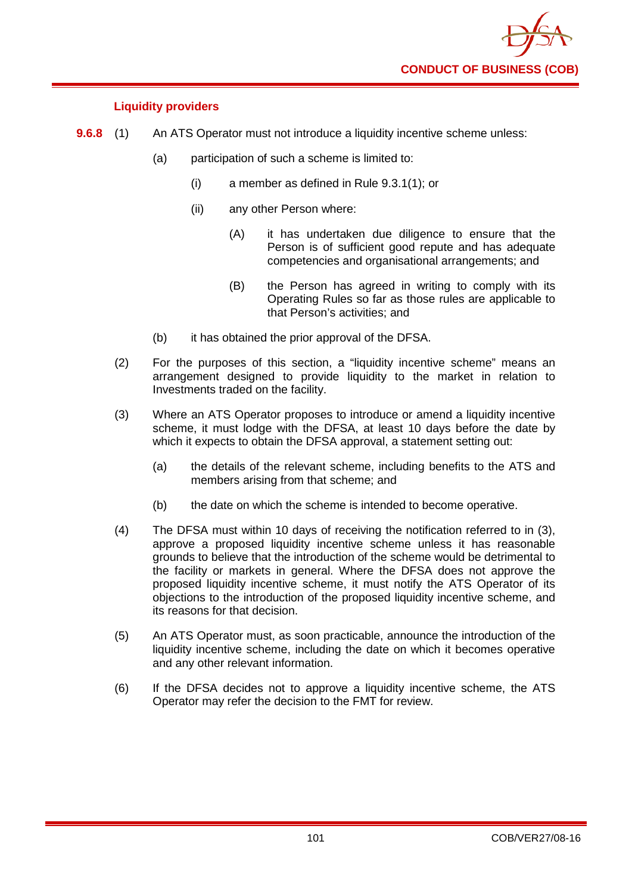### Liquidity providers

**9.6.8** (1) An ATS Operator must not introduce a liquidity incentive scheme unless:

(a) participation of such a scheme is limited to:

(i) a member as defined in Rule 9.3.1(1); or

(ii) any other Person where:

(A) it has undertaken due diligence to ensure that the Person is of sufficient good repute and has adequate competencies and organisational arrangements; and

(B) the Person has agreed in writing to comply with its Operating Rules so far as those rules are applicable to that Person's activities; and

(b) it has obtained the prior approval of the DFSA.

(2) For the purposes of this section, a "liquidity incentive scheme" means an arrangement designed to provide liquidity to the market in relation to Investments traded on the facility.

(3) Where an ATS Operator proposes to introduce or amend a liquidity incentive scheme, it must lodge with the DFSA, at least 10 days before the date by which it expects to obtain the DFSA approval, a statement setting out:

(a) the details of the relevant scheme, including benefits to the ATS and members arising from that scheme; and

(b) the date on which the scheme is intended to become operative.

(4) The DFSA must within 10 days of receiving the notification referred to in (3), approve a proposed liquidity incentive scheme unless it has reasonable grounds to believe that the introduction of the scheme would be detrimental to the facility or markets in general. Where the DFSA does not approve the proposed liquidity incentive scheme, it must notify the ATS Operator of its objections to the introduction of the proposed liquidity incentive scheme, and its reasons for that decision.

(5) An ATS Operator must, as soon practicable, announce the introduction of the liquidity incentive scheme, including the date on which it becomes operative and any other relevant information.

(6) If the DFSA decides not to approve a liquidity incentive scheme, the ATS Operator may refer the decision to the FMT for review.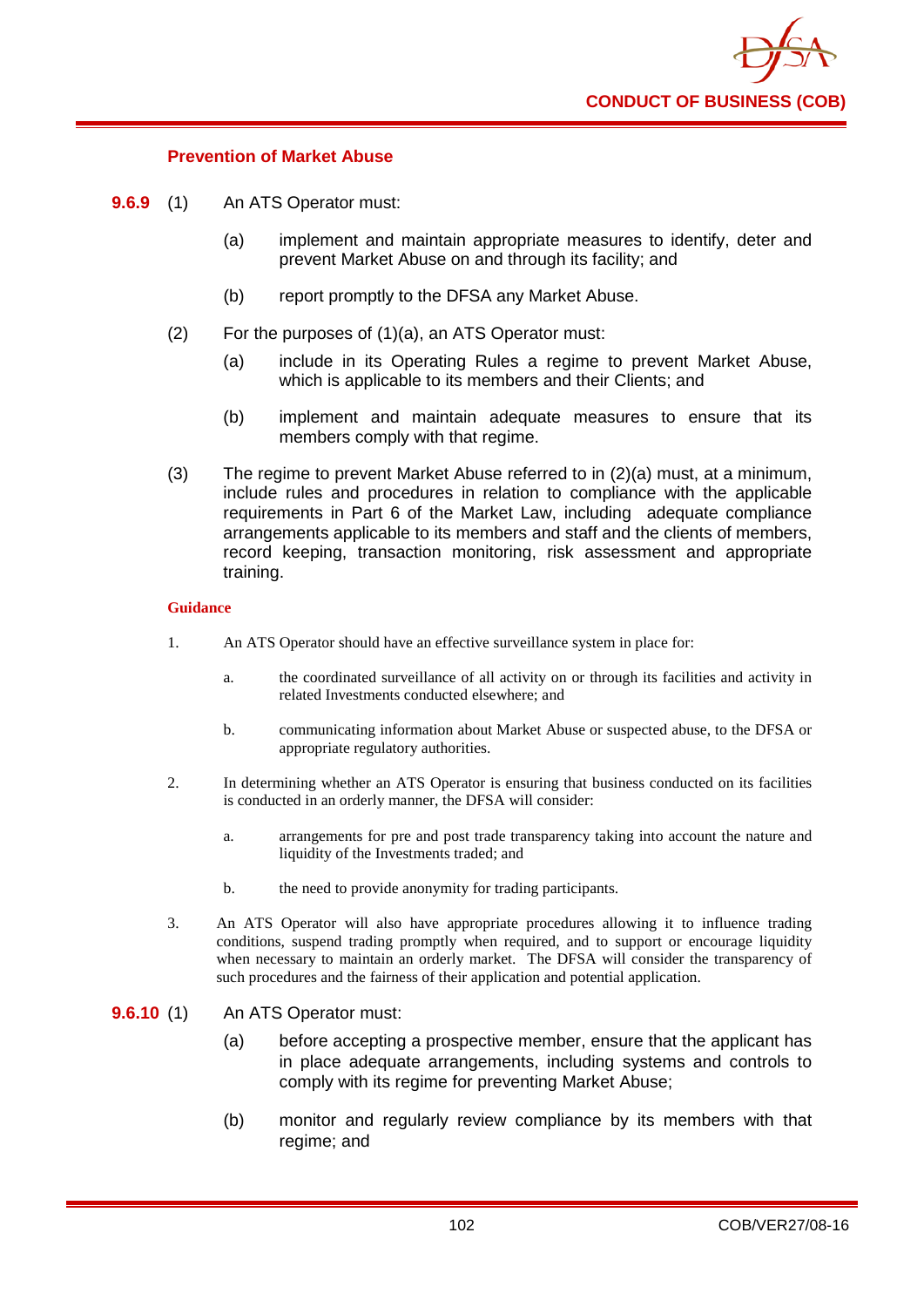### Prevention of Market Abuse

**9.6.9** (1) An ATS Operator must:

(a) implement and maintain appropriate measures to identify, deter and prevent Market Abuse on and through its facility; and

(b) report promptly to the DFSA any Market Abuse.

(2) For the purposes of (1)(a), an ATS Operator must:

(a) include in its Operating Rules a regime to prevent Market Abuse, which is applicable to its members and their Clients; and

(b) implement and maintain adequate measures to ensure that its members comply with that regime.

(3) The regime to prevent Market Abuse referred to in (2)(a) must, at a minimum, include rules and procedures in relation to compliance with the applicable requirements in Part 6 of the Market Law, including adequate compliance arrangements applicable to its members and staff and the clients of members, record keeping, transaction monitoring, risk assessment and appropriate training.

**Guidance**

1. An ATS Operator should have an effective surveillance system in place for:

   a. the coordinated surveillance of all activity on or through its facilities and activity in related Investments conducted elsewhere; and

   b. communicating information about Market Abuse or suspected abuse, to the DFSA or appropriate regulatory authorities.

2. In determining whether an ATS Operator is ensuring that business conducted on its facilities is conducted in an orderly manner, the DFSA will consider:

   a. arrangements for pre and post trade transparency taking into account the nature and liquidity of the Investments traded; and

   b. the need to provide anonymity for trading participants.

3. An ATS Operator will also have appropriate procedures allowing it to influence trading conditions, suspend trading promptly when required, and to support or encourage liquidity when necessary to maintain an orderly market. The DFSA will consider the transparency of such procedures and the fairness of their application and potential application.

**9.6.10** (1) An ATS Operator must:

(a) before accepting a prospective member, ensure that the applicant has in place adequate arrangements, including systems and controls to comply with its regime for preventing Market Abuse;

(b) monitor and regularly review compliance by its members with that regime; and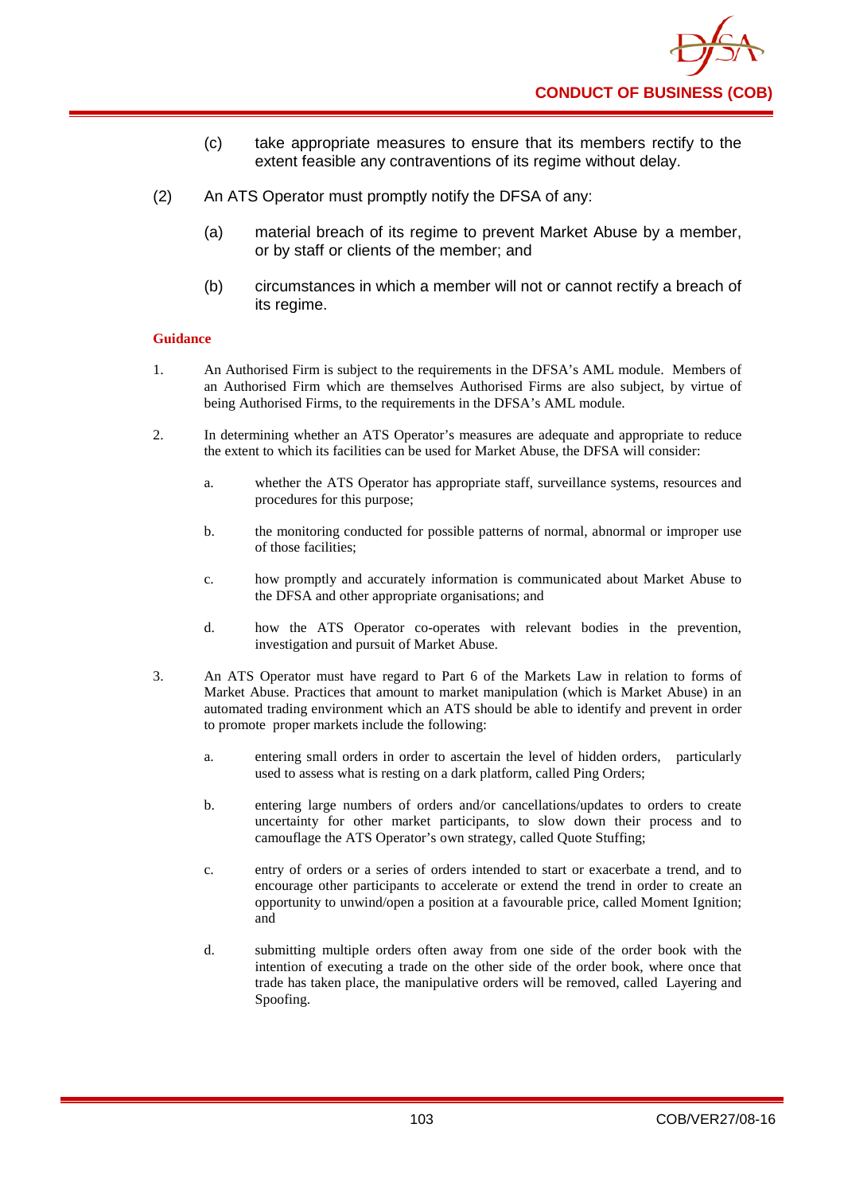(c) take appropriate measures to ensure that its members rectify to the extent feasible any contraventions of its regime without delay.

(2) An ATS Operator must promptly notify the DFSA of any:

(a) material breach of its regime to prevent Market Abuse by a member, or by staff or clients of the member; and

(b) circumstances in which a member will not or cannot rectify a breach of its regime.

**Guidance**

1. An Authorised Firm is subject to the requirements in the DFSA's AML module. Members of an Authorised Firm which are themselves Authorised Firms are also subject, by virtue of being Authorised Firms, to the requirements in the DFSA's AML module.

2. In determining whether an ATS Operator's measures are adequate and appropriate to reduce the extent to which its facilities can be used for Market Abuse, the DFSA will consider:

   a. whether the ATS Operator has appropriate staff, surveillance systems, resources and procedures for this purpose;

   b. the monitoring conducted for possible patterns of normal, abnormal or improper use of those facilities;

   c. how promptly and accurately information is communicated about Market Abuse to the DFSA and other appropriate organisations; and

   d. how the ATS Operator co-operates with relevant bodies in the prevention, investigation and pursuit of Market Abuse.

3. An ATS Operator must have regard to Part 6 of the Markets Law in relation to forms of Market Abuse. Practices that amount to market manipulation (which is Market Abuse) in an automated trading environment which an ATS should be able to identify and prevent in order to promote proper markets include the following:

   a. entering small orders in order to ascertain the level of hidden orders, particularly used to assess what is resting on a dark platform, called Ping Orders;

   b. entering large numbers of orders and/or cancellations/updates to orders to create uncertainty for other market participants, to slow down their process and to camouflage the ATS Operator's own strategy, called Quote Stuffing;

   c. entry of orders or a series of orders intended to start or exacerbate a trend, and to encourage other participants to accelerate or extend the trend in order to create an opportunity to unwind/open a position at a favourable price, called Moment Ignition; and

   d. submitting multiple orders often away from one side of the order book with the intention of executing a trade on the other side of the order book, where once that trade has taken place, the manipulative orders will be removed, called Layering and Spoofing.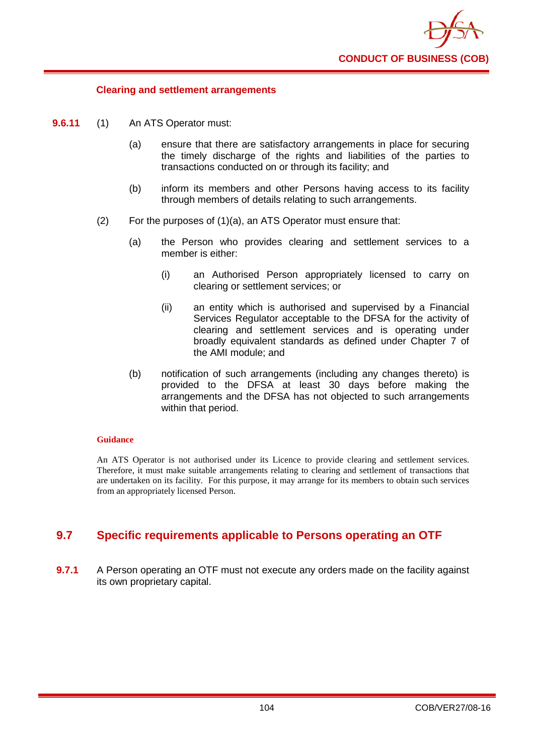### Clearing and settlement arrangements

**9.6.11** (1) An ATS Operator must:

(a) ensure that there are satisfactory arrangements in place for securing the timely discharge of the rights and liabilities of the parties to transactions conducted on or through its facility; and

(b) inform its members and other Persons having access to its facility through members of details relating to such arrangements.

(2) For the purposes of (1)(a), an ATS Operator must ensure that:

(a) the Person who provides clearing and settlement services to a member is either:

(i) an Authorised Person appropriately licensed to carry on clearing or settlement services; or

(ii) an entity which is authorised and supervised by a Financial Services Regulator acceptable to the DFSA for the activity of clearing and settlement services and is operating under broadly equivalent standards as defined under Chapter 7 of the AMI module; and

(b) notification of such arrangements (including any changes thereto) is provided to the DFSA at least 30 days before making the arrangements and the DFSA has not objected to such arrangements within that period.

**Guidance**

An ATS Operator is not authorised under its Licence to provide clearing and settlement services. Therefore, it must make suitable arrangements relating to clearing and settlement of transactions that are undertaken on its facility. For this purpose, it may arrange for its members to obtain such services from an appropriately licensed Person.

## 9.7 Specific requirements applicable to Persons operating an OTF

**9.7.1** A Person operating an OTF must not execute any orders made on the facility against its own proprietary capital.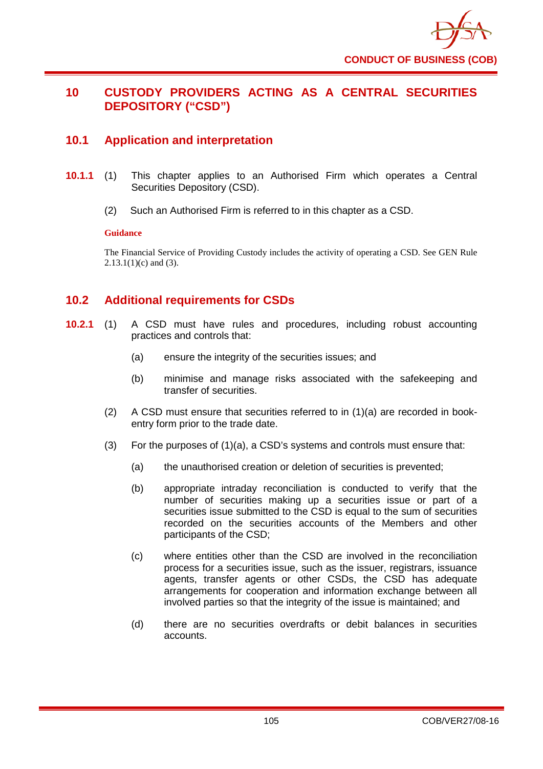# 10 CUSTODY PROVIDERS ACTING AS A CENTRAL SECURITIES DEPOSITORY ("CSD")

## 10.1 Application and interpretation

**10.1.1** (1) This chapter applies to an Authorised Firm which operates a Central Securities Depository (CSD).

(2) Such an Authorised Firm is referred to in this chapter as a CSD.

**Guidance**

The Financial Service of Providing Custody includes the activity of operating a CSD. See GEN Rule 2.13.1(1)(c) and (3).

## 10.2 Additional requirements for CSDs

**10.2.1** (1) A CSD must have rules and procedures, including robust accounting practices and controls that:

(a) ensure the integrity of the securities issues; and

(b) minimise and manage risks associated with the safekeeping and transfer of securities.

(2) A CSD must ensure that securities referred to in (1)(a) are recorded in book-entry form prior to the trade date.

(3) For the purposes of (1)(a), a CSD's systems and controls must ensure that:

(a) the unauthorised creation or deletion of securities is prevented;

(b) appropriate intraday reconciliation is conducted to verify that the number of securities making up a securities issue or part of a securities issue submitted to the CSD is equal to the sum of securities recorded on the securities accounts of the Members and other participants of the CSD;

(c) where entities other than the CSD are involved in the reconciliation process for a securities issue, such as the issuer, registrars, issuance agents, transfer agents or other CSDs, the CSD has adequate arrangements for cooperation and information exchange between all involved parties so that the integrity of the issue is maintained; and

(d) there are no securities overdrafts or debit balances in securities accounts.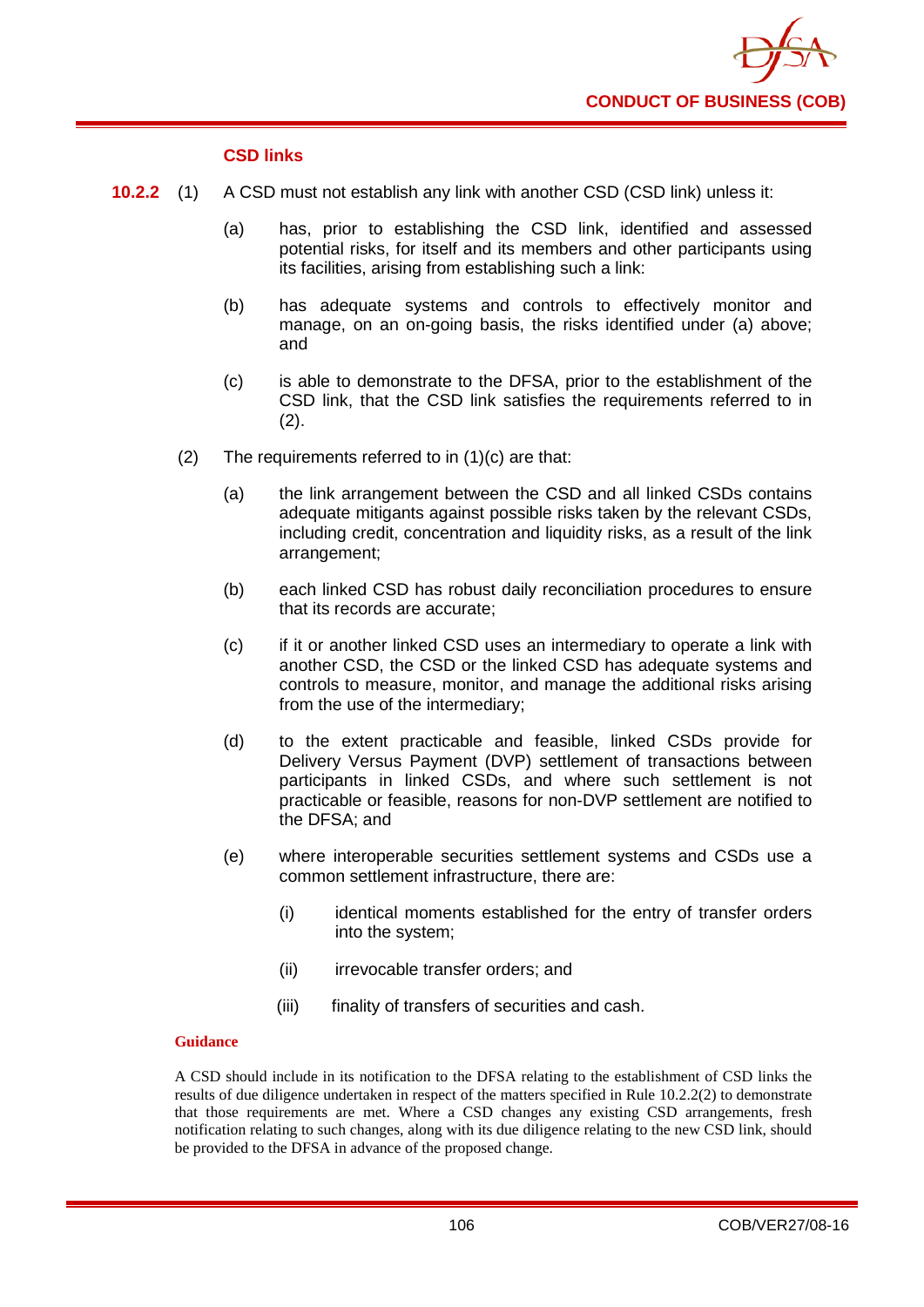### CSD links

**10.2.2** (1) A CSD must not establish any link with another CSD (CSD link) unless it:

(a) has, prior to establishing the CSD link, identified and assessed potential risks, for itself and its members and other participants using its facilities, arising from establishing such a link:

(b) has adequate systems and controls to effectively monitor and manage, on an on-going basis, the risks identified under (a) above; and

(c) is able to demonstrate to the DFSA, prior to the establishment of the CSD link, that the CSD link satisfies the requirements referred to in (2).

(2) The requirements referred to in (1)(c) are that:

(a) the link arrangement between the CSD and all linked CSDs contains adequate mitigants against possible risks taken by the relevant CSDs, including credit, concentration and liquidity risks, as a result of the link arrangement;

(b) each linked CSD has robust daily reconciliation procedures to ensure that its records are accurate;

(c) if it or another linked CSD uses an intermediary to operate a link with another CSD, the CSD or the linked CSD has adequate systems and controls to measure, monitor, and manage the additional risks arising from the use of the intermediary;

(d) to the extent practicable and feasible, linked CSDs provide for Delivery Versus Payment (DVP) settlement of transactions between participants in linked CSDs, and where such settlement is not practicable or feasible, reasons for non-DVP settlement are notified to the DFSA; and

(e) where interoperable securities settlement systems and CSDs use a common settlement infrastructure, there are:

(i) identical moments established for the entry of transfer orders into the system;

(ii) irrevocable transfer orders; and

(iii) finality of transfers of securities and cash.

**Guidance**

A CSD should include in its notification to the DFSA relating to the establishment of CSD links the results of due diligence undertaken in respect of the matters specified in Rule 10.2.2(2) to demonstrate that those requirements are met. Where a CSD changes any existing CSD arrangements, fresh notification relating to such changes, along with its due diligence relating to the new CSD link, should be provided to the DFSA in advance of the proposed change.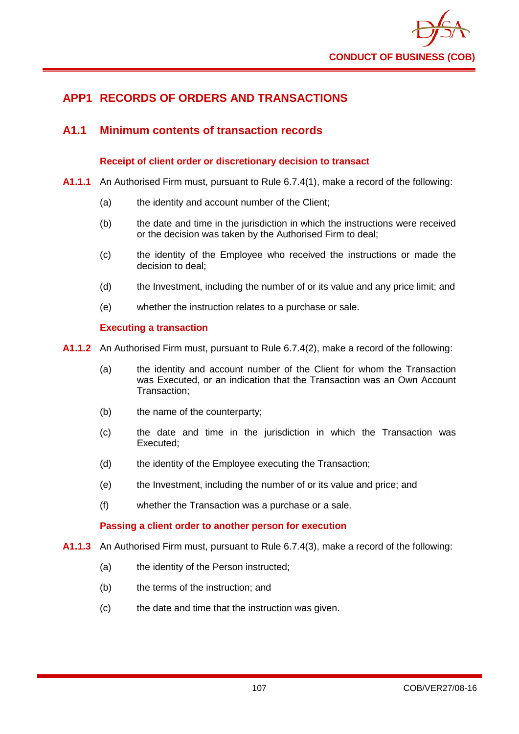# APP1 RECORDS OF ORDERS AND TRANSACTIONS

## A1.1 Minimum contents of transaction records

### Receipt of client order or discretionary decision to transact

**A1.1.1** An Authorised Firm must, pursuant to Rule 6.7.4(1), make a record of the following:

(a) the identity and account number of the Client;

(b) the date and time in the jurisdiction in which the instructions were received or the decision was taken by the Authorised Firm to deal;

(c) the identity of the Employee who received the instructions or made the decision to deal;

(d) the Investment, including the number of or its value and any price limit; and

(e) whether the instruction relates to a purchase or sale.

### Executing a transaction

**A1.1.2** An Authorised Firm must, pursuant to Rule 6.7.4(2), make a record of the following:

(a) the identity and account number of the Client for whom the Transaction was Executed, or an indication that the Transaction was an Own Account Transaction;

(b) the name of the counterparty;

(c) the date and time in the jurisdiction in which the Transaction was Executed;

(d) the identity of the Employee executing the Transaction;

(e) the Investment, including the number of or its value and price; and

(f) whether the Transaction was a purchase or a sale.

### Passing a client order to another person for execution

**A1.1.3** An Authorised Firm must, pursuant to Rule 6.7.4(3), make a record of the following:

(a) the identity of the Person instructed;

(b) the terms of the instruction; and

(c) the date and time that the instruction was given.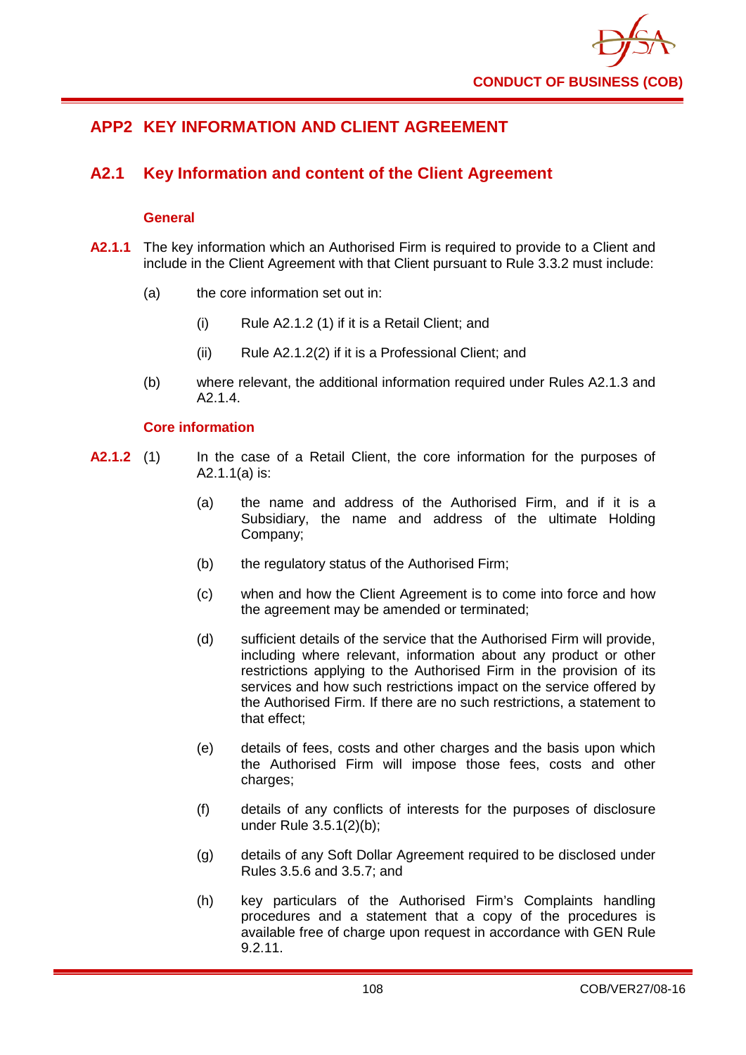## APP2 KEY INFORMATION AND CLIENT AGREEMENT

### A2.1 Key Information and content of the Client Agreement

#### General

**A2.1.1** The key information which an Authorised Firm is required to provide to a Client and include in the Client Agreement with that Client pursuant to Rule 3.3.2 must include:

(a) the core information set out in:

(i) Rule A2.1.2 (1) if it is a Retail Client; and

(ii) Rule A2.1.2(2) if it is a Professional Client; and

(b) where relevant, the additional information required under Rules A2.1.3 and A2.1.4.

#### Core information

**A2.1.2** (1) In the case of a Retail Client, the core information for the purposes of A2.1.1(a) is:

(a) the name and address of the Authorised Firm, and if it is a Subsidiary, the name and address of the ultimate Holding Company;

(b) the regulatory status of the Authorised Firm;

(c) when and how the Client Agreement is to come into force and how the agreement may be amended or terminated;

(d) sufficient details of the service that the Authorised Firm will provide, including where relevant, information about any product or other restrictions applying to the Authorised Firm in the provision of its services and how such restrictions impact on the service offered by the Authorised Firm. If there are no such restrictions, a statement to that effect;

(e) details of fees, costs and other charges and the basis upon which the Authorised Firm will impose those fees, costs and other charges;

(f) details of any conflicts of interests for the purposes of disclosure under Rule 3.5.1(2)(b);

(g) details of any Soft Dollar Agreement required to be disclosed under Rules 3.5.6 and 3.5.7; and

(h) key particulars of the Authorised Firm's Complaints handling procedures and a statement that a copy of the procedures is available free of charge upon request in accordance with GEN Rule 9.2.11.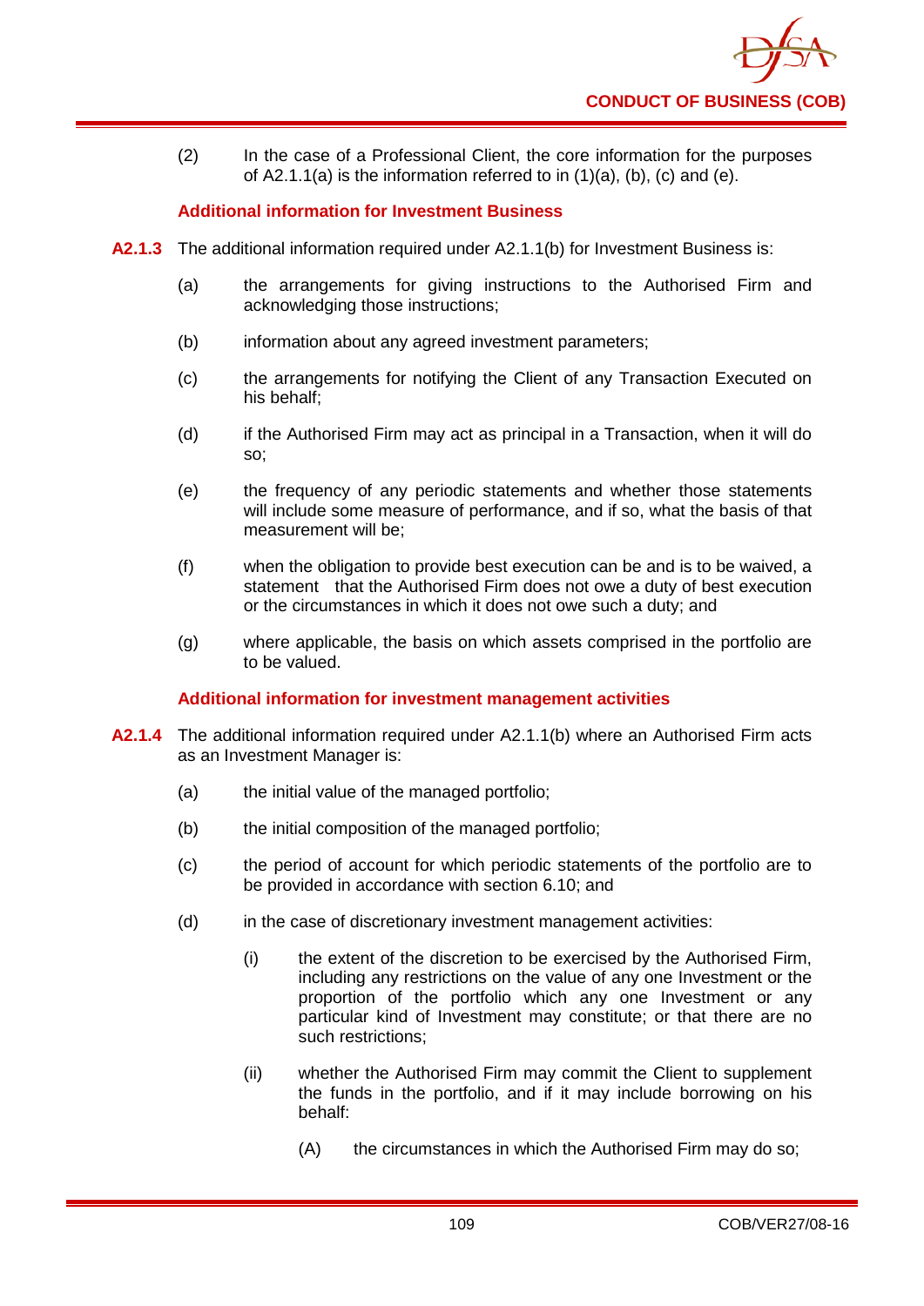(2) In the case of a Professional Client, the core information for the purposes of A2.1.1(a) is the information referred to in (1)(a), (b), (c) and (e).

### Additional information for Investment Business

**A2.1.3** The additional information required under A2.1.1(b) for Investment Business is:

(a) the arrangements for giving instructions to the Authorised Firm and acknowledging those instructions;

(b) information about any agreed investment parameters;

(c) the arrangements for notifying the Client of any Transaction Executed on his behalf;

(d) if the Authorised Firm may act as principal in a Transaction, when it will do so;

(e) the frequency of any periodic statements and whether those statements will include some measure of performance, and if so, what the basis of that measurement will be;

(f) when the obligation to provide best execution can be and is to be waived, a statement that the Authorised Firm does not owe a duty of best execution or the circumstances in which it does not owe such a duty; and

(g) where applicable, the basis on which assets comprised in the portfolio are to be valued.

### Additional information for investment management activities

**A2.1.4** The additional information required under A2.1.1(b) where an Authorised Firm acts as an Investment Manager is:

(a) the initial value of the managed portfolio;

(b) the initial composition of the managed portfolio;

(c) the period of account for which periodic statements of the portfolio are to be provided in accordance with section 6.10; and

(d) in the case of discretionary investment management activities:

(i) the extent of the discretion to be exercised by the Authorised Firm, including any restrictions on the value of any one Investment or the proportion of the portfolio which any one Investment or any particular kind of Investment may constitute; or that there are no such restrictions;

(ii) whether the Authorised Firm may commit the Client to supplement the funds in the portfolio, and if it may include borrowing on his behalf:

(A) the circumstances in which the Authorised Firm may do so;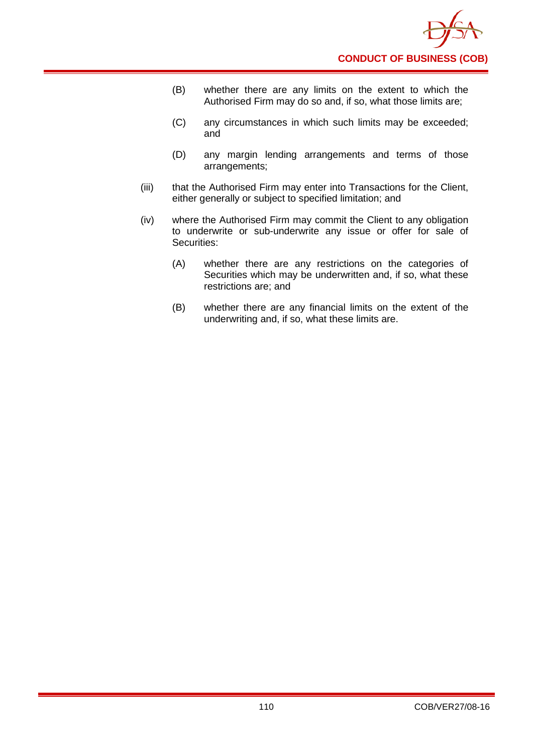(B) whether there are any limits on the extent to which the Authorised Firm may do so and, if so, what those limits are;

(C) any circumstances in which such limits may be exceeded; and

(D) any margin lending arrangements and terms of those arrangements;

(iii) that the Authorised Firm may enter into Transactions for the Client, either generally or subject to specified limitation; and

(iv) where the Authorised Firm may commit the Client to any obligation to underwrite or sub-underwrite any issue or offer for sale of Securities:

(A) whether there are any restrictions on the categories of Securities which may be underwritten and, if so, what these restrictions are; and

(B) whether there are any financial limits on the extent of the underwriting and, if so, what these limits are.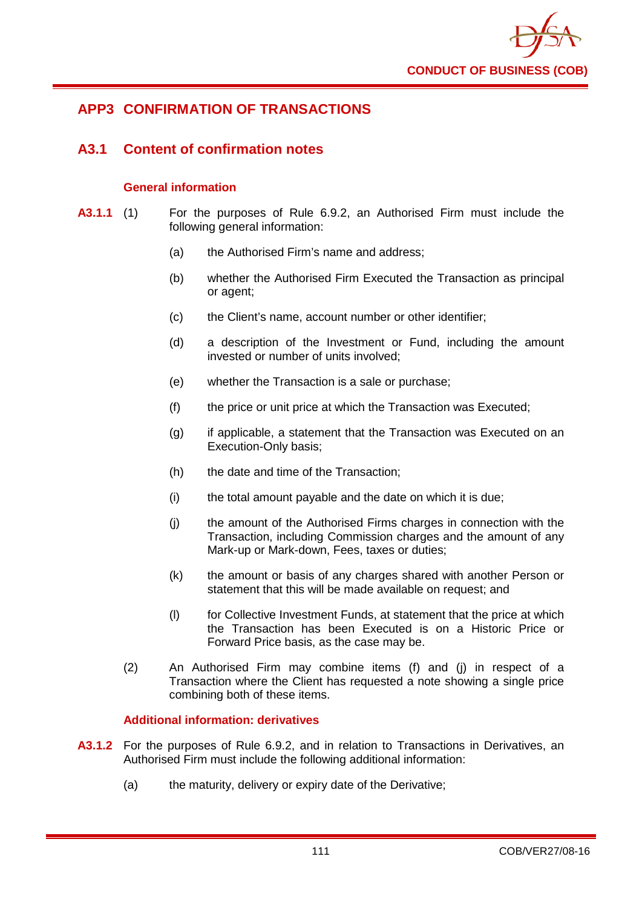## APP3 CONFIRMATION OF TRANSACTIONS

### A3.1 Content of confirmation notes

#### General information

**A3.1.1** (1) For the purposes of Rule 6.9.2, an Authorised Firm must include the following general information:

(a) the Authorised Firm's name and address;

(b) whether the Authorised Firm Executed the Transaction as principal or agent;

(c) the Client's name, account number or other identifier;

(d) a description of the Investment or Fund, including the amount invested or number of units involved;

(e) whether the Transaction is a sale or purchase;

(f) the price or unit price at which the Transaction was Executed;

(g) if applicable, a statement that the Transaction was Executed on an Execution-Only basis;

(h) the date and time of the Transaction;

(i) the total amount payable and the date on which it is due;

(j) the amount of the Authorised Firms charges in connection with the Transaction, including Commission charges and the amount of any Mark-up or Mark-down, Fees, taxes or duties;

(k) the amount or basis of any charges shared with another Person or statement that this will be made available on request; and

(l) for Collective Investment Funds, at statement that the price at which the Transaction has been Executed is on a Historic Price or Forward Price basis, as the case may be.

(2) An Authorised Firm may combine items (f) and (j) in respect of a Transaction where the Client has requested a note showing a single price combining both of these items.

#### Additional information: derivatives

**A3.1.2** For the purposes of Rule 6.9.2, and in relation to Transactions in Derivatives, an Authorised Firm must include the following additional information:

(a) the maturity, delivery or expiry date of the Derivative;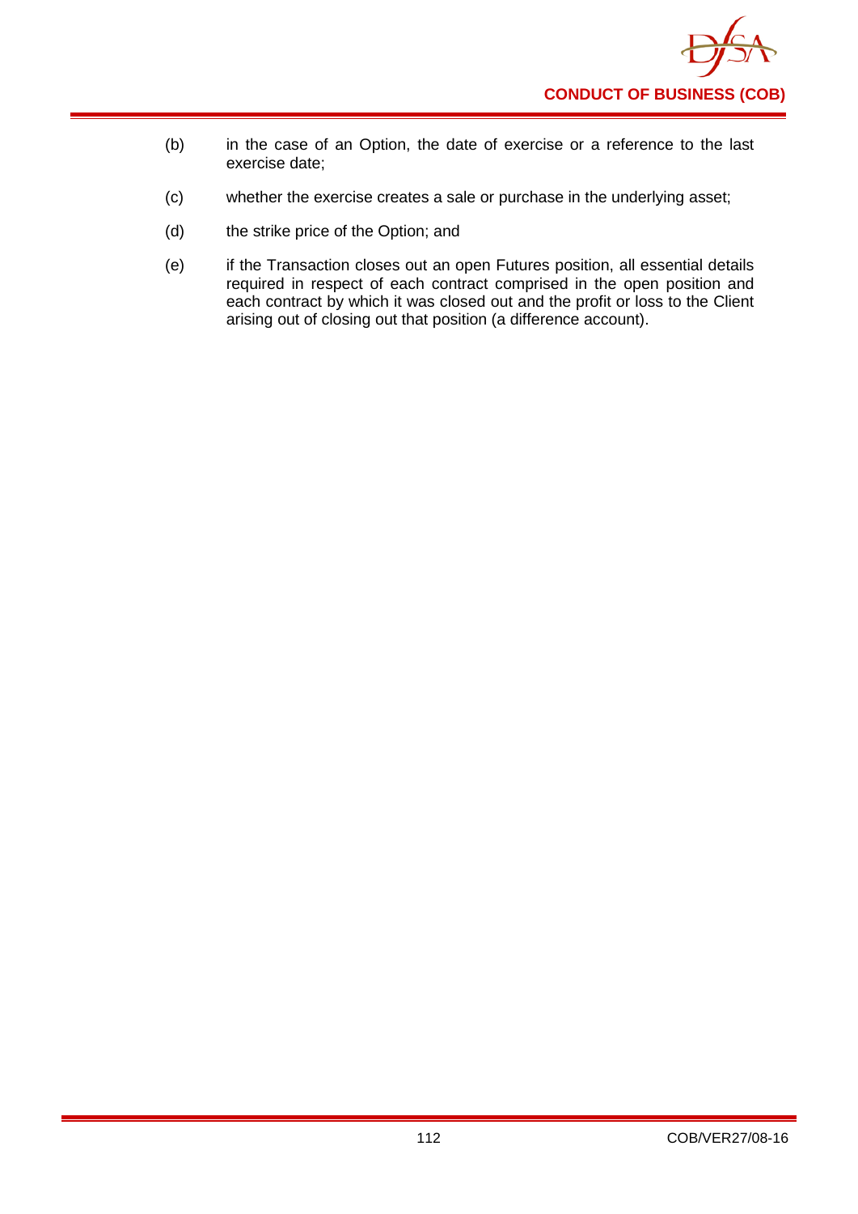(b) in the case of an Option, the date of exercise or a reference to the last exercise date;

(c) whether the exercise creates a sale or purchase in the underlying asset;

(d) the strike price of the Option; and

(e) if the Transaction closes out an open Futures position, all essential details required in respect of each contract comprised in the open position and each contract by which it was closed out and the profit or loss to the Client arising out of closing out that position (a difference account).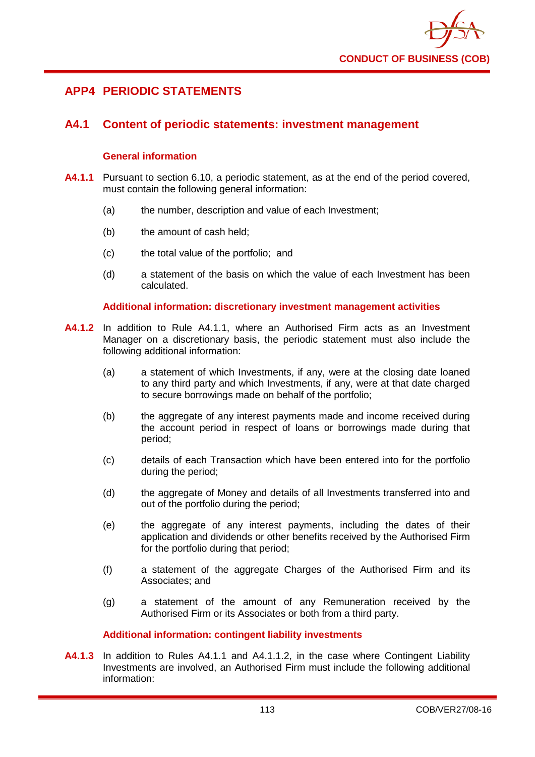## APP4 PERIODIC STATEMENTS

### A4.1 Content of periodic statements: investment management

#### General information

**A4.1.1** Pursuant to section 6.10, a periodic statement, as at the end of the period covered, must contain the following general information:

(a) the number, description and value of each Investment;

(b) the amount of cash held;

(c) the total value of the portfolio; and

(d) a statement of the basis on which the value of each Investment has been calculated.

#### Additional information: discretionary investment management activities

**A4.1.2** In addition to Rule A4.1.1, where an Authorised Firm acts as an Investment Manager on a discretionary basis, the periodic statement must also include the following additional information:

(a) a statement of which Investments, if any, were at the closing date loaned to any third party and which Investments, if any, were at that date charged to secure borrowings made on behalf of the portfolio;

(b) the aggregate of any interest payments made and income received during the account period in respect of loans or borrowings made during that period;

(c) details of each Transaction which have been entered into for the portfolio during the period;

(d) the aggregate of Money and details of all Investments transferred into and out of the portfolio during the period;

(e) the aggregate of any interest payments, including the dates of their application and dividends or other benefits received by the Authorised Firm for the portfolio during that period;

(f) a statement of the aggregate Charges of the Authorised Firm and its Associates; and

(g) a statement of the amount of any Remuneration received by the Authorised Firm or its Associates or both from a third party.

#### Additional information: contingent liability investments

**A4.1.3** In addition to Rules A4.1.1 and A4.1.1.2, in the case where Contingent Liability Investments are involved, an Authorised Firm must include the following additional information: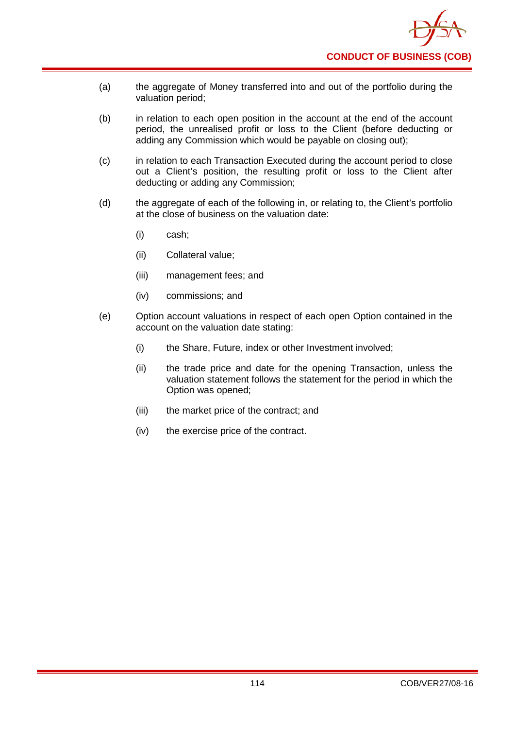(a) the aggregate of Money transferred into and out of the portfolio during the valuation period;

(b) in relation to each open position in the account at the end of the account period, the unrealised profit or loss to the Client (before deducting or adding any Commission which would be payable on closing out);

(c) in relation to each Transaction Executed during the account period to close out a Client's position, the resulting profit or loss to the Client after deducting or adding any Commission;

(d) the aggregate of each of the following in, or relating to, the Client's portfolio at the close of business on the valuation date:

  (i) cash;

  (ii) Collateral value;

  (iii) management fees; and

  (iv) commissions; and

(e) Option account valuations in respect of each open Option contained in the account on the valuation date stating:

  (i) the Share, Future, index or other Investment involved;

  (ii) the trade price and date for the opening Transaction, unless the valuation statement follows the statement for the period in which the Option was opened;

  (iii) the market price of the contract; and

  (iv) the exercise price of the contract.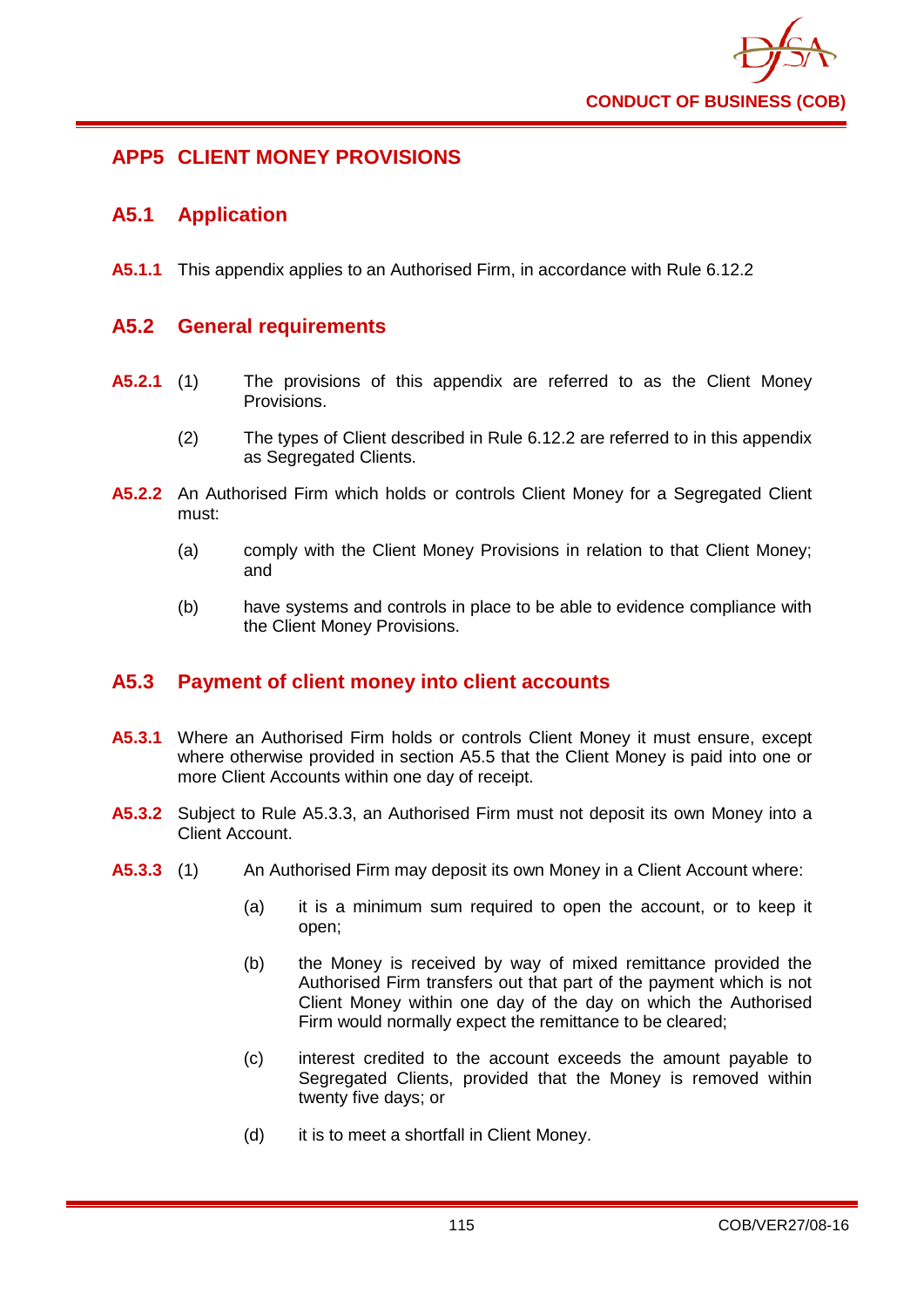## APP5 CLIENT MONEY PROVISIONS

### A5.1 Application

**A5.1.1** This appendix applies to an Authorised Firm, in accordance with Rule 6.12.2

### A5.2 General requirements

**A5.2.1** (1) The provisions of this appendix are referred to as the Client Money Provisions.

(2) The types of Client described in Rule 6.12.2 are referred to in this appendix as Segregated Clients.

**A5.2.2** An Authorised Firm which holds or controls Client Money for a Segregated Client must:

(a) comply with the Client Money Provisions in relation to that Client Money; and

(b) have systems and controls in place to be able to evidence compliance with the Client Money Provisions.

### A5.3 Payment of client money into client accounts

**A5.3.1** Where an Authorised Firm holds or controls Client Money it must ensure, except where otherwise provided in section A5.5 that the Client Money is paid into one or more Client Accounts within one day of receipt.

**A5.3.2** Subject to Rule A5.3.3, an Authorised Firm must not deposit its own Money into a Client Account.

**A5.3.3** (1) An Authorised Firm may deposit its own Money in a Client Account where:

(a) it is a minimum sum required to open the account, or to keep it open;

(b) the Money is received by way of mixed remittance provided the Authorised Firm transfers out that part of the payment which is not Client Money within one day of the day on which the Authorised Firm would normally expect the remittance to be cleared;

(c) interest credited to the account exceeds the amount payable to Segregated Clients, provided that the Money is removed within twenty five days; or

(d) it is to meet a shortfall in Client Money.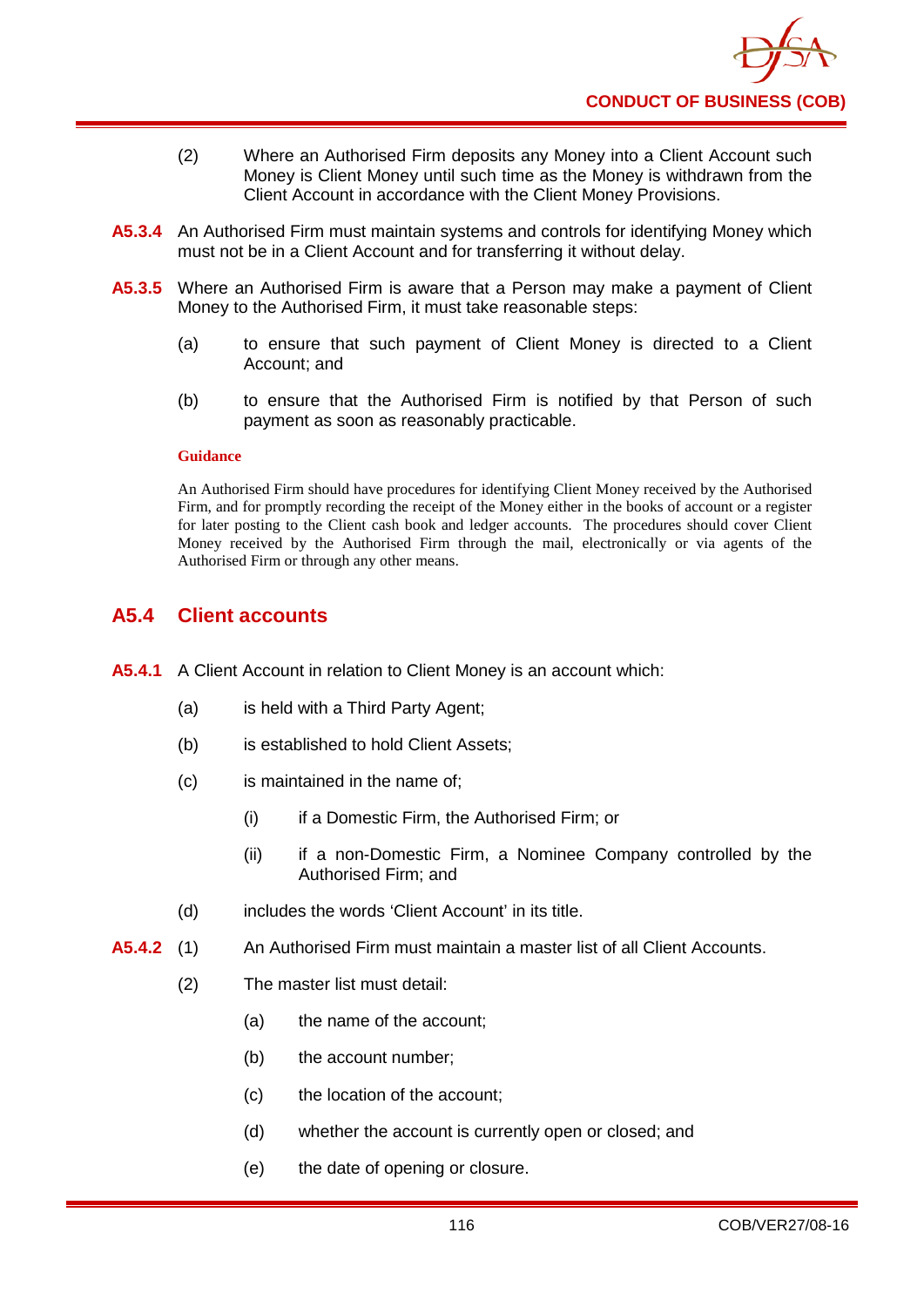(2) Where an Authorised Firm deposits any Money into a Client Account such Money is Client Money until such time as the Money is withdrawn from the Client Account in accordance with the Client Money Provisions.

**A5.3.4** An Authorised Firm must maintain systems and controls for identifying Money which must not be in a Client Account and for transferring it without delay.

**A5.3.5** Where an Authorised Firm is aware that a Person may make a payment of Client Money to the Authorised Firm, it must take reasonable steps:

(a) to ensure that such payment of Client Money is directed to a Client Account; and

(b) to ensure that the Authorised Firm is notified by that Person of such payment as soon as reasonably practicable.

**Guidance**

An Authorised Firm should have procedures for identifying Client Money received by the Authorised Firm, and for promptly recording the receipt of the Money either in the books of account or a register for later posting to the Client cash book and ledger accounts. The procedures should cover Client Money received by the Authorised Firm through the mail, electronically or via agents of the Authorised Firm or through any other means.

## A5.4 Client accounts

**A5.4.1** A Client Account in relation to Client Money is an account which:

(a) is held with a Third Party Agent;

(b) is established to hold Client Assets;

(c) is maintained in the name of;

(i) if a Domestic Firm, the Authorised Firm; or

(ii) if a non-Domestic Firm, a Nominee Company controlled by the Authorised Firm; and

(d) includes the words 'Client Account' in its title.

**A5.4.2** (1) An Authorised Firm must maintain a master list of all Client Accounts.

(2) The master list must detail:

(a) the name of the account;

(b) the account number;

(c) the location of the account;

(d) whether the account is currently open or closed; and

(e) the date of opening or closure.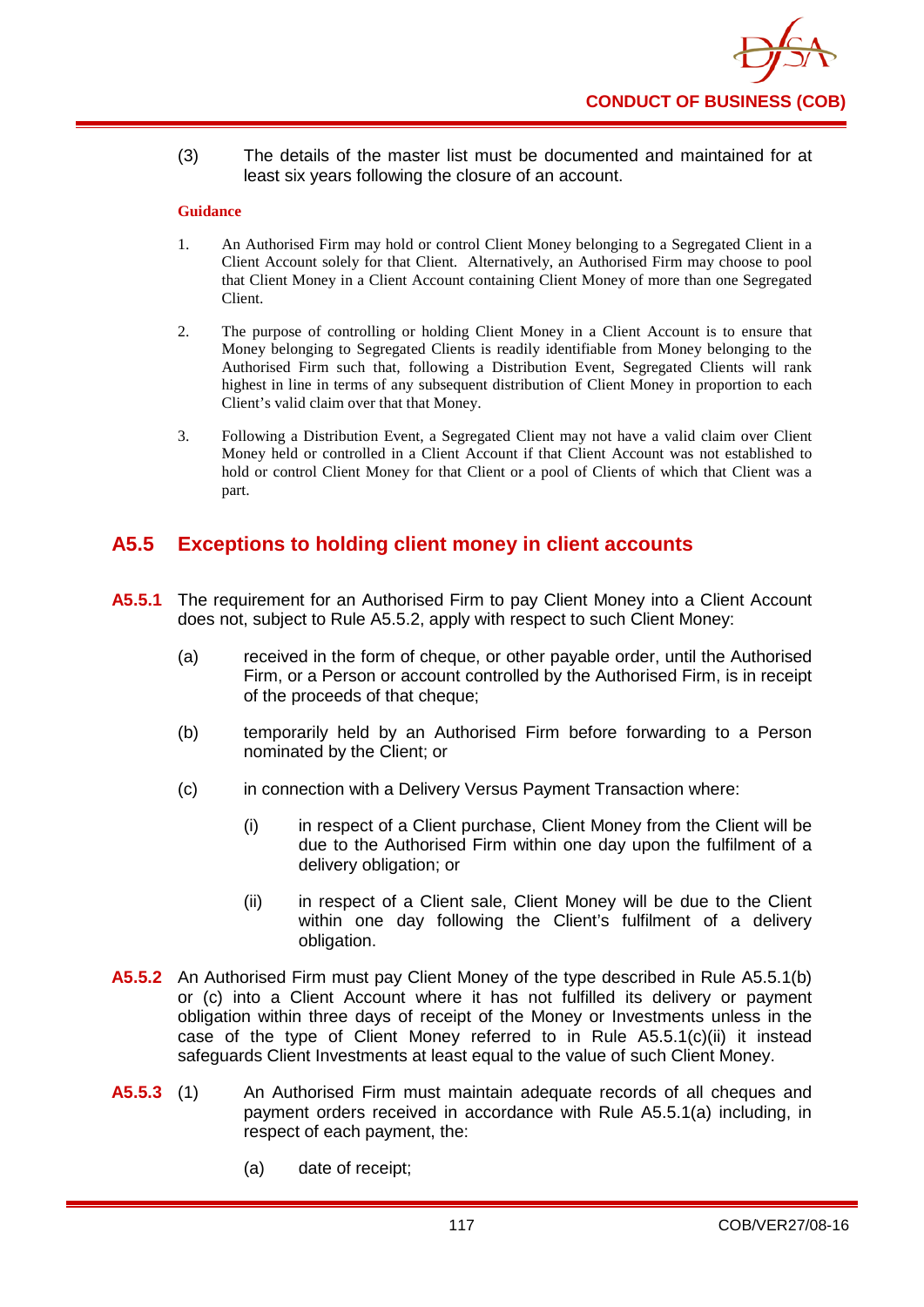(3) The details of the master list must be documented and maintained for at least six years following the closure of an account.

**Guidance**

1. An Authorised Firm may hold or control Client Money belonging to a Segregated Client in a Client Account solely for that Client. Alternatively, an Authorised Firm may choose to pool that Client Money in a Client Account containing Client Money of more than one Segregated Client.

2. The purpose of controlling or holding Client Money in a Client Account is to ensure that Money belonging to Segregated Clients is readily identifiable from Money belonging to the Authorised Firm such that, following a Distribution Event, Segregated Clients will rank highest in line in terms of any subsequent distribution of Client Money in proportion to each Client's valid claim over that that Money.

3. Following a Distribution Event, a Segregated Client may not have a valid claim over Client Money held or controlled in a Client Account if that Client Account was not established to hold or control Client Money for that Client or a pool of Clients of which that Client was a part.

## A5.5 Exceptions to holding client money in client accounts

**A5.5.1** The requirement for an Authorised Firm to pay Client Money into a Client Account does not, subject to Rule A5.5.2, apply with respect to such Client Money:

(a) received in the form of cheque, or other payable order, until the Authorised Firm, or a Person or account controlled by the Authorised Firm, is in receipt of the proceeds of that cheque;

(b) temporarily held by an Authorised Firm before forwarding to a Person nominated by the Client; or

(c) in connection with a Delivery Versus Payment Transaction where:

(i) in respect of a Client purchase, Client Money from the Client will be due to the Authorised Firm within one day upon the fulfilment of a delivery obligation; or

(ii) in respect of a Client sale, Client Money will be due to the Client within one day following the Client's fulfilment of a delivery obligation.

**A5.5.2** An Authorised Firm must pay Client Money of the type described in Rule A5.5.1(b) or (c) into a Client Account where it has not fulfilled its delivery or payment obligation within three days of receipt of the Money or Investments unless in the case of the type of Client Money referred to in Rule A5.5.1(c)(ii) it instead safeguards Client Investments at least equal to the value of such Client Money.

**A5.5.3** (1) An Authorised Firm must maintain adequate records of all cheques and payment orders received in accordance with Rule A5.5.1(a) including, in respect of each payment, the:

(a) date of receipt;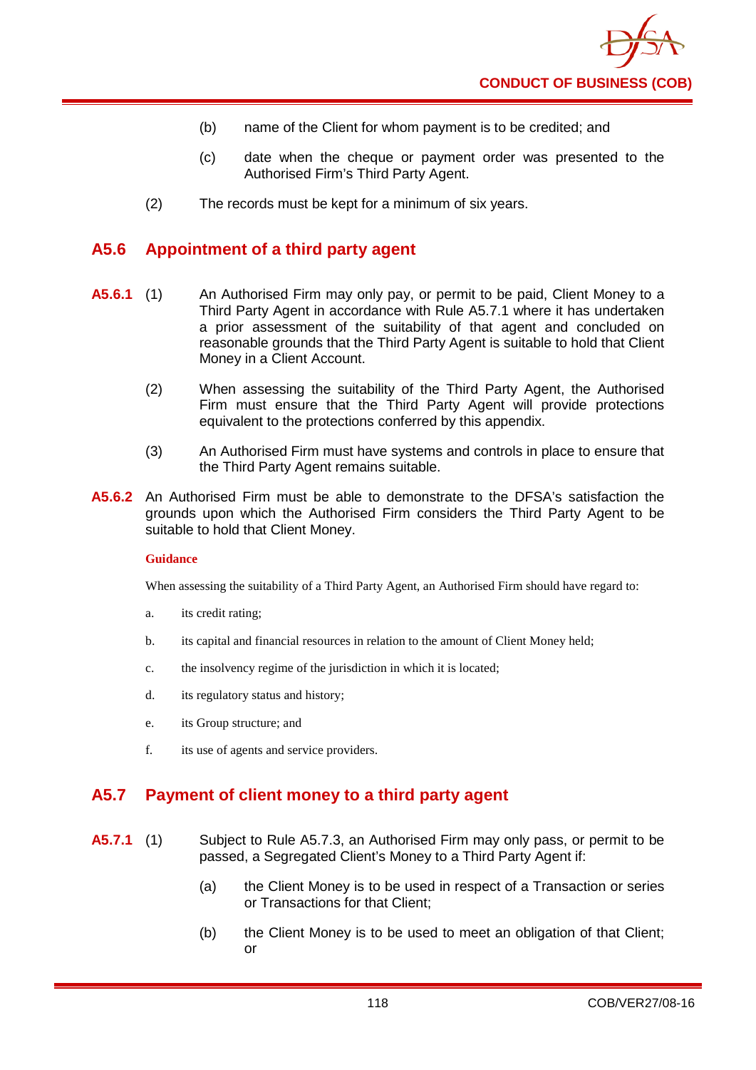(b) name of the Client for whom payment is to be credited; and

(c) date when the cheque or payment order was presented to the Authorised Firm's Third Party Agent.

(2) The records must be kept for a minimum of six years.

## A5.6 Appointment of a third party agent

**A5.6.1** (1) An Authorised Firm may only pay, or permit to be paid, Client Money to a Third Party Agent in accordance with Rule A5.7.1 where it has undertaken a prior assessment of the suitability of that agent and concluded on reasonable grounds that the Third Party Agent is suitable to hold that Client Money in a Client Account.

(2) When assessing the suitability of the Third Party Agent, the Authorised Firm must ensure that the Third Party Agent will provide protections equivalent to the protections conferred by this appendix.

(3) An Authorised Firm must have systems and controls in place to ensure that the Third Party Agent remains suitable.

**A5.6.2** An Authorised Firm must be able to demonstrate to the DFSA's satisfaction the grounds upon which the Authorised Firm considers the Third Party Agent to be suitable to hold that Client Money.

**Guidance**

When assessing the suitability of a Third Party Agent, an Authorised Firm should have regard to:

a. its credit rating;

b. its capital and financial resources in relation to the amount of Client Money held;

c. the insolvency regime of the jurisdiction in which it is located;

d. its regulatory status and history;

e. its Group structure; and

f. its use of agents and service providers.

## A5.7 Payment of client money to a third party agent

**A5.7.1** (1) Subject to Rule A5.7.3, an Authorised Firm may only pass, or permit to be passed, a Segregated Client's Money to a Third Party Agent if:

(a) the Client Money is to be used in respect of a Transaction or series or Transactions for that Client;

(b) the Client Money is to be used to meet an obligation of that Client; or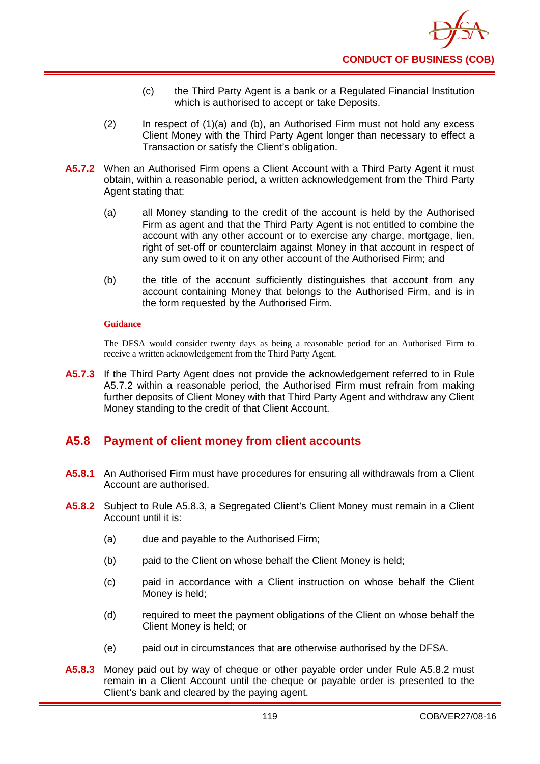(c) the Third Party Agent is a bank or a Regulated Financial Institution which is authorised to accept or take Deposits.

(2) In respect of (1)(a) and (b), an Authorised Firm must not hold any excess Client Money with the Third Party Agent longer than necessary to effect a Transaction or satisfy the Client's obligation.

**A5.7.2** When an Authorised Firm opens a Client Account with a Third Party Agent it must obtain, within a reasonable period, a written acknowledgement from the Third Party Agent stating that:

(a) all Money standing to the credit of the account is held by the Authorised Firm as agent and that the Third Party Agent is not entitled to combine the account with any other account or to exercise any charge, mortgage, lien, right of set-off or counterclaim against Money in that account in respect of any sum owed to it on any other account of the Authorised Firm; and

(b) the title of the account sufficiently distinguishes that account from any account containing Money that belongs to the Authorised Firm, and is in the form requested by the Authorised Firm.

**Guidance**

The DFSA would consider twenty days as being a reasonable period for an Authorised Firm to receive a written acknowledgement from the Third Party Agent.

**A5.7.3** If the Third Party Agent does not provide the acknowledgement referred to in Rule A5.7.2 within a reasonable period, the Authorised Firm must refrain from making further deposits of Client Money with that Third Party Agent and withdraw any Client Money standing to the credit of that Client Account.

## A5.8 Payment of client money from client accounts

**A5.8.1** An Authorised Firm must have procedures for ensuring all withdrawals from a Client Account are authorised.

**A5.8.2** Subject to Rule A5.8.3, a Segregated Client's Client Money must remain in a Client Account until it is:

(a) due and payable to the Authorised Firm;

(b) paid to the Client on whose behalf the Client Money is held;

(c) paid in accordance with a Client instruction on whose behalf the Client Money is held;

(d) required to meet the payment obligations of the Client on whose behalf the Client Money is held; or

(e) paid out in circumstances that are otherwise authorised by the DFSA.

**A5.8.3** Money paid out by way of cheque or other payable order under Rule A5.8.2 must remain in a Client Account until the cheque or payable order is presented to the Client's bank and cleared by the paying agent.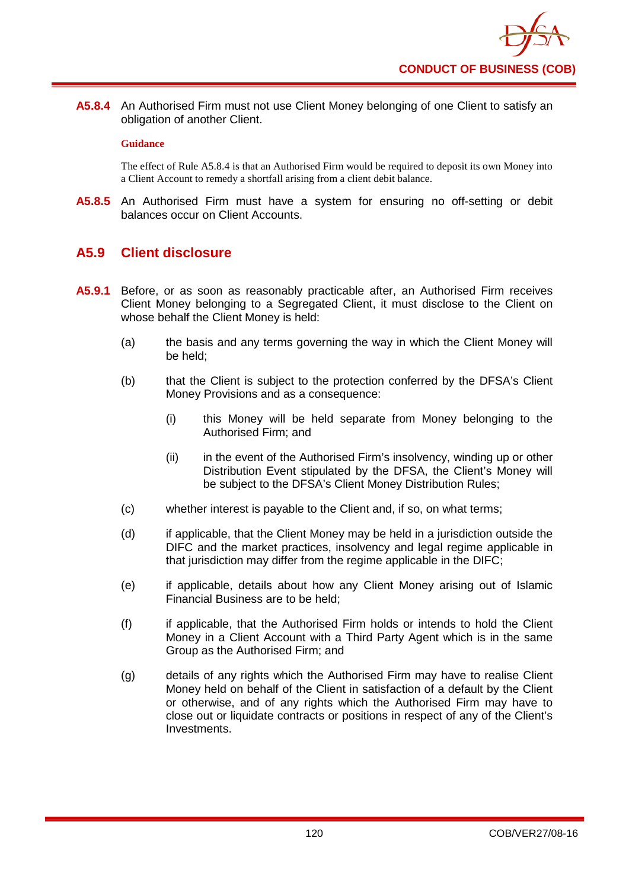**A5.8.4** An Authorised Firm must not use Client Money belonging of one Client to satisfy an obligation of another Client.

**Guidance**

The effect of Rule A5.8.4 is that an Authorised Firm would be required to deposit its own Money into a Client Account to remedy a shortfall arising from a client debit balance.

**A5.8.5** An Authorised Firm must have a system for ensuring no off-setting or debit balances occur on Client Accounts.

## A5.9 Client disclosure

**A5.9.1** Before, or as soon as reasonably practicable after, an Authorised Firm receives Client Money belonging to a Segregated Client, it must disclose to the Client on whose behalf the Client Money is held:

(a) the basis and any terms governing the way in which the Client Money will be held;

(b) that the Client is subject to the protection conferred by the DFSA's Client Money Provisions and as a consequence:

  (i) this Money will be held separate from Money belonging to the Authorised Firm; and

  (ii) in the event of the Authorised Firm's insolvency, winding up or other Distribution Event stipulated by the DFSA, the Client's Money will be subject to the DFSA's Client Money Distribution Rules;

(c) whether interest is payable to the Client and, if so, on what terms;

(d) if applicable, that the Client Money may be held in a jurisdiction outside the DIFC and the market practices, insolvency and legal regime applicable in that jurisdiction may differ from the regime applicable in the DIFC;

(e) if applicable, details about how any Client Money arising out of Islamic Financial Business are to be held;

(f) if applicable, that the Authorised Firm holds or intends to hold the Client Money in a Client Account with a Third Party Agent which is in the same Group as the Authorised Firm; and

(g) details of any rights which the Authorised Firm may have to realise Client Money held on behalf of the Client in satisfaction of a default by the Client or otherwise, and of any rights which the Authorised Firm may have to close out or liquidate contracts or positions in respect of any of the Client's Investments.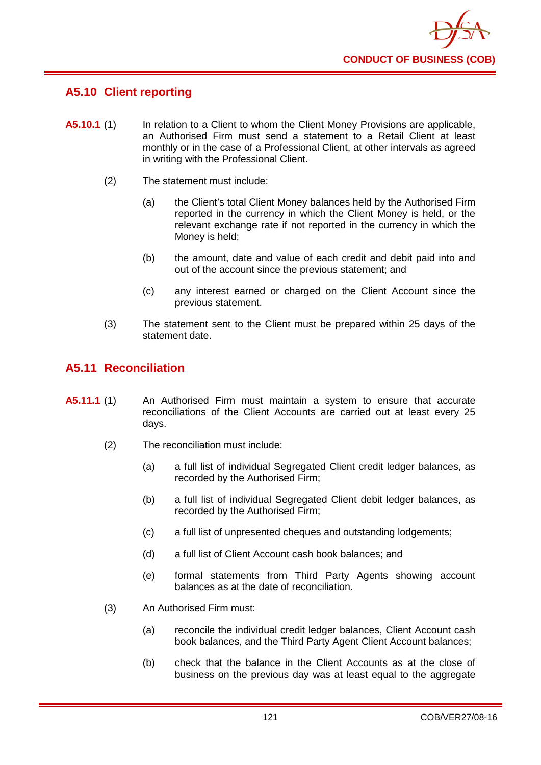## A5.10 Client reporting

**A5.10.1** (1) In relation to a Client to whom the Client Money Provisions are applicable, an Authorised Firm must send a statement to a Retail Client at least monthly or in the case of a Professional Client, at other intervals as agreed in writing with the Professional Client.

(2) The statement must include:

(a) the Client's total Client Money balances held by the Authorised Firm reported in the currency in which the Client Money is held, or the relevant exchange rate if not reported in the currency in which the Money is held;

(b) the amount, date and value of each credit and debit paid into and out of the account since the previous statement; and

(c) any interest earned or charged on the Client Account since the previous statement.

(3) The statement sent to the Client must be prepared within 25 days of the statement date.

## A5.11 Reconciliation

**A5.11.1** (1) An Authorised Firm must maintain a system to ensure that accurate reconciliations of the Client Accounts are carried out at least every 25 days.

(2) The reconciliation must include:

(a) a full list of individual Segregated Client credit ledger balances, as recorded by the Authorised Firm;

(b) a full list of individual Segregated Client debit ledger balances, as recorded by the Authorised Firm;

(c) a full list of unpresented cheques and outstanding lodgements;

(d) a full list of Client Account cash book balances; and

(e) formal statements from Third Party Agents showing account balances as at the date of reconciliation.

(3) An Authorised Firm must:

(a) reconcile the individual credit ledger balances, Client Account cash book balances, and the Third Party Agent Client Account balances;

(b) check that the balance in the Client Accounts as at the close of business on the previous day was at least equal to the aggregate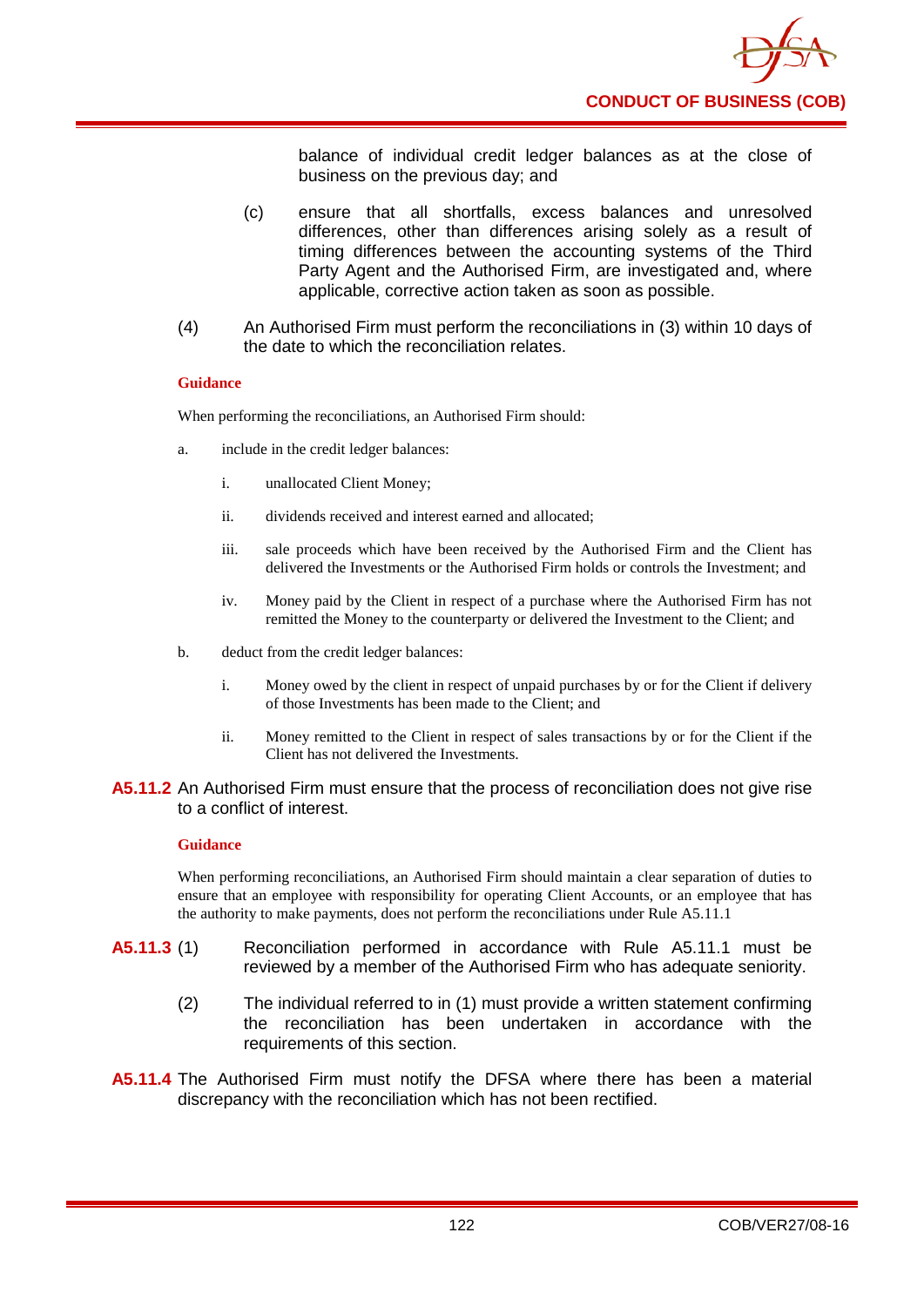balance of individual credit ledger balances as at the close of business on the previous day; and

(c) ensure that all shortfalls, excess balances and unresolved differences, other than differences arising solely as a result of timing differences between the accounting systems of the Third Party Agent and the Authorised Firm, are investigated and, where applicable, corrective action taken as soon as possible.

(4) An Authorised Firm must perform the reconciliations in (3) within 10 days of the date to which the reconciliation relates.

**Guidance**

When performing the reconciliations, an Authorised Firm should:

a. include in the credit ledger balances:

   i. unallocated Client Money;

   ii. dividends received and interest earned and allocated;

   iii. sale proceeds which have been received by the Authorised Firm and the Client has delivered the Investments or the Authorised Firm holds or controls the Investment; and

   iv. Money paid by the Client in respect of a purchase where the Authorised Firm has not remitted the Money to the counterparty or delivered the Investment to the Client; and

b. deduct from the credit ledger balances:

   i. Money owed by the client in respect of unpaid purchases by or for the Client if delivery of those Investments has been made to the Client; and

   ii. Money remitted to the Client in respect of sales transactions by or for the Client if the Client has not delivered the Investments.

**A5.11.2** An Authorised Firm must ensure that the process of reconciliation does not give rise to a conflict of interest.

**Guidance**

When performing reconciliations, an Authorised Firm should maintain a clear separation of duties to ensure that an employee with responsibility for operating Client Accounts, or an employee that has the authority to make payments, does not perform the reconciliations under Rule A5.11.1

**A5.11.3** (1) Reconciliation performed in accordance with Rule A5.11.1 must be reviewed by a member of the Authorised Firm who has adequate seniority.

(2) The individual referred to in (1) must provide a written statement confirming the reconciliation has been undertaken in accordance with the requirements of this section.

**A5.11.4** The Authorised Firm must notify the DFSA where there has been a material discrepancy with the reconciliation which has not been rectified.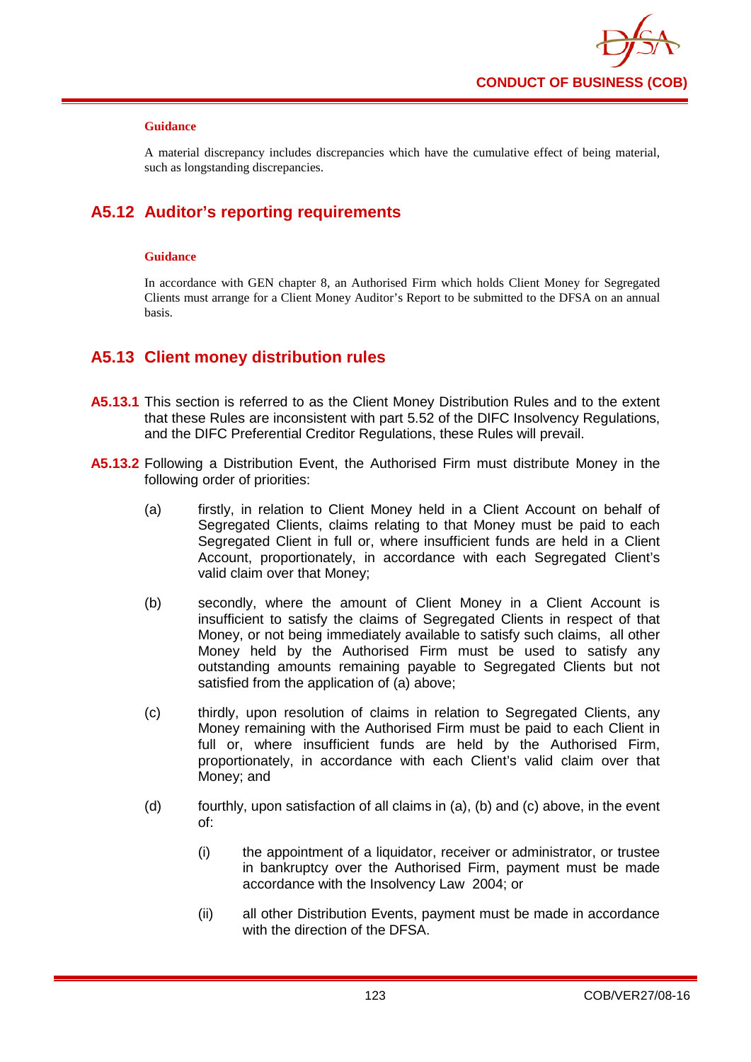#### Guidance

A material discrepancy includes discrepancies which have the cumulative effect of being material, such as longstanding discrepancies.

## A5.12 Auditor's reporting requirements

#### Guidance

In accordance with GEN chapter 8, an Authorised Firm which holds Client Money for Segregated Clients must arrange for a Client Money Auditor's Report to be submitted to the DFSA on an annual basis.

## A5.13 Client money distribution rules

**A5.13.1** This section is referred to as the Client Money Distribution Rules and to the extent that these Rules are inconsistent with part 5.52 of the DIFC Insolvency Regulations, and the DIFC Preferential Creditor Regulations, these Rules will prevail.

**A5.13.2** Following a Distribution Event, the Authorised Firm must distribute Money in the following order of priorities:

(a) firstly, in relation to Client Money held in a Client Account on behalf of Segregated Clients, claims relating to that Money must be paid to each Segregated Client in full or, where insufficient funds are held in a Client Account, proportionately, in accordance with each Segregated Client's valid claim over that Money;

(b) secondly, where the amount of Client Money in a Client Account is insufficient to satisfy the claims of Segregated Clients in respect of that Money, or not being immediately available to satisfy such claims, all other Money held by the Authorised Firm must be used to satisfy any outstanding amounts remaining payable to Segregated Clients but not satisfied from the application of (a) above;

(c) thirdly, upon resolution of claims in relation to Segregated Clients, any Money remaining with the Authorised Firm must be paid to each Client in full or, where insufficient funds are held by the Authorised Firm, proportionately, in accordance with each Client's valid claim over that Money; and

(d) fourthly, upon satisfaction of all claims in (a), (b) and (c) above, in the event of:

   (i) the appointment of a liquidator, receiver or administrator, or trustee in bankruptcy over the Authorised Firm, payment must be made accordance with the Insolvency Law 2004; or

   (ii) all other Distribution Events, payment must be made in accordance with the direction of the DFSA.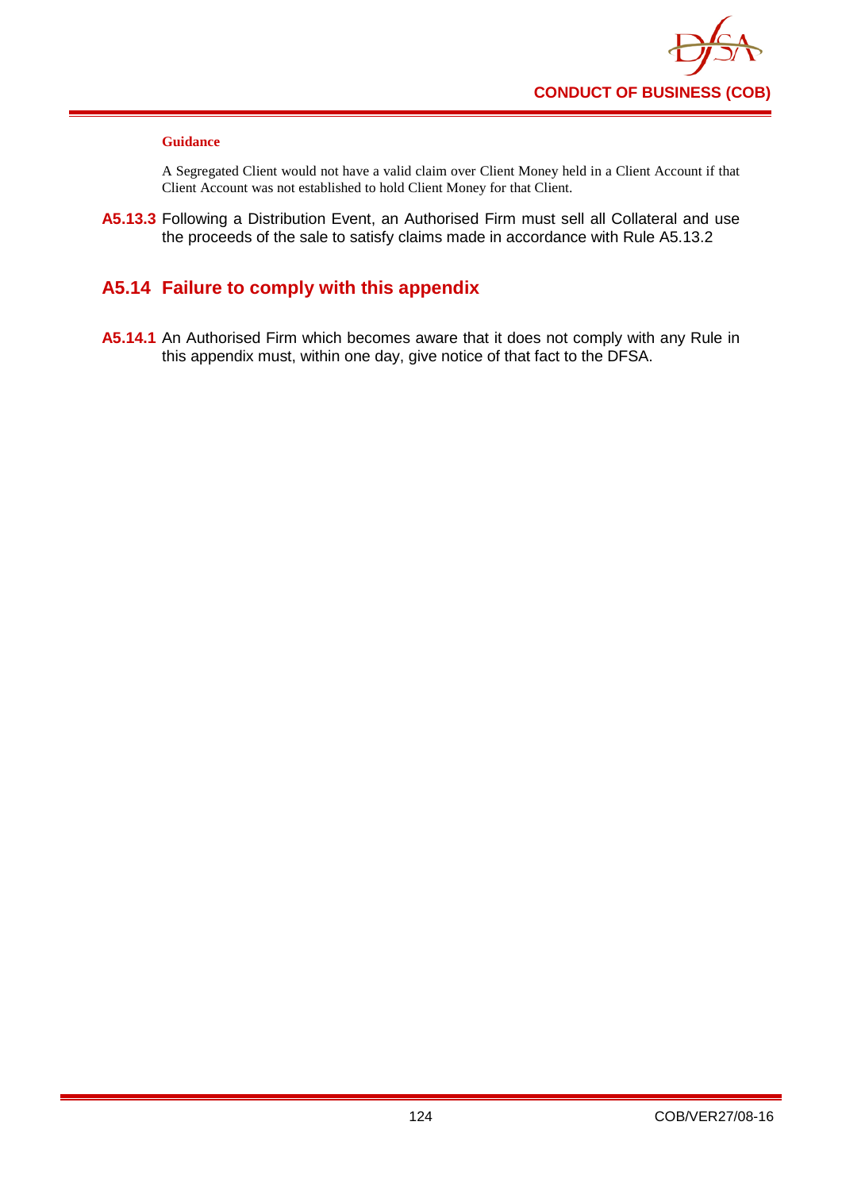**Guidance**

A Segregated Client would not have a valid claim over Client Money held in a Client Account if that Client Account was not established to hold Client Money for that Client.

**A5.13.3** Following a Distribution Event, an Authorised Firm must sell all Collateral and use the proceeds of the sale to satisfy claims made in accordance with Rule A5.13.2

## A5.14 Failure to comply with this appendix

**A5.14.1** An Authorised Firm which becomes aware that it does not comply with any Rule in this appendix must, within one day, give notice of that fact to the DFSA.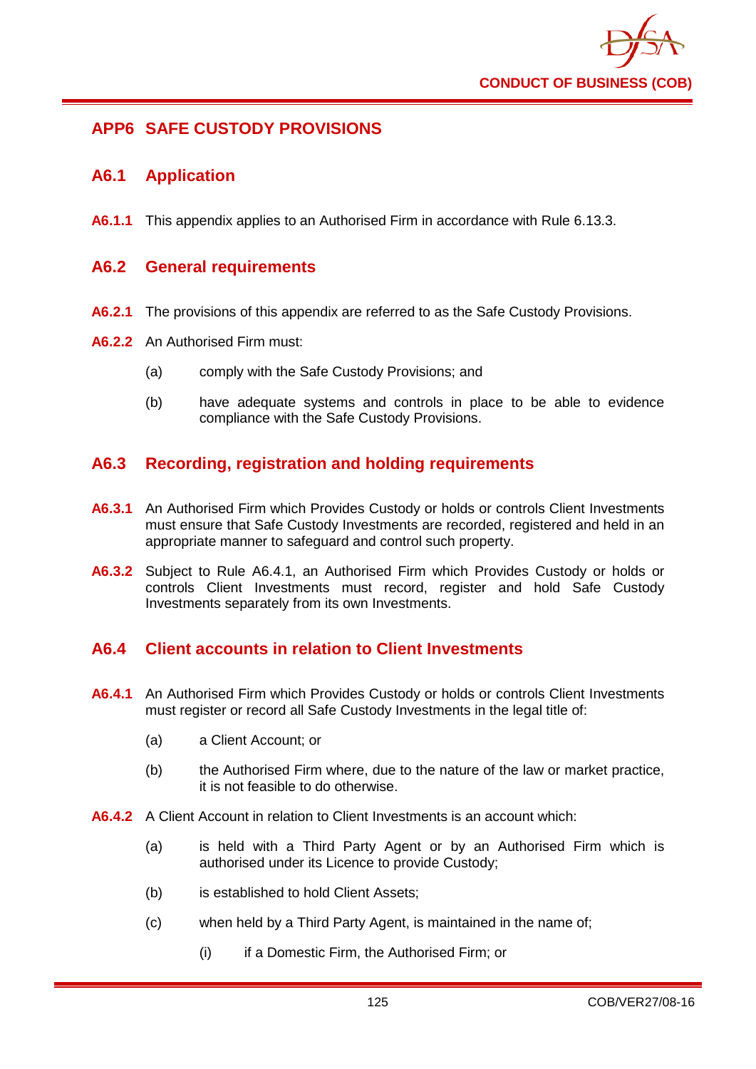## APP6 SAFE CUSTODY PROVISIONS

### A6.1 Application

**A6.1.1** This appendix applies to an Authorised Firm in accordance with Rule 6.13.3.

### A6.2 General requirements

**A6.2.1** The provisions of this appendix are referred to as the Safe Custody Provisions.

**A6.2.2** An Authorised Firm must:

(a) comply with the Safe Custody Provisions; and

(b) have adequate systems and controls in place to be able to evidence compliance with the Safe Custody Provisions.

### A6.3 Recording, registration and holding requirements

**A6.3.1** An Authorised Firm which Provides Custody or holds or controls Client Investments must ensure that Safe Custody Investments are recorded, registered and held in an appropriate manner to safeguard and control such property.

**A6.3.2** Subject to Rule A6.4.1, an Authorised Firm which Provides Custody or holds or controls Client Investments must record, register and hold Safe Custody Investments separately from its own Investments.

### A6.4 Client accounts in relation to Client Investments

**A6.4.1** An Authorised Firm which Provides Custody or holds or controls Client Investments must register or record all Safe Custody Investments in the legal title of:

(a) a Client Account; or

(b) the Authorised Firm where, due to the nature of the law or market practice, it is not feasible to do otherwise.

**A6.4.2** A Client Account in relation to Client Investments is an account which:

(a) is held with a Third Party Agent or by an Authorised Firm which is authorised under its Licence to provide Custody;

(b) is established to hold Client Assets;

(c) when held by a Third Party Agent, is maintained in the name of;

(i) if a Domestic Firm, the Authorised Firm; or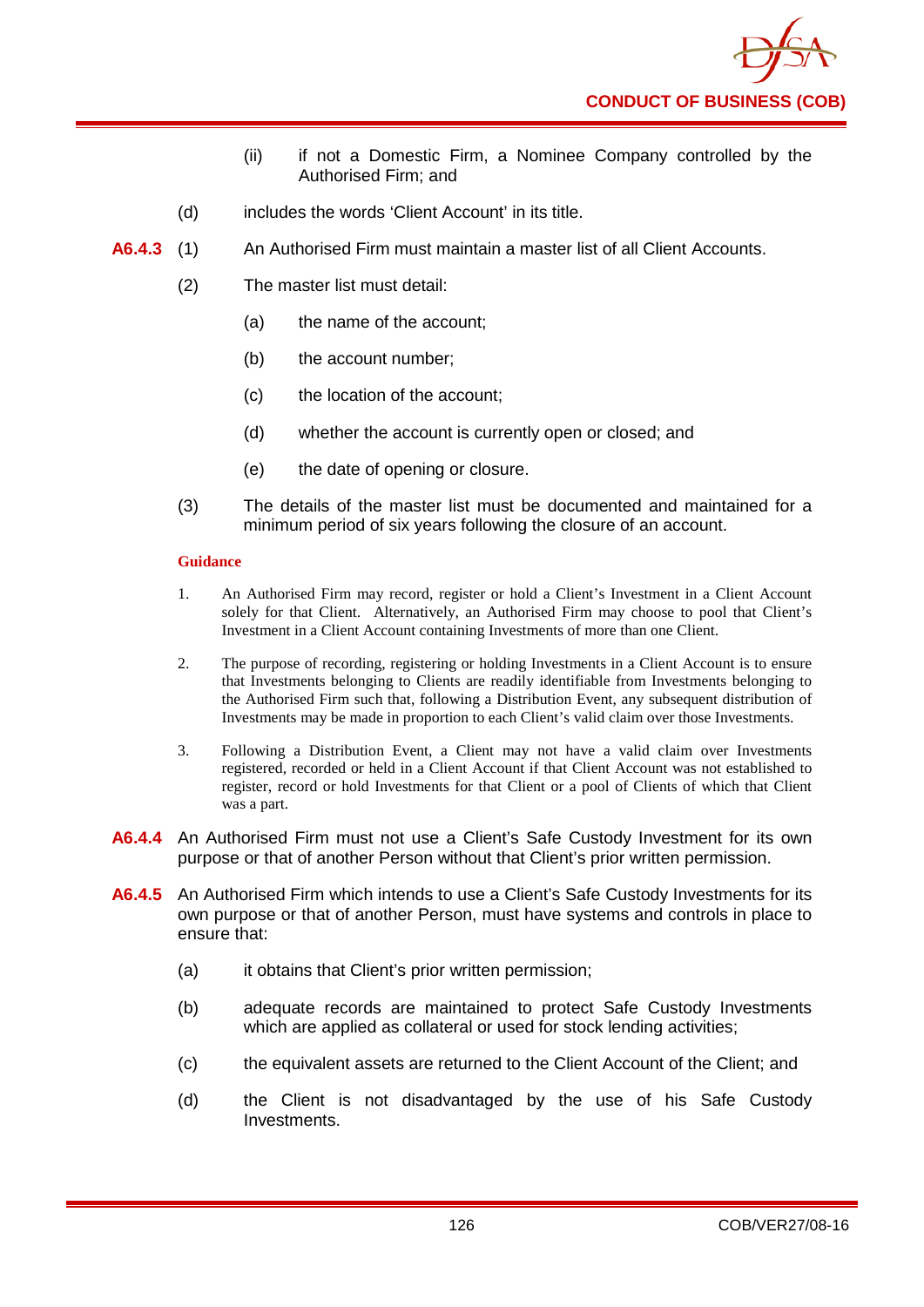(ii) if not a Domestic Firm, a Nominee Company controlled by the Authorised Firm; and

(d) includes the words 'Client Account' in its title.

**A6.4.3** (1) An Authorised Firm must maintain a master list of all Client Accounts.

(2) The master list must detail:

(a) the name of the account;

(b) the account number;

(c) the location of the account;

(d) whether the account is currently open or closed; and

(e) the date of opening or closure.

(3) The details of the master list must be documented and maintained for a minimum period of six years following the closure of an account.

**Guidance**

1. An Authorised Firm may record, register or hold a Client's Investment in a Client Account solely for that Client. Alternatively, an Authorised Firm may choose to pool that Client's Investment in a Client Account containing Investments of more than one Client.

2. The purpose of recording, registering or holding Investments in a Client Account is to ensure that Investments belonging to Clients are readily identifiable from Investments belonging to the Authorised Firm such that, following a Distribution Event, any subsequent distribution of Investments may be made in proportion to each Client's valid claim over those Investments.

3. Following a Distribution Event, a Client may not have a valid claim over Investments registered, recorded or held in a Client Account if that Client Account was not established to register, record or hold Investments for that Client or a pool of Clients of which that Client was a part.

**A6.4.4** An Authorised Firm must not use a Client's Safe Custody Investment for its own purpose or that of another Person without that Client's prior written permission.

**A6.4.5** An Authorised Firm which intends to use a Client's Safe Custody Investments for its own purpose or that of another Person, must have systems and controls in place to ensure that:

(a) it obtains that Client's prior written permission;

(b) adequate records are maintained to protect Safe Custody Investments which are applied as collateral or used for stock lending activities;

(c) the equivalent assets are returned to the Client Account of the Client; and

(d) the Client is not disadvantaged by the use of his Safe Custody Investments.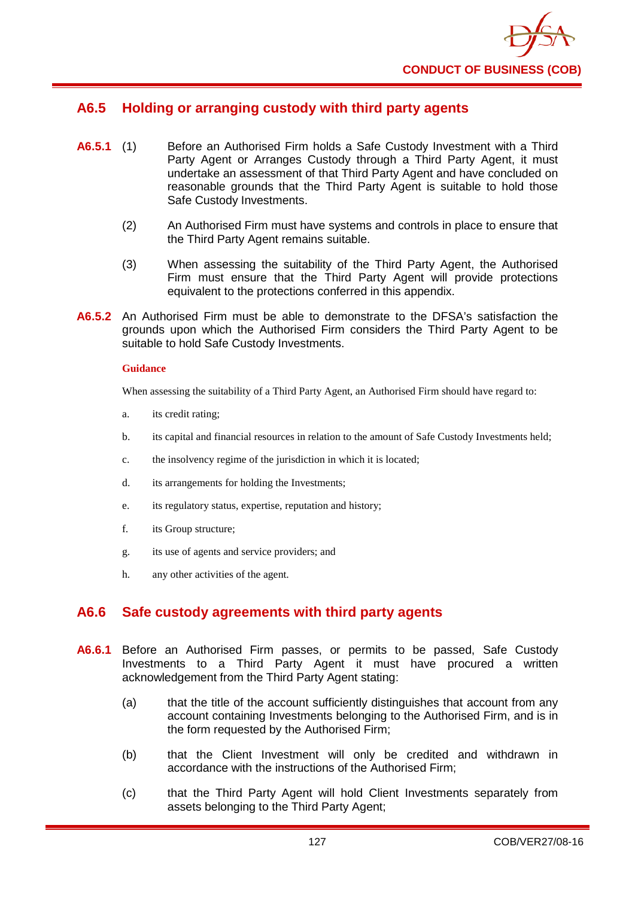## A6.5 Holding or arranging custody with third party agents

**A6.5.1** (1) Before an Authorised Firm holds a Safe Custody Investment with a Third Party Agent or Arranges Custody through a Third Party Agent, it must undertake an assessment of that Third Party Agent and have concluded on reasonable grounds that the Third Party Agent is suitable to hold those Safe Custody Investments.

(2) An Authorised Firm must have systems and controls in place to ensure that the Third Party Agent remains suitable.

(3) When assessing the suitability of the Third Party Agent, the Authorised Firm must ensure that the Third Party Agent will provide protections equivalent to the protections conferred in this appendix.

**A6.5.2** An Authorised Firm must be able to demonstrate to the DFSA's satisfaction the grounds upon which the Authorised Firm considers the Third Party Agent to be suitable to hold Safe Custody Investments.

**Guidance**

When assessing the suitability of a Third Party Agent, an Authorised Firm should have regard to:

a. its credit rating;

b. its capital and financial resources in relation to the amount of Safe Custody Investments held;

c. the insolvency regime of the jurisdiction in which it is located;

d. its arrangements for holding the Investments;

e. its regulatory status, expertise, reputation and history;

f. its Group structure;

g. its use of agents and service providers; and

h. any other activities of the agent.

## A6.6 Safe custody agreements with third party agents

**A6.6.1** Before an Authorised Firm passes, or permits to be passed, Safe Custody Investments to a Third Party Agent it must have procured a written acknowledgement from the Third Party Agent stating:

(a) that the title of the account sufficiently distinguishes that account from any account containing Investments belonging to the Authorised Firm, and is in the form requested by the Authorised Firm;

(b) that the Client Investment will only be credited and withdrawn in accordance with the instructions of the Authorised Firm;

(c) that the Third Party Agent will hold Client Investments separately from assets belonging to the Third Party Agent;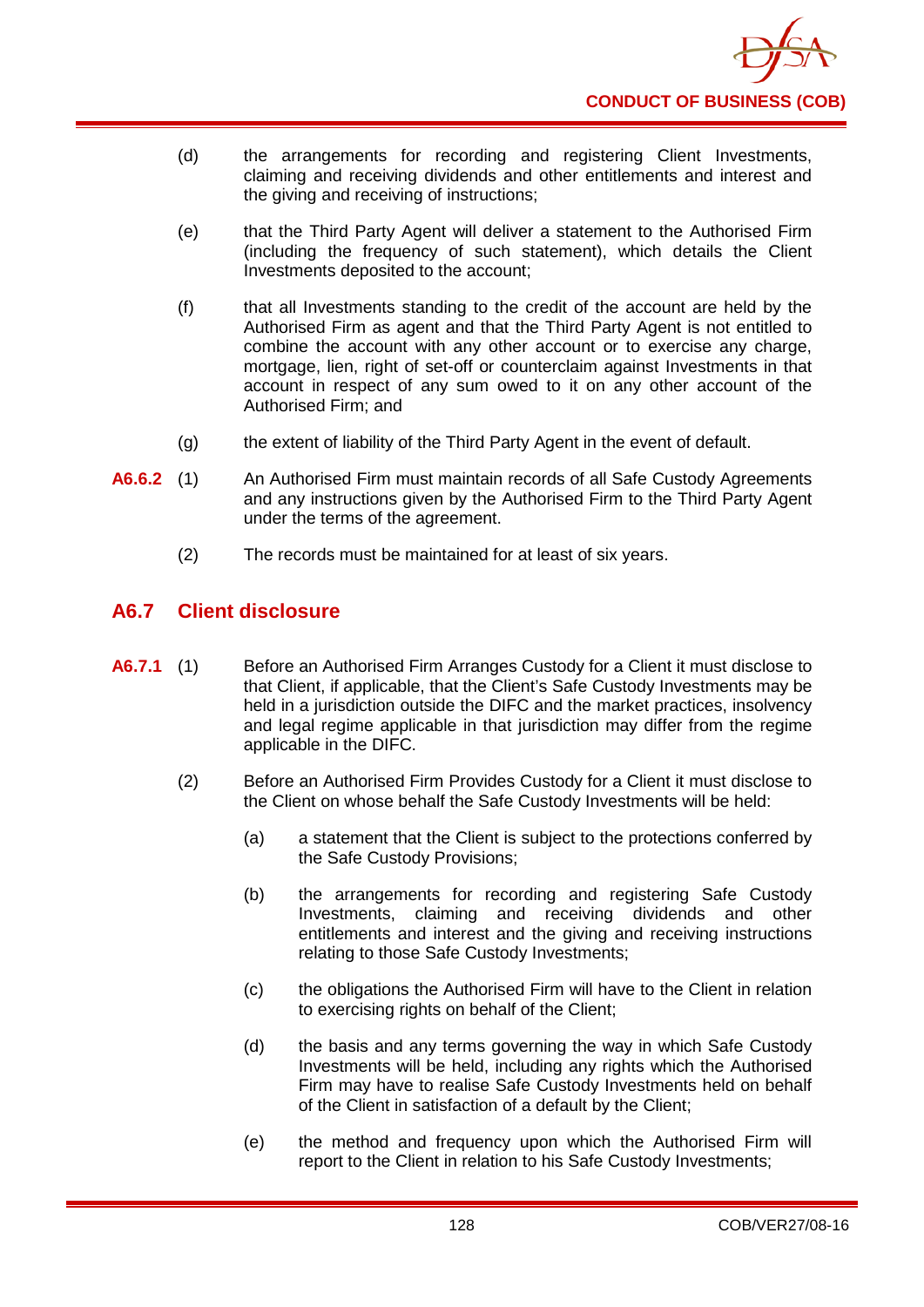(d) the arrangements for recording and registering Client Investments, claiming and receiving dividends and other entitlements and interest and the giving and receiving of instructions;

(e) that the Third Party Agent will deliver a statement to the Authorised Firm (including the frequency of such statement), which details the Client Investments deposited to the account;

(f) that all Investments standing to the credit of the account are held by the Authorised Firm as agent and that the Third Party Agent is not entitled to combine the account with any other account or to exercise any charge, mortgage, lien, right of set-off or counterclaim against Investments in that account in respect of any sum owed to it on any other account of the Authorised Firm; and

(g) the extent of liability of the Third Party Agent in the event of default.

**A6.6.2** (1) An Authorised Firm must maintain records of all Safe Custody Agreements and any instructions given by the Authorised Firm to the Third Party Agent under the terms of the agreement.

(2) The records must be maintained for at least of six years.

## A6.7 Client disclosure

**A6.7.1** (1) Before an Authorised Firm Arranges Custody for a Client it must disclose to that Client, if applicable, that the Client's Safe Custody Investments may be held in a jurisdiction outside the DIFC and the market practices, insolvency and legal regime applicable in that jurisdiction may differ from the regime applicable in the DIFC.

(2) Before an Authorised Firm Provides Custody for a Client it must disclose to the Client on whose behalf the Safe Custody Investments will be held:

(a) a statement that the Client is subject to the protections conferred by the Safe Custody Provisions;

(b) the arrangements for recording and registering Safe Custody Investments, claiming and receiving dividends and other entitlements and interest and the giving and receiving instructions relating to those Safe Custody Investments;

(c) the obligations the Authorised Firm will have to the Client in relation to exercising rights on behalf of the Client;

(d) the basis and any terms governing the way in which Safe Custody Investments will be held, including any rights which the Authorised Firm may have to realise Safe Custody Investments held on behalf of the Client in satisfaction of a default by the Client;

(e) the method and frequency upon which the Authorised Firm will report to the Client in relation to his Safe Custody Investments;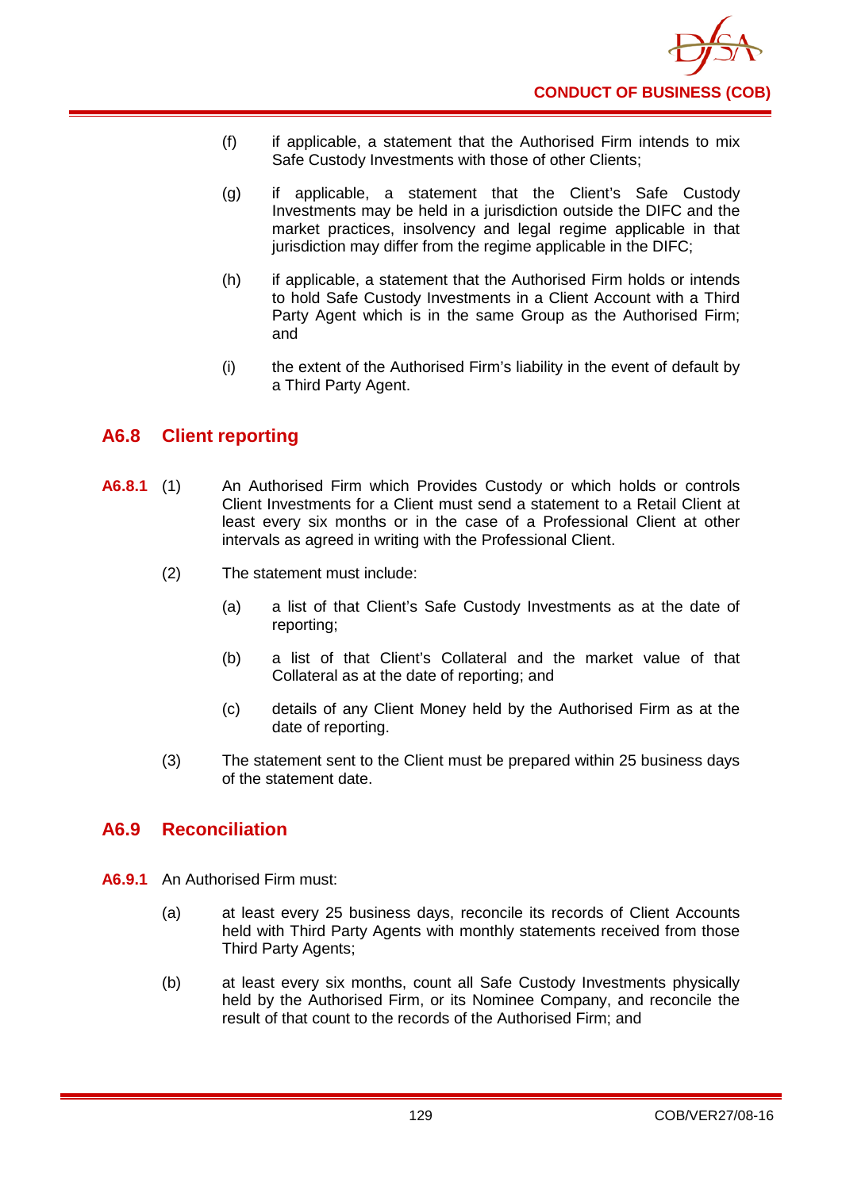(f) if applicable, a statement that the Authorised Firm intends to mix Safe Custody Investments with those of other Clients;

(g) if applicable, a statement that the Client's Safe Custody Investments may be held in a jurisdiction outside the DIFC and the market practices, insolvency and legal regime applicable in that jurisdiction may differ from the regime applicable in the DIFC;

(h) if applicable, a statement that the Authorised Firm holds or intends to hold Safe Custody Investments in a Client Account with a Third Party Agent which is in the same Group as the Authorised Firm; and

(i) the extent of the Authorised Firm's liability in the event of default by a Third Party Agent.

## A6.8 Client reporting

**A6.8.1** (1) An Authorised Firm which Provides Custody or which holds or controls Client Investments for a Client must send a statement to a Retail Client at least every six months or in the case of a Professional Client at other intervals as agreed in writing with the Professional Client.

(2) The statement must include:

(a) a list of that Client's Safe Custody Investments as at the date of reporting;

(b) a list of that Client's Collateral and the market value of that Collateral as at the date of reporting; and

(c) details of any Client Money held by the Authorised Firm as at the date of reporting.

(3) The statement sent to the Client must be prepared within 25 business days of the statement date.

## A6.9 Reconciliation

**A6.9.1** An Authorised Firm must:

(a) at least every 25 business days, reconcile its records of Client Accounts held with Third Party Agents with monthly statements received from those Third Party Agents;

(b) at least every six months, count all Safe Custody Investments physically held by the Authorised Firm, or its Nominee Company, and reconcile the result of that count to the records of the Authorised Firm; and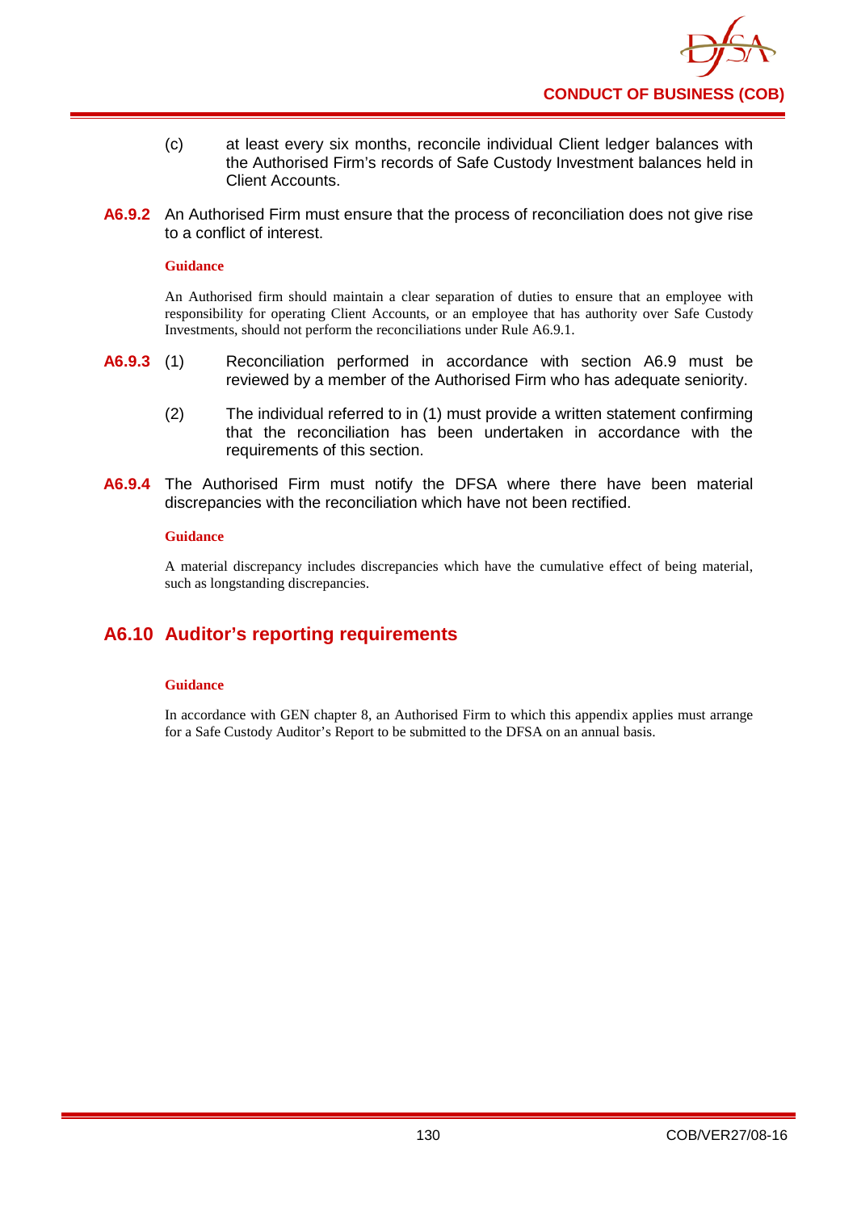(c) at least every six months, reconcile individual Client ledger balances with the Authorised Firm's records of Safe Custody Investment balances held in Client Accounts.

**A6.9.2** An Authorised Firm must ensure that the process of reconciliation does not give rise to a conflict of interest.

**Guidance**

An Authorised firm should maintain a clear separation of duties to ensure that an employee with responsibility for operating Client Accounts, or an employee that has authority over Safe Custody Investments, should not perform the reconciliations under Rule A6.9.1.

**A6.9.3** (1) Reconciliation performed in accordance with section A6.9 must be reviewed by a member of the Authorised Firm who has adequate seniority.

(2) The individual referred to in (1) must provide a written statement confirming that the reconciliation has been undertaken in accordance with the requirements of this section.

**A6.9.4** The Authorised Firm must notify the DFSA where there have been material discrepancies with the reconciliation which have not been rectified.

**Guidance**

A material discrepancy includes discrepancies which have the cumulative effect of being material, such as longstanding discrepancies.

## A6.10 Auditor's reporting requirements

**Guidance**

In accordance with GEN chapter 8, an Authorised Firm to which this appendix applies must arrange for a Safe Custody Auditor's Report to be submitted to the DFSA on an annual basis.